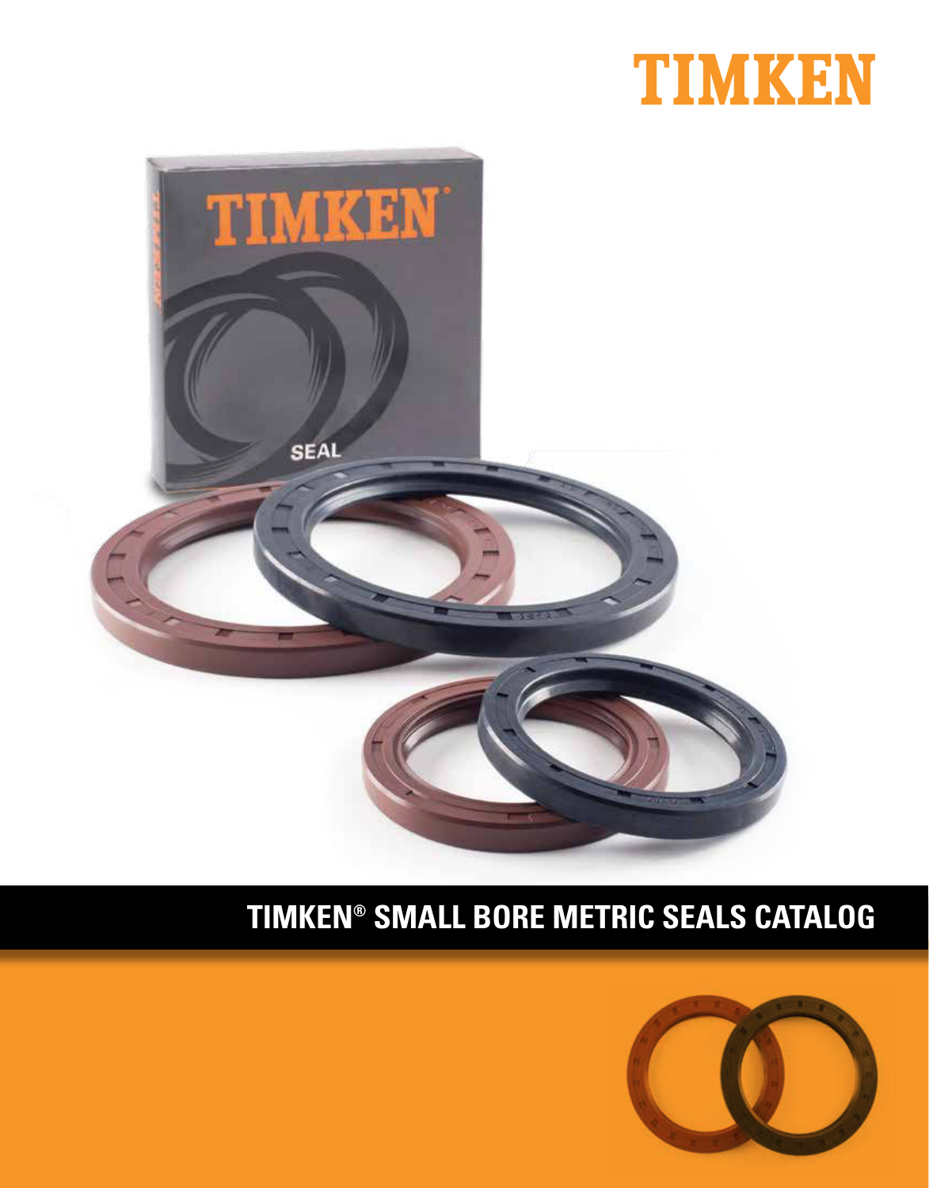TIMKEN

# TIMKEN® SMALL BORE METRIC SEALS CATALOG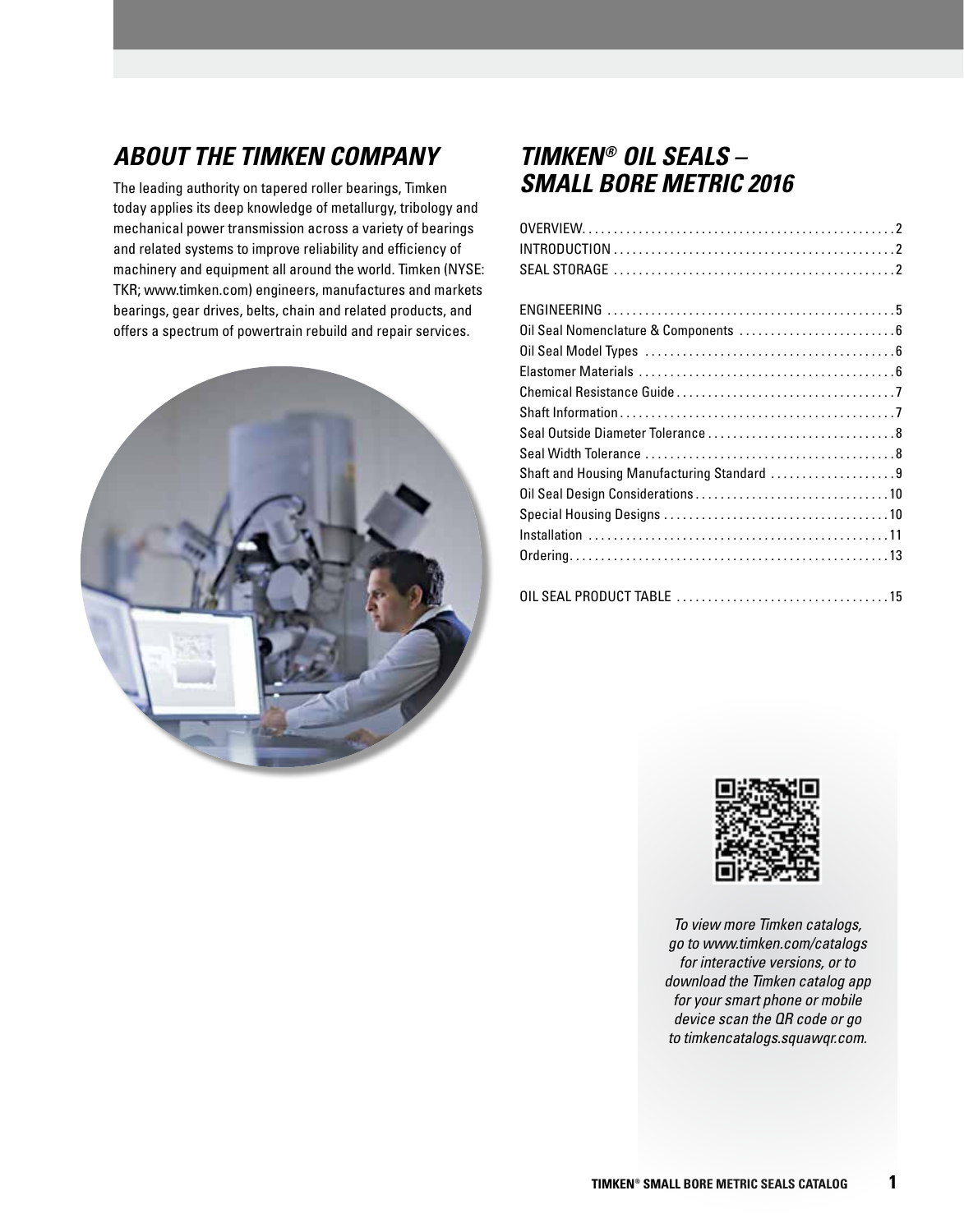## ABOUT THE TIMKEN COMPANY

The leading authority on tapered roller bearings, Timken today applies its deep knowledge of metallurgy, tribology and mechanical power transmission across a variety of bearings and related systems to improve reliability and efficiency of machinery and equipment all around the world. Timken (NYSE: TKR; www.timken.com) engineers, manufactures and markets bearings, gear drives, belts, chain and related products, and offers a spectrum of powertrain rebuild and repair services.

## TIMKEN® OIL SEALS – SMALL BORE METRIC 2016

OVERVIEW . . . . . . . . . . 2
INTRODUCTION . . . . . . . . . . 2
SEAL STORAGE . . . . . . . . . . 2

ENGINEERING . . . . . . . . . . 5
Oil Seal Nomenclature & Components . . . . . . . . . . 6
Oil Seal Model Types . . . . . . . . . . 6
Elastomer Materials . . . . . . . . . . 6
Chemical Resistance Guide . . . . . . . . . . 7
Shaft Information . . . . . . . . . . 7
Seal Outside Diameter Tolerance . . . . . . . . . . 8
Seal Width Tolerance . . . . . . . . . . 8
Shaft and Housing Manufacturing Standard . . . . . . . . . . 9
Oil Seal Design Considerations . . . . . . . . . . 10
Special Housing Designs . . . . . . . . . . 10
Installation . . . . . . . . . . 11
Ordering . . . . . . . . . . 13

OIL SEAL PRODUCT TABLE . . . . . . . . . . 15

*To view more Timken catalogs, go to www.timken.com/catalogs for interactive versions, or to download the Timken catalog app for your smart phone or mobile device scan the QR code or go to timkencatalogs.squawqr.com.*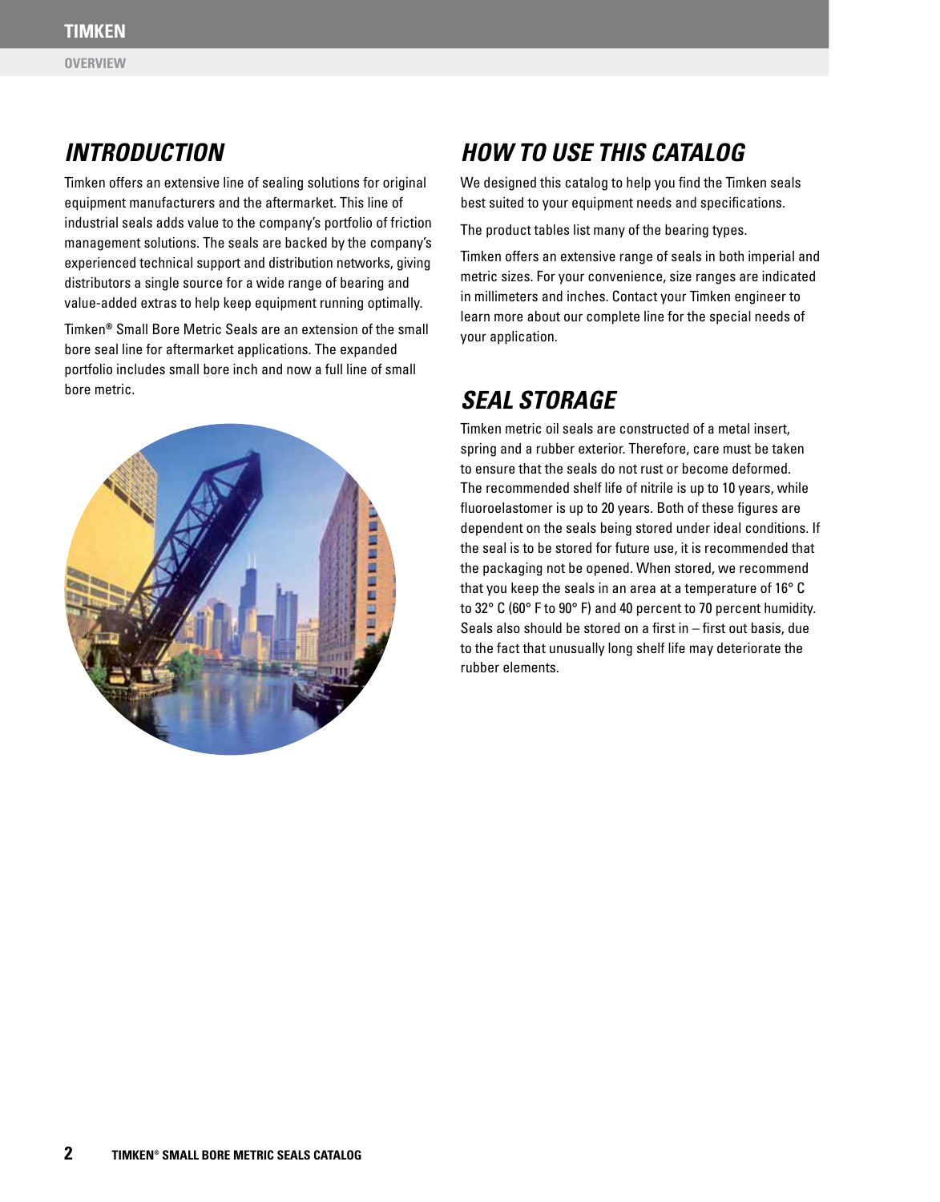## INTRODUCTION

Timken offers an extensive line of sealing solutions for original equipment manufacturers and the aftermarket. This line of industrial seals adds value to the company's portfolio of friction management solutions. The seals are backed by the company's experienced technical support and distribution networks, giving distributors a single source for a wide range of bearing and value-added extras to help keep equipment running optimally.

Timken® Small Bore Metric Seals are an extension of the small bore seal line for aftermarket applications. The expanded portfolio includes small bore inch and now a full line of small bore metric.

## HOW TO USE THIS CATALOG

We designed this catalog to help you find the Timken seals best suited to your equipment needs and specifications.

The product tables list many of the bearing types.

Timken offers an extensive range of seals in both imperial and metric sizes. For your convenience, size ranges are indicated in millimeters and inches. Contact your Timken engineer to learn more about our complete line for the special needs of your application.

## SEAL STORAGE

Timken metric oil seals are constructed of a metal insert, spring and a rubber exterior. Therefore, care must be taken to ensure that the seals do not rust or become deformed. The recommended shelf life of nitrile is up to 10 years, while fluoroelastomer is up to 20 years. Both of these figures are dependent on the seals being stored under ideal conditions. If the seal is to be stored for future use, it is recommended that the packaging not be opened. When stored, we recommend that you keep the seals in an area at a temperature of 16° C to 32° C (60° F to 90° F) and 40 percent to 70 percent humidity. Seals also should be stored on a first in – first out basis, due to the fact that unusually long shelf life may deteriorate the rubber elements.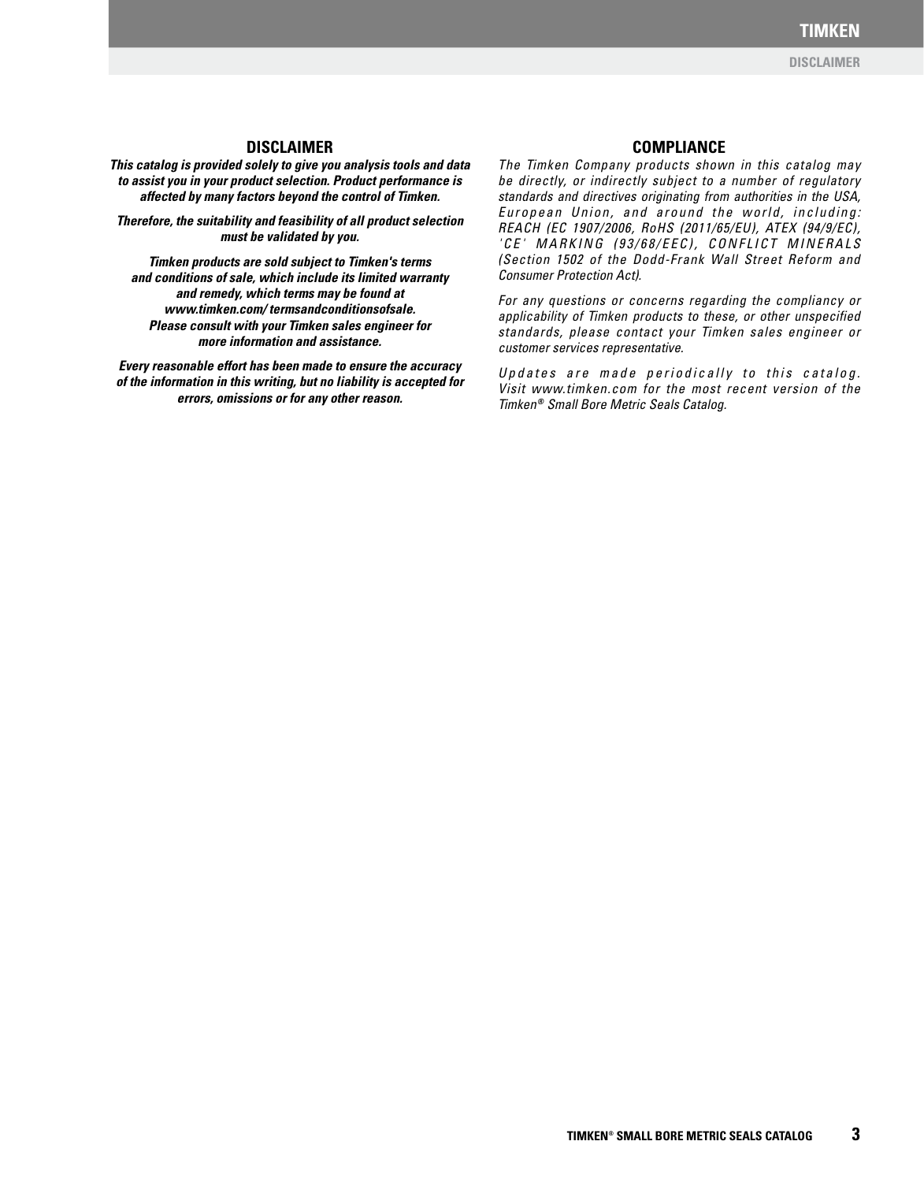## DISCLAIMER

***This catalog is provided solely to give you analysis tools and data to assist you in your product selection. Product performance is affected by many factors beyond the control of Timken.***

***Therefore, the suitability and feasibility of all product selection must be validated by you.***

***Timken products are sold subject to Timken's terms and conditions of sale, which include its limited warranty and remedy, which terms may be found at www.timken.com/ termsandconditionsofsale. Please consult with your Timken sales engineer for more information and assistance.***

***Every reasonable effort has been made to ensure the accuracy of the information in this writing, but no liability is accepted for errors, omissions or for any other reason.***

## COMPLIANCE

*The Timken Company products shown in this catalog may be directly, or indirectly subject to a number of regulatory standards and directives originating from authorities in the USA, European Union, and around the world, including: REACH (EC 1907/2006, RoHS (2011/65/EU), ATEX (94/9/EC), 'CE' MARKING (93/68/EEC), CONFLICT MINERALS (Section 1502 of the Dodd-Frank Wall Street Reform and Consumer Protection Act).*

*For any questions or concerns regarding the compliancy or applicability of Timken products to these, or other unspecified standards, please contact your Timken sales engineer or customer services representative.*

*Updates are made periodically to this catalog. Visit www.timken.com for the most recent version of the Timken® Small Bore Metric Seals Catalog.*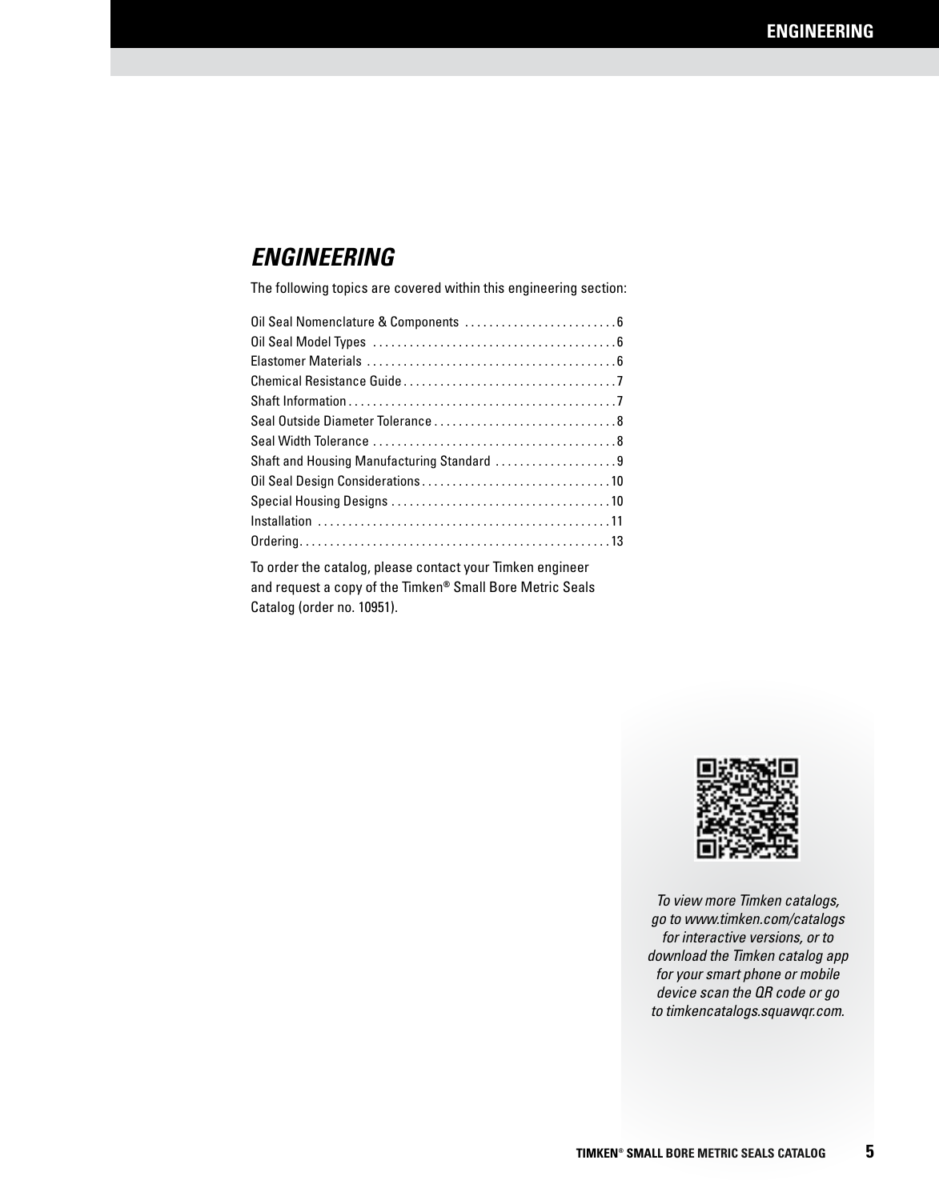# *ENGINEERING*

The following topics are covered within this engineering section:

| Topic | Page |
| --- | --- |
| Oil Seal Nomenclature & Components | 6 |
| Oil Seal Model Types | 6 |
| Elastomer Materials | 6 |
| Chemical Resistance Guide | 7 |
| Shaft Information | 7 |
| Seal Outside Diameter Tolerance | 8 |
| Seal Width Tolerance | 8 |
| Shaft and Housing Manufacturing Standard | 9 |
| Oil Seal Design Considerations | 10 |
| Special Housing Designs | 10 |
| Installation | 11 |
| Ordering | 13 |

To order the catalog, please contact your Timken engineer and request a copy of the Timken® Small Bore Metric Seals Catalog (order no. 10951).

*To view more Timken catalogs, go to www.timken.com/catalogs for interactive versions, or to download the Timken catalog app for your smart phone or mobile device scan the QR code or go to timkencatalogs.squawqr.com.*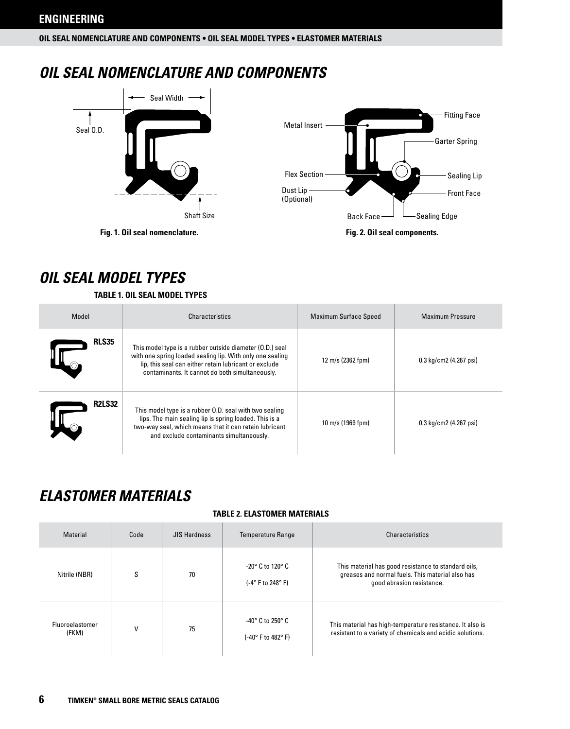## OIL SEAL NOMENCLATURE AND COMPONENTS

Seal Width

Seal O.D.

Shaft Size

**Fig. 1. Oil seal nomenclature.**

Metal Insert

Fitting Face

Garter Spring

Flex Section

Sealing Lip

Dust Lip (Optional)

Front Face

Back Face

Sealing Edge

**Fig. 2. Oil seal components.**

## OIL SEAL MODEL TYPES

**TABLE 1. OIL SEAL MODEL TYPES**

| Model | Characteristics | Maximum Surface Speed | Maximum Pressure |
|---|---|---|---|
| **RLS35** | This model type is a rubber outside diameter (O.D.) seal with one spring loaded sealing lip. With only one sealing lip, this seal can either retain lubricant or exclude contaminants. It cannot do both simultaneously. | 12 m/s (2362 fpm) | 0.3 kg/cm2 (4.267 psi) |
| **R2LS32** | This model type is a rubber O.D. seal with two sealing lips. The main sealing lip is spring loaded. This is a two-way seal, which means that it can retain lubricant and exclude contaminants simultaneously. | 10 m/s (1969 fpm) | 0.3 kg/cm2 (4.267 psi) |

## ELASTOMER MATERIALS

**TABLE 2. ELASTOMER MATERIALS**

| Material | Code | JIS Hardness | Temperature Range | Characteristics |
|---|---|---|---|---|
| Nitrile (NBR) | S | 70 | -20° C to 120° C (-4° F to 248° F) | This material has good resistance to standard oils, greases and normal fuels. This material also has good abrasion resistance. |
| Fluoroelastomer (FKM) | V | 75 | -40° C to 250° C (-40° F to 482° F) | This material has high-temperature resistance. It also is resistant to a variety of chemicals and acidic solutions. |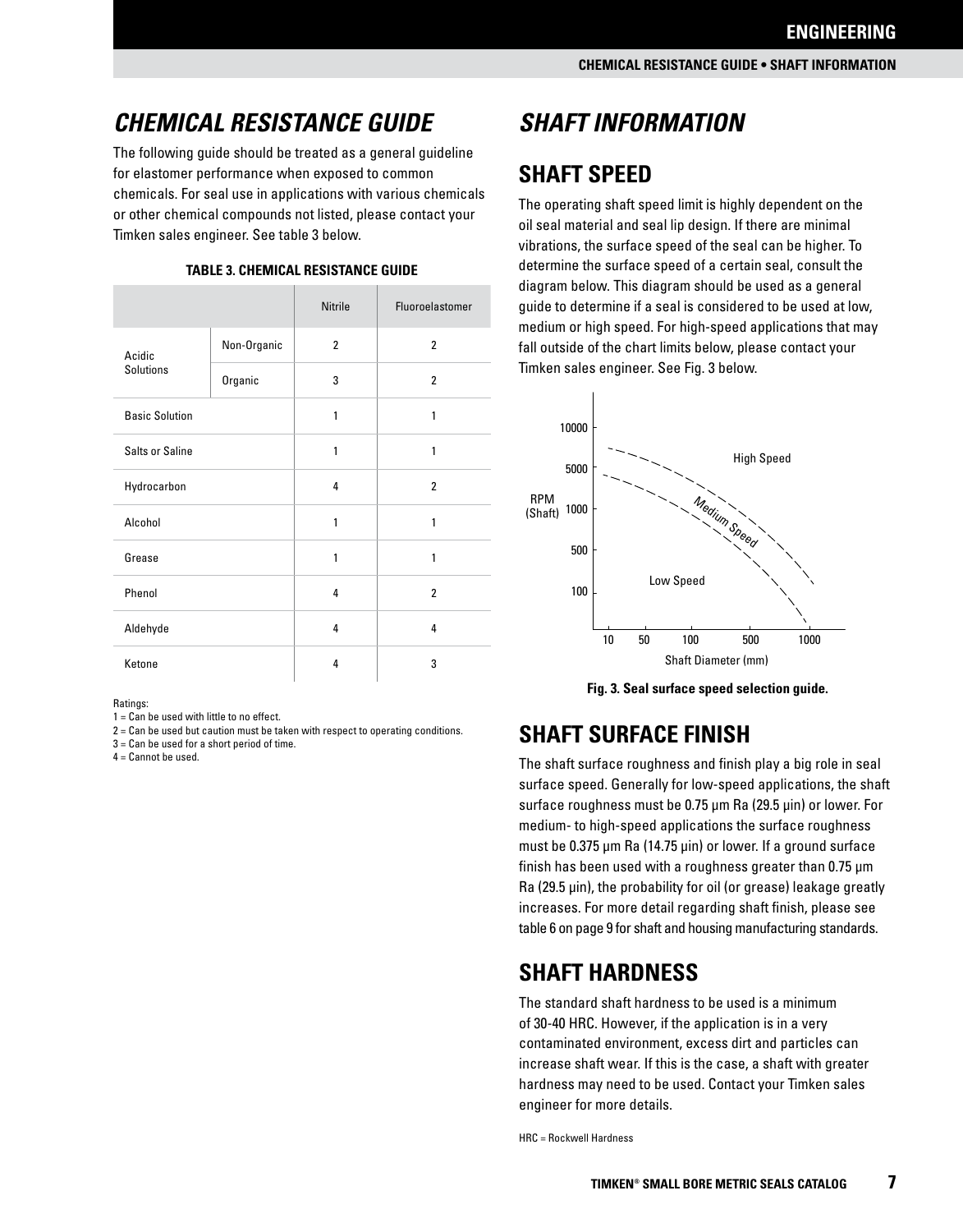# CHEMICAL RESISTANCE GUIDE

The following guide should be treated as a general guideline for elastomer performance when exposed to common chemicals. For seal use in applications with various chemicals or other chemical compounds not listed, please contact your Timken sales engineer. See table 3 below.

**TABLE 3. CHEMICAL RESISTANCE GUIDE**

| | | Nitrile | Fluoroelastomer |
|---|---|---|---|
| Acidic Solutions | Non-Organic | 2 | 2 |
| | Organic | 3 | 2 |
| Basic Solution | | 1 | 1 |
| Salts or Saline | | 1 | 1 |
| Hydrocarbon | | 4 | 2 |
| Alcohol | | 1 | 1 |
| Grease | | 1 | 1 |
| Phenol | | 4 | 2 |
| Aldehyde | | 4 | 4 |
| Ketone | | 4 | 3 |

Ratings:
1 = Can be used with little to no effect.
2 = Can be used but caution must be taken with respect to operating conditions.
3 = Can be used for a short period of time.
4 = Cannot be used.

# SHAFT INFORMATION

## SHAFT SPEED

The operating shaft speed limit is highly dependent on the oil seal material and seal lip design. If there are minimal vibrations, the surface speed of the seal can be higher. To determine the surface speed of a certain seal, consult the diagram below. This diagram should be used as a general guide to determine if a seal is considered to be used at low, medium or high speed. For high-speed applications that may fall outside of the chart limits below, please contact your Timken sales engineer. See Fig. 3 below.

**Fig. 3. Seal surface speed selection guide.**

## SHAFT SURFACE FINISH

The shaft surface roughness and finish play a big role in seal surface speed. Generally for low-speed applications, the shaft surface roughness must be 0.75 μm Ra (29.5 μin) or lower. For medium- to high-speed applications the surface roughness must be 0.375 μm Ra (14.75 μin) or lower. If a ground surface finish has been used with a roughness greater than 0.75 μm Ra (29.5 μin), the probability for oil (or grease) leakage greatly increases. For more detail regarding shaft finish, please see table 6 on page 9 for shaft and housing manufacturing standards.

## SHAFT HARDNESS

The standard shaft hardness to be used is a minimum of 30-40 HRC. However, if the application is in a very contaminated environment, excess dirt and particles can increase shaft wear. If this is the case, a shaft with greater hardness may need to be used. Contact your Timken sales engineer for more details.

HRC = Rockwell Hardness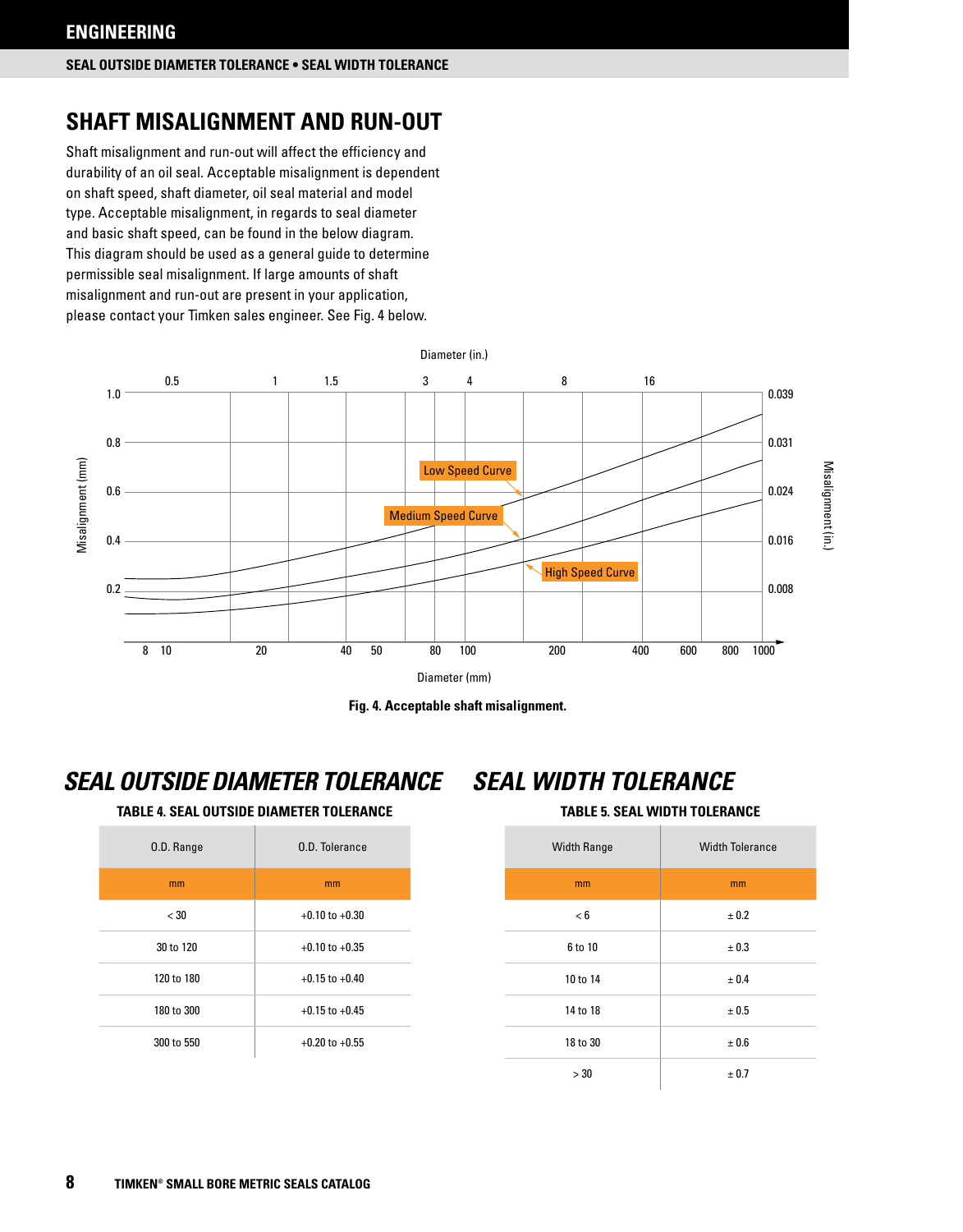## SHAFT MISALIGNMENT AND RUN-OUT

Shaft misalignment and run-out will affect the efficiency and durability of an oil seal. Acceptable misalignment is dependent on shaft speed, shaft diameter, oil seal material and model type. Acceptable misalignment, in regards to seal diameter and basic shaft speed, can be found in the below diagram. This diagram should be used as a general guide to determine permissible seal misalignment. If large amounts of shaft misalignment and run-out are present in your application, please contact your Timken sales engineer. See Fig. 4 below.

**Fig. 4. Acceptable shaft misalignment.**

## *SEAL OUTSIDE DIAMETER TOLERANCE*

**TABLE 4. SEAL OUTSIDE DIAMETER TOLERANCE**

| O.D. Range | O.D. Tolerance |
|---|---|
| mm | mm |
| < 30 | +0.10 to +0.30 |
| 30 to 120 | +0.10 to +0.35 |
| 120 to 180 | +0.15 to +0.40 |
| 180 to 300 | +0.15 to +0.45 |
| 300 to 550 | +0.20 to +0.55 |

## *SEAL WIDTH TOLERANCE*

**TABLE 5. SEAL WIDTH TOLERANCE**

| Width Range | Width Tolerance |
|---|---|
| mm | mm |
| < 6 | ± 0.2 |
| 6 to 10 | ± 0.3 |
| 10 to 14 | ± 0.4 |
| 14 to 18 | ± 0.5 |
| 18 to 30 | ± 0.6 |
| > 30 | ± 0.7 |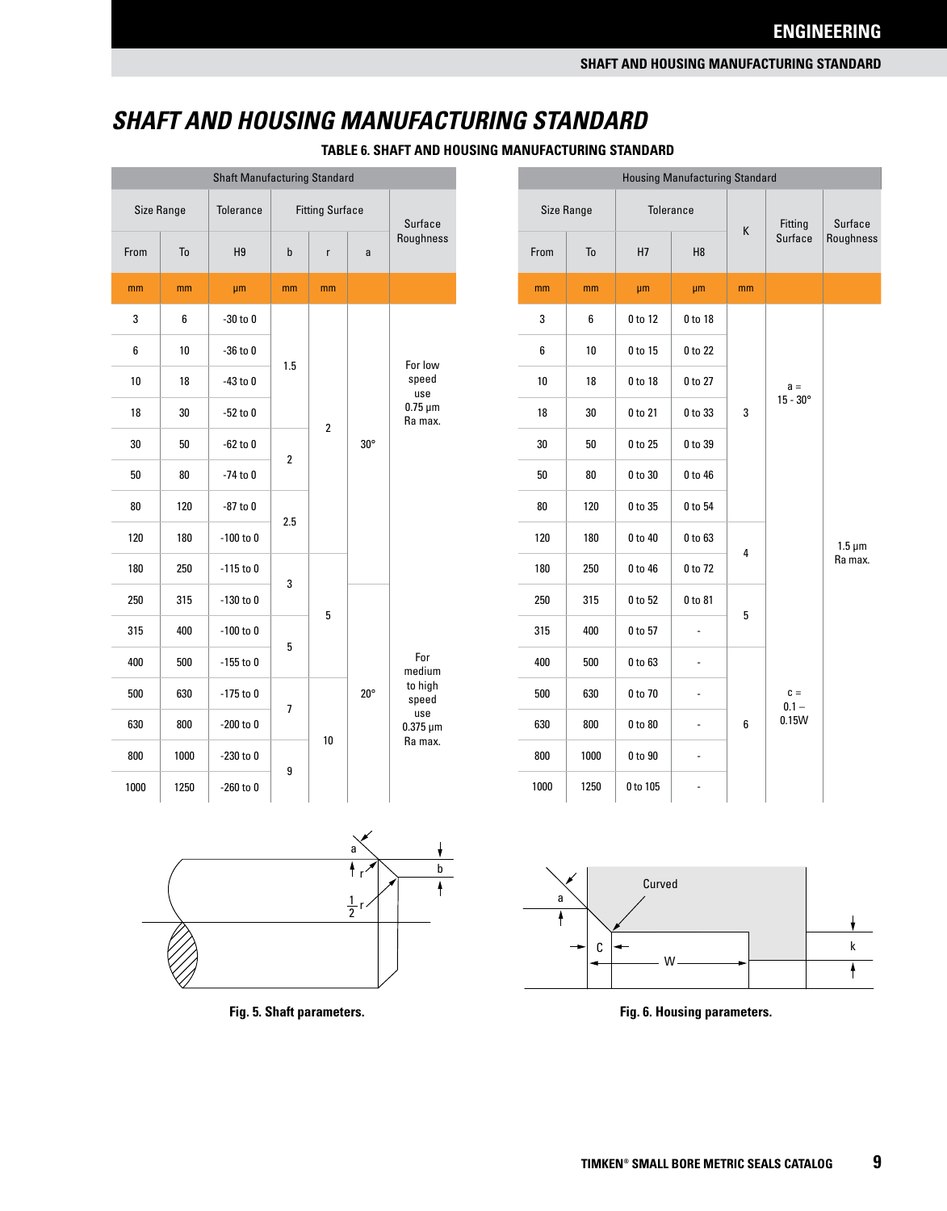# SHAFT AND HOUSING MANUFACTURING STANDARD

**TABLE 6. SHAFT AND HOUSING MANUFACTURING STANDARD**

| Shaft Manufacturing Standard | | | | | | |
|---|---|---|---|---|---|---|
| Size Range | | Tolerance | Fitting Surface | | | Surface Roughness |
| From | To | H9 | b | r | a | |
| mm | mm | µm | mm | mm | | |
| 3 | 6 | -30 to 0 | 1.5 | 2 | 30° | For low speed use 0.75 µm Ra max. |
| 6 | 10 | -36 to 0 | 1.5 | 2 | 30° | For low speed use 0.75 µm Ra max. |
| 10 | 18 | -43 to 0 | 1.5 | 2 | 30° | For low speed use 0.75 µm Ra max. |
| 18 | 30 | -52 to 0 | 1.5 | 2 | 30° | For low speed use 0.75 µm Ra max. |
| 30 | 50 | -62 to 0 | 2 | 2 | 30° | For low speed use 0.75 µm Ra max. |
| 50 | 80 | -74 to 0 | 2 | 2 | 30° | For low speed use 0.75 µm Ra max. |
| 80 | 120 | -87 to 0 | 2.5 | 2 | 30° | For low speed use 0.75 µm Ra max. |
| 120 | 180 | -100 to 0 | 2.5 | 2 | 30° | For low speed use 0.75 µm Ra max. |
| 180 | 250 | -115 to 0 | 3 | 5 | 30° | For low speed use 0.75 µm Ra max. |
| 250 | 315 | -130 to 0 | 3 | 5 | 20° | For medium to high speed use 0.375 µm Ra max. |
| 315 | 400 | -100 to 0 | 5 | 5 | 20° | For medium to high speed use 0.375 µm Ra max. |
| 400 | 500 | -155 to 0 | 5 | 5 | 20° | For medium to high speed use 0.375 µm Ra max. |
| 500 | 630 | -175 to 0 | 7 | 10 | 20° | For medium to high speed use 0.375 µm Ra max. |
| 630 | 800 | -200 to 0 | 7 | 10 | 20° | For medium to high speed use 0.375 µm Ra max. |
| 800 | 1000 | -230 to 0 | 9 | 10 | 20° | For medium to high speed use 0.375 µm Ra max. |
| 1000 | 1250 | -260 to 0 | 9 | 10 | 20° | For medium to high speed use 0.375 µm Ra max. |

| Housing Manufacturing Standard | | | | | | |
|---|---|---|---|---|---|---|
| Size Range | | Tolerance | | K | Fitting Surface | Surface Roughness |
| From | To | H7 | H8 | | | |
| mm | mm | µm | µm | mm | | |
| 3 | 6 | 0 to 12 | 0 to 18 | 3 | a = 15 - 30° | 1.5 µm Ra max. |
| 6 | 10 | 0 to 15 | 0 to 22 | 3 | a = 15 - 30° | 1.5 µm Ra max. |
| 10 | 18 | 0 to 18 | 0 to 27 | 3 | a = 15 - 30° | 1.5 µm Ra max. |
| 18 | 30 | 0 to 21 | 0 to 33 | 3 | a = 15 - 30° | 1.5 µm Ra max. |
| 30 | 50 | 0 to 25 | 0 to 39 | 3 | a = 15 - 30° | 1.5 µm Ra max. |
| 50 | 80 | 0 to 30 | 0 to 46 | 3 | a = 15 - 30° | 1.5 µm Ra max. |
| 80 | 120 | 0 to 35 | 0 to 54 | 3 | a = 15 - 30° | 1.5 µm Ra max. |
| 120 | 180 | 0 to 40 | 0 to 63 | 4 | c = 0.1 – 0.15W | 1.5 µm Ra max. |
| 180 | 250 | 0 to 46 | 0 to 72 | 4 | c = 0.1 – 0.15W | 1.5 µm Ra max. |
| 250 | 315 | 0 to 52 | 0 to 81 | 5 | c = 0.1 – 0.15W | 1.5 µm Ra max. |
| 315 | 400 | 0 to 57 | - | 5 | c = 0.1 – 0.15W | 1.5 µm Ra max. |
| 400 | 500 | 0 to 63 | - | 6 | c = 0.1 – 0.15W | 1.5 µm Ra max. |
| 500 | 630 | 0 to 70 | - | 6 | c = 0.1 – 0.15W | 1.5 µm Ra max. |
| 630 | 800 | 0 to 80 | - | 6 | c = 0.1 – 0.15W | 1.5 µm Ra max. |
| 800 | 1000 | 0 to 90 | - | 6 | c = 0.1 – 0.15W | 1.5 µm Ra max. |
| 1000 | 1250 | 0 to 105 | - | 6 | c = 0.1 – 0.15W | 1.5 µm Ra max. |

**Fig. 5. Shaft parameters.**

**Fig. 6. Housing parameters.**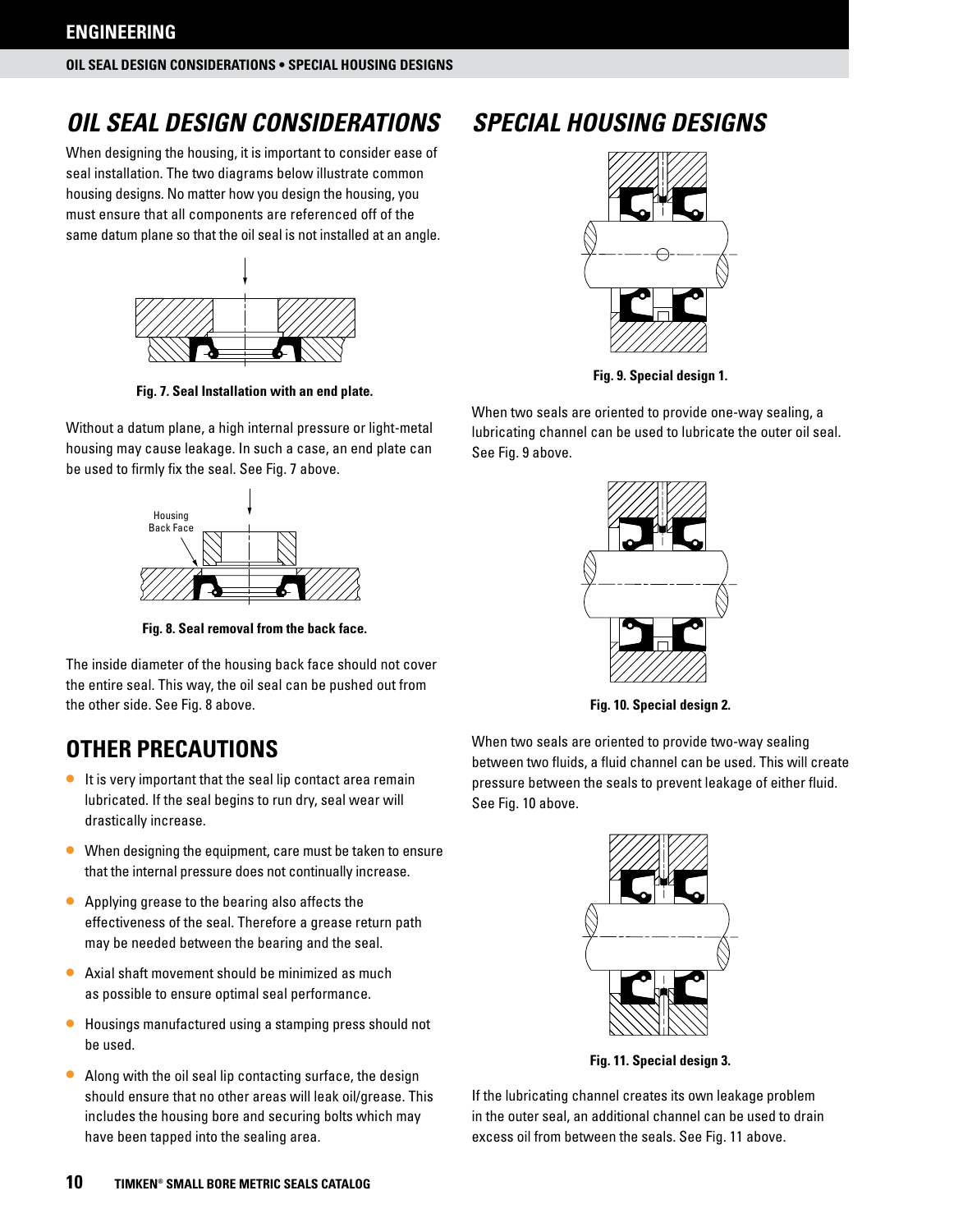# OIL SEAL DESIGN CONSIDERATIONS

When designing the housing, it is important to consider ease of seal installation. The two diagrams below illustrate common housing designs. No matter how you design the housing, you must ensure that all components are referenced off of the same datum plane so that the oil seal is not installed at an angle.

**Fig. 7. Seal Installation with an end plate.**

Without a datum plane, a high internal pressure or light-metal housing may cause leakage. In such a case, an end plate can be used to firmly fix the seal. See Fig. 7 above.

Housing Back Face

**Fig. 8. Seal removal from the back face.**

The inside diameter of the housing back face should not cover the entire seal. This way, the oil seal can be pushed out from the other side. See Fig. 8 above.

## OTHER PRECAUTIONS

- It is very important that the seal lip contact area remain lubricated. If the seal begins to run dry, seal wear will drastically increase.
- When designing the equipment, care must be taken to ensure that the internal pressure does not continually increase.
- Applying grease to the bearing also affects the effectiveness of the seal. Therefore a grease return path may be needed between the bearing and the seal.
- Axial shaft movement should be minimized as much as possible to ensure optimal seal performance.
- Housings manufactured using a stamping press should not be used.
- Along with the oil seal lip contacting surface, the design should ensure that no other areas will leak oil/grease. This includes the housing bore and securing bolts which may have been tapped into the sealing area.

# SPECIAL HOUSING DESIGNS

**Fig. 9. Special design 1.**

When two seals are oriented to provide one-way sealing, a lubricating channel can be used to lubricate the outer oil seal. See Fig. 9 above.

**Fig. 10. Special design 2.**

When two seals are oriented to provide two-way sealing between two fluids, a fluid channel can be used. This will create pressure between the seals to prevent leakage of either fluid. See Fig. 10 above.

**Fig. 11. Special design 3.**

If the lubricating channel creates its own leakage problem in the outer seal, an additional channel can be used to drain excess oil from between the seals. See Fig. 11 above.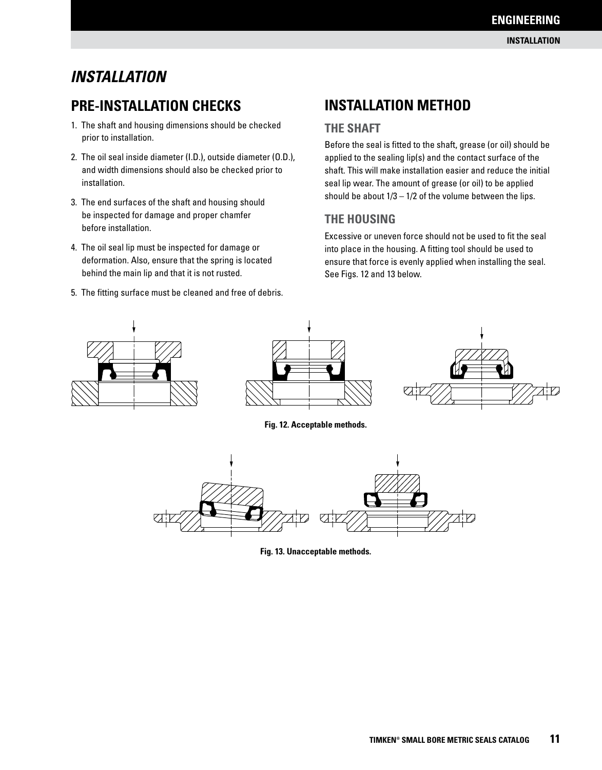# INSTALLATION

## PRE-INSTALLATION CHECKS

1. The shaft and housing dimensions should be checked prior to installation.
2. The oil seal inside diameter (I.D.), outside diameter (O.D.), and width dimensions should also be checked prior to installation.
3. The end surfaces of the shaft and housing should be inspected for damage and proper chamfer before installation.
4. The oil seal lip must be inspected for damage or deformation. Also, ensure that the spring is located behind the main lip and that it is not rusted.
5. The fitting surface must be cleaned and free of debris.

## INSTALLATION METHOD

### THE SHAFT

Before the seal is fitted to the shaft, grease (or oil) should be applied to the sealing lip(s) and the contact surface of the shaft. This will make installation easier and reduce the initial seal lip wear. The amount of grease (or oil) to be applied should be about 1/3 – 1/2 of the volume between the lips.

### THE HOUSING

Excessive or uneven force should not be used to fit the seal into place in the housing. A fitting tool should be used to ensure that force is evenly applied when installing the seal. See Figs. 12 and 13 below.

**Fig. 12. Acceptable methods.**

**Fig. 13. Unacceptable methods.**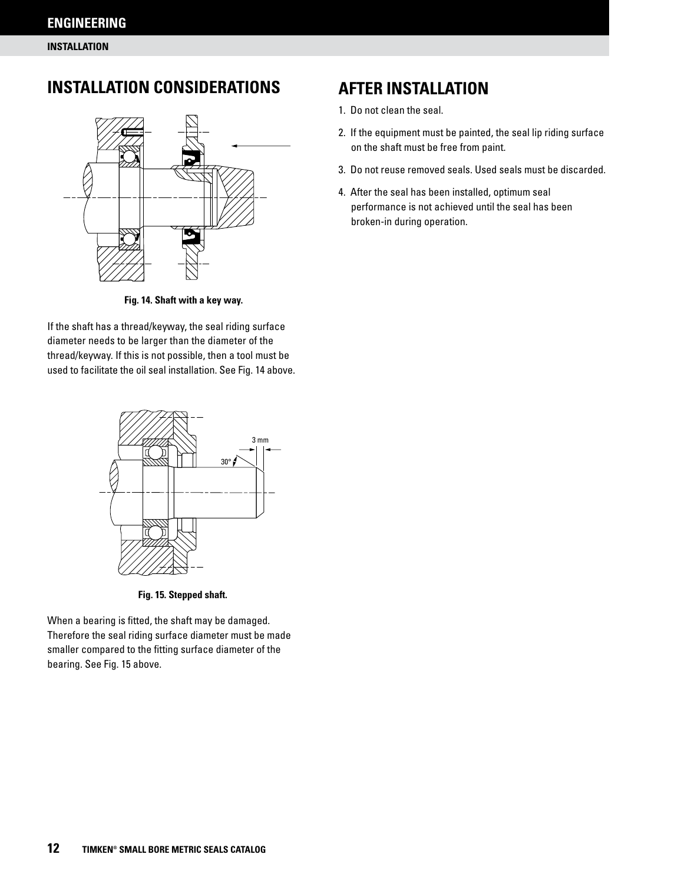## INSTALLATION CONSIDERATIONS

Fig. 14. Shaft with a key way.

If the shaft has a thread/keyway, the seal riding surface diameter needs to be larger than the diameter of the thread/keyway. If this is not possible, then a tool must be used to facilitate the oil seal installation. See Fig. 14 above.

Fig. 15. Stepped shaft.

When a bearing is fitted, the shaft may be damaged. Therefore the seal riding surface diameter must be made smaller compared to the fitting surface diameter of the bearing. See Fig. 15 above.

## AFTER INSTALLATION

1. Do not clean the seal.
2. If the equipment must be painted, the seal lip riding surface on the shaft must be free from paint.
3. Do not reuse removed seals. Used seals must be discarded.
4. After the seal has been installed, optimum seal performance is not achieved until the seal has been broken-in during operation.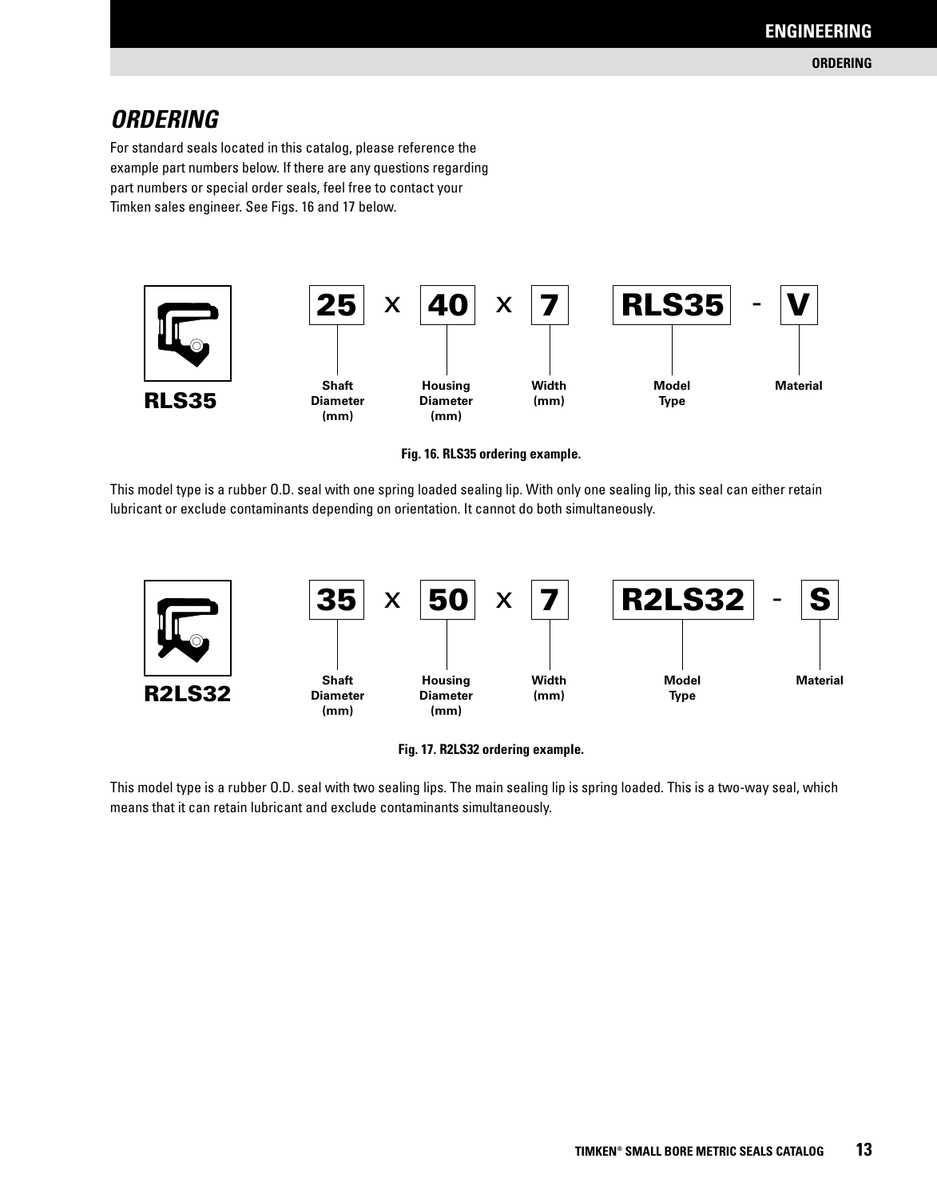## ORDERING

For standard seals located in this catalog, please reference the example part numbers below. If there are any questions regarding part numbers or special order seals, feel free to contact your Timken sales engineer. See Figs. 16 and 17 below.

**RLS35**

| 25 | x | 40 | x | 7 | RLS35 | - | V |
|---|---|---|---|---|---|---|---|
| Shaft Diameter (mm) | | Housing Diameter (mm) | | Width (mm) | Model Type | | Material |

Fig. 16. RLS35 ordering example.

This model type is a rubber O.D. seal with one spring loaded sealing lip. With only one sealing lip, this seal can either retain lubricant or exclude contaminants depending on orientation. It cannot do both simultaneously.

**R2LS32**

| 35 | x | 50 | x | 7 | R2LS32 | - | S |
|---|---|---|---|---|---|---|---|
| Shaft Diameter (mm) | | Housing Diameter (mm) | | Width (mm) | Model Type | | Material |

Fig. 17. R2LS32 ordering example.

This model type is a rubber O.D. seal with two sealing lips. The main sealing lip is spring loaded. This is a two-way seal, which means that it can retain lubricant and exclude contaminants simultaneously.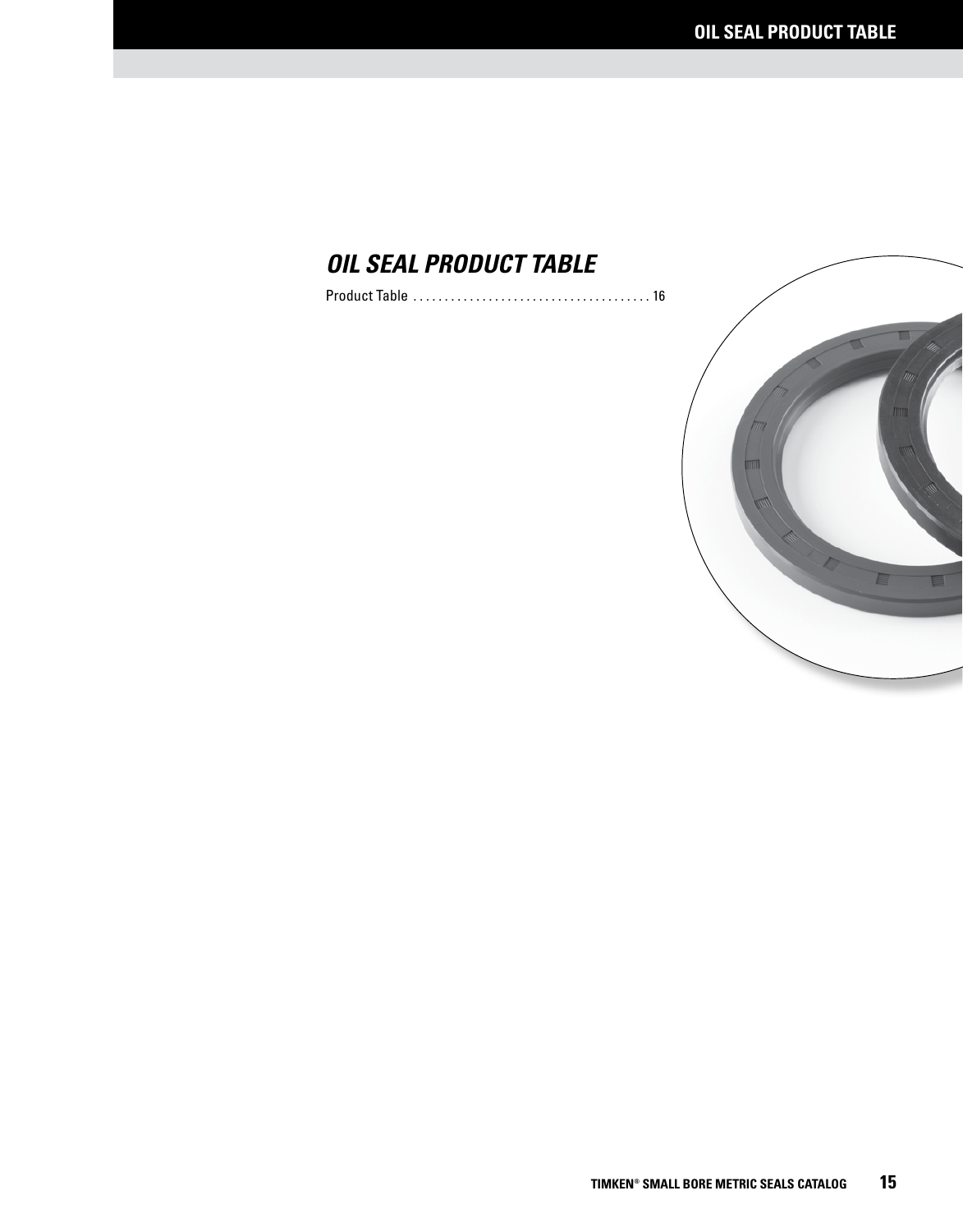# OIL SEAL PRODUCT TABLE

Product Table . . . . . . . . . . . . . . . . . . . . . . . . . . . . . . . . . . . . . . 16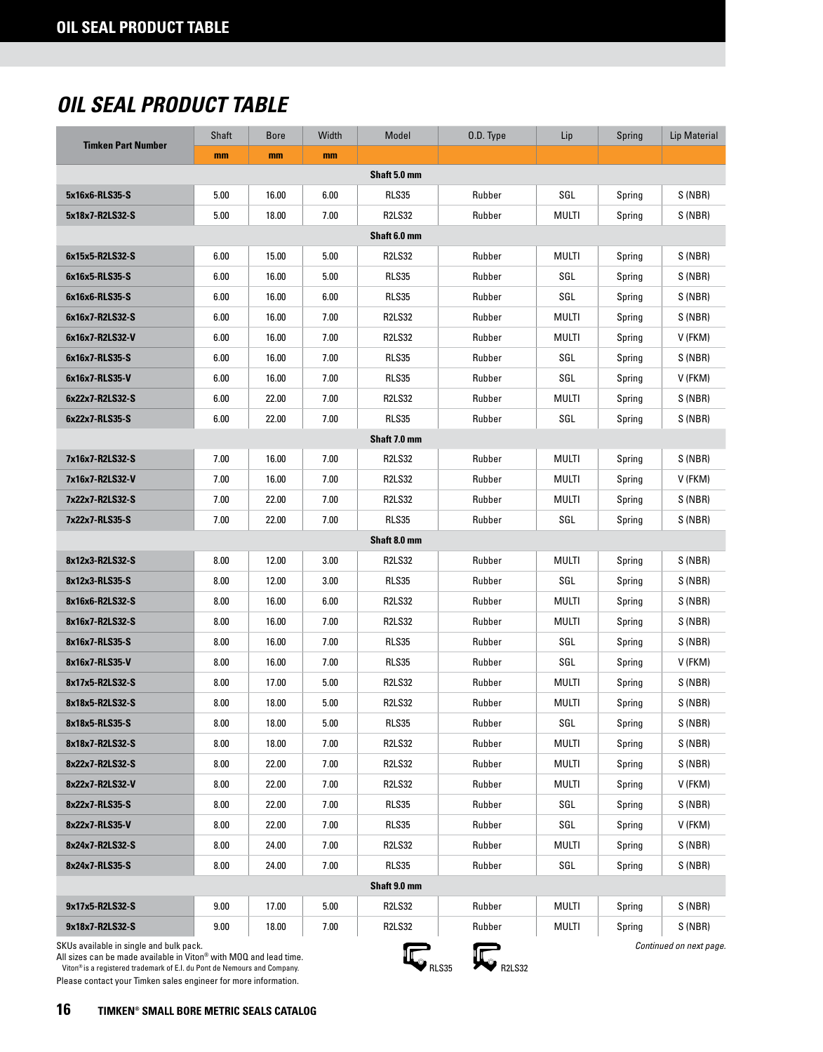## OIL SEAL PRODUCT TABLE

| Timken Part Number | Shaft | Bore | Width | Model | O.D. Type | Lip | Spring | Lip Material |
|---|---|---|---|---|---|---|---|---|
| | mm | mm | mm | | | | | |
| **Shaft 5.0 mm** | | | | | | | | |
| **5x16x6-RLS35-S** | 5.00 | 16.00 | 6.00 | RLS35 | Rubber | SGL | Spring | S (NBR) |
| **5x18x7-R2LS32-S** | 5.00 | 18.00 | 7.00 | R2LS32 | Rubber | MULTI | Spring | S (NBR) |
| **Shaft 6.0 mm** | | | | | | | | |
| **6x15x5-R2LS32-S** | 6.00 | 15.00 | 5.00 | R2LS32 | Rubber | MULTI | Spring | S (NBR) |
| **6x16x5-RLS35-S** | 6.00 | 16.00 | 5.00 | RLS35 | Rubber | SGL | Spring | S (NBR) |
| **6x16x6-RLS35-S** | 6.00 | 16.00 | 6.00 | RLS35 | Rubber | SGL | Spring | S (NBR) |
| **6x16x7-R2LS32-S** | 6.00 | 16.00 | 7.00 | R2LS32 | Rubber | MULTI | Spring | S (NBR) |
| **6x16x7-R2LS32-V** | 6.00 | 16.00 | 7.00 | R2LS32 | Rubber | MULTI | Spring | V (FKM) |
| **6x16x7-RLS35-S** | 6.00 | 16.00 | 7.00 | RLS35 | Rubber | SGL | Spring | S (NBR) |
| **6x16x7-RLS35-V** | 6.00 | 16.00 | 7.00 | RLS35 | Rubber | SGL | Spring | V (FKM) |
| **6x22x7-R2LS32-S** | 6.00 | 22.00 | 7.00 | R2LS32 | Rubber | MULTI | Spring | S (NBR) |
| **6x22x7-RLS35-S** | 6.00 | 22.00 | 7.00 | RLS35 | Rubber | SGL | Spring | S (NBR) |
| **Shaft 7.0 mm** | | | | | | | | |
| **7x16x7-R2LS32-S** | 7.00 | 16.00 | 7.00 | R2LS32 | Rubber | MULTI | Spring | S (NBR) |
| **7x16x7-R2LS32-V** | 7.00 | 16.00 | 7.00 | R2LS32 | Rubber | MULTI | Spring | V (FKM) |
| **7x22x7-R2LS32-S** | 7.00 | 22.00 | 7.00 | R2LS32 | Rubber | MULTI | Spring | S (NBR) |
| **7x22x7-RLS35-S** | 7.00 | 22.00 | 7.00 | RLS35 | Rubber | SGL | Spring | S (NBR) |
| **Shaft 8.0 mm** | | | | | | | | |
| **8x12x3-R2LS32-S** | 8.00 | 12.00 | 3.00 | R2LS32 | Rubber | MULTI | Spring | S (NBR) |
| **8x12x3-RLS35-S** | 8.00 | 12.00 | 3.00 | RLS35 | Rubber | SGL | Spring | S (NBR) |
| **8x16x6-R2LS32-S** | 8.00 | 16.00 | 6.00 | R2LS32 | Rubber | MULTI | Spring | S (NBR) |
| **8x16x7-R2LS32-S** | 8.00 | 16.00 | 7.00 | R2LS32 | Rubber | MULTI | Spring | S (NBR) |
| **8x16x7-RLS35-S** | 8.00 | 16.00 | 7.00 | RLS35 | Rubber | SGL | Spring | S (NBR) |
| **8x16x7-RLS35-V** | 8.00 | 16.00 | 7.00 | RLS35 | Rubber | SGL | Spring | V (FKM) |
| **8x17x5-R2LS32-S** | 8.00 | 17.00 | 5.00 | R2LS32 | Rubber | MULTI | Spring | S (NBR) |
| **8x18x5-R2LS32-S** | 8.00 | 18.00 | 5.00 | R2LS32 | Rubber | MULTI | Spring | S (NBR) |
| **8x18x5-RLS35-S** | 8.00 | 18.00 | 5.00 | RLS35 | Rubber | SGL | Spring | S (NBR) |
| **8x18x7-R2LS32-S** | 8.00 | 18.00 | 7.00 | R2LS32 | Rubber | MULTI | Spring | S (NBR) |
| **8x22x7-R2LS32-S** | 8.00 | 22.00 | 7.00 | R2LS32 | Rubber | MULTI | Spring | S (NBR) |
| **8x22x7-R2LS32-V** | 8.00 | 22.00 | 7.00 | R2LS32 | Rubber | MULTI | Spring | V (FKM) |
| **8x22x7-RLS35-S** | 8.00 | 22.00 | 7.00 | RLS35 | Rubber | SGL | Spring | S (NBR) |
| **8x22x7-RLS35-V** | 8.00 | 22.00 | 7.00 | RLS35 | Rubber | SGL | Spring | V (FKM) |
| **8x24x7-R2LS32-S** | 8.00 | 24.00 | 7.00 | R2LS32 | Rubber | MULTI | Spring | S (NBR) |
| **8x24x7-RLS35-S** | 8.00 | 24.00 | 7.00 | RLS35 | Rubber | SGL | Spring | S (NBR) |
| **Shaft 9.0 mm** | | | | | | | | |
| **9x17x5-R2LS32-S** | 9.00 | 17.00 | 5.00 | R2LS32 | Rubber | MULTI | Spring | S (NBR) |
| **9x18x7-R2LS32-S** | 9.00 | 18.00 | 7.00 | R2LS32 | Rubber | MULTI | Spring | S (NBR) |

SKUs available in single and bulk pack.
All sizes can be made available in Viton® with MOQ and lead time.
Viton® is a registered trademark of E.I. du Pont de Nemours and Company.
Please contact your Timken sales engineer for more information.

RLS35 R2LS32

*Continued on next page.*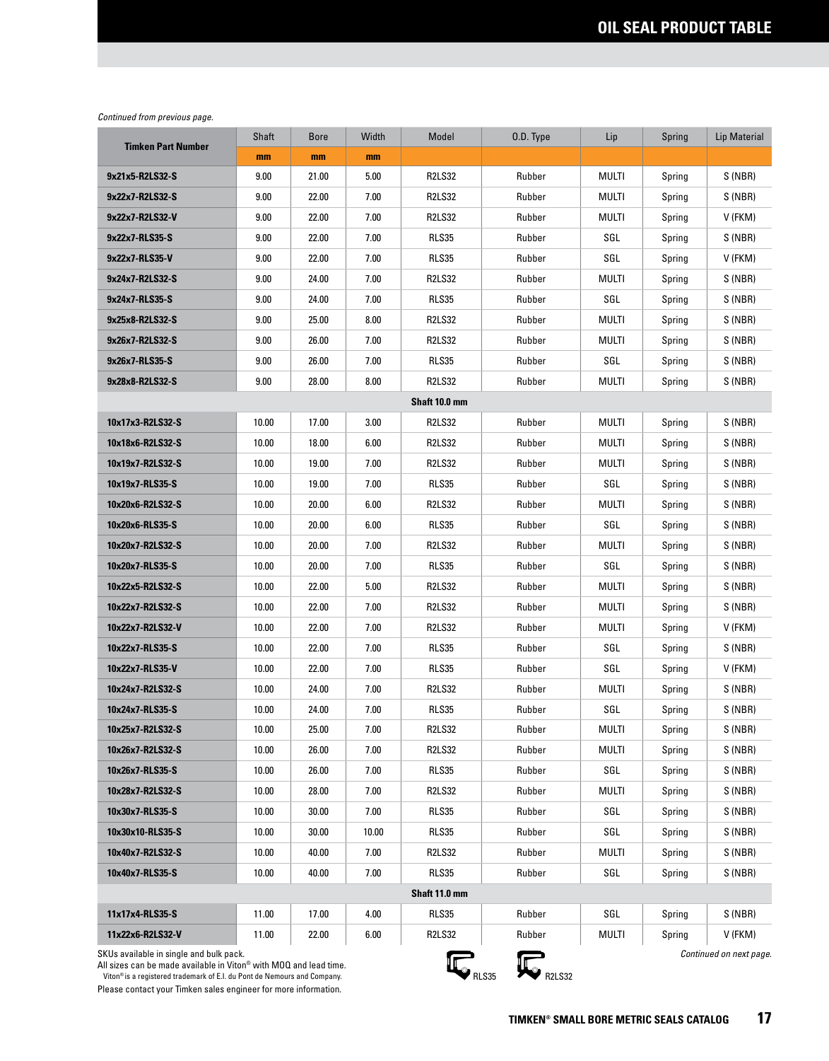*Continued from previous page.*

| Timken Part Number | Shaft | Bore | Width | Model | O.D. Type | Lip | Spring | Lip Material |
|---|---|---|---|---|---|---|---|---|
| | mm | mm | mm | | | | | |
| 9x21x5-R2LS32-S | 9.00 | 21.00 | 5.00 | R2LS32 | Rubber | MULTI | Spring | S (NBR) |
| 9x22x7-R2LS32-S | 9.00 | 22.00 | 7.00 | R2LS32 | Rubber | MULTI | Spring | S (NBR) |
| 9x22x7-R2LS32-V | 9.00 | 22.00 | 7.00 | R2LS32 | Rubber | MULTI | Spring | V (FKM) |
| 9x22x7-RLS35-S | 9.00 | 22.00 | 7.00 | RLS35 | Rubber | SGL | Spring | S (NBR) |
| 9x22x7-RLS35-V | 9.00 | 22.00 | 7.00 | RLS35 | Rubber | SGL | Spring | V (FKM) |
| 9x24x7-R2LS32-S | 9.00 | 24.00 | 7.00 | R2LS32 | Rubber | MULTI | Spring | S (NBR) |
| 9x24x7-RLS35-S | 9.00 | 24.00 | 7.00 | RLS35 | Rubber | SGL | Spring | S (NBR) |
| 9x25x8-R2LS32-S | 9.00 | 25.00 | 8.00 | R2LS32 | Rubber | MULTI | Spring | S (NBR) |
| 9x26x7-R2LS32-S | 9.00 | 26.00 | 7.00 | R2LS32 | Rubber | MULTI | Spring | S (NBR) |
| 9x26x7-RLS35-S | 9.00 | 26.00 | 7.00 | RLS35 | Rubber | SGL | Spring | S (NBR) |
| 9x28x8-R2LS32-S | 9.00 | 28.00 | 8.00 | R2LS32 | Rubber | MULTI | Spring | S (NBR) |
| **Shaft 10.0 mm** | | | | | | | | |
| 10x17x3-R2LS32-S | 10.00 | 17.00 | 3.00 | R2LS32 | Rubber | MULTI | Spring | S (NBR) |
| 10x18x6-R2LS32-S | 10.00 | 18.00 | 6.00 | R2LS32 | Rubber | MULTI | Spring | S (NBR) |
| 10x19x7-R2LS32-S | 10.00 | 19.00 | 7.00 | R2LS32 | Rubber | MULTI | Spring | S (NBR) |
| 10x19x7-RLS35-S | 10.00 | 19.00 | 7.00 | RLS35 | Rubber | SGL | Spring | S (NBR) |
| 10x20x6-R2LS32-S | 10.00 | 20.00 | 6.00 | R2LS32 | Rubber | MULTI | Spring | S (NBR) |
| 10x20x6-RLS35-S | 10.00 | 20.00 | 6.00 | RLS35 | Rubber | SGL | Spring | S (NBR) |
| 10x20x7-R2LS32-S | 10.00 | 20.00 | 7.00 | R2LS32 | Rubber | MULTI | Spring | S (NBR) |
| 10x20x7-RLS35-S | 10.00 | 20.00 | 7.00 | RLS35 | Rubber | SGL | Spring | S (NBR) |
| 10x22x5-R2LS32-S | 10.00 | 22.00 | 5.00 | R2LS32 | Rubber | MULTI | Spring | S (NBR) |
| 10x22x7-R2LS32-S | 10.00 | 22.00 | 7.00 | R2LS32 | Rubber | MULTI | Spring | S (NBR) |
| 10x22x7-R2LS32-V | 10.00 | 22.00 | 7.00 | R2LS32 | Rubber | MULTI | Spring | V (FKM) |
| 10x22x7-RLS35-S | 10.00 | 22.00 | 7.00 | RLS35 | Rubber | SGL | Spring | S (NBR) |
| 10x22x7-RLS35-V | 10.00 | 22.00 | 7.00 | RLS35 | Rubber | SGL | Spring | V (FKM) |
| 10x24x7-R2LS32-S | 10.00 | 24.00 | 7.00 | R2LS32 | Rubber | MULTI | Spring | S (NBR) |
| 10x24x7-RLS35-S | 10.00 | 24.00 | 7.00 | RLS35 | Rubber | SGL | Spring | S (NBR) |
| 10x25x7-R2LS32-S | 10.00 | 25.00 | 7.00 | R2LS32 | Rubber | MULTI | Spring | S (NBR) |
| 10x26x7-R2LS32-S | 10.00 | 26.00 | 7.00 | R2LS32 | Rubber | MULTI | Spring | S (NBR) |
| 10x26x7-RLS35-S | 10.00 | 26.00 | 7.00 | RLS35 | Rubber | SGL | Spring | S (NBR) |
| 10x28x7-R2LS32-S | 10.00 | 28.00 | 7.00 | R2LS32 | Rubber | MULTI | Spring | S (NBR) |
| 10x30x7-RLS35-S | 10.00 | 30.00 | 7.00 | RLS35 | Rubber | SGL | Spring | S (NBR) |
| 10x30x10-RLS35-S | 10.00 | 30.00 | 10.00 | RLS35 | Rubber | SGL | Spring | S (NBR) |
| 10x40x7-R2LS32-S | 10.00 | 40.00 | 7.00 | R2LS32 | Rubber | MULTI | Spring | S (NBR) |
| 10x40x7-RLS35-S | 10.00 | 40.00 | 7.00 | RLS35 | Rubber | SGL | Spring | S (NBR) |
| **Shaft 11.0 mm** | | | | | | | | |
| 11x17x4-RLS35-S | 11.00 | 17.00 | 4.00 | RLS35 | Rubber | SGL | Spring | S (NBR) |
| 11x22x6-R2LS32-V | 11.00 | 22.00 | 6.00 | R2LS32 | Rubber | MULTI | Spring | V (FKM) |

SKUs available in single and bulk pack.
All sizes can be made available in Viton® with MOQ and lead time.
Viton® is a registered trademark of E.I. du Pont de Nemours and Company.
Please contact your Timken sales engineer for more information.

RLS35 R2LS32

*Continued on next page.*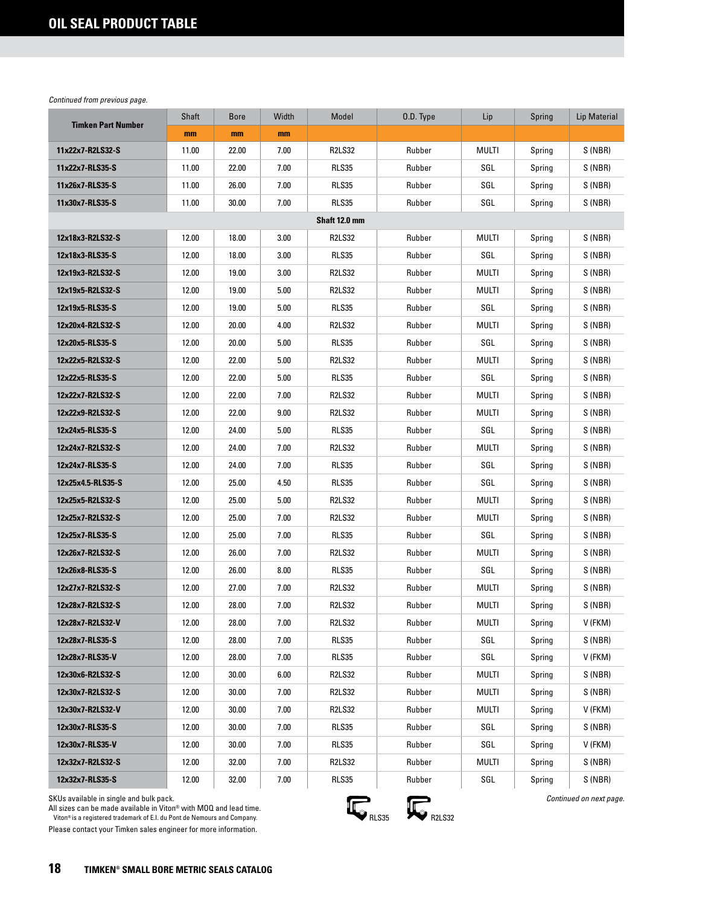## OIL SEAL PRODUCT TABLE

*Continued from previous page.*

| Timken Part Number | Shaft | Bore | Width | Model | O.D. Type | Lip | Spring | Lip Material |
|---|---|---|---|---|---|---|---|---|
| | mm | mm | mm | | | | | |
| 11x22x7-R2LS32-S | 11.00 | 22.00 | 7.00 | R2LS32 | Rubber | MULTI | Spring | S (NBR) |
| 11x22x7-RLS35-S | 11.00 | 22.00 | 7.00 | RLS35 | Rubber | SGL | Spring | S (NBR) |
| 11x26x7-RLS35-S | 11.00 | 26.00 | 7.00 | RLS35 | Rubber | SGL | Spring | S (NBR) |
| 11x30x7-RLS35-S | 11.00 | 30.00 | 7.00 | RLS35 | Rubber | SGL | Spring | S (NBR) |
| **Shaft 12.0 mm** | | | | | | | | |
| 12x18x3-R2LS32-S | 12.00 | 18.00 | 3.00 | R2LS32 | Rubber | MULTI | Spring | S (NBR) |
| 12x18x3-RLS35-S | 12.00 | 18.00 | 3.00 | RLS35 | Rubber | SGL | Spring | S (NBR) |
| 12x19x3-R2LS32-S | 12.00 | 19.00 | 3.00 | R2LS32 | Rubber | MULTI | Spring | S (NBR) |
| 12x19x5-R2LS32-S | 12.00 | 19.00 | 5.00 | R2LS32 | Rubber | MULTI | Spring | S (NBR) |
| 12x19x5-RLS35-S | 12.00 | 19.00 | 5.00 | RLS35 | Rubber | SGL | Spring | S (NBR) |
| 12x20x4-R2LS32-S | 12.00 | 20.00 | 4.00 | R2LS32 | Rubber | MULTI | Spring | S (NBR) |
| 12x20x5-RLS35-S | 12.00 | 20.00 | 5.00 | RLS35 | Rubber | SGL | Spring | S (NBR) |
| 12x22x5-R2LS32-S | 12.00 | 22.00 | 5.00 | R2LS32 | Rubber | MULTI | Spring | S (NBR) |
| 12x22x5-RLS35-S | 12.00 | 22.00 | 5.00 | RLS35 | Rubber | SGL | Spring | S (NBR) |
| 12x22x7-R2LS32-S | 12.00 | 22.00 | 7.00 | R2LS32 | Rubber | MULTI | Spring | S (NBR) |
| 12x22x9-R2LS32-S | 12.00 | 22.00 | 9.00 | R2LS32 | Rubber | MULTI | Spring | S (NBR) |
| 12x24x5-RLS35-S | 12.00 | 24.00 | 5.00 | RLS35 | Rubber | SGL | Spring | S (NBR) |
| 12x24x7-R2LS32-S | 12.00 | 24.00 | 7.00 | R2LS32 | Rubber | MULTI | Spring | S (NBR) |
| 12x24x7-RLS35-S | 12.00 | 24.00 | 7.00 | RLS35 | Rubber | SGL | Spring | S (NBR) |
| 12x25x4.5-RLS35-S | 12.00 | 25.00 | 4.50 | RLS35 | Rubber | SGL | Spring | S (NBR) |
| 12x25x5-R2LS32-S | 12.00 | 25.00 | 5.00 | R2LS32 | Rubber | MULTI | Spring | S (NBR) |
| 12x25x7-R2LS32-S | 12.00 | 25.00 | 7.00 | R2LS32 | Rubber | MULTI | Spring | S (NBR) |
| 12x25x7-RLS35-S | 12.00 | 25.00 | 7.00 | RLS35 | Rubber | SGL | Spring | S (NBR) |
| 12x26x7-R2LS32-S | 12.00 | 26.00 | 7.00 | R2LS32 | Rubber | MULTI | Spring | S (NBR) |
| 12x26x8-RLS35-S | 12.00 | 26.00 | 8.00 | RLS35 | Rubber | SGL | Spring | S (NBR) |
| 12x27x7-R2LS32-S | 12.00 | 27.00 | 7.00 | R2LS32 | Rubber | MULTI | Spring | S (NBR) |
| 12x28x7-R2LS32-S | 12.00 | 28.00 | 7.00 | R2LS32 | Rubber | MULTI | Spring | S (NBR) |
| 12x28x7-R2LS32-V | 12.00 | 28.00 | 7.00 | R2LS32 | Rubber | MULTI | Spring | V (FKM) |
| 12x28x7-RLS35-S | 12.00 | 28.00 | 7.00 | RLS35 | Rubber | SGL | Spring | S (NBR) |
| 12x28x7-RLS35-V | 12.00 | 28.00 | 7.00 | RLS35 | Rubber | SGL | Spring | V (FKM) |
| 12x30x6-R2LS32-S | 12.00 | 30.00 | 6.00 | R2LS32 | Rubber | MULTI | Spring | S (NBR) |
| 12x30x7-R2LS32-S | 12.00 | 30.00 | 7.00 | R2LS32 | Rubber | MULTI | Spring | S (NBR) |
| 12x30x7-R2LS32-V | 12.00 | 30.00 | 7.00 | R2LS32 | Rubber | MULTI | Spring | V (FKM) |
| 12x30x7-RLS35-S | 12.00 | 30.00 | 7.00 | RLS35 | Rubber | SGL | Spring | S (NBR) |
| 12x30x7-RLS35-V | 12.00 | 30.00 | 7.00 | RLS35 | Rubber | SGL | Spring | V (FKM) |
| 12x32x7-R2LS32-S | 12.00 | 32.00 | 7.00 | R2LS32 | Rubber | MULTI | Spring | S (NBR) |
| 12x32x7-RLS35-S | 12.00 | 32.00 | 7.00 | RLS35 | Rubber | SGL | Spring | S (NBR) |

SKUs available in single and bulk pack.
All sizes can be made available in Viton® with MOQ and lead time.
Viton® is a registered trademark of E.I. du Pont de Nemours and Company.
Please contact your Timken sales engineer for more information.

RLS35 R2LS32

*Continued on next page.*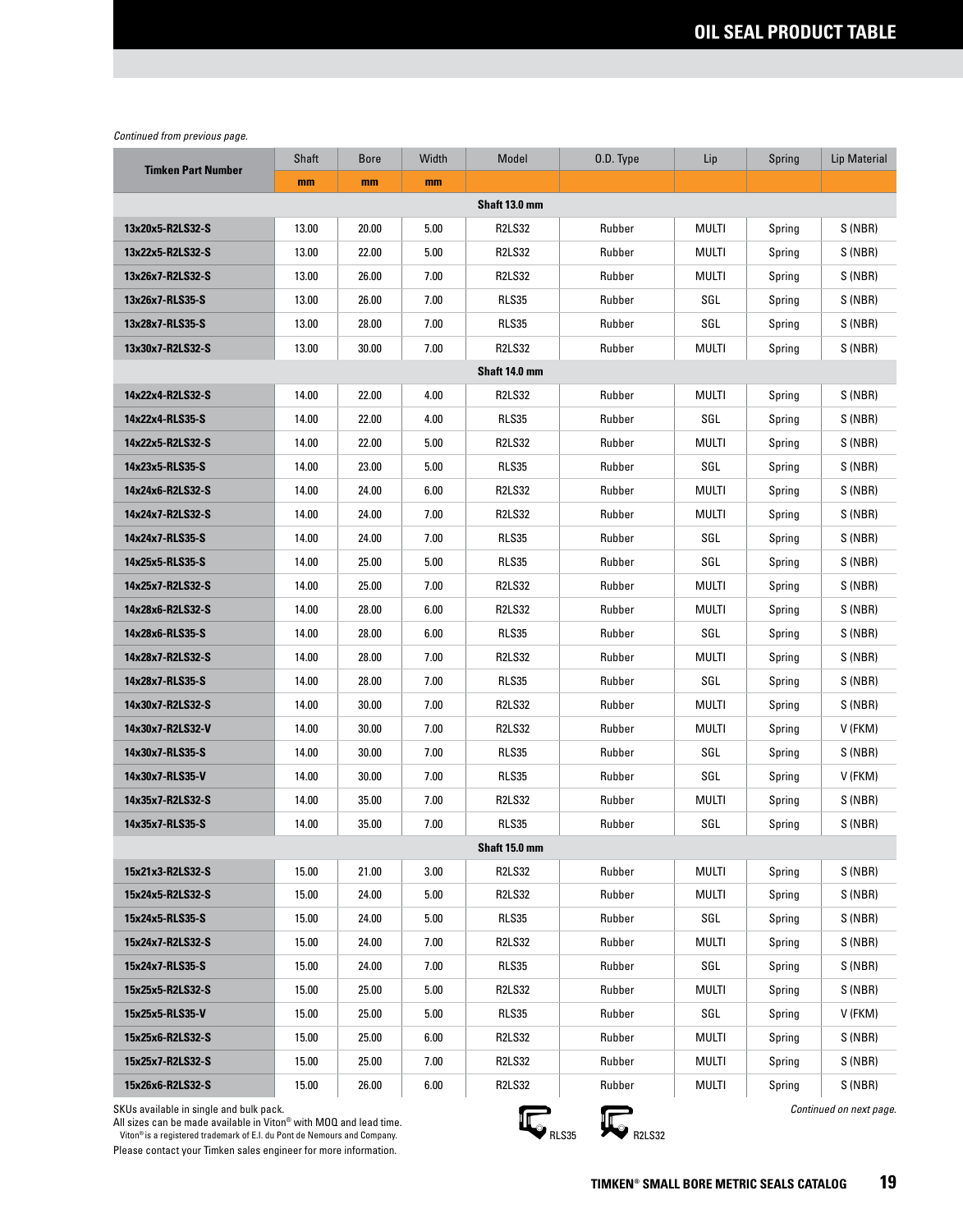# OIL SEAL PRODUCT TABLE

*Continued from previous page.*

| Timken Part Number | Shaft | Bore | Width | Model | O.D. Type | Lip | Spring | Lip Material |
|---|---|---|---|---|---|---|---|---|
| | mm | mm | mm | | | | | |
| **Shaft 13.0 mm** | | | | | | | | |
| 13x20x5-R2LS32-S | 13.00 | 20.00 | 5.00 | R2LS32 | Rubber | MULTI | Spring | S (NBR) |
| 13x22x5-R2LS32-S | 13.00 | 22.00 | 5.00 | R2LS32 | Rubber | MULTI | Spring | S (NBR) |
| 13x26x7-R2LS32-S | 13.00 | 26.00 | 7.00 | R2LS32 | Rubber | MULTI | Spring | S (NBR) |
| 13x26x7-RLS35-S | 13.00 | 26.00 | 7.00 | RLS35 | Rubber | SGL | Spring | S (NBR) |
| 13x28x7-RLS35-S | 13.00 | 28.00 | 7.00 | RLS35 | Rubber | SGL | Spring | S (NBR) |
| 13x30x7-R2LS32-S | 13.00 | 30.00 | 7.00 | R2LS32 | Rubber | MULTI | Spring | S (NBR) |
| **Shaft 14.0 mm** | | | | | | | | |
| 14x22x4-R2LS32-S | 14.00 | 22.00 | 4.00 | R2LS32 | Rubber | MULTI | Spring | S (NBR) |
| 14x22x4-RLS35-S | 14.00 | 22.00 | 4.00 | RLS35 | Rubber | SGL | Spring | S (NBR) |
| 14x22x5-R2LS32-S | 14.00 | 22.00 | 5.00 | R2LS32 | Rubber | MULTI | Spring | S (NBR) |
| 14x23x5-RLS35-S | 14.00 | 23.00 | 5.00 | RLS35 | Rubber | SGL | Spring | S (NBR) |
| 14x24x6-R2LS32-S | 14.00 | 24.00 | 6.00 | R2LS32 | Rubber | MULTI | Spring | S (NBR) |
| 14x24x7-R2LS32-S | 14.00 | 24.00 | 7.00 | R2LS32 | Rubber | MULTI | Spring | S (NBR) |
| 14x24x7-RLS35-S | 14.00 | 24.00 | 7.00 | RLS35 | Rubber | SGL | Spring | S (NBR) |
| 14x25x5-RLS35-S | 14.00 | 25.00 | 5.00 | RLS35 | Rubber | SGL | Spring | S (NBR) |
| 14x25x7-R2LS32-S | 14.00 | 25.00 | 7.00 | R2LS32 | Rubber | MULTI | Spring | S (NBR) |
| 14x28x6-R2LS32-S | 14.00 | 28.00 | 6.00 | R2LS32 | Rubber | MULTI | Spring | S (NBR) |
| 14x28x6-RLS35-S | 14.00 | 28.00 | 6.00 | RLS35 | Rubber | SGL | Spring | S (NBR) |
| 14x28x7-R2LS32-S | 14.00 | 28.00 | 7.00 | R2LS32 | Rubber | MULTI | Spring | S (NBR) |
| 14x28x7-RLS35-S | 14.00 | 28.00 | 7.00 | RLS35 | Rubber | SGL | Spring | S (NBR) |
| 14x30x7-R2LS32-S | 14.00 | 30.00 | 7.00 | R2LS32 | Rubber | MULTI | Spring | S (NBR) |
| 14x30x7-R2LS32-V | 14.00 | 30.00 | 7.00 | R2LS32 | Rubber | MULTI | Spring | V (FKM) |
| 14x30x7-RLS35-S | 14.00 | 30.00 | 7.00 | RLS35 | Rubber | SGL | Spring | S (NBR) |
| 14x30x7-RLS35-V | 14.00 | 30.00 | 7.00 | RLS35 | Rubber | SGL | Spring | V (FKM) |
| 14x35x7-R2LS32-S | 14.00 | 35.00 | 7.00 | R2LS32 | Rubber | MULTI | Spring | S (NBR) |
| 14x35x7-RLS35-S | 14.00 | 35.00 | 7.00 | RLS35 | Rubber | SGL | Spring | S (NBR) |
| **Shaft 15.0 mm** | | | | | | | | |
| 15x21x3-R2LS32-S | 15.00 | 21.00 | 3.00 | R2LS32 | Rubber | MULTI | Spring | S (NBR) |
| 15x24x5-R2LS32-S | 15.00 | 24.00 | 5.00 | R2LS32 | Rubber | MULTI | Spring | S (NBR) |
| 15x24x5-RLS35-S | 15.00 | 24.00 | 5.00 | RLS35 | Rubber | SGL | Spring | S (NBR) |
| 15x24x7-R2LS32-S | 15.00 | 24.00 | 7.00 | R2LS32 | Rubber | MULTI | Spring | S (NBR) |
| 15x24x7-RLS35-S | 15.00 | 24.00 | 7.00 | RLS35 | Rubber | SGL | Spring | S (NBR) |
| 15x25x5-R2LS32-S | 15.00 | 25.00 | 5.00 | R2LS32 | Rubber | MULTI | Spring | S (NBR) |
| 15x25x5-RLS35-V | 15.00 | 25.00 | 5.00 | RLS35 | Rubber | SGL | Spring | V (FKM) |
| 15x25x6-R2LS32-S | 15.00 | 25.00 | 6.00 | R2LS32 | Rubber | MULTI | Spring | S (NBR) |
| 15x25x7-R2LS32-S | 15.00 | 25.00 | 7.00 | R2LS32 | Rubber | MULTI | Spring | S (NBR) |
| 15x26x6-R2LS32-S | 15.00 | 26.00 | 6.00 | R2LS32 | Rubber | MULTI | Spring | S (NBR) |

SKUs available in single and bulk pack.
All sizes can be made available in Viton® with MOQ and lead time.
Viton® is a registered trademark of E.I. du Pont de Nemours and Company.
Please contact your Timken sales engineer for more information.

RLS35 R2LS32

*Continued on next page.*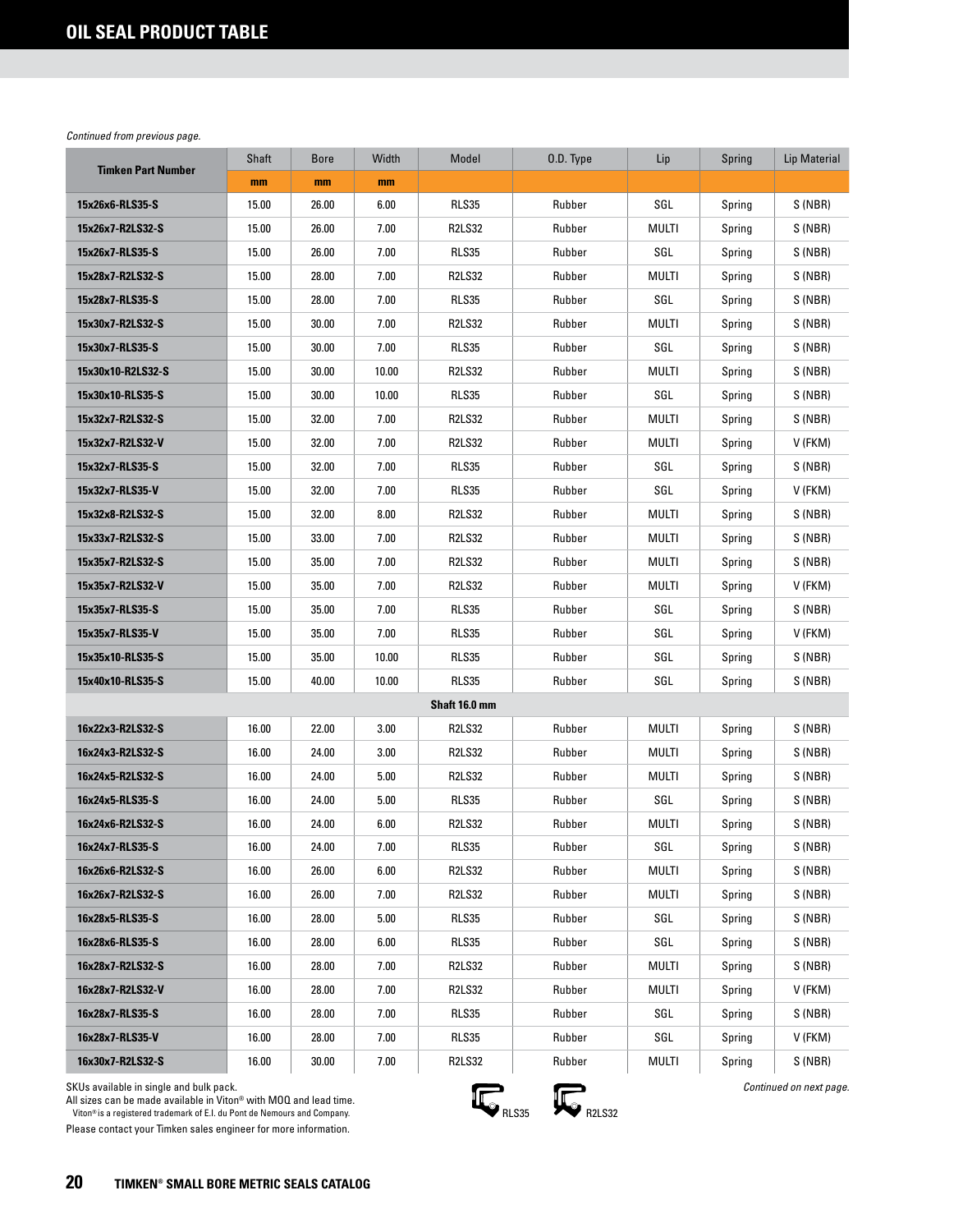# OIL SEAL PRODUCT TABLE

*Continued from previous page.*

| Timken Part Number | Shaft | Bore | Width | Model | O.D. Type | Lip | Spring | Lip Material |
|---|---|---|---|---|---|---|---|---|
| | mm | mm | mm | | | | | |
| 15x26x6-RLS35-S | 15.00 | 26.00 | 6.00 | RLS35 | Rubber | SGL | Spring | S (NBR) |
| 15x26x7-R2LS32-S | 15.00 | 26.00 | 7.00 | R2LS32 | Rubber | MULTI | Spring | S (NBR) |
| 15x26x7-RLS35-S | 15.00 | 26.00 | 7.00 | RLS35 | Rubber | SGL | Spring | S (NBR) |
| 15x28x7-R2LS32-S | 15.00 | 28.00 | 7.00 | R2LS32 | Rubber | MULTI | Spring | S (NBR) |
| 15x28x7-RLS35-S | 15.00 | 28.00 | 7.00 | RLS35 | Rubber | SGL | Spring | S (NBR) |
| 15x30x7-R2LS32-S | 15.00 | 30.00 | 7.00 | R2LS32 | Rubber | MULTI | Spring | S (NBR) |
| 15x30x7-RLS35-S | 15.00 | 30.00 | 7.00 | RLS35 | Rubber | SGL | Spring | S (NBR) |
| 15x30x10-R2LS32-S | 15.00 | 30.00 | 10.00 | R2LS32 | Rubber | MULTI | Spring | S (NBR) |
| 15x30x10-RLS35-S | 15.00 | 30.00 | 10.00 | RLS35 | Rubber | SGL | Spring | S (NBR) |
| 15x32x7-R2LS32-S | 15.00 | 32.00 | 7.00 | R2LS32 | Rubber | MULTI | Spring | S (NBR) |
| 15x32x7-R2LS32-V | 15.00 | 32.00 | 7.00 | R2LS32 | Rubber | MULTI | Spring | V (FKM) |
| 15x32x7-RLS35-S | 15.00 | 32.00 | 7.00 | RLS35 | Rubber | SGL | Spring | S (NBR) |
| 15x32x7-RLS35-V | 15.00 | 32.00 | 7.00 | RLS35 | Rubber | SGL | Spring | V (FKM) |
| 15x32x8-R2LS32-S | 15.00 | 32.00 | 8.00 | R2LS32 | Rubber | MULTI | Spring | S (NBR) |
| 15x33x7-R2LS32-S | 15.00 | 33.00 | 7.00 | R2LS32 | Rubber | MULTI | Spring | S (NBR) |
| 15x35x7-R2LS32-S | 15.00 | 35.00 | 7.00 | R2LS32 | Rubber | MULTI | Spring | S (NBR) |
| 15x35x7-R2LS32-V | 15.00 | 35.00 | 7.00 | R2LS32 | Rubber | MULTI | Spring | V (FKM) |
| 15x35x7-RLS35-S | 15.00 | 35.00 | 7.00 | RLS35 | Rubber | SGL | Spring | S (NBR) |
| 15x35x7-RLS35-V | 15.00 | 35.00 | 7.00 | RLS35 | Rubber | SGL | Spring | V (FKM) |
| 15x35x10-RLS35-S | 15.00 | 35.00 | 10.00 | RLS35 | Rubber | SGL | Spring | S (NBR) |
| 15x40x10-RLS35-S | 15.00 | 40.00 | 10.00 | RLS35 | Rubber | SGL | Spring | S (NBR) |
| **Shaft 16.0 mm** | | | | | | | | |
| 16x22x3-R2LS32-S | 16.00 | 22.00 | 3.00 | R2LS32 | Rubber | MULTI | Spring | S (NBR) |
| 16x24x3-R2LS32-S | 16.00 | 24.00 | 3.00 | R2LS32 | Rubber | MULTI | Spring | S (NBR) |
| 16x24x5-R2LS32-S | 16.00 | 24.00 | 5.00 | R2LS32 | Rubber | MULTI | Spring | S (NBR) |
| 16x24x5-RLS35-S | 16.00 | 24.00 | 5.00 | RLS35 | Rubber | SGL | Spring | S (NBR) |
| 16x24x6-R2LS32-S | 16.00 | 24.00 | 6.00 | R2LS32 | Rubber | MULTI | Spring | S (NBR) |
| 16x24x7-RLS35-S | 16.00 | 24.00 | 7.00 | RLS35 | Rubber | SGL | Spring | S (NBR) |
| 16x26x6-R2LS32-S | 16.00 | 26.00 | 6.00 | R2LS32 | Rubber | MULTI | Spring | S (NBR) |
| 16x26x7-R2LS32-S | 16.00 | 26.00 | 7.00 | R2LS32 | Rubber | MULTI | Spring | S (NBR) |
| 16x28x5-RLS35-S | 16.00 | 28.00 | 5.00 | RLS35 | Rubber | SGL | Spring | S (NBR) |
| 16x28x6-RLS35-S | 16.00 | 28.00 | 6.00 | RLS35 | Rubber | SGL | Spring | S (NBR) |
| 16x28x7-R2LS32-S | 16.00 | 28.00 | 7.00 | R2LS32 | Rubber | MULTI | Spring | S (NBR) |
| 16x28x7-R2LS32-V | 16.00 | 28.00 | 7.00 | R2LS32 | Rubber | MULTI | Spring | V (FKM) |
| 16x28x7-RLS35-S | 16.00 | 28.00 | 7.00 | RLS35 | Rubber | SGL | Spring | S (NBR) |
| 16x28x7-RLS35-V | 16.00 | 28.00 | 7.00 | RLS35 | Rubber | SGL | Spring | V (FKM) |
| 16x30x7-R2LS32-S | 16.00 | 30.00 | 7.00 | R2LS32 | Rubber | MULTI | Spring | S (NBR) |

SKUs available in single and bulk pack.
All sizes can be made available in Viton® with MOQ and lead time.
Viton® is a registered trademark of E.I. du Pont de Nemours and Company.
Please contact your Timken sales engineer for more information.

RLS35 R2LS32

*Continued on next page.*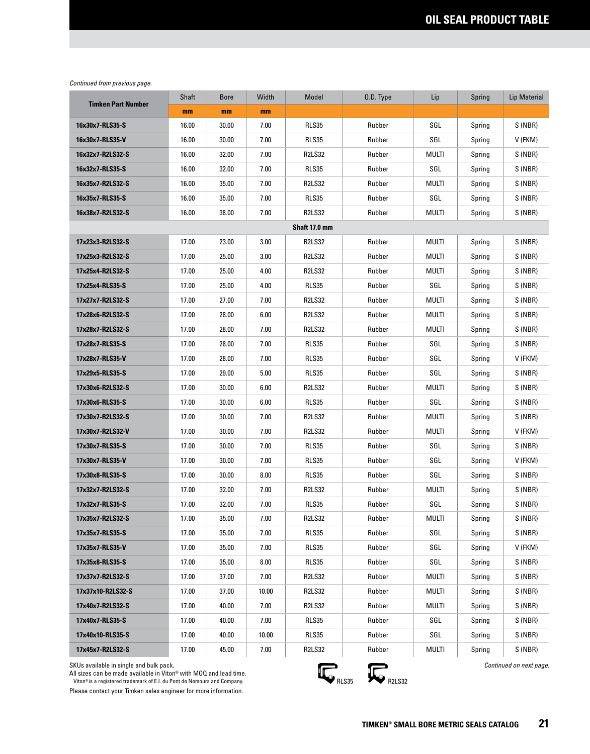# OIL SEAL PRODUCT TABLE

*Continued from previous page.*

| Timken Part Number | Shaft | Bore | Width | Model | O.D. Type | Lip | Spring | Lip Material |
|---|---|---|---|---|---|---|---|---|
| | mm | mm | mm | | | | | |
| 16x30x7-RLS35-S | 16.00 | 30.00 | 7.00 | RLS35 | Rubber | SGL | Spring | S (NBR) |
| 16x30x7-RLS35-V | 16.00 | 30.00 | 7.00 | RLS35 | Rubber | SGL | Spring | V (FKM) |
| 16x32x7-R2LS32-S | 16.00 | 32.00 | 7.00 | R2LS32 | Rubber | MULTI | Spring | S (NBR) |
| 16x32x7-RLS35-S | 16.00 | 32.00 | 7.00 | RLS35 | Rubber | SGL | Spring | S (NBR) |
| 16x35x7-R2LS32-S | 16.00 | 35.00 | 7.00 | R2LS32 | Rubber | MULTI | Spring | S (NBR) |
| 16x35x7-RLS35-S | 16.00 | 35.00 | 7.00 | RLS35 | Rubber | SGL | Spring | S (NBR) |
| 16x38x7-R2LS32-S | 16.00 | 38.00 | 7.00 | R2LS32 | Rubber | MULTI | Spring | S (NBR) |
| **Shaft 17.0 mm** | | | | | | | | |
| 17x23x3-R2LS32-S | 17.00 | 23.00 | 3.00 | R2LS32 | Rubber | MULTI | Spring | S (NBR) |
| 17x25x3-R2LS32-S | 17.00 | 25.00 | 3.00 | R2LS32 | Rubber | MULTI | Spring | S (NBR) |
| 17x25x4-R2LS32-S | 17.00 | 25.00 | 4.00 | R2LS32 | Rubber | MULTI | Spring | S (NBR) |
| 17x25x4-RLS35-S | 17.00 | 25.00 | 4.00 | RLS35 | Rubber | SGL | Spring | S (NBR) |
| 17x27x7-R2LS32-S | 17.00 | 27.00 | 7.00 | R2LS32 | Rubber | MULTI | Spring | S (NBR) |
| 17x28x6-R2LS32-S | 17.00 | 28.00 | 6.00 | R2LS32 | Rubber | MULTI | Spring | S (NBR) |
| 17x28x7-R2LS32-S | 17.00 | 28.00 | 7.00 | R2LS32 | Rubber | MULTI | Spring | S (NBR) |
| 17x28x7-RLS35-S | 17.00 | 28.00 | 7.00 | RLS35 | Rubber | SGL | Spring | S (NBR) |
| 17x28x7-RLS35-V | 17.00 | 28.00 | 7.00 | RLS35 | Rubber | SGL | Spring | V (FKM) |
| 17x29x5-RLS35-S | 17.00 | 29.00 | 5.00 | RLS35 | Rubber | SGL | Spring | S (NBR) |
| 17x30x6-R2LS32-S | 17.00 | 30.00 | 6.00 | R2LS32 | Rubber | MULTI | Spring | S (NBR) |
| 17x30x6-RLS35-S | 17.00 | 30.00 | 6.00 | RLS35 | Rubber | SGL | Spring | S (NBR) |
| 17x30x7-R2LS32-S | 17.00 | 30.00 | 7.00 | R2LS32 | Rubber | MULTI | Spring | S (NBR) |
| 17x30x7-R2LS32-V | 17.00 | 30.00 | 7.00 | R2LS32 | Rubber | MULTI | Spring | V (FKM) |
| 17x30x7-RLS35-S | 17.00 | 30.00 | 7.00 | RLS35 | Rubber | SGL | Spring | S (NBR) |
| 17x30x7-RLS35-V | 17.00 | 30.00 | 7.00 | RLS35 | Rubber | SGL | Spring | V (FKM) |
| 17x30x8-RLS35-S | 17.00 | 30.00 | 8.00 | RLS35 | Rubber | SGL | Spring | S (NBR) |
| 17x32x7-R2LS32-S | 17.00 | 32.00 | 7.00 | R2LS32 | Rubber | MULTI | Spring | S (NBR) |
| 17x32x7-RLS35-S | 17.00 | 32.00 | 7.00 | RLS35 | Rubber | SGL | Spring | S (NBR) |
| 17x35x7-R2LS32-S | 17.00 | 35.00 | 7.00 | R2LS32 | Rubber | MULTI | Spring | S (NBR) |
| 17x35x7-RLS35-S | 17.00 | 35.00 | 7.00 | RLS35 | Rubber | SGL | Spring | S (NBR) |
| 17x35x7-RLS35-V | 17.00 | 35.00 | 7.00 | RLS35 | Rubber | SGL | Spring | V (FKM) |
| 17x35x8-RLS35-S | 17.00 | 35.00 | 8.00 | RLS35 | Rubber | SGL | Spring | S (NBR) |
| 17x37x7-R2LS32-S | 17.00 | 37.00 | 7.00 | R2LS32 | Rubber | MULTI | Spring | S (NBR) |
| 17x37x10-R2LS32-S | 17.00 | 37.00 | 10.00 | R2LS32 | Rubber | MULTI | Spring | S (NBR) |
| 17x40x7-R2LS32-S | 17.00 | 40.00 | 7.00 | R2LS32 | Rubber | MULTI | Spring | S (NBR) |
| 17x40x7-RLS35-S | 17.00 | 40.00 | 7.00 | RLS35 | Rubber | SGL | Spring | S (NBR) |
| 17x40x10-RLS35-S | 17.00 | 40.00 | 10.00 | RLS35 | Rubber | SGL | Spring | S (NBR) |
| 17x45x7-R2LS32-S | 17.00 | 45.00 | 7.00 | R2LS32 | Rubber | MULTI | Spring | S (NBR) |

SKUs available in single and bulk pack.
All sizes can be made available in Viton® with MOQ and lead time.
Viton® is a registered trademark of E.I. du Pont de Nemours and Company.
Please contact your Timken sales engineer for more information.

RLS35 R2LS32

*Continued on next page.*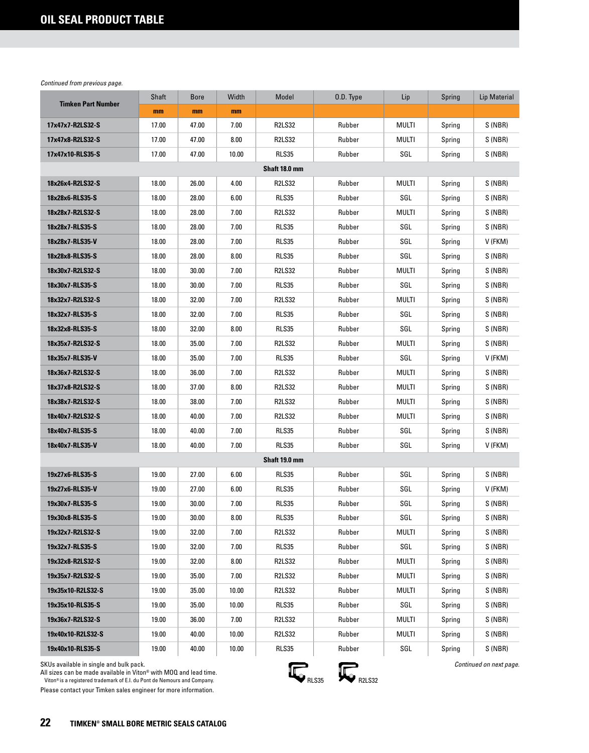## OIL SEAL PRODUCT TABLE

*Continued from previous page.*

| Timken Part Number | Shaft | Bore | Width | Model | O.D. Type | Lip | Spring | Lip Material |
|---|---|---|---|---|---|---|---|---|
| | mm | mm | mm | | | | | |
| 17x47x7-R2LS32-S | 17.00 | 47.00 | 7.00 | R2LS32 | Rubber | MULTI | Spring | S (NBR) |
| 17x47x8-R2LS32-S | 17.00 | 47.00 | 8.00 | R2LS32 | Rubber | MULTI | Spring | S (NBR) |
| 17x47x10-RLS35-S | 17.00 | 47.00 | 10.00 | RLS35 | Rubber | SGL | Spring | S (NBR) |
| **Shaft 18.0 mm** | | | | | | | | |
| 18x26x4-R2LS32-S | 18.00 | 26.00 | 4.00 | R2LS32 | Rubber | MULTI | Spring | S (NBR) |
| 18x28x6-RLS35-S | 18.00 | 28.00 | 6.00 | RLS35 | Rubber | SGL | Spring | S (NBR) |
| 18x28x7-R2LS32-S | 18.00 | 28.00 | 7.00 | R2LS32 | Rubber | MULTI | Spring | S (NBR) |
| 18x28x7-RLS35-S | 18.00 | 28.00 | 7.00 | RLS35 | Rubber | SGL | Spring | S (NBR) |
| 18x28x7-RLS35-V | 18.00 | 28.00 | 7.00 | RLS35 | Rubber | SGL | Spring | V (FKM) |
| 18x28x8-RLS35-S | 18.00 | 28.00 | 8.00 | RLS35 | Rubber | SGL | Spring | S (NBR) |
| 18x30x7-R2LS32-S | 18.00 | 30.00 | 7.00 | R2LS32 | Rubber | MULTI | Spring | S (NBR) |
| 18x30x7-RLS35-S | 18.00 | 30.00 | 7.00 | RLS35 | Rubber | SGL | Spring | S (NBR) |
| 18x32x7-R2LS32-S | 18.00 | 32.00 | 7.00 | R2LS32 | Rubber | MULTI | Spring | S (NBR) |
| 18x32x7-RLS35-S | 18.00 | 32.00 | 7.00 | RLS35 | Rubber | SGL | Spring | S (NBR) |
| 18x32x8-RLS35-S | 18.00 | 32.00 | 8.00 | RLS35 | Rubber | SGL | Spring | S (NBR) |
| 18x35x7-R2LS32-S | 18.00 | 35.00 | 7.00 | R2LS32 | Rubber | MULTI | Spring | S (NBR) |
| 18x35x7-RLS35-V | 18.00 | 35.00 | 7.00 | RLS35 | Rubber | SGL | Spring | V (FKM) |
| 18x36x7-R2LS32-S | 18.00 | 36.00 | 7.00 | R2LS32 | Rubber | MULTI | Spring | S (NBR) |
| 18x37x8-R2LS32-S | 18.00 | 37.00 | 8.00 | R2LS32 | Rubber | MULTI | Spring | S (NBR) |
| 18x38x7-R2LS32-S | 18.00 | 38.00 | 7.00 | R2LS32 | Rubber | MULTI | Spring | S (NBR) |
| 18x40x7-R2LS32-S | 18.00 | 40.00 | 7.00 | R2LS32 | Rubber | MULTI | Spring | S (NBR) |
| 18x40x7-RLS35-S | 18.00 | 40.00 | 7.00 | RLS35 | Rubber | SGL | Spring | S (NBR) |
| 18x40x7-RLS35-V | 18.00 | 40.00 | 7.00 | RLS35 | Rubber | SGL | Spring | V (FKM) |
| **Shaft 19.0 mm** | | | | | | | | |
| 19x27x6-RLS35-S | 19.00 | 27.00 | 6.00 | RLS35 | Rubber | SGL | Spring | S (NBR) |
| 19x27x6-RLS35-V | 19.00 | 27.00 | 6.00 | RLS35 | Rubber | SGL | Spring | V (FKM) |
| 19x30x7-RLS35-S | 19.00 | 30.00 | 7.00 | RLS35 | Rubber | SGL | Spring | S (NBR) |
| 19x30x8-RLS35-S | 19.00 | 30.00 | 8.00 | RLS35 | Rubber | SGL | Spring | S (NBR) |
| 19x32x7-R2LS32-S | 19.00 | 32.00 | 7.00 | R2LS32 | Rubber | MULTI | Spring | S (NBR) |
| 19x32x7-RLS35-S | 19.00 | 32.00 | 7.00 | RLS35 | Rubber | SGL | Spring | S (NBR) |
| 19x32x8-R2LS32-S | 19.00 | 32.00 | 8.00 | R2LS32 | Rubber | MULTI | Spring | S (NBR) |
| 19x35x7-R2LS32-S | 19.00 | 35.00 | 7.00 | R2LS32 | Rubber | MULTI | Spring | S (NBR) |
| 19x35x10-R2LS32-S | 19.00 | 35.00 | 10.00 | R2LS32 | Rubber | MULTI | Spring | S (NBR) |
| 19x35x10-RLS35-S | 19.00 | 35.00 | 10.00 | RLS35 | Rubber | SGL | Spring | S (NBR) |
| 19x36x7-R2LS32-S | 19.00 | 36.00 | 7.00 | R2LS32 | Rubber | MULTI | Spring | S (NBR) |
| 19x40x10-R2LS32-S | 19.00 | 40.00 | 10.00 | R2LS32 | Rubber | MULTI | Spring | S (NBR) |
| 19x40x10-RLS35-S | 19.00 | 40.00 | 10.00 | RLS35 | Rubber | SGL | Spring | S (NBR) |

SKUs available in single and bulk pack.
All sizes can be made available in Viton® with MOQ and lead time.
Viton® is a registered trademark of E.I. du Pont de Nemours and Company.
Please contact your Timken sales engineer for more information.

RLS35 R2LS32

*Continued on next page.*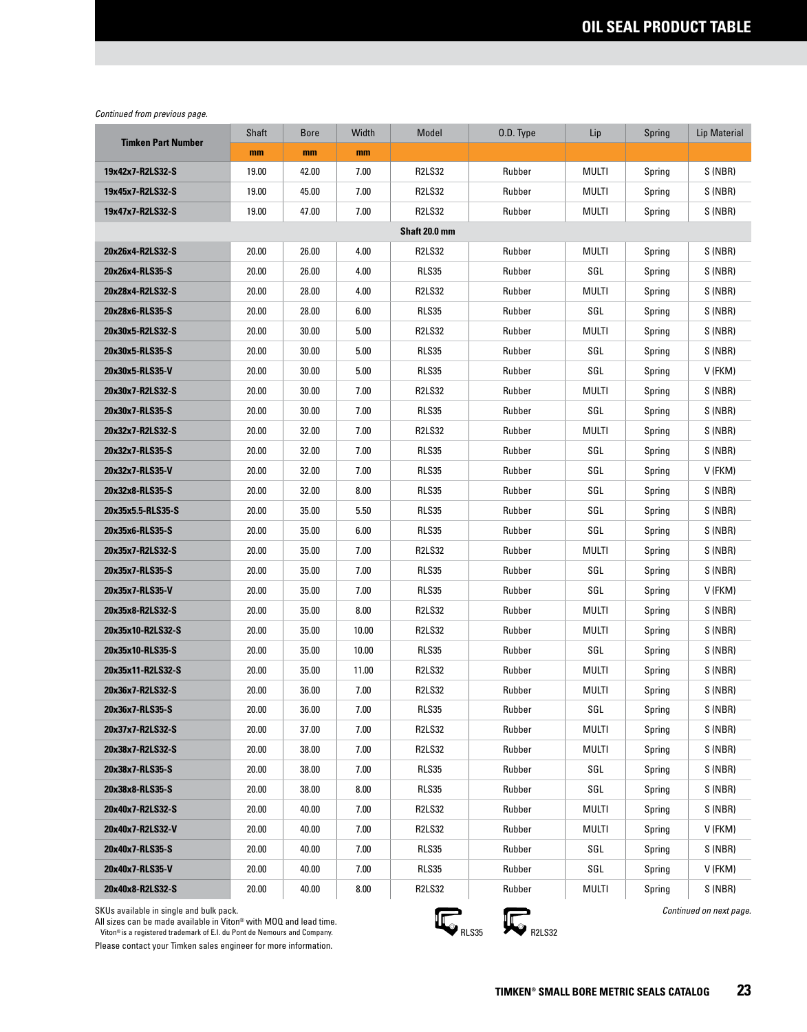*Continued from previous page.*

| Timken Part Number | Shaft | Bore | Width | Model | O.D. Type | Lip | Spring | Lip Material |
|---|---|---|---|---|---|---|---|---|
| | mm | mm | mm | | | | | |
| 19x42x7-R2LS32-S | 19.00 | 42.00 | 7.00 | R2LS32 | Rubber | MULTI | Spring | S (NBR) |
| 19x45x7-R2LS32-S | 19.00 | 45.00 | 7.00 | R2LS32 | Rubber | MULTI | Spring | S (NBR) |
| 19x47x7-R2LS32-S | 19.00 | 47.00 | 7.00 | R2LS32 | Rubber | MULTI | Spring | S (NBR) |
| **Shaft 20.0 mm** | | | | | | | | |
| 20x26x4-R2LS32-S | 20.00 | 26.00 | 4.00 | R2LS32 | Rubber | MULTI | Spring | S (NBR) |
| 20x26x4-RLS35-S | 20.00 | 26.00 | 4.00 | RLS35 | Rubber | SGL | Spring | S (NBR) |
| 20x28x4-R2LS32-S | 20.00 | 28.00 | 4.00 | R2LS32 | Rubber | MULTI | Spring | S (NBR) |
| 20x28x6-RLS35-S | 20.00 | 28.00 | 6.00 | RLS35 | Rubber | SGL | Spring | S (NBR) |
| 20x30x5-R2LS32-S | 20.00 | 30.00 | 5.00 | R2LS32 | Rubber | MULTI | Spring | S (NBR) |
| 20x30x5-RLS35-S | 20.00 | 30.00 | 5.00 | RLS35 | Rubber | SGL | Spring | S (NBR) |
| 20x30x5-RLS35-V | 20.00 | 30.00 | 5.00 | RLS35 | Rubber | SGL | Spring | V (FKM) |
| 20x30x7-R2LS32-S | 20.00 | 30.00 | 7.00 | R2LS32 | Rubber | MULTI | Spring | S (NBR) |
| 20x30x7-RLS35-S | 20.00 | 30.00 | 7.00 | RLS35 | Rubber | SGL | Spring | S (NBR) |
| 20x32x7-R2LS32-S | 20.00 | 32.00 | 7.00 | R2LS32 | Rubber | MULTI | Spring | S (NBR) |
| 20x32x7-RLS35-S | 20.00 | 32.00 | 7.00 | RLS35 | Rubber | SGL | Spring | S (NBR) |
| 20x32x7-RLS35-V | 20.00 | 32.00 | 7.00 | RLS35 | Rubber | SGL | Spring | V (FKM) |
| 20x32x8-RLS35-S | 20.00 | 32.00 | 8.00 | RLS35 | Rubber | SGL | Spring | S (NBR) |
| 20x35x5.5-RLS35-S | 20.00 | 35.00 | 5.50 | RLS35 | Rubber | SGL | Spring | S (NBR) |
| 20x35x6-RLS35-S | 20.00 | 35.00 | 6.00 | RLS35 | Rubber | SGL | Spring | S (NBR) |
| 20x35x7-R2LS32-S | 20.00 | 35.00 | 7.00 | R2LS32 | Rubber | MULTI | Spring | S (NBR) |
| 20x35x7-RLS35-S | 20.00 | 35.00 | 7.00 | RLS35 | Rubber | SGL | Spring | S (NBR) |
| 20x35x7-RLS35-V | 20.00 | 35.00 | 7.00 | RLS35 | Rubber | SGL | Spring | V (FKM) |
| 20x35x8-R2LS32-S | 20.00 | 35.00 | 8.00 | R2LS32 | Rubber | MULTI | Spring | S (NBR) |
| 20x35x10-R2LS32-S | 20.00 | 35.00 | 10.00 | R2LS32 | Rubber | MULTI | Spring | S (NBR) |
| 20x35x10-RLS35-S | 20.00 | 35.00 | 10.00 | RLS35 | Rubber | SGL | Spring | S (NBR) |
| 20x35x11-R2LS32-S | 20.00 | 35.00 | 11.00 | R2LS32 | Rubber | MULTI | Spring | S (NBR) |
| 20x36x7-R2LS32-S | 20.00 | 36.00 | 7.00 | R2LS32 | Rubber | MULTI | Spring | S (NBR) |
| 20x36x7-RLS35-S | 20.00 | 36.00 | 7.00 | RLS35 | Rubber | SGL | Spring | S (NBR) |
| 20x37x7-R2LS32-S | 20.00 | 37.00 | 7.00 | R2LS32 | Rubber | MULTI | Spring | S (NBR) |
| 20x38x7-R2LS32-S | 20.00 | 38.00 | 7.00 | R2LS32 | Rubber | MULTI | Spring | S (NBR) |
| 20x38x7-RLS35-S | 20.00 | 38.00 | 7.00 | RLS35 | Rubber | SGL | Spring | S (NBR) |
| 20x38x8-RLS35-S | 20.00 | 38.00 | 8.00 | RLS35 | Rubber | SGL | Spring | S (NBR) |
| 20x40x7-R2LS32-S | 20.00 | 40.00 | 7.00 | R2LS32 | Rubber | MULTI | Spring | S (NBR) |
| 20x40x7-R2LS32-V | 20.00 | 40.00 | 7.00 | R2LS32 | Rubber | MULTI | Spring | V (FKM) |
| 20x40x7-RLS35-S | 20.00 | 40.00 | 7.00 | RLS35 | Rubber | SGL | Spring | S (NBR) |
| 20x40x7-RLS35-V | 20.00 | 40.00 | 7.00 | RLS35 | Rubber | SGL | Spring | V (FKM) |
| 20x40x8-R2LS32-S | 20.00 | 40.00 | 8.00 | R2LS32 | Rubber | MULTI | Spring | S (NBR) |

SKUs available in single and bulk pack.
All sizes can be made available in Viton® with MOQ and lead time.
Viton® is a registered trademark of E.I. du Pont de Nemours and Company.
Please contact your Timken sales engineer for more information.

RLS35 R2LS32

*Continued on next page.*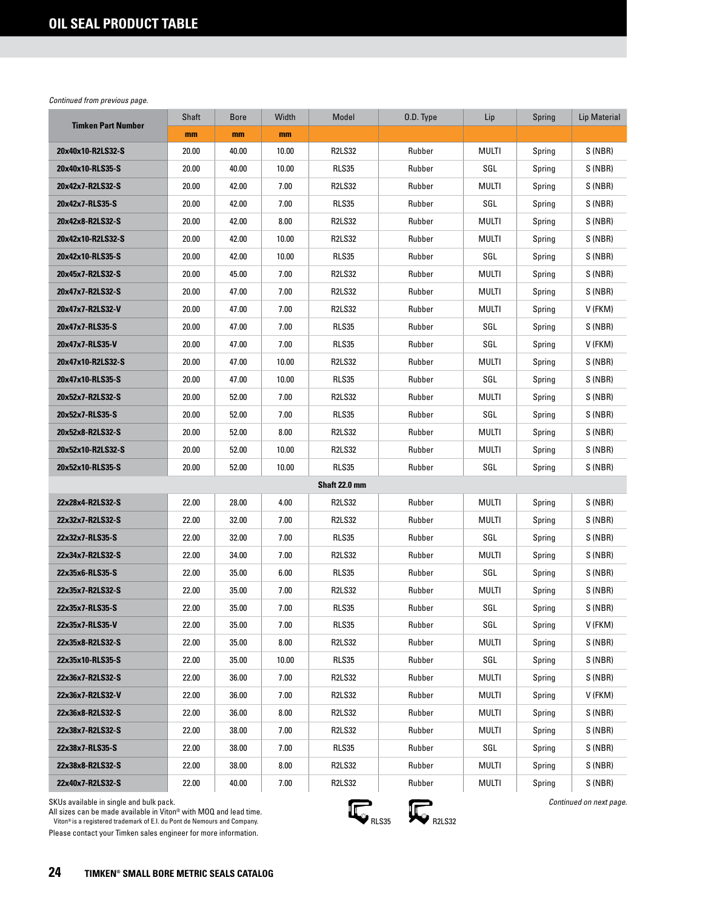## OIL SEAL PRODUCT TABLE

*Continued from previous page.*

| Timken Part Number | Shaft | Bore | Width | Model | O.D. Type | Lip | Spring | Lip Material |
|---|---|---|---|---|---|---|---|---|
| | mm | mm | mm | | | | | |
| 20x40x10-R2LS32-S | 20.00 | 40.00 | 10.00 | R2LS32 | Rubber | MULTI | Spring | S (NBR) |
| 20x40x10-RLS35-S | 20.00 | 40.00 | 10.00 | RLS35 | Rubber | SGL | Spring | S (NBR) |
| 20x42x7-R2LS32-S | 20.00 | 42.00 | 7.00 | R2LS32 | Rubber | MULTI | Spring | S (NBR) |
| 20x42x7-RLS35-S | 20.00 | 42.00 | 7.00 | RLS35 | Rubber | SGL | Spring | S (NBR) |
| 20x42x8-R2LS32-S | 20.00 | 42.00 | 8.00 | R2LS32 | Rubber | MULTI | Spring | S (NBR) |
| 20x42x10-R2LS32-S | 20.00 | 42.00 | 10.00 | R2LS32 | Rubber | MULTI | Spring | S (NBR) |
| 20x42x10-RLS35-S | 20.00 | 42.00 | 10.00 | RLS35 | Rubber | SGL | Spring | S (NBR) |
| 20x45x7-R2LS32-S | 20.00 | 45.00 | 7.00 | R2LS32 | Rubber | MULTI | Spring | S (NBR) |
| 20x47x7-R2LS32-S | 20.00 | 47.00 | 7.00 | R2LS32 | Rubber | MULTI | Spring | S (NBR) |
| 20x47x7-R2LS32-V | 20.00 | 47.00 | 7.00 | R2LS32 | Rubber | MULTI | Spring | V (FKM) |
| 20x47x7-RLS35-S | 20.00 | 47.00 | 7.00 | RLS35 | Rubber | SGL | Spring | S (NBR) |
| 20x47x7-RLS35-V | 20.00 | 47.00 | 7.00 | RLS35 | Rubber | SGL | Spring | V (FKM) |
| 20x47x10-R2LS32-S | 20.00 | 47.00 | 10.00 | R2LS32 | Rubber | MULTI | Spring | S (NBR) |
| 20x47x10-RLS35-S | 20.00 | 47.00 | 10.00 | RLS35 | Rubber | SGL | Spring | S (NBR) |
| 20x52x7-R2LS32-S | 20.00 | 52.00 | 7.00 | R2LS32 | Rubber | MULTI | Spring | S (NBR) |
| 20x52x7-RLS35-S | 20.00 | 52.00 | 7.00 | RLS35 | Rubber | SGL | Spring | S (NBR) |
| 20x52x8-R2LS32-S | 20.00 | 52.00 | 8.00 | R2LS32 | Rubber | MULTI | Spring | S (NBR) |
| 20x52x10-R2LS32-S | 20.00 | 52.00 | 10.00 | R2LS32 | Rubber | MULTI | Spring | S (NBR) |
| 20x52x10-RLS35-S | 20.00 | 52.00 | 10.00 | RLS35 | Rubber | SGL | Spring | S (NBR) |
| **Shaft 22.0 mm** | | | | | | | | |
| 22x28x4-R2LS32-S | 22.00 | 28.00 | 4.00 | R2LS32 | Rubber | MULTI | Spring | S (NBR) |
| 22x32x7-R2LS32-S | 22.00 | 32.00 | 7.00 | R2LS32 | Rubber | MULTI | Spring | S (NBR) |
| 22x32x7-RLS35-S | 22.00 | 32.00 | 7.00 | RLS35 | Rubber | SGL | Spring | S (NBR) |
| 22x34x7-R2LS32-S | 22.00 | 34.00 | 7.00 | R2LS32 | Rubber | MULTI | Spring | S (NBR) |
| 22x35x6-RLS35-S | 22.00 | 35.00 | 6.00 | RLS35 | Rubber | SGL | Spring | S (NBR) |
| 22x35x7-R2LS32-S | 22.00 | 35.00 | 7.00 | R2LS32 | Rubber | MULTI | Spring | S (NBR) |
| 22x35x7-RLS35-S | 22.00 | 35.00 | 7.00 | RLS35 | Rubber | SGL | Spring | S (NBR) |
| 22x35x7-RLS35-V | 22.00 | 35.00 | 7.00 | RLS35 | Rubber | SGL | Spring | V (FKM) |
| 22x35x8-R2LS32-S | 22.00 | 35.00 | 8.00 | R2LS32 | Rubber | MULTI | Spring | S (NBR) |
| 22x35x10-RLS35-S | 22.00 | 35.00 | 10.00 | RLS35 | Rubber | SGL | Spring | S (NBR) |
| 22x36x7-R2LS32-S | 22.00 | 36.00 | 7.00 | R2LS32 | Rubber | MULTI | Spring | S (NBR) |
| 22x36x7-R2LS32-V | 22.00 | 36.00 | 7.00 | R2LS32 | Rubber | MULTI | Spring | V (FKM) |
| 22x36x8-R2LS32-S | 22.00 | 36.00 | 8.00 | R2LS32 | Rubber | MULTI | Spring | S (NBR) |
| 22x38x7-R2LS32-S | 22.00 | 38.00 | 7.00 | R2LS32 | Rubber | MULTI | Spring | S (NBR) |
| 22x38x7-RLS35-S | 22.00 | 38.00 | 7.00 | RLS35 | Rubber | SGL | Spring | S (NBR) |
| 22x38x8-R2LS32-S | 22.00 | 38.00 | 8.00 | R2LS32 | Rubber | MULTI | Spring | S (NBR) |
| 22x40x7-R2LS32-S | 22.00 | 40.00 | 7.00 | R2LS32 | Rubber | MULTI | Spring | S (NBR) |

SKUs available in single and bulk pack.
All sizes can be made available in Viton® with MOQ and lead time.
Viton® is a registered trademark of E.I. du Pont de Nemours and Company.
Please contact your Timken sales engineer for more information.

RLS35 R2LS32

*Continued on next page.*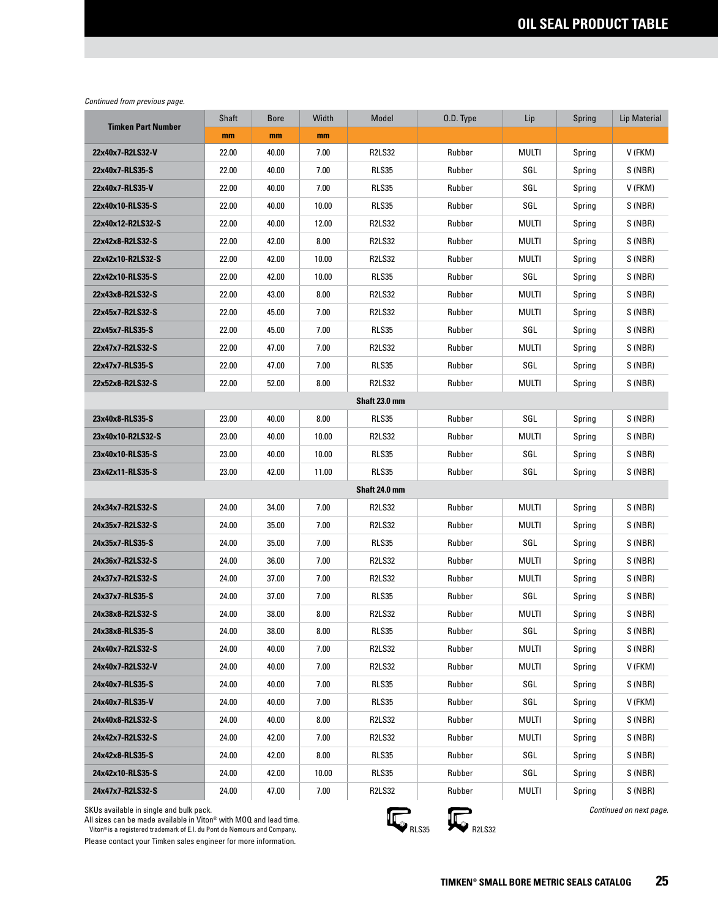# OIL SEAL PRODUCT TABLE

*Continued from previous page.*

| Timken Part Number | Shaft | Bore | Width | Model | O.D. Type | Lip | Spring | Lip Material |
|---|---|---|---|---|---|---|---|---|
| | mm | mm | mm | | | | | |
| 22x40x7-R2LS32-V | 22.00 | 40.00 | 7.00 | R2LS32 | Rubber | MULTI | Spring | V (FKM) |
| 22x40x7-RLS35-S | 22.00 | 40.00 | 7.00 | RLS35 | Rubber | SGL | Spring | S (NBR) |
| 22x40x7-RLS35-V | 22.00 | 40.00 | 7.00 | RLS35 | Rubber | SGL | Spring | V (FKM) |
| 22x40x10-RLS35-S | 22.00 | 40.00 | 10.00 | RLS35 | Rubber | SGL | Spring | S (NBR) |
| 22x40x12-R2LS32-S | 22.00 | 40.00 | 12.00 | R2LS32 | Rubber | MULTI | Spring | S (NBR) |
| 22x42x8-R2LS32-S | 22.00 | 42.00 | 8.00 | R2LS32 | Rubber | MULTI | Spring | S (NBR) |
| 22x42x10-R2LS32-S | 22.00 | 42.00 | 10.00 | R2LS32 | Rubber | MULTI | Spring | S (NBR) |
| 22x42x10-RLS35-S | 22.00 | 42.00 | 10.00 | RLS35 | Rubber | SGL | Spring | S (NBR) |
| 22x43x8-R2LS32-S | 22.00 | 43.00 | 8.00 | R2LS32 | Rubber | MULTI | Spring | S (NBR) |
| 22x45x7-R2LS32-S | 22.00 | 45.00 | 7.00 | R2LS32 | Rubber | MULTI | Spring | S (NBR) |
| 22x45x7-RLS35-S | 22.00 | 45.00 | 7.00 | RLS35 | Rubber | SGL | Spring | S (NBR) |
| 22x47x7-R2LS32-S | 22.00 | 47.00 | 7.00 | R2LS32 | Rubber | MULTI | Spring | S (NBR) |
| 22x47x7-RLS35-S | 22.00 | 47.00 | 7.00 | RLS35 | Rubber | SGL | Spring | S (NBR) |
| 22x52x8-R2LS32-S | 22.00 | 52.00 | 8.00 | R2LS32 | Rubber | MULTI | Spring | S (NBR) |
| **Shaft 23.0 mm** | | | | | | | | |
| 23x40x8-RLS35-S | 23.00 | 40.00 | 8.00 | RLS35 | Rubber | SGL | Spring | S (NBR) |
| 23x40x10-R2LS32-S | 23.00 | 40.00 | 10.00 | R2LS32 | Rubber | MULTI | Spring | S (NBR) |
| 23x40x10-RLS35-S | 23.00 | 40.00 | 10.00 | RLS35 | Rubber | SGL | Spring | S (NBR) |
| 23x42x11-RLS35-S | 23.00 | 42.00 | 11.00 | RLS35 | Rubber | SGL | Spring | S (NBR) |
| **Shaft 24.0 mm** | | | | | | | | |
| 24x34x7-R2LS32-S | 24.00 | 34.00 | 7.00 | R2LS32 | Rubber | MULTI | Spring | S (NBR) |
| 24x35x7-R2LS32-S | 24.00 | 35.00 | 7.00 | R2LS32 | Rubber | MULTI | Spring | S (NBR) |
| 24x35x7-RLS35-S | 24.00 | 35.00 | 7.00 | RLS35 | Rubber | SGL | Spring | S (NBR) |
| 24x36x7-R2LS32-S | 24.00 | 36.00 | 7.00 | R2LS32 | Rubber | MULTI | Spring | S (NBR) |
| 24x37x7-R2LS32-S | 24.00 | 37.00 | 7.00 | R2LS32 | Rubber | MULTI | Spring | S (NBR) |
| 24x37x7-RLS35-S | 24.00 | 37.00 | 7.00 | RLS35 | Rubber | SGL | Spring | S (NBR) |
| 24x38x8-R2LS32-S | 24.00 | 38.00 | 8.00 | R2LS32 | Rubber | MULTI | Spring | S (NBR) |
| 24x38x8-RLS35-S | 24.00 | 38.00 | 8.00 | RLS35 | Rubber | SGL | Spring | S (NBR) |
| 24x40x7-R2LS32-S | 24.00 | 40.00 | 7.00 | R2LS32 | Rubber | MULTI | Spring | S (NBR) |
| 24x40x7-R2LS32-V | 24.00 | 40.00 | 7.00 | R2LS32 | Rubber | MULTI | Spring | V (FKM) |
| 24x40x7-RLS35-S | 24.00 | 40.00 | 7.00 | RLS35 | Rubber | SGL | Spring | S (NBR) |
| 24x40x7-RLS35-V | 24.00 | 40.00 | 7.00 | RLS35 | Rubber | SGL | Spring | V (FKM) |
| 24x40x8-R2LS32-S | 24.00 | 40.00 | 8.00 | R2LS32 | Rubber | MULTI | Spring | S (NBR) |
| 24x42x7-R2LS32-S | 24.00 | 42.00 | 7.00 | R2LS32 | Rubber | MULTI | Spring | S (NBR) |
| 24x42x8-RLS35-S | 24.00 | 42.00 | 8.00 | RLS35 | Rubber | SGL | Spring | S (NBR) |
| 24x42x10-RLS35-S | 24.00 | 42.00 | 10.00 | RLS35 | Rubber | SGL | Spring | S (NBR) |
| 24x47x7-R2LS32-S | 24.00 | 47.00 | 7.00 | R2LS32 | Rubber | MULTI | Spring | S (NBR) |

SKUs available in single and bulk pack.
All sizes can be made available in Viton® with MOQ and lead time.
Viton® is a registered trademark of E.I. du Pont de Nemours and Company.
Please contact your Timken sales engineer for more information.

RLS35 R2LS32

*Continued on next page.*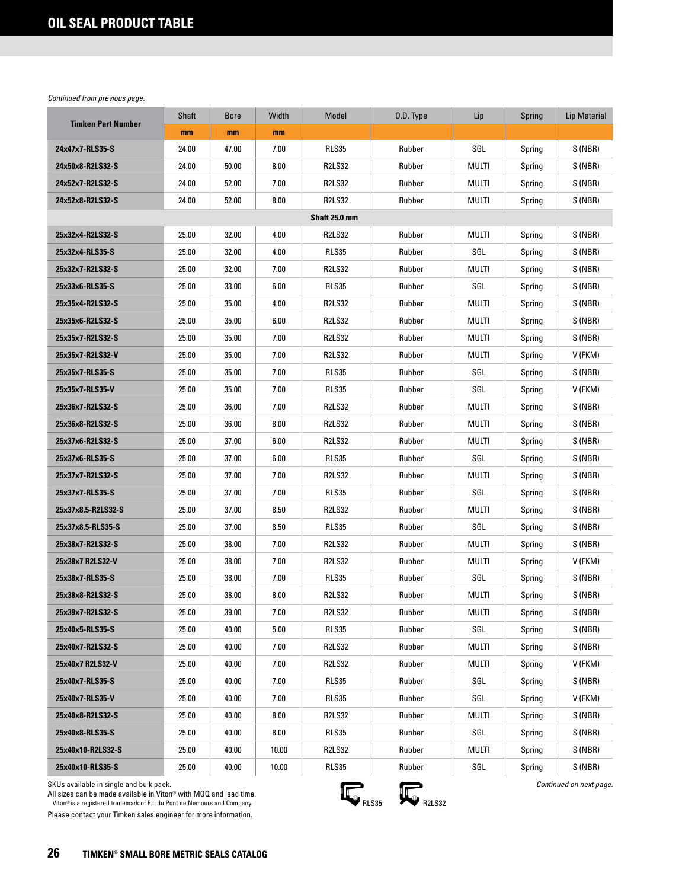## OIL SEAL PRODUCT TABLE

*Continued from previous page.*

| Timken Part Number | Shaft | Bore | Width | Model | O.D. Type | Lip | Spring | Lip Material |
|---|---|---|---|---|---|---|---|---|
| | mm | mm | mm | | | | | |
| 24x47x7-RLS35-S | 24.00 | 47.00 | 7.00 | RLS35 | Rubber | SGL | Spring | S (NBR) |
| 24x50x8-R2LS32-S | 24.00 | 50.00 | 8.00 | R2LS32 | Rubber | MULTI | Spring | S (NBR) |
| 24x52x7-R2LS32-S | 24.00 | 52.00 | 7.00 | R2LS32 | Rubber | MULTI | Spring | S (NBR) |
| 24x52x8-R2LS32-S | 24.00 | 52.00 | 8.00 | R2LS32 | Rubber | MULTI | Spring | S (NBR) |
| **Shaft 25.0 mm** | | | | | | | | |
| 25x32x4-R2LS32-S | 25.00 | 32.00 | 4.00 | R2LS32 | Rubber | MULTI | Spring | S (NBR) |
| 25x32x4-RLS35-S | 25.00 | 32.00 | 4.00 | RLS35 | Rubber | SGL | Spring | S (NBR) |
| 25x32x7-R2LS32-S | 25.00 | 32.00 | 7.00 | R2LS32 | Rubber | MULTI | Spring | S (NBR) |
| 25x33x6-RLS35-S | 25.00 | 33.00 | 6.00 | RLS35 | Rubber | SGL | Spring | S (NBR) |
| 25x35x4-R2LS32-S | 25.00 | 35.00 | 4.00 | R2LS32 | Rubber | MULTI | Spring | S (NBR) |
| 25x35x6-R2LS32-S | 25.00 | 35.00 | 6.00 | R2LS32 | Rubber | MULTI | Spring | S (NBR) |
| 25x35x7-R2LS32-S | 25.00 | 35.00 | 7.00 | R2LS32 | Rubber | MULTI | Spring | S (NBR) |
| 25x35x7-R2LS32-V | 25.00 | 35.00 | 7.00 | R2LS32 | Rubber | MULTI | Spring | V (FKM) |
| 25x35x7-RLS35-S | 25.00 | 35.00 | 7.00 | RLS35 | Rubber | SGL | Spring | S (NBR) |
| 25x35x7-RLS35-V | 25.00 | 35.00 | 7.00 | RLS35 | Rubber | SGL | Spring | V (FKM) |
| 25x36x7-R2LS32-S | 25.00 | 36.00 | 7.00 | R2LS32 | Rubber | MULTI | Spring | S (NBR) |
| 25x36x8-R2LS32-S | 25.00 | 36.00 | 8.00 | R2LS32 | Rubber | MULTI | Spring | S (NBR) |
| 25x37x6-R2LS32-S | 25.00 | 37.00 | 6.00 | R2LS32 | Rubber | MULTI | Spring | S (NBR) |
| 25x37x6-RLS35-S | 25.00 | 37.00 | 6.00 | RLS35 | Rubber | SGL | Spring | S (NBR) |
| 25x37x7-R2LS32-S | 25.00 | 37.00 | 7.00 | R2LS32 | Rubber | MULTI | Spring | S (NBR) |
| 25x37x7-RLS35-S | 25.00 | 37.00 | 7.00 | RLS35 | Rubber | SGL | Spring | S (NBR) |
| 25x37x8.5-R2LS32-S | 25.00 | 37.00 | 8.50 | R2LS32 | Rubber | MULTI | Spring | S (NBR) |
| 25x37x8.5-RLS35-S | 25.00 | 37.00 | 8.50 | RLS35 | Rubber | SGL | Spring | S (NBR) |
| 25x38x7-R2LS32-S | 25.00 | 38.00 | 7.00 | R2LS32 | Rubber | MULTI | Spring | S (NBR) |
| 25x38x7 R2LS32-V | 25.00 | 38.00 | 7.00 | R2LS32 | Rubber | MULTI | Spring | V (FKM) |
| 25x38x7-RLS35-S | 25.00 | 38.00 | 7.00 | RLS35 | Rubber | SGL | Spring | S (NBR) |
| 25x38x8-R2LS32-S | 25.00 | 38.00 | 8.00 | R2LS32 | Rubber | MULTI | Spring | S (NBR) |
| 25x39x7-R2LS32-S | 25.00 | 39.00 | 7.00 | R2LS32 | Rubber | MULTI | Spring | S (NBR) |
| 25x40x5-RLS35-S | 25.00 | 40.00 | 5.00 | RLS35 | Rubber | SGL | Spring | S (NBR) |
| 25x40x7-R2LS32-S | 25.00 | 40.00 | 7.00 | R2LS32 | Rubber | MULTI | Spring | S (NBR) |
| 25x40x7 R2LS32-V | 25.00 | 40.00 | 7.00 | R2LS32 | Rubber | MULTI | Spring | V (FKM) |
| 25x40x7-RLS35-S | 25.00 | 40.00 | 7.00 | RLS35 | Rubber | SGL | Spring | S (NBR) |
| 25x40x7-RLS35-V | 25.00 | 40.00 | 7.00 | RLS35 | Rubber | SGL | Spring | V (FKM) |
| 25x40x8-R2LS32-S | 25.00 | 40.00 | 8.00 | R2LS32 | Rubber | MULTI | Spring | S (NBR) |
| 25x40x8-RLS35-S | 25.00 | 40.00 | 8.00 | RLS35 | Rubber | SGL | Spring | S (NBR) |
| 25x40x10-R2LS32-S | 25.00 | 40.00 | 10.00 | R2LS32 | Rubber | MULTI | Spring | S (NBR) |
| 25x40x10-RLS35-S | 25.00 | 40.00 | 10.00 | RLS35 | Rubber | SGL | Spring | S (NBR) |

SKUs available in single and bulk pack.
All sizes can be made available in Viton® with MOQ and lead time.
Viton® is a registered trademark of E.I. du Pont de Nemours and Company.
Please contact your Timken sales engineer for more information.

RLS35 R2LS32

*Continued on next page.*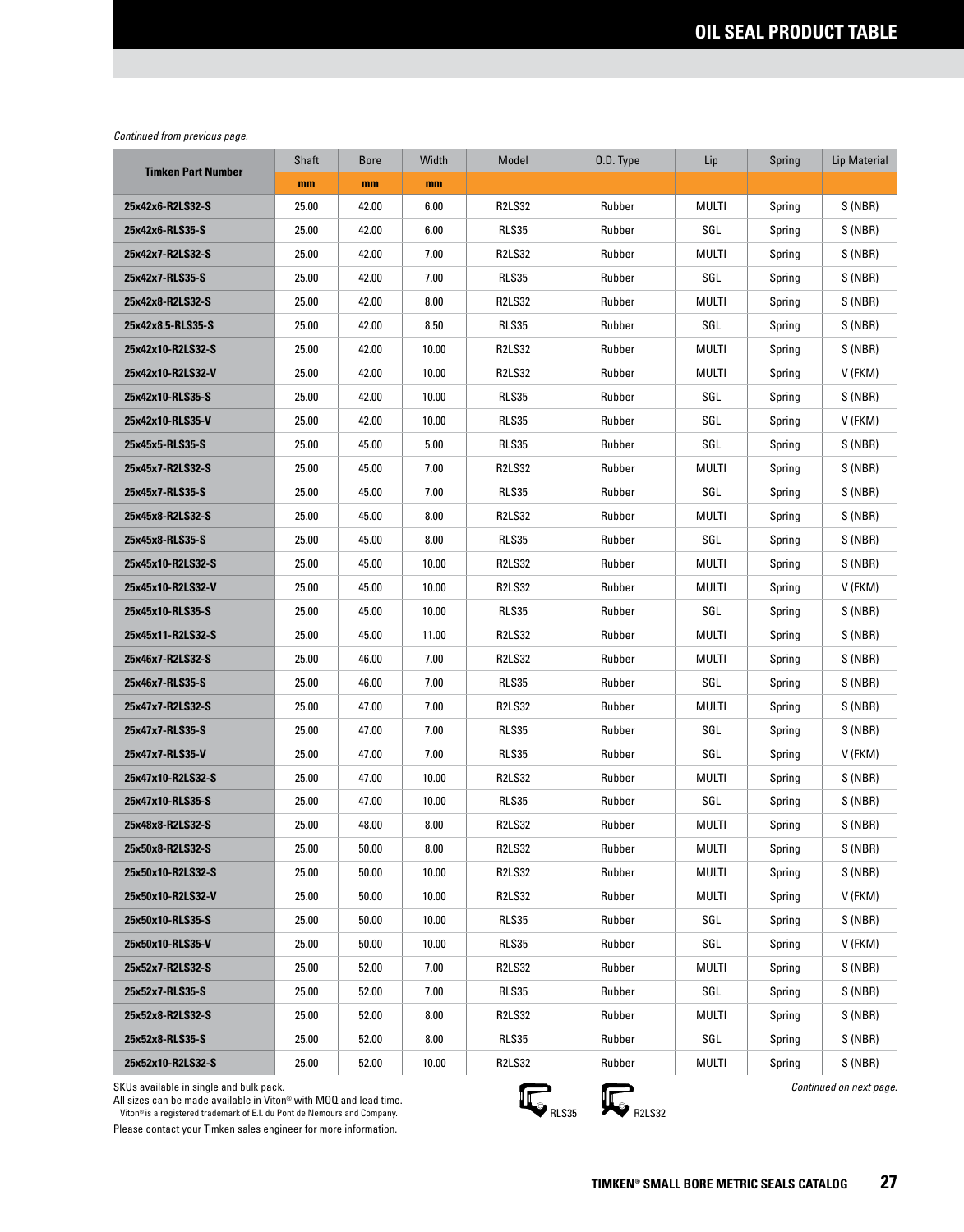## OIL SEAL PRODUCT TABLE

*Continued from previous page.*

| Timken Part Number | Shaft | Bore | Width | Model | O.D. Type | Lip | Spring | Lip Material |
|---|---|---|---|---|---|---|---|---|
| | mm | mm | mm | | | | | |
| 25x42x6-R2LS32-S | 25.00 | 42.00 | 6.00 | R2LS32 | Rubber | MULTI | Spring | S (NBR) |
| 25x42x6-RLS35-S | 25.00 | 42.00 | 6.00 | RLS35 | Rubber | SGL | Spring | S (NBR) |
| 25x42x7-R2LS32-S | 25.00 | 42.00 | 7.00 | R2LS32 | Rubber | MULTI | Spring | S (NBR) |
| 25x42x7-RLS35-S | 25.00 | 42.00 | 7.00 | RLS35 | Rubber | SGL | Spring | S (NBR) |
| 25x42x8-R2LS32-S | 25.00 | 42.00 | 8.00 | R2LS32 | Rubber | MULTI | Spring | S (NBR) |
| 25x42x8.5-RLS35-S | 25.00 | 42.00 | 8.50 | RLS35 | Rubber | SGL | Spring | S (NBR) |
| 25x42x10-R2LS32-S | 25.00 | 42.00 | 10.00 | R2LS32 | Rubber | MULTI | Spring | S (NBR) |
| 25x42x10-R2LS32-V | 25.00 | 42.00 | 10.00 | R2LS32 | Rubber | MULTI | Spring | V (FKM) |
| 25x42x10-RLS35-S | 25.00 | 42.00 | 10.00 | RLS35 | Rubber | SGL | Spring | S (NBR) |
| 25x42x10-RLS35-V | 25.00 | 42.00 | 10.00 | RLS35 | Rubber | SGL | Spring | V (FKM) |
| 25x45x5-RLS35-S | 25.00 | 45.00 | 5.00 | RLS35 | Rubber | SGL | Spring | S (NBR) |
| 25x45x7-R2LS32-S | 25.00 | 45.00 | 7.00 | R2LS32 | Rubber | MULTI | Spring | S (NBR) |
| 25x45x7-RLS35-S | 25.00 | 45.00 | 7.00 | RLS35 | Rubber | SGL | Spring | S (NBR) |
| 25x45x8-R2LS32-S | 25.00 | 45.00 | 8.00 | R2LS32 | Rubber | MULTI | Spring | S (NBR) |
| 25x45x8-RLS35-S | 25.00 | 45.00 | 8.00 | RLS35 | Rubber | SGL | Spring | S (NBR) |
| 25x45x10-R2LS32-S | 25.00 | 45.00 | 10.00 | R2LS32 | Rubber | MULTI | Spring | S (NBR) |
| 25x45x10-R2LS32-V | 25.00 | 45.00 | 10.00 | R2LS32 | Rubber | MULTI | Spring | V (FKM) |
| 25x45x10-RLS35-S | 25.00 | 45.00 | 10.00 | RLS35 | Rubber | SGL | Spring | S (NBR) |
| 25x45x11-R2LS32-S | 25.00 | 45.00 | 11.00 | R2LS32 | Rubber | MULTI | Spring | S (NBR) |
| 25x46x7-R2LS32-S | 25.00 | 46.00 | 7.00 | R2LS32 | Rubber | MULTI | Spring | S (NBR) |
| 25x46x7-RLS35-S | 25.00 | 46.00 | 7.00 | RLS35 | Rubber | SGL | Spring | S (NBR) |
| 25x47x7-R2LS32-S | 25.00 | 47.00 | 7.00 | R2LS32 | Rubber | MULTI | Spring | S (NBR) |
| 25x47x7-RLS35-S | 25.00 | 47.00 | 7.00 | RLS35 | Rubber | SGL | Spring | S (NBR) |
| 25x47x7-RLS35-V | 25.00 | 47.00 | 7.00 | RLS35 | Rubber | SGL | Spring | V (FKM) |
| 25x47x10-R2LS32-S | 25.00 | 47.00 | 10.00 | R2LS32 | Rubber | MULTI | Spring | S (NBR) |
| 25x47x10-RLS35-S | 25.00 | 47.00 | 10.00 | RLS35 | Rubber | SGL | Spring | S (NBR) |
| 25x48x8-R2LS32-S | 25.00 | 48.00 | 8.00 | R2LS32 | Rubber | MULTI | Spring | S (NBR) |
| 25x50x8-R2LS32-S | 25.00 | 50.00 | 8.00 | R2LS32 | Rubber | MULTI | Spring | S (NBR) |
| 25x50x10-R2LS32-S | 25.00 | 50.00 | 10.00 | R2LS32 | Rubber | MULTI | Spring | S (NBR) |
| 25x50x10-R2LS32-V | 25.00 | 50.00 | 10.00 | R2LS32 | Rubber | MULTI | Spring | V (FKM) |
| 25x50x10-RLS35-S | 25.00 | 50.00 | 10.00 | RLS35 | Rubber | SGL | Spring | S (NBR) |
| 25x50x10-RLS35-V | 25.00 | 50.00 | 10.00 | RLS35 | Rubber | SGL | Spring | V (FKM) |
| 25x52x7-R2LS32-S | 25.00 | 52.00 | 7.00 | R2LS32 | Rubber | MULTI | Spring | S (NBR) |
| 25x52x7-RLS35-S | 25.00 | 52.00 | 7.00 | RLS35 | Rubber | SGL | Spring | S (NBR) |
| 25x52x8-R2LS32-S | 25.00 | 52.00 | 8.00 | R2LS32 | Rubber | MULTI | Spring | S (NBR) |
| 25x52x8-RLS35-S | 25.00 | 52.00 | 8.00 | RLS35 | Rubber | SGL | Spring | S (NBR) |
| 25x52x10-R2LS32-S | 25.00 | 52.00 | 10.00 | R2LS32 | Rubber | MULTI | Spring | S (NBR) |

SKUs available in single and bulk pack.
All sizes can be made available in Viton® with MOQ and lead time.
Viton® is a registered trademark of E.I. du Pont de Nemours and Company.
Please contact your Timken sales engineer for more information.

RLS35 R2LS32

*Continued on next page.*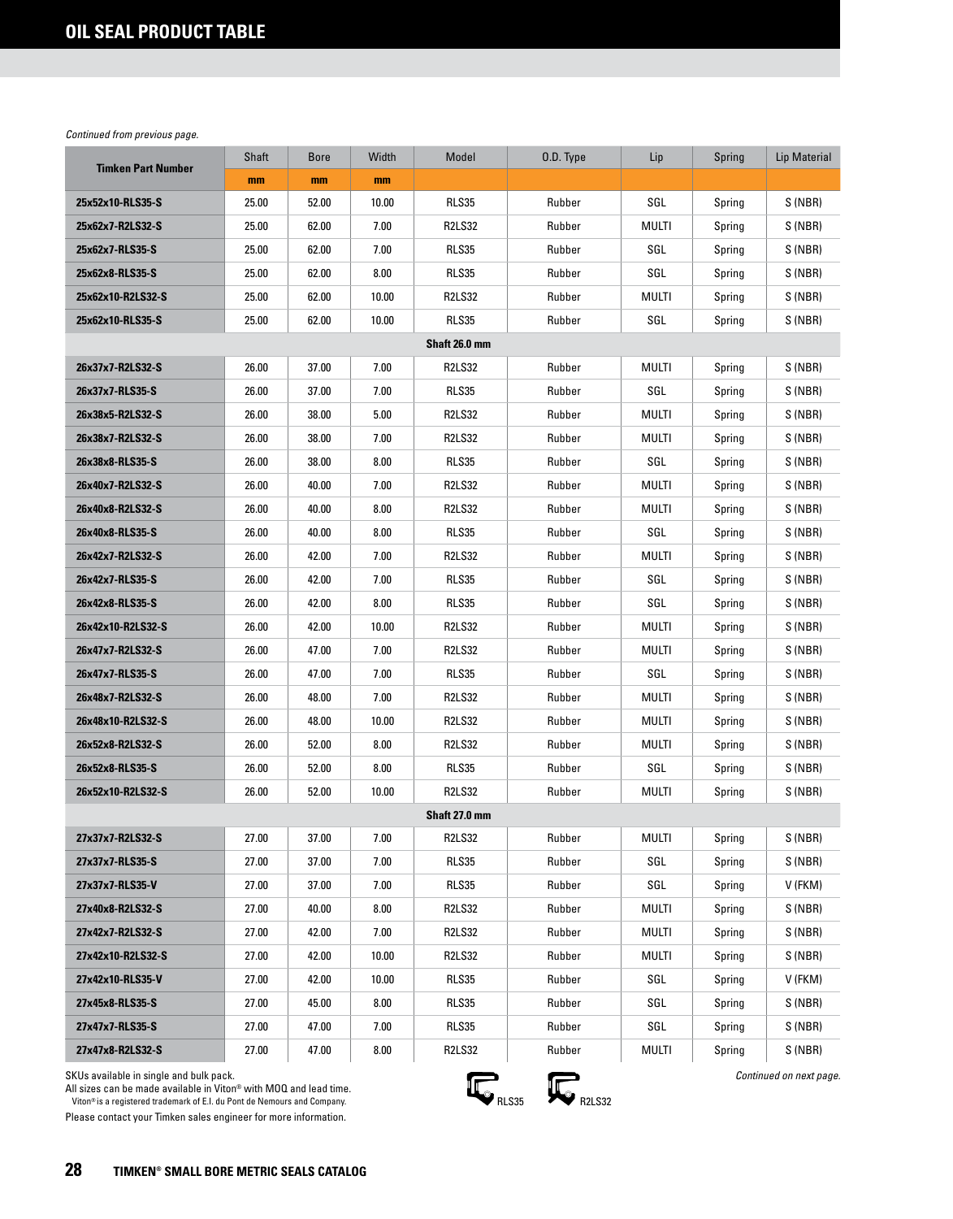# OIL SEAL PRODUCT TABLE

*Continued from previous page.*

| Timken Part Number | Shaft | Bore | Width | Model | O.D. Type | Lip | Spring | Lip Material |
|---|---|---|---|---|---|---|---|---|
| | mm | mm | mm | | | | | |
| 25x52x10-RLS35-S | 25.00 | 52.00 | 10.00 | RLS35 | Rubber | SGL | Spring | S (NBR) |
| 25x62x7-R2LS32-S | 25.00 | 62.00 | 7.00 | R2LS32 | Rubber | MULTI | Spring | S (NBR) |
| 25x62x7-RLS35-S | 25.00 | 62.00 | 7.00 | RLS35 | Rubber | SGL | Spring | S (NBR) |
| 25x62x8-RLS35-S | 25.00 | 62.00 | 8.00 | RLS35 | Rubber | SGL | Spring | S (NBR) |
| 25x62x10-R2LS32-S | 25.00 | 62.00 | 10.00 | R2LS32 | Rubber | MULTI | Spring | S (NBR) |
| 25x62x10-RLS35-S | 25.00 | 62.00 | 10.00 | RLS35 | Rubber | SGL | Spring | S (NBR) |
| **Shaft 26.0 mm** | | | | | | | | |
| 26x37x7-R2LS32-S | 26.00 | 37.00 | 7.00 | R2LS32 | Rubber | MULTI | Spring | S (NBR) |
| 26x37x7-RLS35-S | 26.00 | 37.00 | 7.00 | RLS35 | Rubber | SGL | Spring | S (NBR) |
| 26x38x5-R2LS32-S | 26.00 | 38.00 | 5.00 | R2LS32 | Rubber | MULTI | Spring | S (NBR) |
| 26x38x7-R2LS32-S | 26.00 | 38.00 | 7.00 | R2LS32 | Rubber | MULTI | Spring | S (NBR) |
| 26x38x8-RLS35-S | 26.00 | 38.00 | 8.00 | RLS35 | Rubber | SGL | Spring | S (NBR) |
| 26x40x7-R2LS32-S | 26.00 | 40.00 | 7.00 | R2LS32 | Rubber | MULTI | Spring | S (NBR) |
| 26x40x8-R2LS32-S | 26.00 | 40.00 | 8.00 | R2LS32 | Rubber | MULTI | Spring | S (NBR) |
| 26x40x8-RLS35-S | 26.00 | 40.00 | 8.00 | RLS35 | Rubber | SGL | Spring | S (NBR) |
| 26x42x7-R2LS32-S | 26.00 | 42.00 | 7.00 | R2LS32 | Rubber | MULTI | Spring | S (NBR) |
| 26x42x7-RLS35-S | 26.00 | 42.00 | 7.00 | RLS35 | Rubber | SGL | Spring | S (NBR) |
| 26x42x8-RLS35-S | 26.00 | 42.00 | 8.00 | RLS35 | Rubber | SGL | Spring | S (NBR) |
| 26x42x10-R2LS32-S | 26.00 | 42.00 | 10.00 | R2LS32 | Rubber | MULTI | Spring | S (NBR) |
| 26x47x7-R2LS32-S | 26.00 | 47.00 | 7.00 | R2LS32 | Rubber | MULTI | Spring | S (NBR) |
| 26x47x7-RLS35-S | 26.00 | 47.00 | 7.00 | RLS35 | Rubber | SGL | Spring | S (NBR) |
| 26x48x7-R2LS32-S | 26.00 | 48.00 | 7.00 | R2LS32 | Rubber | MULTI | Spring | S (NBR) |
| 26x48x10-R2LS32-S | 26.00 | 48.00 | 10.00 | R2LS32 | Rubber | MULTI | Spring | S (NBR) |
| 26x52x8-R2LS32-S | 26.00 | 52.00 | 8.00 | R2LS32 | Rubber | MULTI | Spring | S (NBR) |
| 26x52x8-RLS35-S | 26.00 | 52.00 | 8.00 | RLS35 | Rubber | SGL | Spring | S (NBR) |
| 26x52x10-R2LS32-S | 26.00 | 52.00 | 10.00 | R2LS32 | Rubber | MULTI | Spring | S (NBR) |
| **Shaft 27.0 mm** | | | | | | | | |
| 27x37x7-R2LS32-S | 27.00 | 37.00 | 7.00 | R2LS32 | Rubber | MULTI | Spring | S (NBR) |
| 27x37x7-RLS35-S | 27.00 | 37.00 | 7.00 | RLS35 | Rubber | SGL | Spring | S (NBR) |
| 27x37x7-RLS35-V | 27.00 | 37.00 | 7.00 | RLS35 | Rubber | SGL | Spring | V (FKM) |
| 27x40x8-R2LS32-S | 27.00 | 40.00 | 8.00 | R2LS32 | Rubber | MULTI | Spring | S (NBR) |
| 27x42x7-R2LS32-S | 27.00 | 42.00 | 7.00 | R2LS32 | Rubber | MULTI | Spring | S (NBR) |
| 27x42x10-R2LS32-S | 27.00 | 42.00 | 10.00 | R2LS32 | Rubber | MULTI | Spring | S (NBR) |
| 27x42x10-RLS35-V | 27.00 | 42.00 | 10.00 | RLS35 | Rubber | SGL | Spring | V (FKM) |
| 27x45x8-RLS35-S | 27.00 | 45.00 | 8.00 | RLS35 | Rubber | SGL | Spring | S (NBR) |
| 27x47x7-RLS35-S | 27.00 | 47.00 | 7.00 | RLS35 | Rubber | SGL | Spring | S (NBR) |
| 27x47x8-R2LS32-S | 27.00 | 47.00 | 8.00 | R2LS32 | Rubber | MULTI | Spring | S (NBR) |

SKUs available in single and bulk pack.
All sizes can be made available in Viton® with MOQ and lead time.
Viton® is a registered trademark of E.I. du Pont de Nemours and Company.
Please contact your Timken sales engineer for more information.

RLS35 R2LS32

*Continued on next page.*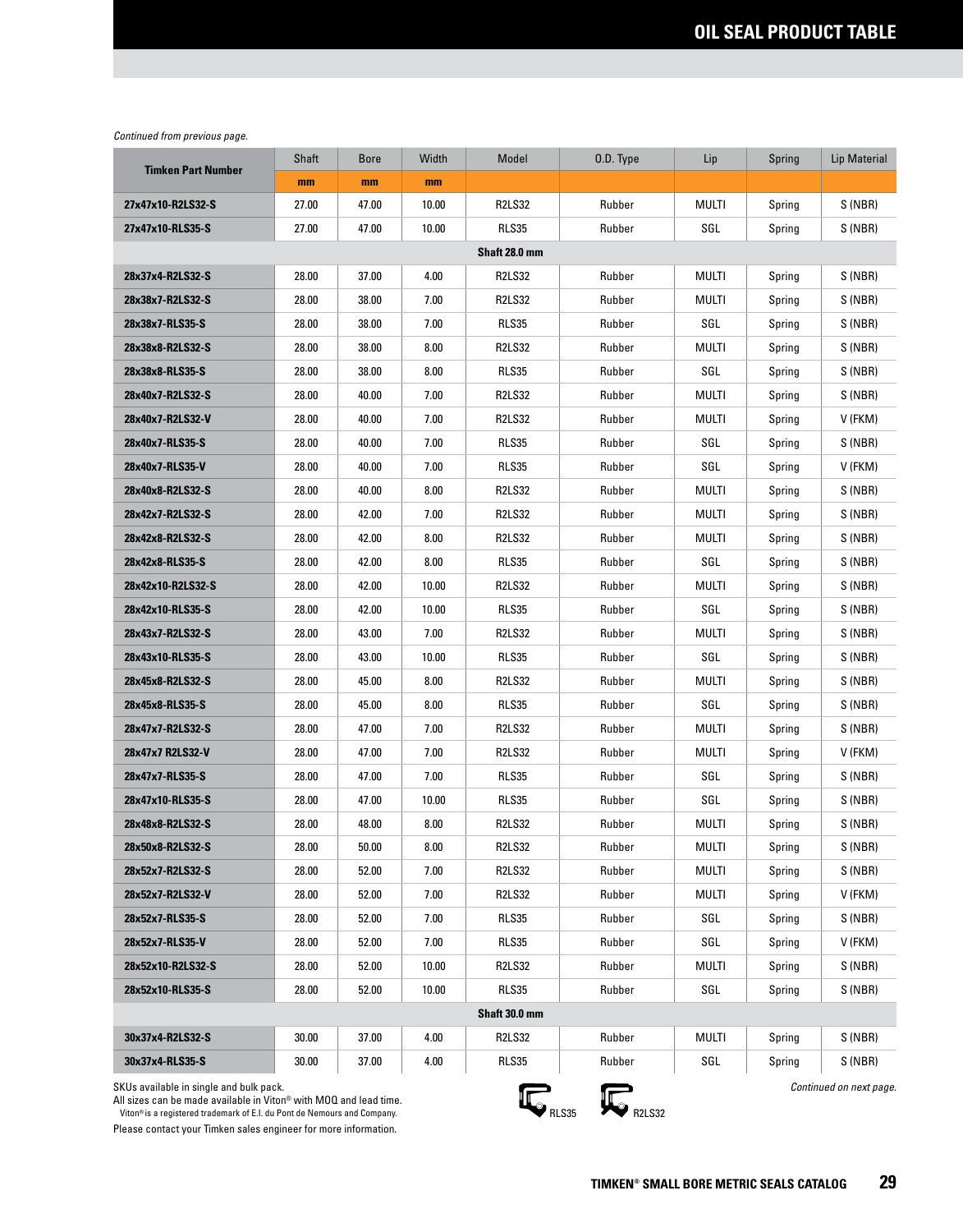# OIL SEAL PRODUCT TABLE

*Continued from previous page.*

| Timken Part Number | Shaft | Bore | Width | Model | O.D. Type | Lip | Spring | Lip Material |
|---|---|---|---|---|---|---|---|---|
| | mm | mm | mm | | | | | |
| 27x47x10-R2LS32-S | 27.00 | 47.00 | 10.00 | R2LS32 | Rubber | MULTI | Spring | S (NBR) |
| 27x47x10-RLS35-S | 27.00 | 47.00 | 10.00 | RLS35 | Rubber | SGL | Spring | S (NBR) |
| **Shaft 28.0 mm** | | | | | | | | |
| 28x37x4-R2LS32-S | 28.00 | 37.00 | 4.00 | R2LS32 | Rubber | MULTI | Spring | S (NBR) |
| 28x38x7-R2LS32-S | 28.00 | 38.00 | 7.00 | R2LS32 | Rubber | MULTI | Spring | S (NBR) |
| 28x38x7-RLS35-S | 28.00 | 38.00 | 7.00 | RLS35 | Rubber | SGL | Spring | S (NBR) |
| 28x38x8-R2LS32-S | 28.00 | 38.00 | 8.00 | R2LS32 | Rubber | MULTI | Spring | S (NBR) |
| 28x38x8-RLS35-S | 28.00 | 38.00 | 8.00 | RLS35 | Rubber | SGL | Spring | S (NBR) |
| 28x40x7-R2LS32-S | 28.00 | 40.00 | 7.00 | R2LS32 | Rubber | MULTI | Spring | S (NBR) |
| 28x40x7-R2LS32-V | 28.00 | 40.00 | 7.00 | R2LS32 | Rubber | MULTI | Spring | V (FKM) |
| 28x40x7-RLS35-S | 28.00 | 40.00 | 7.00 | RLS35 | Rubber | SGL | Spring | S (NBR) |
| 28x40x7-RLS35-V | 28.00 | 40.00 | 7.00 | RLS35 | Rubber | SGL | Spring | V (FKM) |
| 28x40x8-R2LS32-S | 28.00 | 40.00 | 8.00 | R2LS32 | Rubber | MULTI | Spring | S (NBR) |
| 28x42x7-R2LS32-S | 28.00 | 42.00 | 7.00 | R2LS32 | Rubber | MULTI | Spring | S (NBR) |
| 28x42x8-R2LS32-S | 28.00 | 42.00 | 8.00 | R2LS32 | Rubber | MULTI | Spring | S (NBR) |
| 28x42x8-RLS35-S | 28.00 | 42.00 | 8.00 | RLS35 | Rubber | SGL | Spring | S (NBR) |
| 28x42x10-R2LS32-S | 28.00 | 42.00 | 10.00 | R2LS32 | Rubber | MULTI | Spring | S (NBR) |
| 28x42x10-RLS35-S | 28.00 | 42.00 | 10.00 | RLS35 | Rubber | SGL | Spring | S (NBR) |
| 28x43x7-R2LS32-S | 28.00 | 43.00 | 7.00 | R2LS32 | Rubber | MULTI | Spring | S (NBR) |
| 28x43x10-RLS35-S | 28.00 | 43.00 | 10.00 | RLS35 | Rubber | SGL | Spring | S (NBR) |
| 28x45x8-R2LS32-S | 28.00 | 45.00 | 8.00 | R2LS32 | Rubber | MULTI | Spring | S (NBR) |
| 28x45x8-RLS35-S | 28.00 | 45.00 | 8.00 | RLS35 | Rubber | SGL | Spring | S (NBR) |
| 28x47x7-R2LS32-S | 28.00 | 47.00 | 7.00 | R2LS32 | Rubber | MULTI | Spring | S (NBR) |
| 28x47x7 R2LS32-V | 28.00 | 47.00 | 7.00 | R2LS32 | Rubber | MULTI | Spring | V (FKM) |
| 28x47x7-RLS35-S | 28.00 | 47.00 | 7.00 | RLS35 | Rubber | SGL | Spring | S (NBR) |
| 28x47x10-RLS35-S | 28.00 | 47.00 | 10.00 | RLS35 | Rubber | SGL | Spring | S (NBR) |
| 28x48x8-R2LS32-S | 28.00 | 48.00 | 8.00 | R2LS32 | Rubber | MULTI | Spring | S (NBR) |
| 28x50x8-R2LS32-S | 28.00 | 50.00 | 8.00 | R2LS32 | Rubber | MULTI | Spring | S (NBR) |
| 28x52x7-R2LS32-S | 28.00 | 52.00 | 7.00 | R2LS32 | Rubber | MULTI | Spring | S (NBR) |
| 28x52x7-R2LS32-V | 28.00 | 52.00 | 7.00 | R2LS32 | Rubber | MULTI | Spring | V (FKM) |
| 28x52x7-RLS35-S | 28.00 | 52.00 | 7.00 | RLS35 | Rubber | SGL | Spring | S (NBR) |
| 28x52x7-RLS35-V | 28.00 | 52.00 | 7.00 | RLS35 | Rubber | SGL | Spring | V (FKM) |
| 28x52x10-R2LS32-S | 28.00 | 52.00 | 10.00 | R2LS32 | Rubber | MULTI | Spring | S (NBR) |
| 28x52x10-RLS35-S | 28.00 | 52.00 | 10.00 | RLS35 | Rubber | SGL | Spring | S (NBR) |
| **Shaft 30.0 mm** | | | | | | | | |
| 30x37x4-R2LS32-S | 30.00 | 37.00 | 4.00 | R2LS32 | Rubber | MULTI | Spring | S (NBR) |
| 30x37x4-RLS35-S | 30.00 | 37.00 | 4.00 | RLS35 | Rubber | SGL | Spring | S (NBR) |

SKUs available in single and bulk pack.
All sizes can be made available in Viton® with MOQ and lead time.
Viton® is a registered trademark of E.I. du Pont de Nemours and Company.
Please contact your Timken sales engineer for more information.

RLS35 R2LS32

*Continued on next page.*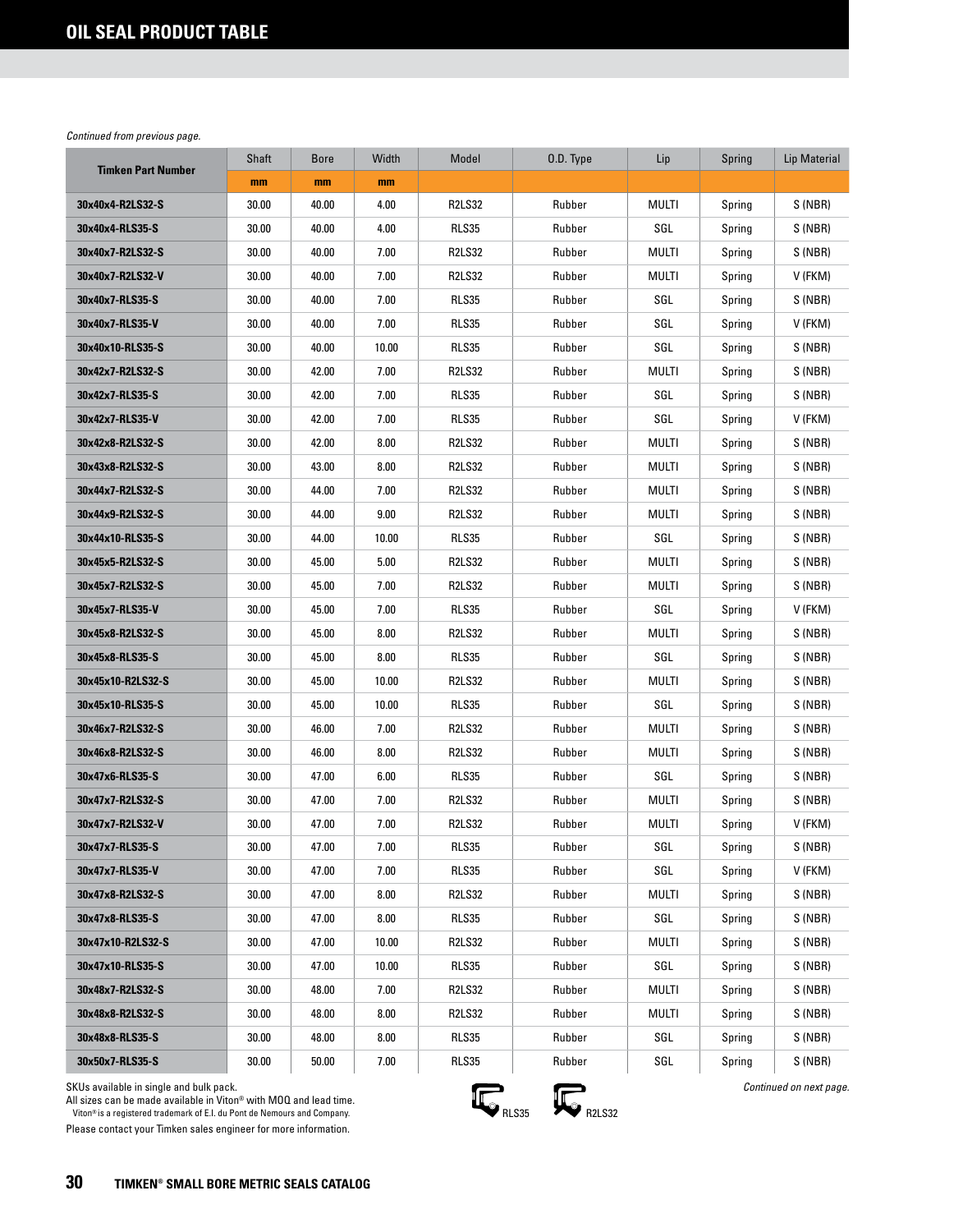## OIL SEAL PRODUCT TABLE

*Continued from previous page.*

| Timken Part Number | Shaft | Bore | Width | Model | O.D. Type | Lip | Spring | Lip Material |
|---|---|---|---|---|---|---|---|---|
| | mm | mm | mm | | | | | |
| 30x40x4-R2LS32-S | 30.00 | 40.00 | 4.00 | R2LS32 | Rubber | MULTI | Spring | S (NBR) |
| 30x40x4-RLS35-S | 30.00 | 40.00 | 4.00 | RLS35 | Rubber | SGL | Spring | S (NBR) |
| 30x40x7-R2LS32-S | 30.00 | 40.00 | 7.00 | R2LS32 | Rubber | MULTI | Spring | S (NBR) |
| 30x40x7-R2LS32-V | 30.00 | 40.00 | 7.00 | R2LS32 | Rubber | MULTI | Spring | V (FKM) |
| 30x40x7-RLS35-S | 30.00 | 40.00 | 7.00 | RLS35 | Rubber | SGL | Spring | S (NBR) |
| 30x40x7-RLS35-V | 30.00 | 40.00 | 7.00 | RLS35 | Rubber | SGL | Spring | V (FKM) |
| 30x40x10-RLS35-S | 30.00 | 40.00 | 10.00 | RLS35 | Rubber | SGL | Spring | S (NBR) |
| 30x42x7-R2LS32-S | 30.00 | 42.00 | 7.00 | R2LS32 | Rubber | MULTI | Spring | S (NBR) |
| 30x42x7-RLS35-S | 30.00 | 42.00 | 7.00 | RLS35 | Rubber | SGL | Spring | S (NBR) |
| 30x42x7-RLS35-V | 30.00 | 42.00 | 7.00 | RLS35 | Rubber | SGL | Spring | V (FKM) |
| 30x42x8-R2LS32-S | 30.00 | 42.00 | 8.00 | R2LS32 | Rubber | MULTI | Spring | S (NBR) |
| 30x43x8-R2LS32-S | 30.00 | 43.00 | 8.00 | R2LS32 | Rubber | MULTI | Spring | S (NBR) |
| 30x44x7-R2LS32-S | 30.00 | 44.00 | 7.00 | R2LS32 | Rubber | MULTI | Spring | S (NBR) |
| 30x44x9-R2LS32-S | 30.00 | 44.00 | 9.00 | R2LS32 | Rubber | MULTI | Spring | S (NBR) |
| 30x44x10-RLS35-S | 30.00 | 44.00 | 10.00 | RLS35 | Rubber | SGL | Spring | S (NBR) |
| 30x45x5-R2LS32-S | 30.00 | 45.00 | 5.00 | R2LS32 | Rubber | MULTI | Spring | S (NBR) |
| 30x45x7-R2LS32-S | 30.00 | 45.00 | 7.00 | R2LS32 | Rubber | MULTI | Spring | S (NBR) |
| 30x45x7-RLS35-V | 30.00 | 45.00 | 7.00 | RLS35 | Rubber | SGL | Spring | V (FKM) |
| 30x45x8-R2LS32-S | 30.00 | 45.00 | 8.00 | R2LS32 | Rubber | MULTI | Spring | S (NBR) |
| 30x45x8-RLS35-S | 30.00 | 45.00 | 8.00 | RLS35 | Rubber | SGL | Spring | S (NBR) |
| 30x45x10-R2LS32-S | 30.00 | 45.00 | 10.00 | R2LS32 | Rubber | MULTI | Spring | S (NBR) |
| 30x45x10-RLS35-S | 30.00 | 45.00 | 10.00 | RLS35 | Rubber | SGL | Spring | S (NBR) |
| 30x46x7-R2LS32-S | 30.00 | 46.00 | 7.00 | R2LS32 | Rubber | MULTI | Spring | S (NBR) |
| 30x46x8-R2LS32-S | 30.00 | 46.00 | 8.00 | R2LS32 | Rubber | MULTI | Spring | S (NBR) |
| 30x47x6-RLS35-S | 30.00 | 47.00 | 6.00 | RLS35 | Rubber | SGL | Spring | S (NBR) |
| 30x47x7-R2LS32-S | 30.00 | 47.00 | 7.00 | R2LS32 | Rubber | MULTI | Spring | S (NBR) |
| 30x47x7-R2LS32-V | 30.00 | 47.00 | 7.00 | R2LS32 | Rubber | MULTI | Spring | V (FKM) |
| 30x47x7-RLS35-S | 30.00 | 47.00 | 7.00 | RLS35 | Rubber | SGL | Spring | S (NBR) |
| 30x47x7-RLS35-V | 30.00 | 47.00 | 7.00 | RLS35 | Rubber | SGL | Spring | V (FKM) |
| 30x47x8-R2LS32-S | 30.00 | 47.00 | 8.00 | R2LS32 | Rubber | MULTI | Spring | S (NBR) |
| 30x47x8-RLS35-S | 30.00 | 47.00 | 8.00 | RLS35 | Rubber | SGL | Spring | S (NBR) |
| 30x47x10-R2LS32-S | 30.00 | 47.00 | 10.00 | R2LS32 | Rubber | MULTI | Spring | S (NBR) |
| 30x47x10-RLS35-S | 30.00 | 47.00 | 10.00 | RLS35 | Rubber | SGL | Spring | S (NBR) |
| 30x48x7-R2LS32-S | 30.00 | 48.00 | 7.00 | R2LS32 | Rubber | MULTI | Spring | S (NBR) |
| 30x48x8-R2LS32-S | 30.00 | 48.00 | 8.00 | R2LS32 | Rubber | MULTI | Spring | S (NBR) |
| 30x48x8-RLS35-S | 30.00 | 48.00 | 8.00 | RLS35 | Rubber | SGL | Spring | S (NBR) |
| 30x50x7-RLS35-S | 30.00 | 50.00 | 7.00 | RLS35 | Rubber | SGL | Spring | S (NBR) |

SKUs available in single and bulk pack.
All sizes can be made available in Viton® with MOQ and lead time.
Viton® is a registered trademark of E.I. du Pont de Nemours and Company.
Please contact your Timken sales engineer for more information.

RLS35 R2LS32

*Continued on next page.*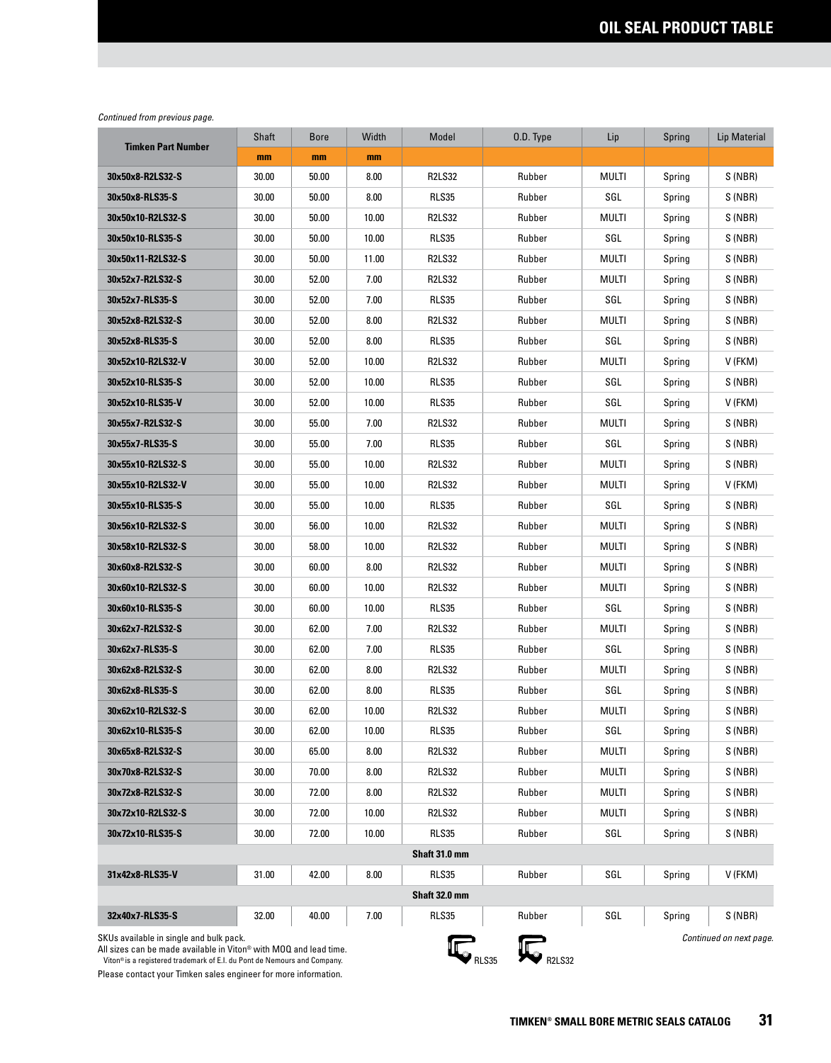## OIL SEAL PRODUCT TABLE

*Continued from previous page.*

| Timken Part Number | Shaft | Bore | Width | Model | O.D. Type | Lip | Spring | Lip Material |
|---|---|---|---|---|---|---|---|---|
| | mm | mm | mm | | | | | |
| 30x50x8-R2LS32-S | 30.00 | 50.00 | 8.00 | R2LS32 | Rubber | MULTI | Spring | S (NBR) |
| 30x50x8-RLS35-S | 30.00 | 50.00 | 8.00 | RLS35 | Rubber | SGL | Spring | S (NBR) |
| 30x50x10-R2LS32-S | 30.00 | 50.00 | 10.00 | R2LS32 | Rubber | MULTI | Spring | S (NBR) |
| 30x50x10-RLS35-S | 30.00 | 50.00 | 10.00 | RLS35 | Rubber | SGL | Spring | S (NBR) |
| 30x50x11-R2LS32-S | 30.00 | 50.00 | 11.00 | R2LS32 | Rubber | MULTI | Spring | S (NBR) |
| 30x52x7-R2LS32-S | 30.00 | 52.00 | 7.00 | R2LS32 | Rubber | MULTI | Spring | S (NBR) |
| 30x52x7-RLS35-S | 30.00 | 52.00 | 7.00 | RLS35 | Rubber | SGL | Spring | S (NBR) |
| 30x52x8-R2LS32-S | 30.00 | 52.00 | 8.00 | R2LS32 | Rubber | MULTI | Spring | S (NBR) |
| 30x52x8-RLS35-S | 30.00 | 52.00 | 8.00 | RLS35 | Rubber | SGL | Spring | S (NBR) |
| 30x52x10-R2LS32-V | 30.00 | 52.00 | 10.00 | R2LS32 | Rubber | MULTI | Spring | V (FKM) |
| 30x52x10-RLS35-S | 30.00 | 52.00 | 10.00 | RLS35 | Rubber | SGL | Spring | S (NBR) |
| 30x52x10-RLS35-V | 30.00 | 52.00 | 10.00 | RLS35 | Rubber | SGL | Spring | V (FKM) |
| 30x55x7-R2LS32-S | 30.00 | 55.00 | 7.00 | R2LS32 | Rubber | MULTI | Spring | S (NBR) |
| 30x55x7-RLS35-S | 30.00 | 55.00 | 7.00 | RLS35 | Rubber | SGL | Spring | S (NBR) |
| 30x55x10-R2LS32-S | 30.00 | 55.00 | 10.00 | R2LS32 | Rubber | MULTI | Spring | S (NBR) |
| 30x55x10-R2LS32-V | 30.00 | 55.00 | 10.00 | R2LS32 | Rubber | MULTI | Spring | V (FKM) |
| 30x55x10-RLS35-S | 30.00 | 55.00 | 10.00 | RLS35 | Rubber | SGL | Spring | S (NBR) |
| 30x56x10-R2LS32-S | 30.00 | 56.00 | 10.00 | R2LS32 | Rubber | MULTI | Spring | S (NBR) |
| 30x58x10-R2LS32-S | 30.00 | 58.00 | 10.00 | R2LS32 | Rubber | MULTI | Spring | S (NBR) |
| 30x60x8-R2LS32-S | 30.00 | 60.00 | 8.00 | R2LS32 | Rubber | MULTI | Spring | S (NBR) |
| 30x60x10-R2LS32-S | 30.00 | 60.00 | 10.00 | R2LS32 | Rubber | MULTI | Spring | S (NBR) |
| 30x60x10-RLS35-S | 30.00 | 60.00 | 10.00 | RLS35 | Rubber | SGL | Spring | S (NBR) |
| 30x62x7-R2LS32-S | 30.00 | 62.00 | 7.00 | R2LS32 | Rubber | MULTI | Spring | S (NBR) |
| 30x62x7-RLS35-S | 30.00 | 62.00 | 7.00 | RLS35 | Rubber | SGL | Spring | S (NBR) |
| 30x62x8-R2LS32-S | 30.00 | 62.00 | 8.00 | R2LS32 | Rubber | MULTI | Spring | S (NBR) |
| 30x62x8-RLS35-S | 30.00 | 62.00 | 8.00 | RLS35 | Rubber | SGL | Spring | S (NBR) |
| 30x62x10-R2LS32-S | 30.00 | 62.00 | 10.00 | R2LS32 | Rubber | MULTI | Spring | S (NBR) |
| 30x62x10-RLS35-S | 30.00 | 62.00 | 10.00 | RLS35 | Rubber | SGL | Spring | S (NBR) |
| 30x65x8-R2LS32-S | 30.00 | 65.00 | 8.00 | R2LS32 | Rubber | MULTI | Spring | S (NBR) |
| 30x70x8-R2LS32-S | 30.00 | 70.00 | 8.00 | R2LS32 | Rubber | MULTI | Spring | S (NBR) |
| 30x72x8-R2LS32-S | 30.00 | 72.00 | 8.00 | R2LS32 | Rubber | MULTI | Spring | S (NBR) |
| 30x72x10-R2LS32-S | 30.00 | 72.00 | 10.00 | R2LS32 | Rubber | MULTI | Spring | S (NBR) |
| 30x72x10-RLS35-S | 30.00 | 72.00 | 10.00 | RLS35 | Rubber | SGL | Spring | S (NBR) |
| **Shaft 31.0 mm** | | | | | | | | |
| 31x42x8-RLS35-V | 31.00 | 42.00 | 8.00 | RLS35 | Rubber | SGL | Spring | V (FKM) |
| **Shaft 32.0 mm** | | | | | | | | |
| 32x40x7-RLS35-S | 32.00 | 40.00 | 7.00 | RLS35 | Rubber | SGL | Spring | S (NBR) |

SKUs available in single and bulk pack.
All sizes can be made available in Viton® with MOQ and lead time.
Viton® is a registered trademark of E.I. du Pont de Nemours and Company.
Please contact your Timken sales engineer for more information.

RLS35 R2LS32

*Continued on next page.*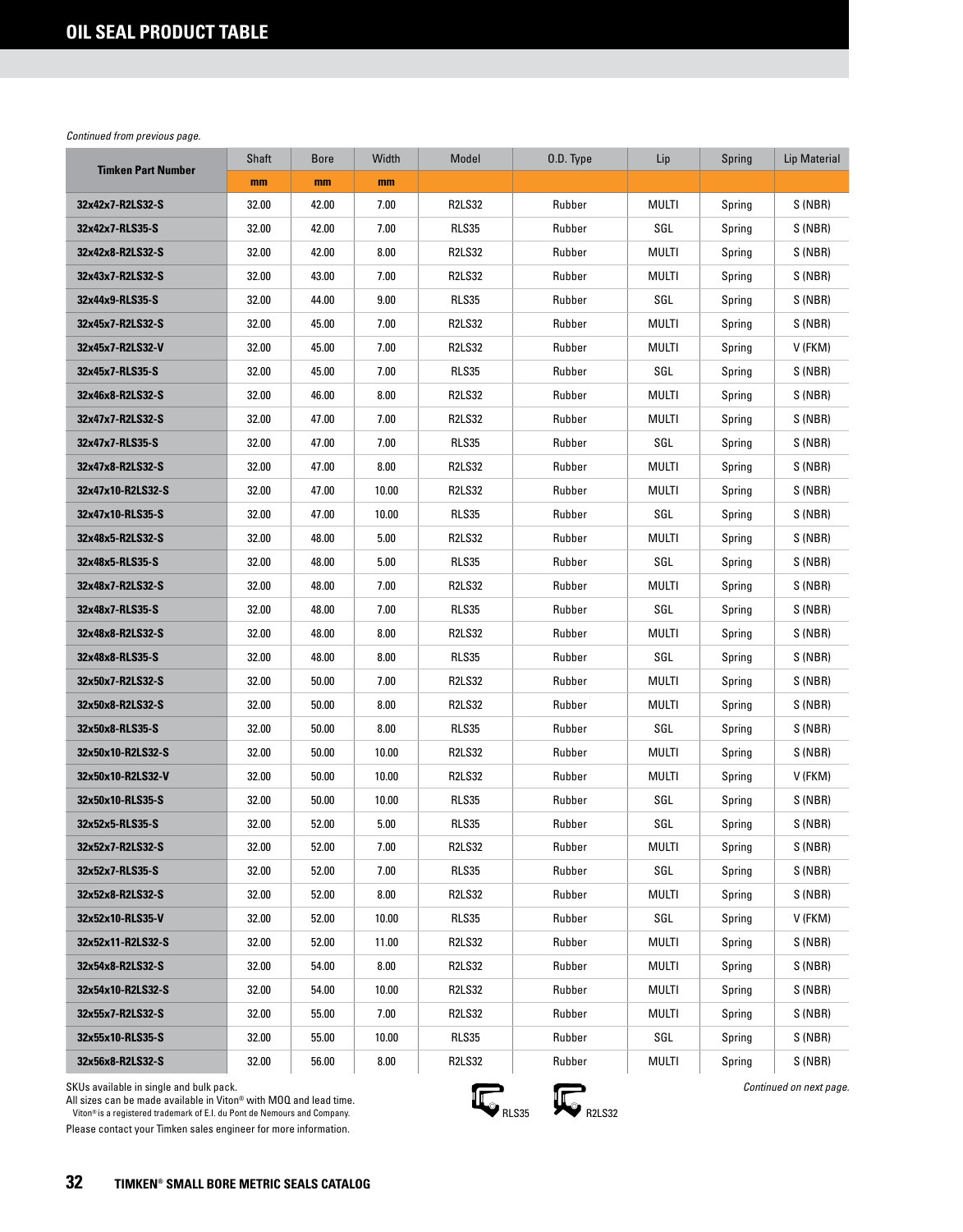## OIL SEAL PRODUCT TABLE

*Continued from previous page.*

| Timken Part Number | Shaft | Bore | Width | Model | O.D. Type | Lip | Spring | Lip Material |
|---|---|---|---|---|---|---|---|---|
| | mm | mm | mm | | | | | |
| 32x42x7-R2LS32-S | 32.00 | 42.00 | 7.00 | R2LS32 | Rubber | MULTI | Spring | S (NBR) |
| 32x42x7-RLS35-S | 32.00 | 42.00 | 7.00 | RLS35 | Rubber | SGL | Spring | S (NBR) |
| 32x42x8-R2LS32-S | 32.00 | 42.00 | 8.00 | R2LS32 | Rubber | MULTI | Spring | S (NBR) |
| 32x43x7-R2LS32-S | 32.00 | 43.00 | 7.00 | R2LS32 | Rubber | MULTI | Spring | S (NBR) |
| 32x44x9-RLS35-S | 32.00 | 44.00 | 9.00 | RLS35 | Rubber | SGL | Spring | S (NBR) |
| 32x45x7-R2LS32-S | 32.00 | 45.00 | 7.00 | R2LS32 | Rubber | MULTI | Spring | S (NBR) |
| 32x45x7-R2LS32-V | 32.00 | 45.00 | 7.00 | R2LS32 | Rubber | MULTI | Spring | V (FKM) |
| 32x45x7-RLS35-S | 32.00 | 45.00 | 7.00 | RLS35 | Rubber | SGL | Spring | S (NBR) |
| 32x46x8-R2LS32-S | 32.00 | 46.00 | 8.00 | R2LS32 | Rubber | MULTI | Spring | S (NBR) |
| 32x47x7-R2LS32-S | 32.00 | 47.00 | 7.00 | R2LS32 | Rubber | MULTI | Spring | S (NBR) |
| 32x47x7-RLS35-S | 32.00 | 47.00 | 7.00 | RLS35 | Rubber | SGL | Spring | S (NBR) |
| 32x47x8-R2LS32-S | 32.00 | 47.00 | 8.00 | R2LS32 | Rubber | MULTI | Spring | S (NBR) |
| 32x47x10-R2LS32-S | 32.00 | 47.00 | 10.00 | R2LS32 | Rubber | MULTI | Spring | S (NBR) |
| 32x47x10-RLS35-S | 32.00 | 47.00 | 10.00 | RLS35 | Rubber | SGL | Spring | S (NBR) |
| 32x48x5-R2LS32-S | 32.00 | 48.00 | 5.00 | R2LS32 | Rubber | MULTI | Spring | S (NBR) |
| 32x48x5-RLS35-S | 32.00 | 48.00 | 5.00 | RLS35 | Rubber | SGL | Spring | S (NBR) |
| 32x48x7-R2LS32-S | 32.00 | 48.00 | 7.00 | R2LS32 | Rubber | MULTI | Spring | S (NBR) |
| 32x48x7-RLS35-S | 32.00 | 48.00 | 7.00 | RLS35 | Rubber | SGL | Spring | S (NBR) |
| 32x48x8-R2LS32-S | 32.00 | 48.00 | 8.00 | R2LS32 | Rubber | MULTI | Spring | S (NBR) |
| 32x48x8-RLS35-S | 32.00 | 48.00 | 8.00 | RLS35 | Rubber | SGL | Spring | S (NBR) |
| 32x50x7-R2LS32-S | 32.00 | 50.00 | 7.00 | R2LS32 | Rubber | MULTI | Spring | S (NBR) |
| 32x50x8-R2LS32-S | 32.00 | 50.00 | 8.00 | R2LS32 | Rubber | MULTI | Spring | S (NBR) |
| 32x50x8-RLS35-S | 32.00 | 50.00 | 8.00 | RLS35 | Rubber | SGL | Spring | S (NBR) |
| 32x50x10-R2LS32-S | 32.00 | 50.00 | 10.00 | R2LS32 | Rubber | MULTI | Spring | S (NBR) |
| 32x50x10-R2LS32-V | 32.00 | 50.00 | 10.00 | R2LS32 | Rubber | MULTI | Spring | V (FKM) |
| 32x50x10-RLS35-S | 32.00 | 50.00 | 10.00 | RLS35 | Rubber | SGL | Spring | S (NBR) |
| 32x52x5-RLS35-S | 32.00 | 52.00 | 5.00 | RLS35 | Rubber | SGL | Spring | S (NBR) |
| 32x52x7-R2LS32-S | 32.00 | 52.00 | 7.00 | R2LS32 | Rubber | MULTI | Spring | S (NBR) |
| 32x52x7-RLS35-S | 32.00 | 52.00 | 7.00 | RLS35 | Rubber | SGL | Spring | S (NBR) |
| 32x52x8-R2LS32-S | 32.00 | 52.00 | 8.00 | R2LS32 | Rubber | MULTI | Spring | S (NBR) |
| 32x52x10-RLS35-V | 32.00 | 52.00 | 10.00 | RLS35 | Rubber | SGL | Spring | V (FKM) |
| 32x52x11-R2LS32-S | 32.00 | 52.00 | 11.00 | R2LS32 | Rubber | MULTI | Spring | S (NBR) |
| 32x54x8-R2LS32-S | 32.00 | 54.00 | 8.00 | R2LS32 | Rubber | MULTI | Spring | S (NBR) |
| 32x54x10-R2LS32-S | 32.00 | 54.00 | 10.00 | R2LS32 | Rubber | MULTI | Spring | S (NBR) |
| 32x55x7-R2LS32-S | 32.00 | 55.00 | 7.00 | R2LS32 | Rubber | MULTI | Spring | S (NBR) |
| 32x55x10-RLS35-S | 32.00 | 55.00 | 10.00 | RLS35 | Rubber | SGL | Spring | S (NBR) |
| 32x56x8-R2LS32-S | 32.00 | 56.00 | 8.00 | R2LS32 | Rubber | MULTI | Spring | S (NBR) |

SKUs available in single and bulk pack.
All sizes can be made available in Viton® with MOQ and lead time.
Viton® is a registered trademark of E.I. du Pont de Nemours and Company.
Please contact your Timken sales engineer for more information.

RLS35 R2LS32

*Continued on next page.*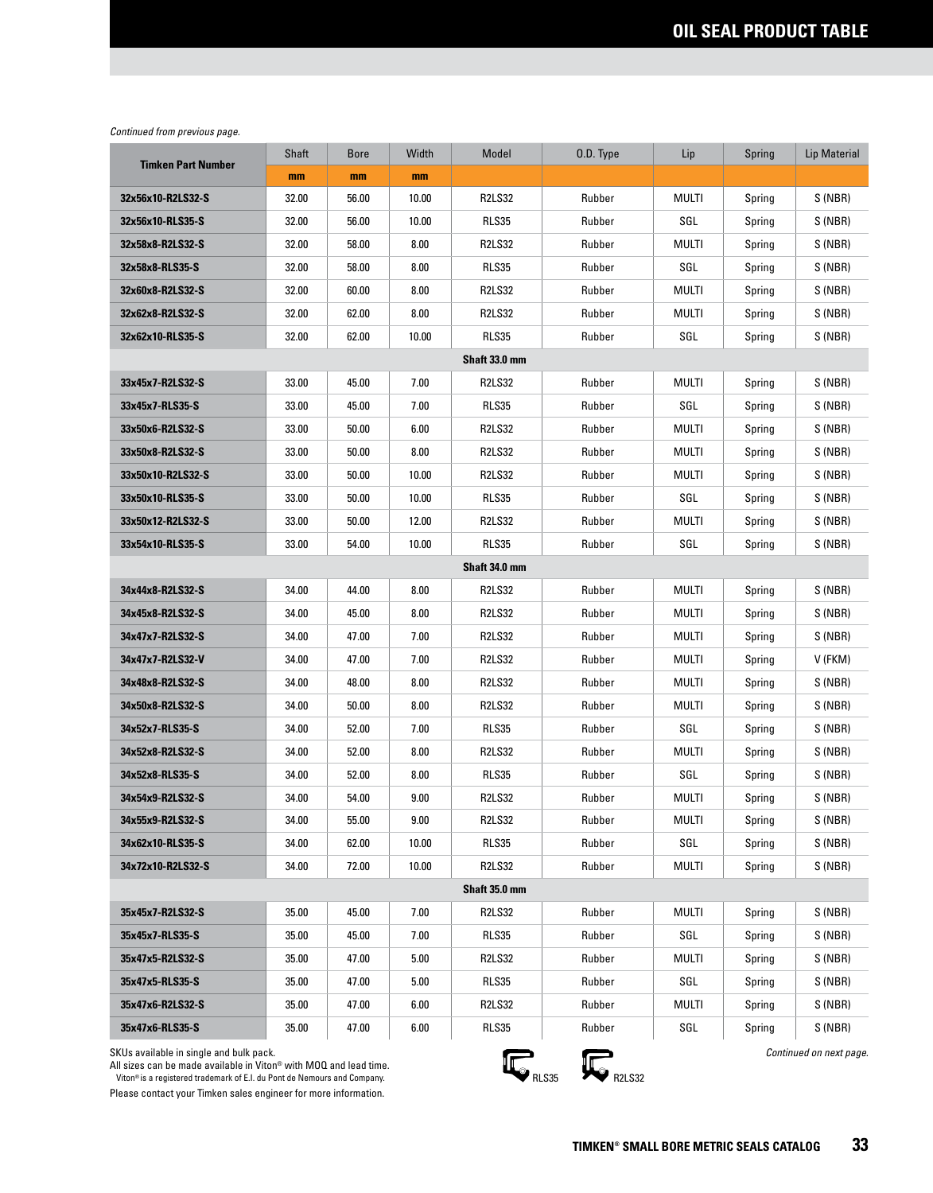## OIL SEAL PRODUCT TABLE

*Continued from previous page.*

| Timken Part Number | Shaft | Bore | Width | Model | O.D. Type | Lip | Spring | Lip Material |
|---|---|---|---|---|---|---|---|---|
| | mm | mm | mm | | | | | |
| 32x56x10-R2LS32-S | 32.00 | 56.00 | 10.00 | R2LS32 | Rubber | MULTI | Spring | S (NBR) |
| 32x56x10-RLS35-S | 32.00 | 56.00 | 10.00 | RLS35 | Rubber | SGL | Spring | S (NBR) |
| 32x58x8-R2LS32-S | 32.00 | 58.00 | 8.00 | R2LS32 | Rubber | MULTI | Spring | S (NBR) |
| 32x58x8-RLS35-S | 32.00 | 58.00 | 8.00 | RLS35 | Rubber | SGL | Spring | S (NBR) |
| 32x60x8-R2LS32-S | 32.00 | 60.00 | 8.00 | R2LS32 | Rubber | MULTI | Spring | S (NBR) |
| 32x62x8-R2LS32-S | 32.00 | 62.00 | 8.00 | R2LS32 | Rubber | MULTI | Spring | S (NBR) |
| 32x62x10-RLS35-S | 32.00 | 62.00 | 10.00 | RLS35 | Rubber | SGL | Spring | S (NBR) |
| **Shaft 33.0 mm** | | | | | | | | |
| 33x45x7-R2LS32-S | 33.00 | 45.00 | 7.00 | R2LS32 | Rubber | MULTI | Spring | S (NBR) |
| 33x45x7-RLS35-S | 33.00 | 45.00 | 7.00 | RLS35 | Rubber | SGL | Spring | S (NBR) |
| 33x50x6-R2LS32-S | 33.00 | 50.00 | 6.00 | R2LS32 | Rubber | MULTI | Spring | S (NBR) |
| 33x50x8-R2LS32-S | 33.00 | 50.00 | 8.00 | R2LS32 | Rubber | MULTI | Spring | S (NBR) |
| 33x50x10-R2LS32-S | 33.00 | 50.00 | 10.00 | R2LS32 | Rubber | MULTI | Spring | S (NBR) |
| 33x50x10-RLS35-S | 33.00 | 50.00 | 10.00 | RLS35 | Rubber | SGL | Spring | S (NBR) |
| 33x50x12-R2LS32-S | 33.00 | 50.00 | 12.00 | R2LS32 | Rubber | MULTI | Spring | S (NBR) |
| 33x54x10-RLS35-S | 33.00 | 54.00 | 10.00 | RLS35 | Rubber | SGL | Spring | S (NBR) |
| **Shaft 34.0 mm** | | | | | | | | |
| 34x44x8-R2LS32-S | 34.00 | 44.00 | 8.00 | R2LS32 | Rubber | MULTI | Spring | S (NBR) |
| 34x45x8-R2LS32-S | 34.00 | 45.00 | 8.00 | R2LS32 | Rubber | MULTI | Spring | S (NBR) |
| 34x47x7-R2LS32-S | 34.00 | 47.00 | 7.00 | R2LS32 | Rubber | MULTI | Spring | S (NBR) |
| 34x47x7-R2LS32-V | 34.00 | 47.00 | 7.00 | R2LS32 | Rubber | MULTI | Spring | V (FKM) |
| 34x48x8-R2LS32-S | 34.00 | 48.00 | 8.00 | R2LS32 | Rubber | MULTI | Spring | S (NBR) |
| 34x50x8-R2LS32-S | 34.00 | 50.00 | 8.00 | R2LS32 | Rubber | MULTI | Spring | S (NBR) |
| 34x52x7-RLS35-S | 34.00 | 52.00 | 7.00 | RLS35 | Rubber | SGL | Spring | S (NBR) |
| 34x52x8-R2LS32-S | 34.00 | 52.00 | 8.00 | R2LS32 | Rubber | MULTI | Spring | S (NBR) |
| 34x52x8-RLS35-S | 34.00 | 52.00 | 8.00 | RLS35 | Rubber | SGL | Spring | S (NBR) |
| 34x54x9-R2LS32-S | 34.00 | 54.00 | 9.00 | R2LS32 | Rubber | MULTI | Spring | S (NBR) |
| 34x55x9-R2LS32-S | 34.00 | 55.00 | 9.00 | R2LS32 | Rubber | MULTI | Spring | S (NBR) |
| 34x62x10-RLS35-S | 34.00 | 62.00 | 10.00 | RLS35 | Rubber | SGL | Spring | S (NBR) |
| 34x72x10-R2LS32-S | 34.00 | 72.00 | 10.00 | R2LS32 | Rubber | MULTI | Spring | S (NBR) |
| **Shaft 35.0 mm** | | | | | | | | |
| 35x45x7-R2LS32-S | 35.00 | 45.00 | 7.00 | R2LS32 | Rubber | MULTI | Spring | S (NBR) |
| 35x45x7-RLS35-S | 35.00 | 45.00 | 7.00 | RLS35 | Rubber | SGL | Spring | S (NBR) |
| 35x47x5-R2LS32-S | 35.00 | 47.00 | 5.00 | R2LS32 | Rubber | MULTI | Spring | S (NBR) |
| 35x47x5-RLS35-S | 35.00 | 47.00 | 5.00 | RLS35 | Rubber | SGL | Spring | S (NBR) |
| 35x47x6-R2LS32-S | 35.00 | 47.00 | 6.00 | R2LS32 | Rubber | MULTI | Spring | S (NBR) |
| 35x47x6-RLS35-S | 35.00 | 47.00 | 6.00 | RLS35 | Rubber | SGL | Spring | S (NBR) |

SKUs available in single and bulk pack.
All sizes can be made available in Viton® with MOQ and lead time.
Viton® is a registered trademark of E.I. du Pont de Nemours and Company.
Please contact your Timken sales engineer for more information.

RLS35 R2LS32

*Continued on next page.*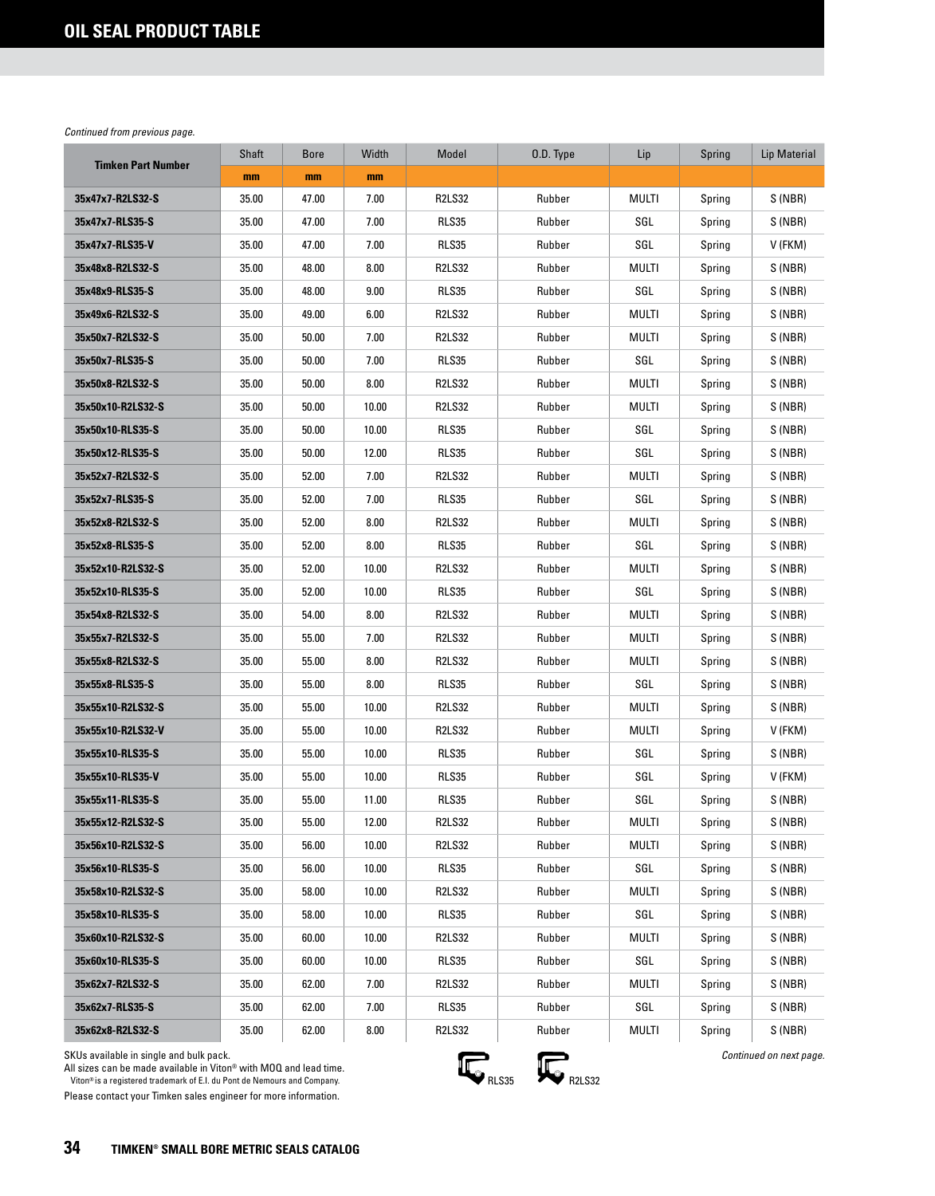# OIL SEAL PRODUCT TABLE

*Continued from previous page.*

| Timken Part Number | Shaft | Bore | Width | Model | O.D. Type | Lip | Spring | Lip Material |
|---|---|---|---|---|---|---|---|---|
| | mm | mm | mm | | | | | |
| 35x47x7-R2LS32-S | 35.00 | 47.00 | 7.00 | R2LS32 | Rubber | MULTI | Spring | S (NBR) |
| 35x47x7-RLS35-S | 35.00 | 47.00 | 7.00 | RLS35 | Rubber | SGL | Spring | S (NBR) |
| 35x47x7-RLS35-V | 35.00 | 47.00 | 7.00 | RLS35 | Rubber | SGL | Spring | V (FKM) |
| 35x48x8-R2LS32-S | 35.00 | 48.00 | 8.00 | R2LS32 | Rubber | MULTI | Spring | S (NBR) |
| 35x48x9-RLS35-S | 35.00 | 48.00 | 9.00 | RLS35 | Rubber | SGL | Spring | S (NBR) |
| 35x49x6-R2LS32-S | 35.00 | 49.00 | 6.00 | R2LS32 | Rubber | MULTI | Spring | S (NBR) |
| 35x50x7-R2LS32-S | 35.00 | 50.00 | 7.00 | R2LS32 | Rubber | MULTI | Spring | S (NBR) |
| 35x50x7-RLS35-S | 35.00 | 50.00 | 7.00 | RLS35 | Rubber | SGL | Spring | S (NBR) |
| 35x50x8-R2LS32-S | 35.00 | 50.00 | 8.00 | R2LS32 | Rubber | MULTI | Spring | S (NBR) |
| 35x50x10-R2LS32-S | 35.00 | 50.00 | 10.00 | R2LS32 | Rubber | MULTI | Spring | S (NBR) |
| 35x50x10-RLS35-S | 35.00 | 50.00 | 10.00 | RLS35 | Rubber | SGL | Spring | S (NBR) |
| 35x50x12-RLS35-S | 35.00 | 50.00 | 12.00 | RLS35 | Rubber | SGL | Spring | S (NBR) |
| 35x52x7-R2LS32-S | 35.00 | 52.00 | 7.00 | R2LS32 | Rubber | MULTI | Spring | S (NBR) |
| 35x52x7-RLS35-S | 35.00 | 52.00 | 7.00 | RLS35 | Rubber | SGL | Spring | S (NBR) |
| 35x52x8-R2LS32-S | 35.00 | 52.00 | 8.00 | R2LS32 | Rubber | MULTI | Spring | S (NBR) |
| 35x52x8-RLS35-S | 35.00 | 52.00 | 8.00 | RLS35 | Rubber | SGL | Spring | S (NBR) |
| 35x52x10-R2LS32-S | 35.00 | 52.00 | 10.00 | R2LS32 | Rubber | MULTI | Spring | S (NBR) |
| 35x52x10-RLS35-S | 35.00 | 52.00 | 10.00 | RLS35 | Rubber | SGL | Spring | S (NBR) |
| 35x54x8-R2LS32-S | 35.00 | 54.00 | 8.00 | R2LS32 | Rubber | MULTI | Spring | S (NBR) |
| 35x55x7-R2LS32-S | 35.00 | 55.00 | 7.00 | R2LS32 | Rubber | MULTI | Spring | S (NBR) |
| 35x55x8-R2LS32-S | 35.00 | 55.00 | 8.00 | R2LS32 | Rubber | MULTI | Spring | S (NBR) |
| 35x55x8-RLS35-S | 35.00 | 55.00 | 8.00 | RLS35 | Rubber | SGL | Spring | S (NBR) |
| 35x55x10-R2LS32-S | 35.00 | 55.00 | 10.00 | R2LS32 | Rubber | MULTI | Spring | S (NBR) |
| 35x55x10-R2LS32-V | 35.00 | 55.00 | 10.00 | R2LS32 | Rubber | MULTI | Spring | V (FKM) |
| 35x55x10-RLS35-S | 35.00 | 55.00 | 10.00 | RLS35 | Rubber | SGL | Spring | S (NBR) |
| 35x55x10-RLS35-V | 35.00 | 55.00 | 10.00 | RLS35 | Rubber | SGL | Spring | V (FKM) |
| 35x55x11-RLS35-S | 35.00 | 55.00 | 11.00 | RLS35 | Rubber | SGL | Spring | S (NBR) |
| 35x55x12-R2LS32-S | 35.00 | 55.00 | 12.00 | R2LS32 | Rubber | MULTI | Spring | S (NBR) |
| 35x56x10-R2LS32-S | 35.00 | 56.00 | 10.00 | R2LS32 | Rubber | MULTI | Spring | S (NBR) |
| 35x56x10-RLS35-S | 35.00 | 56.00 | 10.00 | RLS35 | Rubber | SGL | Spring | S (NBR) |
| 35x58x10-R2LS32-S | 35.00 | 58.00 | 10.00 | R2LS32 | Rubber | MULTI | Spring | S (NBR) |
| 35x58x10-RLS35-S | 35.00 | 58.00 | 10.00 | RLS35 | Rubber | SGL | Spring | S (NBR) |
| 35x60x10-R2LS32-S | 35.00 | 60.00 | 10.00 | R2LS32 | Rubber | MULTI | Spring | S (NBR) |
| 35x60x10-RLS35-S | 35.00 | 60.00 | 10.00 | RLS35 | Rubber | SGL | Spring | S (NBR) |
| 35x62x7-R2LS32-S | 35.00 | 62.00 | 7.00 | R2LS32 | Rubber | MULTI | Spring | S (NBR) |
| 35x62x7-RLS35-S | 35.00 | 62.00 | 7.00 | RLS35 | Rubber | SGL | Spring | S (NBR) |
| 35x62x8-R2LS32-S | 35.00 | 62.00 | 8.00 | R2LS32 | Rubber | MULTI | Spring | S (NBR) |

SKUs available in single and bulk pack.
All sizes can be made available in Viton® with MOQ and lead time.
Viton® is a registered trademark of E.I. du Pont de Nemours and Company.
Please contact your Timken sales engineer for more information.

RLS35 R2LS32

*Continued on next page.*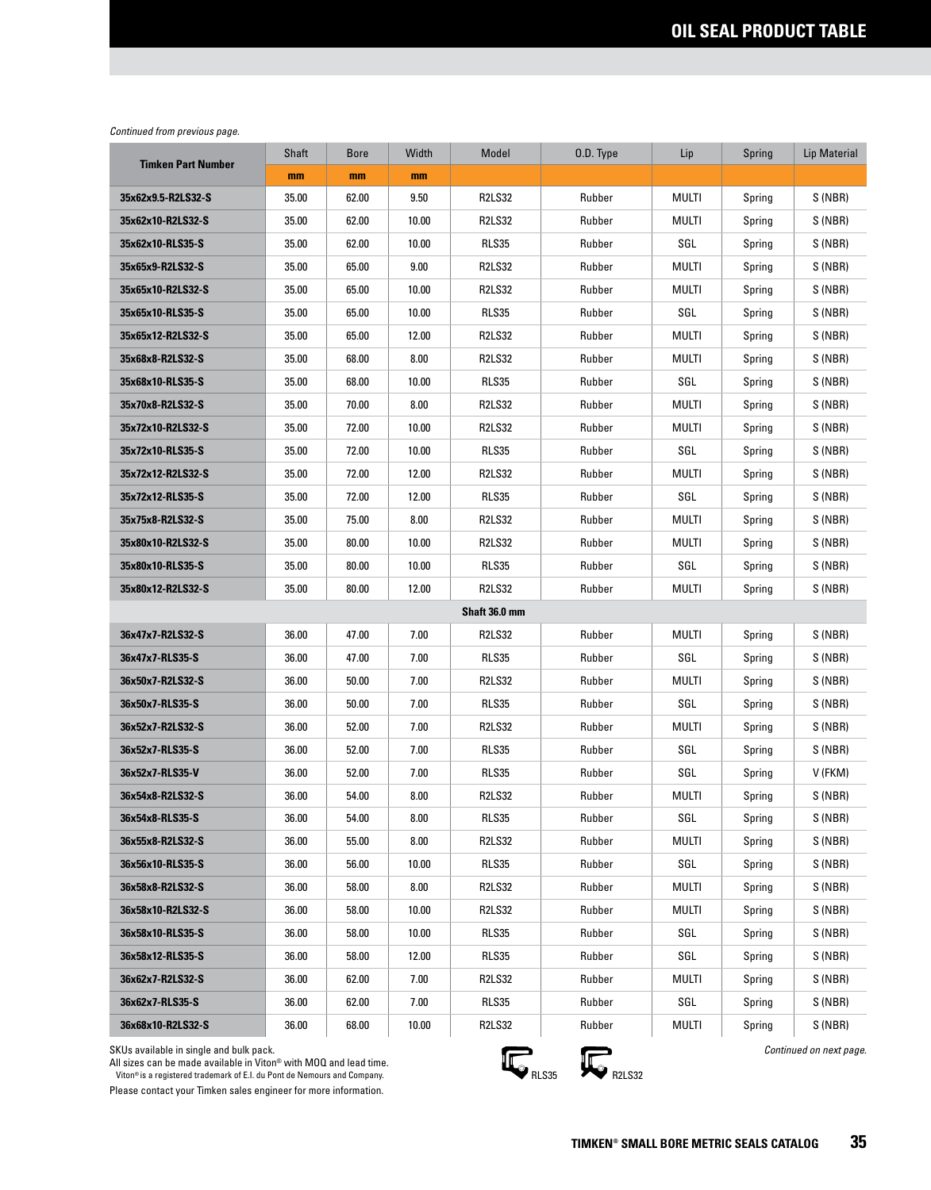# OIL SEAL PRODUCT TABLE

*Continued from previous page.*

| Timken Part Number | Shaft | Bore | Width | Model | O.D. Type | Lip | Spring | Lip Material |
|---|---|---|---|---|---|---|---|---|
| | mm | mm | mm | | | | | |
| 35x62x9.5-R2LS32-S | 35.00 | 62.00 | 9.50 | R2LS32 | Rubber | MULTI | Spring | S (NBR) |
| 35x62x10-R2LS32-S | 35.00 | 62.00 | 10.00 | R2LS32 | Rubber | MULTI | Spring | S (NBR) |
| 35x62x10-RLS35-S | 35.00 | 62.00 | 10.00 | RLS35 | Rubber | SGL | Spring | S (NBR) |
| 35x65x9-R2LS32-S | 35.00 | 65.00 | 9.00 | R2LS32 | Rubber | MULTI | Spring | S (NBR) |
| 35x65x10-R2LS32-S | 35.00 | 65.00 | 10.00 | R2LS32 | Rubber | MULTI | Spring | S (NBR) |
| 35x65x10-RLS35-S | 35.00 | 65.00 | 10.00 | RLS35 | Rubber | SGL | Spring | S (NBR) |
| 35x65x12-R2LS32-S | 35.00 | 65.00 | 12.00 | R2LS32 | Rubber | MULTI | Spring | S (NBR) |
| 35x68x8-R2LS32-S | 35.00 | 68.00 | 8.00 | R2LS32 | Rubber | MULTI | Spring | S (NBR) |
| 35x68x10-RLS35-S | 35.00 | 68.00 | 10.00 | RLS35 | Rubber | SGL | Spring | S (NBR) |
| 35x70x8-R2LS32-S | 35.00 | 70.00 | 8.00 | R2LS32 | Rubber | MULTI | Spring | S (NBR) |
| 35x72x10-R2LS32-S | 35.00 | 72.00 | 10.00 | R2LS32 | Rubber | MULTI | Spring | S (NBR) |
| 35x72x10-RLS35-S | 35.00 | 72.00 | 10.00 | RLS35 | Rubber | SGL | Spring | S (NBR) |
| 35x72x12-R2LS32-S | 35.00 | 72.00 | 12.00 | R2LS32 | Rubber | MULTI | Spring | S (NBR) |
| 35x72x12-RLS35-S | 35.00 | 72.00 | 12.00 | RLS35 | Rubber | SGL | Spring | S (NBR) |
| 35x75x8-R2LS32-S | 35.00 | 75.00 | 8.00 | R2LS32 | Rubber | MULTI | Spring | S (NBR) |
| 35x80x10-R2LS32-S | 35.00 | 80.00 | 10.00 | R2LS32 | Rubber | MULTI | Spring | S (NBR) |
| 35x80x10-RLS35-S | 35.00 | 80.00 | 10.00 | RLS35 | Rubber | SGL | Spring | S (NBR) |
| 35x80x12-R2LS32-S | 35.00 | 80.00 | 12.00 | R2LS32 | Rubber | MULTI | Spring | S (NBR) |
| **Shaft 36.0 mm** | | | | | | | | |
| 36x47x7-R2LS32-S | 36.00 | 47.00 | 7.00 | R2LS32 | Rubber | MULTI | Spring | S (NBR) |
| 36x47x7-RLS35-S | 36.00 | 47.00 | 7.00 | RLS35 | Rubber | SGL | Spring | S (NBR) |
| 36x50x7-R2LS32-S | 36.00 | 50.00 | 7.00 | R2LS32 | Rubber | MULTI | Spring | S (NBR) |
| 36x50x7-RLS35-S | 36.00 | 50.00 | 7.00 | RLS35 | Rubber | SGL | Spring | S (NBR) |
| 36x52x7-R2LS32-S | 36.00 | 52.00 | 7.00 | R2LS32 | Rubber | MULTI | Spring | S (NBR) |
| 36x52x7-RLS35-S | 36.00 | 52.00 | 7.00 | RLS35 | Rubber | SGL | Spring | S (NBR) |
| 36x52x7-RLS35-V | 36.00 | 52.00 | 7.00 | RLS35 | Rubber | SGL | Spring | V (FKM) |
| 36x54x8-R2LS32-S | 36.00 | 54.00 | 8.00 | R2LS32 | Rubber | MULTI | Spring | S (NBR) |
| 36x54x8-RLS35-S | 36.00 | 54.00 | 8.00 | RLS35 | Rubber | SGL | Spring | S (NBR) |
| 36x55x8-R2LS32-S | 36.00 | 55.00 | 8.00 | R2LS32 | Rubber | MULTI | Spring | S (NBR) |
| 36x56x10-RLS35-S | 36.00 | 56.00 | 10.00 | RLS35 | Rubber | SGL | Spring | S (NBR) |
| 36x58x8-R2LS32-S | 36.00 | 58.00 | 8.00 | R2LS32 | Rubber | MULTI | Spring | S (NBR) |
| 36x58x10-R2LS32-S | 36.00 | 58.00 | 10.00 | R2LS32 | Rubber | MULTI | Spring | S (NBR) |
| 36x58x10-RLS35-S | 36.00 | 58.00 | 10.00 | RLS35 | Rubber | SGL | Spring | S (NBR) |
| 36x58x12-RLS35-S | 36.00 | 58.00 | 12.00 | RLS35 | Rubber | SGL | Spring | S (NBR) |
| 36x62x7-R2LS32-S | 36.00 | 62.00 | 7.00 | R2LS32 | Rubber | MULTI | Spring | S (NBR) |
| 36x62x7-RLS35-S | 36.00 | 62.00 | 7.00 | RLS35 | Rubber | SGL | Spring | S (NBR) |
| 36x68x10-R2LS32-S | 36.00 | 68.00 | 10.00 | R2LS32 | Rubber | MULTI | Spring | S (NBR) |

SKUs available in single and bulk pack.
All sizes can be made available in Viton® with MOQ and lead time.
Viton® is a registered trademark of E.I. du Pont de Nemours and Company.
Please contact your Timken sales engineer for more information.

RLS35 R2LS32

*Continued on next page.*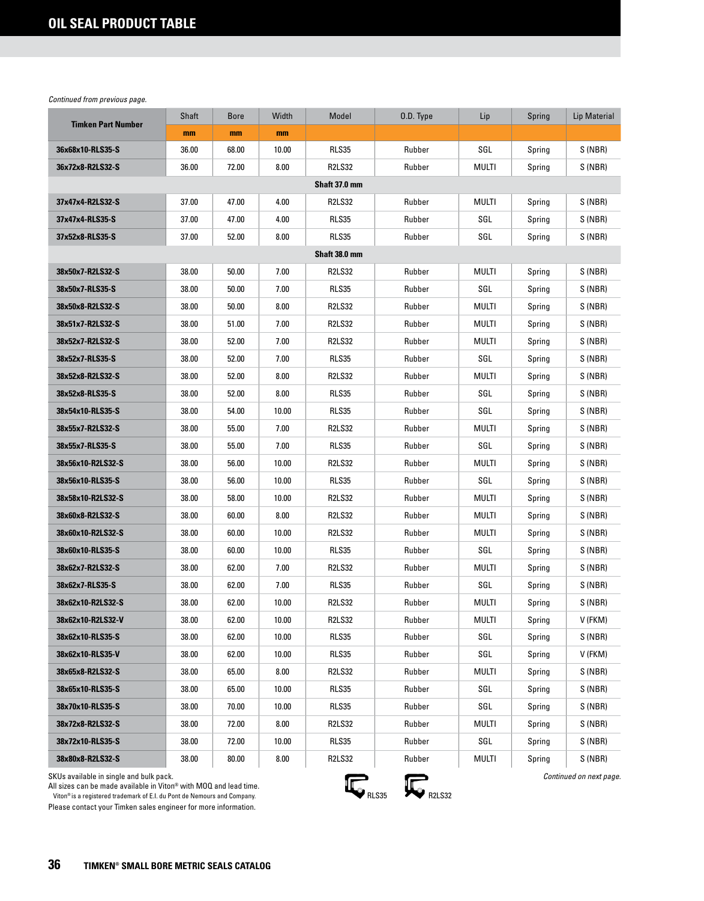# OIL SEAL PRODUCT TABLE

*Continued from previous page.*

| Timken Part Number | Shaft | Bore | Width | Model | O.D. Type | Lip | Spring | Lip Material |
|---|---|---|---|---|---|---|---|---|
| | mm | mm | mm | | | | | |
| 36x68x10-RLS35-S | 36.00 | 68.00 | 10.00 | RLS35 | Rubber | SGL | Spring | S (NBR) |
| 36x72x8-R2LS32-S | 36.00 | 72.00 | 8.00 | R2LS32 | Rubber | MULTI | Spring | S (NBR) |
| **Shaft 37.0 mm** | | | | | | | | |
| 37x47x4-R2LS32-S | 37.00 | 47.00 | 4.00 | R2LS32 | Rubber | MULTI | Spring | S (NBR) |
| 37x47x4-RLS35-S | 37.00 | 47.00 | 4.00 | RLS35 | Rubber | SGL | Spring | S (NBR) |
| 37x52x8-RLS35-S | 37.00 | 52.00 | 8.00 | RLS35 | Rubber | SGL | Spring | S (NBR) |
| **Shaft 38.0 mm** | | | | | | | | |
| 38x50x7-R2LS32-S | 38.00 | 50.00 | 7.00 | R2LS32 | Rubber | MULTI | Spring | S (NBR) |
| 38x50x7-RLS35-S | 38.00 | 50.00 | 7.00 | RLS35 | Rubber | SGL | Spring | S (NBR) |
| 38x50x8-R2LS32-S | 38.00 | 50.00 | 8.00 | R2LS32 | Rubber | MULTI | Spring | S (NBR) |
| 38x51x7-R2LS32-S | 38.00 | 51.00 | 7.00 | R2LS32 | Rubber | MULTI | Spring | S (NBR) |
| 38x52x7-R2LS32-S | 38.00 | 52.00 | 7.00 | R2LS32 | Rubber | MULTI | Spring | S (NBR) |
| 38x52x7-RLS35-S | 38.00 | 52.00 | 7.00 | RLS35 | Rubber | SGL | Spring | S (NBR) |
| 38x52x8-R2LS32-S | 38.00 | 52.00 | 8.00 | R2LS32 | Rubber | MULTI | Spring | S (NBR) |
| 38x52x8-RLS35-S | 38.00 | 52.00 | 8.00 | RLS35 | Rubber | SGL | Spring | S (NBR) |
| 38x54x10-RLS35-S | 38.00 | 54.00 | 10.00 | RLS35 | Rubber | SGL | Spring | S (NBR) |
| 38x55x7-R2LS32-S | 38.00 | 55.00 | 7.00 | R2LS32 | Rubber | MULTI | Spring | S (NBR) |
| 38x55x7-RLS35-S | 38.00 | 55.00 | 7.00 | RLS35 | Rubber | SGL | Spring | S (NBR) |
| 38x56x10-R2LS32-S | 38.00 | 56.00 | 10.00 | R2LS32 | Rubber | MULTI | Spring | S (NBR) |
| 38x56x10-RLS35-S | 38.00 | 56.00 | 10.00 | RLS35 | Rubber | SGL | Spring | S (NBR) |
| 38x58x10-R2LS32-S | 38.00 | 58.00 | 10.00 | R2LS32 | Rubber | MULTI | Spring | S (NBR) |
| 38x60x8-R2LS32-S | 38.00 | 60.00 | 8.00 | R2LS32 | Rubber | MULTI | Spring | S (NBR) |
| 38x60x10-R2LS32-S | 38.00 | 60.00 | 10.00 | R2LS32 | Rubber | MULTI | Spring | S (NBR) |
| 38x60x10-RLS35-S | 38.00 | 60.00 | 10.00 | RLS35 | Rubber | SGL | Spring | S (NBR) |
| 38x62x7-R2LS32-S | 38.00 | 62.00 | 7.00 | R2LS32 | Rubber | MULTI | Spring | S (NBR) |
| 38x62x7-RLS35-S | 38.00 | 62.00 | 7.00 | RLS35 | Rubber | SGL | Spring | S (NBR) |
| 38x62x10-R2LS32-S | 38.00 | 62.00 | 10.00 | R2LS32 | Rubber | MULTI | Spring | S (NBR) |
| 38x62x10-R2LS32-V | 38.00 | 62.00 | 10.00 | R2LS32 | Rubber | MULTI | Spring | V (FKM) |
| 38x62x10-RLS35-S | 38.00 | 62.00 | 10.00 | RLS35 | Rubber | SGL | Spring | S (NBR) |
| 38x62x10-RLS35-V | 38.00 | 62.00 | 10.00 | RLS35 | Rubber | SGL | Spring | V (FKM) |
| 38x65x8-R2LS32-S | 38.00 | 65.00 | 8.00 | R2LS32 | Rubber | MULTI | Spring | S (NBR) |
| 38x65x10-RLS35-S | 38.00 | 65.00 | 10.00 | RLS35 | Rubber | SGL | Spring | S (NBR) |
| 38x70x10-RLS35-S | 38.00 | 70.00 | 10.00 | RLS35 | Rubber | SGL | Spring | S (NBR) |
| 38x72x8-R2LS32-S | 38.00 | 72.00 | 8.00 | R2LS32 | Rubber | MULTI | Spring | S (NBR) |
| 38x72x10-RLS35-S | 38.00 | 72.00 | 10.00 | RLS35 | Rubber | SGL | Spring | S (NBR) |
| 38x80x8-R2LS32-S | 38.00 | 80.00 | 8.00 | R2LS32 | Rubber | MULTI | Spring | S (NBR) |

SKUs available in single and bulk pack.
All sizes can be made available in Viton® with MOQ and lead time.
Viton® is a registered trademark of E.I. du Pont de Nemours and Company.
Please contact your Timken sales engineer for more information.

RLS35 R2LS32

*Continued on next page.*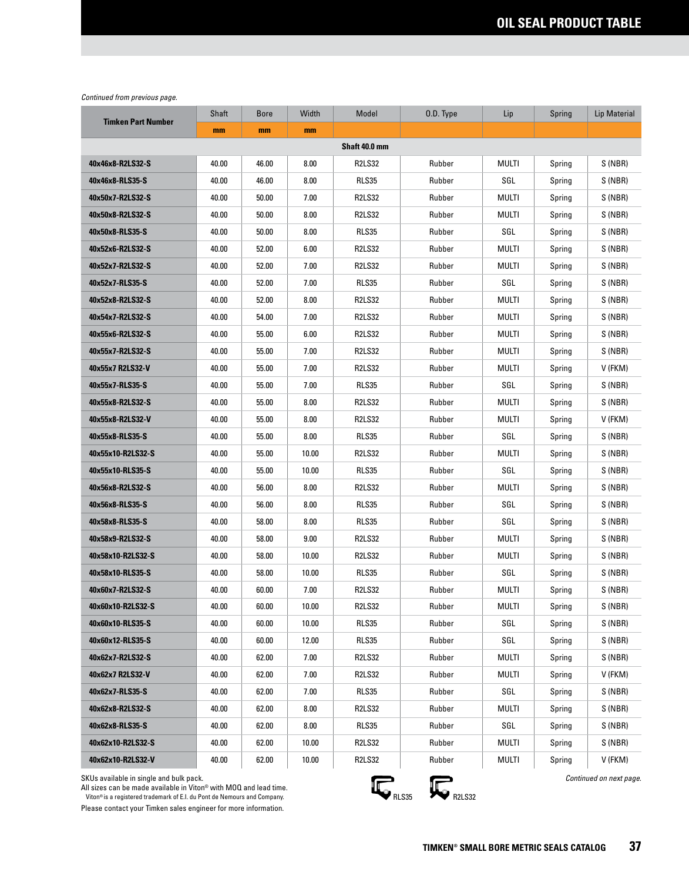## OIL SEAL PRODUCT TABLE

*Continued from previous page.*

| Timken Part Number | Shaft | Bore | Width | Model | O.D. Type | Lip | Spring | Lip Material |
|---|---|---|---|---|---|---|---|---|
| | mm | mm | mm | | | | | |
| | | | | **Shaft 40.0 mm** | | | | |
| **40x46x8-R2LS32-S** | 40.00 | 46.00 | 8.00 | R2LS32 | Rubber | MULTI | Spring | S (NBR) |
| **40x46x8-RLS35-S** | 40.00 | 46.00 | 8.00 | RLS35 | Rubber | SGL | Spring | S (NBR) |
| **40x50x7-R2LS32-S** | 40.00 | 50.00 | 7.00 | R2LS32 | Rubber | MULTI | Spring | S (NBR) |
| **40x50x8-R2LS32-S** | 40.00 | 50.00 | 8.00 | R2LS32 | Rubber | MULTI | Spring | S (NBR) |
| **40x50x8-RLS35-S** | 40.00 | 50.00 | 8.00 | RLS35 | Rubber | SGL | Spring | S (NBR) |
| **40x52x6-R2LS32-S** | 40.00 | 52.00 | 6.00 | R2LS32 | Rubber | MULTI | Spring | S (NBR) |
| **40x52x7-R2LS32-S** | 40.00 | 52.00 | 7.00 | R2LS32 | Rubber | MULTI | Spring | S (NBR) |
| **40x52x7-RLS35-S** | 40.00 | 52.00 | 7.00 | RLS35 | Rubber | SGL | Spring | S (NBR) |
| **40x52x8-R2LS32-S** | 40.00 | 52.00 | 8.00 | R2LS32 | Rubber | MULTI | Spring | S (NBR) |
| **40x54x7-R2LS32-S** | 40.00 | 54.00 | 7.00 | R2LS32 | Rubber | MULTI | Spring | S (NBR) |
| **40x55x6-R2LS32-S** | 40.00 | 55.00 | 6.00 | R2LS32 | Rubber | MULTI | Spring | S (NBR) |
| **40x55x7-R2LS32-S** | 40.00 | 55.00 | 7.00 | R2LS32 | Rubber | MULTI | Spring | S (NBR) |
| **40x55x7 R2LS32-V** | 40.00 | 55.00 | 7.00 | R2LS32 | Rubber | MULTI | Spring | V (FKM) |
| **40x55x7-RLS35-S** | 40.00 | 55.00 | 7.00 | RLS35 | Rubber | SGL | Spring | S (NBR) |
| **40x55x8-R2LS32-S** | 40.00 | 55.00 | 8.00 | R2LS32 | Rubber | MULTI | Spring | S (NBR) |
| **40x55x8-R2LS32-V** | 40.00 | 55.00 | 8.00 | R2LS32 | Rubber | MULTI | Spring | V (FKM) |
| **40x55x8-RLS35-S** | 40.00 | 55.00 | 8.00 | RLS35 | Rubber | SGL | Spring | S (NBR) |
| **40x55x10-R2LS32-S** | 40.00 | 55.00 | 10.00 | R2LS32 | Rubber | MULTI | Spring | S (NBR) |
| **40x55x10-RLS35-S** | 40.00 | 55.00 | 10.00 | RLS35 | Rubber | SGL | Spring | S (NBR) |
| **40x56x8-R2LS32-S** | 40.00 | 56.00 | 8.00 | R2LS32 | Rubber | MULTI | Spring | S (NBR) |
| **40x56x8-RLS35-S** | 40.00 | 56.00 | 8.00 | RLS35 | Rubber | SGL | Spring | S (NBR) |
| **40x58x8-RLS35-S** | 40.00 | 58.00 | 8.00 | RLS35 | Rubber | SGL | Spring | S (NBR) |
| **40x58x9-R2LS32-S** | 40.00 | 58.00 | 9.00 | R2LS32 | Rubber | MULTI | Spring | S (NBR) |
| **40x58x10-R2LS32-S** | 40.00 | 58.00 | 10.00 | R2LS32 | Rubber | MULTI | Spring | S (NBR) |
| **40x58x10-RLS35-S** | 40.00 | 58.00 | 10.00 | RLS35 | Rubber | SGL | Spring | S (NBR) |
| **40x60x7-R2LS32-S** | 40.00 | 60.00 | 7.00 | R2LS32 | Rubber | MULTI | Spring | S (NBR) |
| **40x60x10-R2LS32-S** | 40.00 | 60.00 | 10.00 | R2LS32 | Rubber | MULTI | Spring | S (NBR) |
| **40x60x10-RLS35-S** | 40.00 | 60.00 | 10.00 | RLS35 | Rubber | SGL | Spring | S (NBR) |
| **40x60x12-RLS35-S** | 40.00 | 60.00 | 12.00 | RLS35 | Rubber | SGL | Spring | S (NBR) |
| **40x62x7-R2LS32-S** | 40.00 | 62.00 | 7.00 | R2LS32 | Rubber | MULTI | Spring | S (NBR) |
| **40x62x7 R2LS32-V** | 40.00 | 62.00 | 7.00 | R2LS32 | Rubber | MULTI | Spring | V (FKM) |
| **40x62x7-RLS35-S** | 40.00 | 62.00 | 7.00 | RLS35 | Rubber | SGL | Spring | S (NBR) |
| **40x62x8-R2LS32-S** | 40.00 | 62.00 | 8.00 | R2LS32 | Rubber | MULTI | Spring | S (NBR) |
| **40x62x8-RLS35-S** | 40.00 | 62.00 | 8.00 | RLS35 | Rubber | SGL | Spring | S (NBR) |
| **40x62x10-R2LS32-S** | 40.00 | 62.00 | 10.00 | R2LS32 | Rubber | MULTI | Spring | S (NBR) |
| **40x62x10-R2LS32-V** | 40.00 | 62.00 | 10.00 | R2LS32 | Rubber | MULTI | Spring | V (FKM) |

SKUs available in single and bulk pack.
All sizes can be made available in Viton® with MOQ and lead time.
Viton® is a registered trademark of E.I. du Pont de Nemours and Company.
Please contact your Timken sales engineer for more information.

RLS35 R2LS32

*Continued on next page.*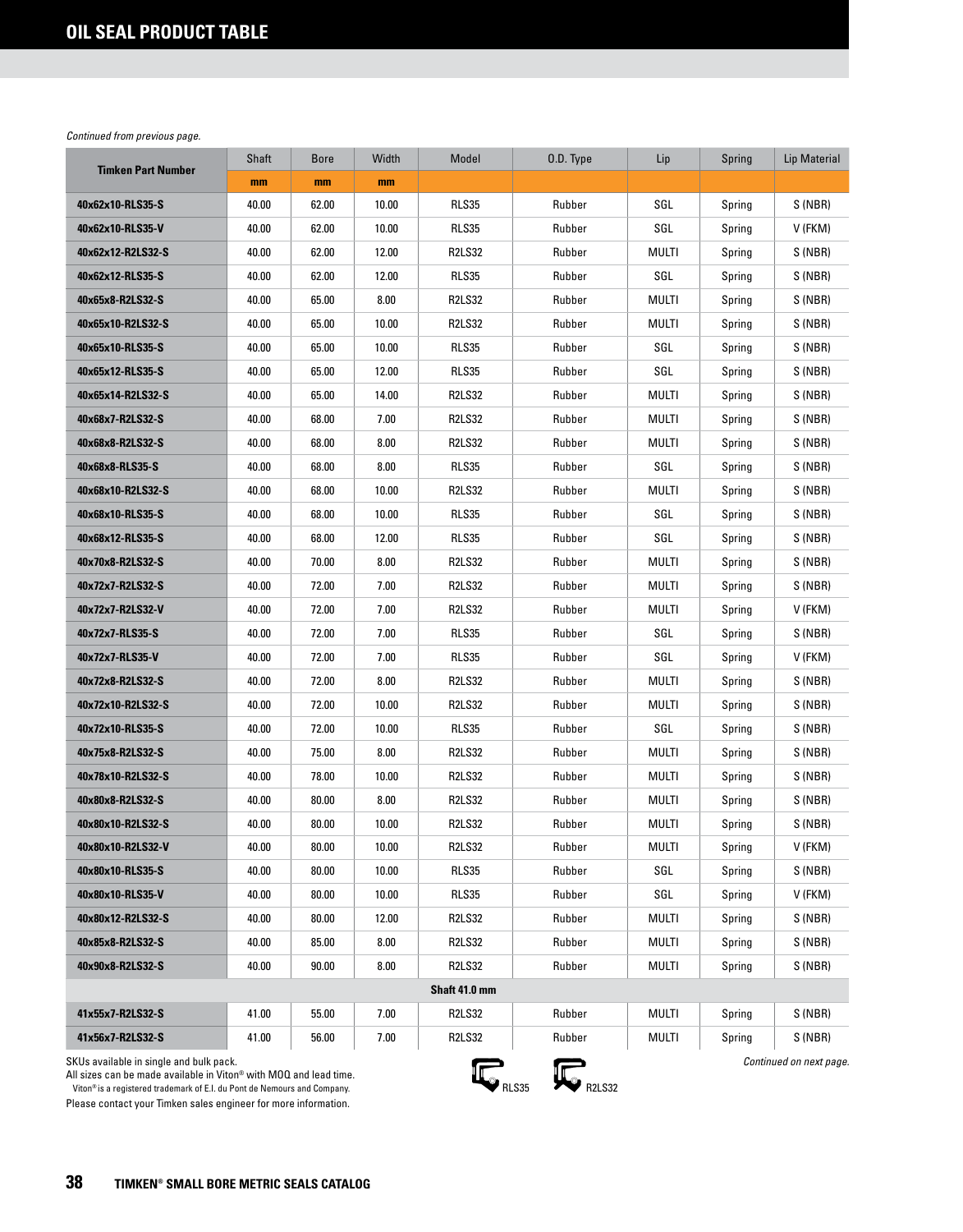# OIL SEAL PRODUCT TABLE

*Continued from previous page.*

| Timken Part Number | Shaft | Bore | Width | Model | O.D. Type | Lip | Spring | Lip Material |
|---|---|---|---|---|---|---|---|---|
| | mm | mm | mm | | | | | |
| 40x62x10-RLS35-S | 40.00 | 62.00 | 10.00 | RLS35 | Rubber | SGL | Spring | S (NBR) |
| 40x62x10-RLS35-V | 40.00 | 62.00 | 10.00 | RLS35 | Rubber | SGL | Spring | V (FKM) |
| 40x62x12-R2LS32-S | 40.00 | 62.00 | 12.00 | R2LS32 | Rubber | MULTI | Spring | S (NBR) |
| 40x62x12-RLS35-S | 40.00 | 62.00 | 12.00 | RLS35 | Rubber | SGL | Spring | S (NBR) |
| 40x65x8-R2LS32-S | 40.00 | 65.00 | 8.00 | R2LS32 | Rubber | MULTI | Spring | S (NBR) |
| 40x65x10-R2LS32-S | 40.00 | 65.00 | 10.00 | R2LS32 | Rubber | MULTI | Spring | S (NBR) |
| 40x65x10-RLS35-S | 40.00 | 65.00 | 10.00 | RLS35 | Rubber | SGL | Spring | S (NBR) |
| 40x65x12-RLS35-S | 40.00 | 65.00 | 12.00 | RLS35 | Rubber | SGL | Spring | S (NBR) |
| 40x65x14-R2LS32-S | 40.00 | 65.00 | 14.00 | R2LS32 | Rubber | MULTI | Spring | S (NBR) |
| 40x68x7-R2LS32-S | 40.00 | 68.00 | 7.00 | R2LS32 | Rubber | MULTI | Spring | S (NBR) |
| 40x68x8-R2LS32-S | 40.00 | 68.00 | 8.00 | R2LS32 | Rubber | MULTI | Spring | S (NBR) |
| 40x68x8-RLS35-S | 40.00 | 68.00 | 8.00 | RLS35 | Rubber | SGL | Spring | S (NBR) |
| 40x68x10-R2LS32-S | 40.00 | 68.00 | 10.00 | R2LS32 | Rubber | MULTI | Spring | S (NBR) |
| 40x68x10-RLS35-S | 40.00 | 68.00 | 10.00 | RLS35 | Rubber | SGL | Spring | S (NBR) |
| 40x68x12-RLS35-S | 40.00 | 68.00 | 12.00 | RLS35 | Rubber | SGL | Spring | S (NBR) |
| 40x70x8-R2LS32-S | 40.00 | 70.00 | 8.00 | R2LS32 | Rubber | MULTI | Spring | S (NBR) |
| 40x72x7-R2LS32-S | 40.00 | 72.00 | 7.00 | R2LS32 | Rubber | MULTI | Spring | S (NBR) |
| 40x72x7-R2LS32-V | 40.00 | 72.00 | 7.00 | R2LS32 | Rubber | MULTI | Spring | V (FKM) |
| 40x72x7-RLS35-S | 40.00 | 72.00 | 7.00 | RLS35 | Rubber | SGL | Spring | S (NBR) |
| 40x72x7-RLS35-V | 40.00 | 72.00 | 7.00 | RLS35 | Rubber | SGL | Spring | V (FKM) |
| 40x72x8-R2LS32-S | 40.00 | 72.00 | 8.00 | R2LS32 | Rubber | MULTI | Spring | S (NBR) |
| 40x72x10-R2LS32-S | 40.00 | 72.00 | 10.00 | R2LS32 | Rubber | MULTI | Spring | S (NBR) |
| 40x72x10-RLS35-S | 40.00 | 72.00 | 10.00 | RLS35 | Rubber | SGL | Spring | S (NBR) |
| 40x75x8-R2LS32-S | 40.00 | 75.00 | 8.00 | R2LS32 | Rubber | MULTI | Spring | S (NBR) |
| 40x78x10-R2LS32-S | 40.00 | 78.00 | 10.00 | R2LS32 | Rubber | MULTI | Spring | S (NBR) |
| 40x80x8-R2LS32-S | 40.00 | 80.00 | 8.00 | R2LS32 | Rubber | MULTI | Spring | S (NBR) |
| 40x80x10-R2LS32-S | 40.00 | 80.00 | 10.00 | R2LS32 | Rubber | MULTI | Spring | S (NBR) |
| 40x80x10-R2LS32-V | 40.00 | 80.00 | 10.00 | R2LS32 | Rubber | MULTI | Spring | V (FKM) |
| 40x80x10-RLS35-S | 40.00 | 80.00 | 10.00 | RLS35 | Rubber | SGL | Spring | S (NBR) |
| 40x80x10-RLS35-V | 40.00 | 80.00 | 10.00 | RLS35 | Rubber | SGL | Spring | V (FKM) |
| 40x80x12-R2LS32-S | 40.00 | 80.00 | 12.00 | R2LS32 | Rubber | MULTI | Spring | S (NBR) |
| 40x85x8-R2LS32-S | 40.00 | 85.00 | 8.00 | R2LS32 | Rubber | MULTI | Spring | S (NBR) |
| 40x90x8-R2LS32-S | 40.00 | 90.00 | 8.00 | R2LS32 | Rubber | MULTI | Spring | S (NBR) |
| **Shaft 41.0 mm** | | | | | | | | |
| 41x55x7-R2LS32-S | 41.00 | 55.00 | 7.00 | R2LS32 | Rubber | MULTI | Spring | S (NBR) |
| 41x56x7-R2LS32-S | 41.00 | 56.00 | 7.00 | R2LS32 | Rubber | MULTI | Spring | S (NBR) |

SKUs available in single and bulk pack.
All sizes can be made available in Viton® with MOQ and lead time.
Viton® is a registered trademark of E.I. du Pont de Nemours and Company.
Please contact your Timken sales engineer for more information.

RLS35 R2LS32

*Continued on next page.*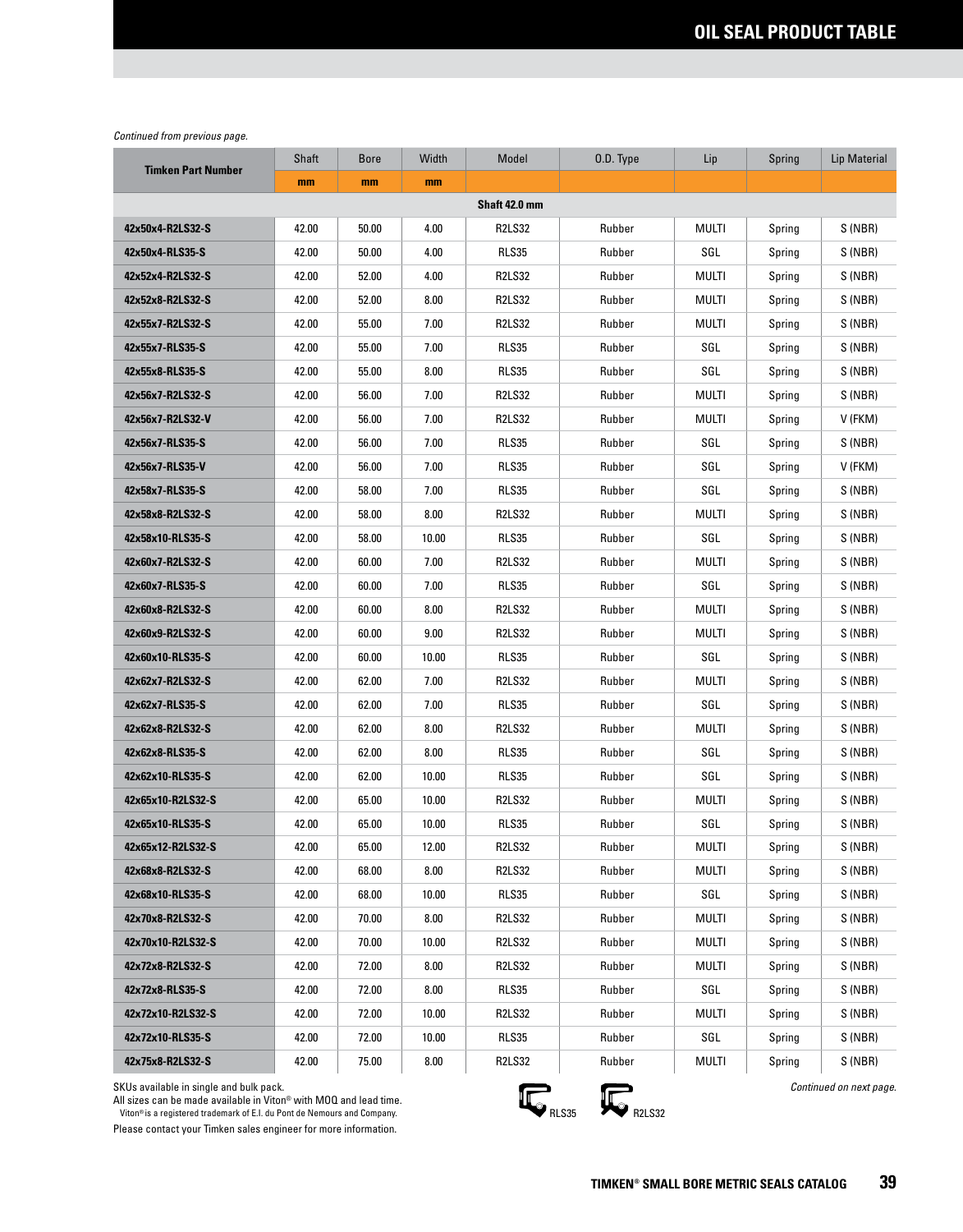## OIL SEAL PRODUCT TABLE

*Continued from previous page.*

| Timken Part Number | Shaft | Bore | Width | Model | O.D. Type | Lip | Spring | Lip Material |
|---|---|---|---|---|---|---|---|---|
| | mm | mm | mm | | | | | |
| **Shaft 42.0 mm** | | | | | | | | |
| 42x50x4-R2LS32-S | 42.00 | 50.00 | 4.00 | R2LS32 | Rubber | MULTI | Spring | S (NBR) |
| 42x50x4-RLS35-S | 42.00 | 50.00 | 4.00 | RLS35 | Rubber | SGL | Spring | S (NBR) |
| 42x52x4-R2LS32-S | 42.00 | 52.00 | 4.00 | R2LS32 | Rubber | MULTI | Spring | S (NBR) |
| 42x52x8-R2LS32-S | 42.00 | 52.00 | 8.00 | R2LS32 | Rubber | MULTI | Spring | S (NBR) |
| 42x55x7-R2LS32-S | 42.00 | 55.00 | 7.00 | R2LS32 | Rubber | MULTI | Spring | S (NBR) |
| 42x55x7-RLS35-S | 42.00 | 55.00 | 7.00 | RLS35 | Rubber | SGL | Spring | S (NBR) |
| 42x55x8-RLS35-S | 42.00 | 55.00 | 8.00 | RLS35 | Rubber | SGL | Spring | S (NBR) |
| 42x56x7-R2LS32-S | 42.00 | 56.00 | 7.00 | R2LS32 | Rubber | MULTI | Spring | S (NBR) |
| 42x56x7-R2LS32-V | 42.00 | 56.00 | 7.00 | R2LS32 | Rubber | MULTI | Spring | V (FKM) |
| 42x56x7-RLS35-S | 42.00 | 56.00 | 7.00 | RLS35 | Rubber | SGL | Spring | S (NBR) |
| 42x56x7-RLS35-V | 42.00 | 56.00 | 7.00 | RLS35 | Rubber | SGL | Spring | V (FKM) |
| 42x58x7-RLS35-S | 42.00 | 58.00 | 7.00 | RLS35 | Rubber | SGL | Spring | S (NBR) |
| 42x58x8-R2LS32-S | 42.00 | 58.00 | 8.00 | R2LS32 | Rubber | MULTI | Spring | S (NBR) |
| 42x58x10-RLS35-S | 42.00 | 58.00 | 10.00 | RLS35 | Rubber | SGL | Spring | S (NBR) |
| 42x60x7-R2LS32-S | 42.00 | 60.00 | 7.00 | R2LS32 | Rubber | MULTI | Spring | S (NBR) |
| 42x60x7-RLS35-S | 42.00 | 60.00 | 7.00 | RLS35 | Rubber | SGL | Spring | S (NBR) |
| 42x60x8-R2LS32-S | 42.00 | 60.00 | 8.00 | R2LS32 | Rubber | MULTI | Spring | S (NBR) |
| 42x60x9-R2LS32-S | 42.00 | 60.00 | 9.00 | R2LS32 | Rubber | MULTI | Spring | S (NBR) |
| 42x60x10-RLS35-S | 42.00 | 60.00 | 10.00 | RLS35 | Rubber | SGL | Spring | S (NBR) |
| 42x62x7-R2LS32-S | 42.00 | 62.00 | 7.00 | R2LS32 | Rubber | MULTI | Spring | S (NBR) |
| 42x62x7-RLS35-S | 42.00 | 62.00 | 7.00 | RLS35 | Rubber | SGL | Spring | S (NBR) |
| 42x62x8-R2LS32-S | 42.00 | 62.00 | 8.00 | R2LS32 | Rubber | MULTI | Spring | S (NBR) |
| 42x62x8-RLS35-S | 42.00 | 62.00 | 8.00 | RLS35 | Rubber | SGL | Spring | S (NBR) |
| 42x62x10-RLS35-S | 42.00 | 62.00 | 10.00 | RLS35 | Rubber | SGL | Spring | S (NBR) |
| 42x65x10-R2LS32-S | 42.00 | 65.00 | 10.00 | R2LS32 | Rubber | MULTI | Spring | S (NBR) |
| 42x65x10-RLS35-S | 42.00 | 65.00 | 10.00 | RLS35 | Rubber | SGL | Spring | S (NBR) |
| 42x65x12-R2LS32-S | 42.00 | 65.00 | 12.00 | R2LS32 | Rubber | MULTI | Spring | S (NBR) |
| 42x68x8-R2LS32-S | 42.00 | 68.00 | 8.00 | R2LS32 | Rubber | MULTI | Spring | S (NBR) |
| 42x68x10-RLS35-S | 42.00 | 68.00 | 10.00 | RLS35 | Rubber | SGL | Spring | S (NBR) |
| 42x70x8-R2LS32-S | 42.00 | 70.00 | 8.00 | R2LS32 | Rubber | MULTI | Spring | S (NBR) |
| 42x70x10-R2LS32-S | 42.00 | 70.00 | 10.00 | R2LS32 | Rubber | MULTI | Spring | S (NBR) |
| 42x72x8-R2LS32-S | 42.00 | 72.00 | 8.00 | R2LS32 | Rubber | MULTI | Spring | S (NBR) |
| 42x72x8-RLS35-S | 42.00 | 72.00 | 8.00 | RLS35 | Rubber | SGL | Spring | S (NBR) |
| 42x72x10-R2LS32-S | 42.00 | 72.00 | 10.00 | R2LS32 | Rubber | MULTI | Spring | S (NBR) |
| 42x72x10-RLS35-S | 42.00 | 72.00 | 10.00 | RLS35 | Rubber | SGL | Spring | S (NBR) |
| 42x75x8-R2LS32-S | 42.00 | 75.00 | 8.00 | R2LS32 | Rubber | MULTI | Spring | S (NBR) |

SKUs available in single and bulk pack.
All sizes can be made available in Viton® with MOQ and lead time.
Viton® is a registered trademark of E.I. du Pont de Nemours and Company.
Please contact your Timken sales engineer for more information.

RLS35 R2LS32

*Continued on next page.*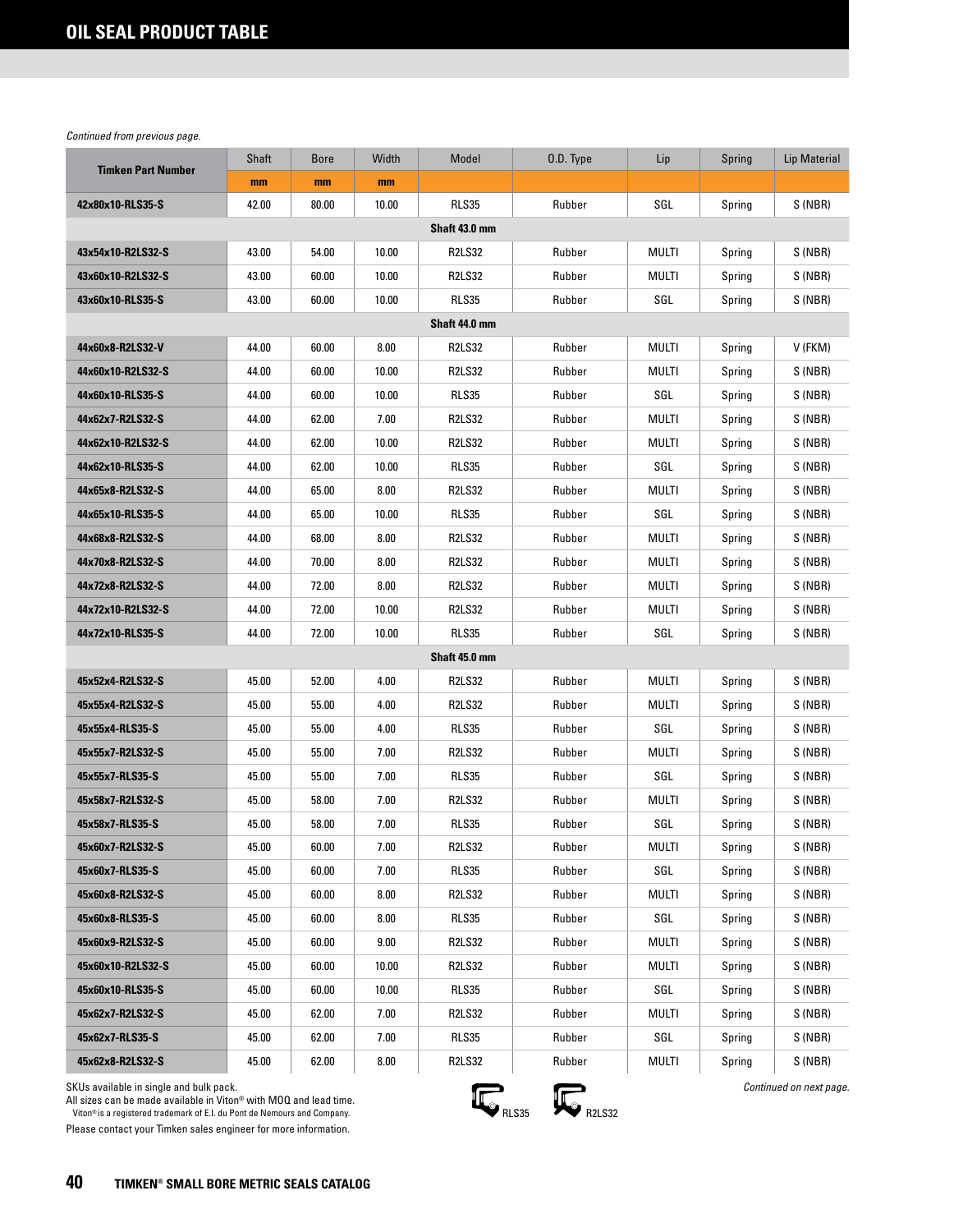## OIL SEAL PRODUCT TABLE

*Continued from previous page.*

| Timken Part Number | Shaft | Bore | Width | Model | O.D. Type | Lip | Spring | Lip Material |
|---|---|---|---|---|---|---|---|---|
| | mm | mm | mm | | | | | |
| 42x80x10-RLS35-S | 42.00 | 80.00 | 10.00 | RLS35 | Rubber | SGL | Spring | S (NBR) |
| **Shaft 43.0 mm** | | | | | | | | |
| 43x54x10-R2LS32-S | 43.00 | 54.00 | 10.00 | R2LS32 | Rubber | MULTI | Spring | S (NBR) |
| 43x60x10-R2LS32-S | 43.00 | 60.00 | 10.00 | R2LS32 | Rubber | MULTI | Spring | S (NBR) |
| 43x60x10-RLS35-S | 43.00 | 60.00 | 10.00 | RLS35 | Rubber | SGL | Spring | S (NBR) |
| **Shaft 44.0 mm** | | | | | | | | |
| 44x60x8-R2LS32-V | 44.00 | 60.00 | 8.00 | R2LS32 | Rubber | MULTI | Spring | V (FKM) |
| 44x60x10-R2LS32-S | 44.00 | 60.00 | 10.00 | R2LS32 | Rubber | MULTI | Spring | S (NBR) |
| 44x60x10-RLS35-S | 44.00 | 60.00 | 10.00 | RLS35 | Rubber | SGL | Spring | S (NBR) |
| 44x62x7-R2LS32-S | 44.00 | 62.00 | 7.00 | R2LS32 | Rubber | MULTI | Spring | S (NBR) |
| 44x62x10-R2LS32-S | 44.00 | 62.00 | 10.00 | R2LS32 | Rubber | MULTI | Spring | S (NBR) |
| 44x62x10-RLS35-S | 44.00 | 62.00 | 10.00 | RLS35 | Rubber | SGL | Spring | S (NBR) |
| 44x65x8-R2LS32-S | 44.00 | 65.00 | 8.00 | R2LS32 | Rubber | MULTI | Spring | S (NBR) |
| 44x65x10-RLS35-S | 44.00 | 65.00 | 10.00 | RLS35 | Rubber | SGL | Spring | S (NBR) |
| 44x68x8-R2LS32-S | 44.00 | 68.00 | 8.00 | R2LS32 | Rubber | MULTI | Spring | S (NBR) |
| 44x70x8-R2LS32-S | 44.00 | 70.00 | 8.00 | R2LS32 | Rubber | MULTI | Spring | S (NBR) |
| 44x72x8-R2LS32-S | 44.00 | 72.00 | 8.00 | R2LS32 | Rubber | MULTI | Spring | S (NBR) |
| 44x72x10-R2LS32-S | 44.00 | 72.00 | 10.00 | R2LS32 | Rubber | MULTI | Spring | S (NBR) |
| 44x72x10-RLS35-S | 44.00 | 72.00 | 10.00 | RLS35 | Rubber | SGL | Spring | S (NBR) |
| **Shaft 45.0 mm** | | | | | | | | |
| 45x52x4-R2LS32-S | 45.00 | 52.00 | 4.00 | R2LS32 | Rubber | MULTI | Spring | S (NBR) |
| 45x55x4-R2LS32-S | 45.00 | 55.00 | 4.00 | R2LS32 | Rubber | MULTI | Spring | S (NBR) |
| 45x55x4-RLS35-S | 45.00 | 55.00 | 4.00 | RLS35 | Rubber | SGL | Spring | S (NBR) |
| 45x55x7-R2LS32-S | 45.00 | 55.00 | 7.00 | R2LS32 | Rubber | MULTI | Spring | S (NBR) |
| 45x55x7-RLS35-S | 45.00 | 55.00 | 7.00 | RLS35 | Rubber | SGL | Spring | S (NBR) |
| 45x58x7-R2LS32-S | 45.00 | 58.00 | 7.00 | R2LS32 | Rubber | MULTI | Spring | S (NBR) |
| 45x58x7-RLS35-S | 45.00 | 58.00 | 7.00 | RLS35 | Rubber | SGL | Spring | S (NBR) |
| 45x60x7-R2LS32-S | 45.00 | 60.00 | 7.00 | R2LS32 | Rubber | MULTI | Spring | S (NBR) |
| 45x60x7-RLS35-S | 45.00 | 60.00 | 7.00 | RLS35 | Rubber | SGL | Spring | S (NBR) |
| 45x60x8-R2LS32-S | 45.00 | 60.00 | 8.00 | R2LS32 | Rubber | MULTI | Spring | S (NBR) |
| 45x60x8-RLS35-S | 45.00 | 60.00 | 8.00 | RLS35 | Rubber | SGL | Spring | S (NBR) |
| 45x60x9-R2LS32-S | 45.00 | 60.00 | 9.00 | R2LS32 | Rubber | MULTI | Spring | S (NBR) |
| 45x60x10-R2LS32-S | 45.00 | 60.00 | 10.00 | R2LS32 | Rubber | MULTI | Spring | S (NBR) |
| 45x60x10-RLS35-S | 45.00 | 60.00 | 10.00 | RLS35 | Rubber | SGL | Spring | S (NBR) |
| 45x62x7-R2LS32-S | 45.00 | 62.00 | 7.00 | R2LS32 | Rubber | MULTI | Spring | S (NBR) |
| 45x62x7-RLS35-S | 45.00 | 62.00 | 7.00 | RLS35 | Rubber | SGL | Spring | S (NBR) |
| 45x62x8-R2LS32-S | 45.00 | 62.00 | 8.00 | R2LS32 | Rubber | MULTI | Spring | S (NBR) |

SKUs available in single and bulk pack.
All sizes can be made available in Viton® with MOQ and lead time.
Viton® is a registered trademark of E.I. du Pont de Nemours and Company.
Please contact your Timken sales engineer for more information.

RLS35 R2LS32

*Continued on next page.*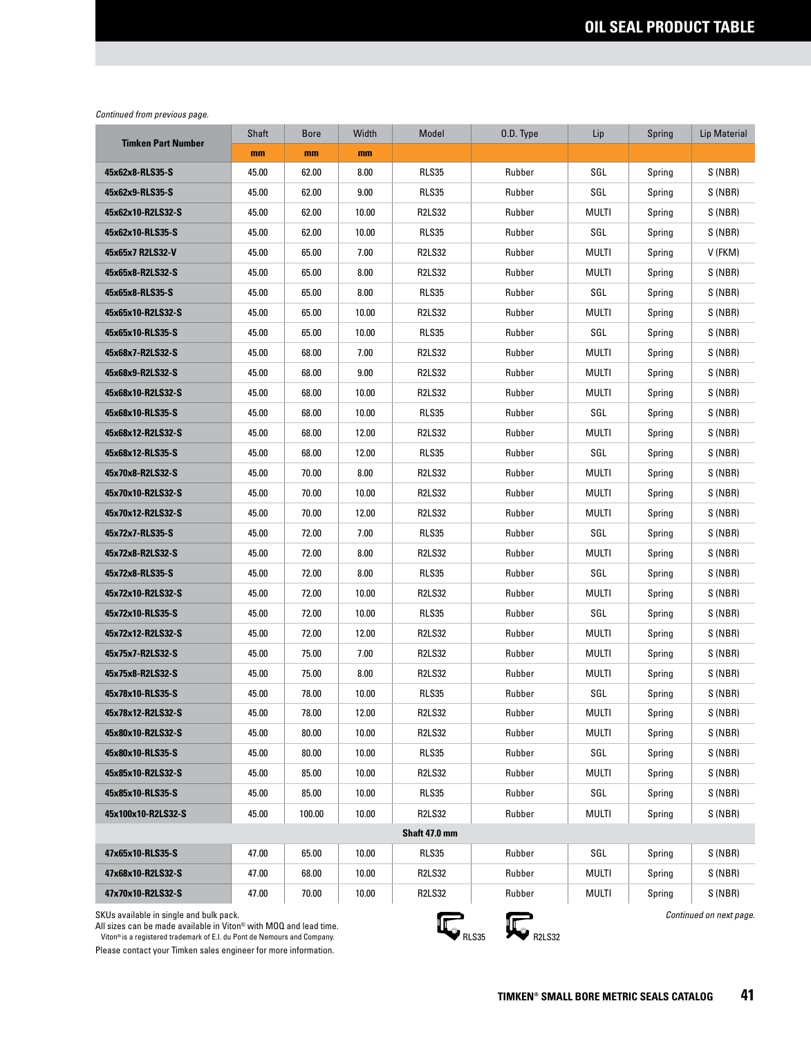## OIL SEAL PRODUCT TABLE

*Continued from previous page.*

| Timken Part Number | Shaft | Bore | Width | Model | O.D. Type | Lip | Spring | Lip Material |
|---|---|---|---|---|---|---|---|---|
| | mm | mm | mm | | | | | |
| 45x62x8-RLS35-S | 45.00 | 62.00 | 8.00 | RLS35 | Rubber | SGL | Spring | S (NBR) |
| 45x62x9-RLS35-S | 45.00 | 62.00 | 9.00 | RLS35 | Rubber | SGL | Spring | S (NBR) |
| 45x62x10-R2LS32-S | 45.00 | 62.00 | 10.00 | R2LS32 | Rubber | MULTI | Spring | S (NBR) |
| 45x62x10-RLS35-S | 45.00 | 62.00 | 10.00 | RLS35 | Rubber | SGL | Spring | S (NBR) |
| 45x65x7 R2LS32-V | 45.00 | 65.00 | 7.00 | R2LS32 | Rubber | MULTI | Spring | V (FKM) |
| 45x65x8-R2LS32-S | 45.00 | 65.00 | 8.00 | R2LS32 | Rubber | MULTI | Spring | S (NBR) |
| 45x65x8-RLS35-S | 45.00 | 65.00 | 8.00 | RLS35 | Rubber | SGL | Spring | S (NBR) |
| 45x65x10-R2LS32-S | 45.00 | 65.00 | 10.00 | R2LS32 | Rubber | MULTI | Spring | S (NBR) |
| 45x65x10-RLS35-S | 45.00 | 65.00 | 10.00 | RLS35 | Rubber | SGL | Spring | S (NBR) |
| 45x68x7-R2LS32-S | 45.00 | 68.00 | 7.00 | R2LS32 | Rubber | MULTI | Spring | S (NBR) |
| 45x68x9-R2LS32-S | 45.00 | 68.00 | 9.00 | R2LS32 | Rubber | MULTI | Spring | S (NBR) |
| 45x68x10-R2LS32-S | 45.00 | 68.00 | 10.00 | R2LS32 | Rubber | MULTI | Spring | S (NBR) |
| 45x68x10-RLS35-S | 45.00 | 68.00 | 10.00 | RLS35 | Rubber | SGL | Spring | S (NBR) |
| 45x68x12-R2LS32-S | 45.00 | 68.00 | 12.00 | R2LS32 | Rubber | MULTI | Spring | S (NBR) |
| 45x68x12-RLS35-S | 45.00 | 68.00 | 12.00 | RLS35 | Rubber | SGL | Spring | S (NBR) |
| 45x70x8-R2LS32-S | 45.00 | 70.00 | 8.00 | R2LS32 | Rubber | MULTI | Spring | S (NBR) |
| 45x70x10-R2LS32-S | 45.00 | 70.00 | 10.00 | R2LS32 | Rubber | MULTI | Spring | S (NBR) |
| 45x70x12-R2LS32-S | 45.00 | 70.00 | 12.00 | R2LS32 | Rubber | MULTI | Spring | S (NBR) |
| 45x72x7-RLS35-S | 45.00 | 72.00 | 7.00 | RLS35 | Rubber | SGL | Spring | S (NBR) |
| 45x72x8-R2LS32-S | 45.00 | 72.00 | 8.00 | R2LS32 | Rubber | MULTI | Spring | S (NBR) |
| 45x72x8-RLS35-S | 45.00 | 72.00 | 8.00 | RLS35 | Rubber | SGL | Spring | S (NBR) |
| 45x72x10-R2LS32-S | 45.00 | 72.00 | 10.00 | R2LS32 | Rubber | MULTI | Spring | S (NBR) |
| 45x72x10-RLS35-S | 45.00 | 72.00 | 10.00 | RLS35 | Rubber | SGL | Spring | S (NBR) |
| 45x72x12-R2LS32-S | 45.00 | 72.00 | 12.00 | R2LS32 | Rubber | MULTI | Spring | S (NBR) |
| 45x75x7-R2LS32-S | 45.00 | 75.00 | 7.00 | R2LS32 | Rubber | MULTI | Spring | S (NBR) |
| 45x75x8-R2LS32-S | 45.00 | 75.00 | 8.00 | R2LS32 | Rubber | MULTI | Spring | S (NBR) |
| 45x78x10-RLS35-S | 45.00 | 78.00 | 10.00 | RLS35 | Rubber | SGL | Spring | S (NBR) |
| 45x78x12-R2LS32-S | 45.00 | 78.00 | 12.00 | R2LS32 | Rubber | MULTI | Spring | S (NBR) |
| 45x80x10-R2LS32-S | 45.00 | 80.00 | 10.00 | R2LS32 | Rubber | MULTI | Spring | S (NBR) |
| 45x80x10-RLS35-S | 45.00 | 80.00 | 10.00 | RLS35 | Rubber | SGL | Spring | S (NBR) |
| 45x85x10-R2LS32-S | 45.00 | 85.00 | 10.00 | R2LS32 | Rubber | MULTI | Spring | S (NBR) |
| 45x85x10-RLS35-S | 45.00 | 85.00 | 10.00 | RLS35 | Rubber | SGL | Spring | S (NBR) |
| 45x100x10-R2LS32-S | 45.00 | 100.00 | 10.00 | R2LS32 | Rubber | MULTI | Spring | S (NBR) |
| **Shaft 47.0 mm** | | | | | | | | |
| 47x65x10-RLS35-S | 47.00 | 65.00 | 10.00 | RLS35 | Rubber | SGL | Spring | S (NBR) |
| 47x68x10-R2LS32-S | 47.00 | 68.00 | 10.00 | R2LS32 | Rubber | MULTI | Spring | S (NBR) |
| 47x70x10-R2LS32-S | 47.00 | 70.00 | 10.00 | R2LS32 | Rubber | MULTI | Spring | S (NBR) |

SKUs available in single and bulk pack.
All sizes can be made available in Viton® with MOQ and lead time.
Viton® is a registered trademark of E.I. du Pont de Nemours and Company.
Please contact your Timken sales engineer for more information.

RLS35 R2LS32

*Continued on next page.*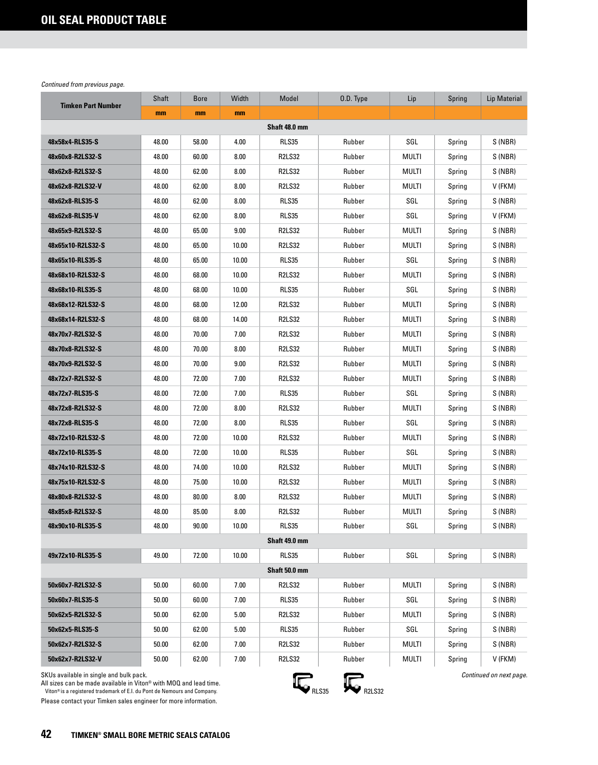## OIL SEAL PRODUCT TABLE

*Continued from previous page.*

| Timken Part Number | Shaft | Bore | Width | Model | O.D. Type | Lip | Spring | Lip Material |
|---|---|---|---|---|---|---|---|---|
| | mm | mm | mm | | | | | |
| **Shaft 48.0 mm** | | | | | | | | |
| **48x58x4-RLS35-S** | 48.00 | 58.00 | 4.00 | RLS35 | Rubber | SGL | Spring | S (NBR) |
| **48x60x8-R2LS32-S** | 48.00 | 60.00 | 8.00 | R2LS32 | Rubber | MULTI | Spring | S (NBR) |
| **48x62x8-R2LS32-S** | 48.00 | 62.00 | 8.00 | R2LS32 | Rubber | MULTI | Spring | S (NBR) |
| **48x62x8-R2LS32-V** | 48.00 | 62.00 | 8.00 | R2LS32 | Rubber | MULTI | Spring | V (FKM) |
| **48x62x8-RLS35-S** | 48.00 | 62.00 | 8.00 | RLS35 | Rubber | SGL | Spring | S (NBR) |
| **48x62x8-RLS35-V** | 48.00 | 62.00 | 8.00 | RLS35 | Rubber | SGL | Spring | V (FKM) |
| **48x65x9-R2LS32-S** | 48.00 | 65.00 | 9.00 | R2LS32 | Rubber | MULTI | Spring | S (NBR) |
| **48x65x10-R2LS32-S** | 48.00 | 65.00 | 10.00 | R2LS32 | Rubber | MULTI | Spring | S (NBR) |
| **48x65x10-RLS35-S** | 48.00 | 65.00 | 10.00 | RLS35 | Rubber | SGL | Spring | S (NBR) |
| **48x68x10-R2LS32-S** | 48.00 | 68.00 | 10.00 | R2LS32 | Rubber | MULTI | Spring | S (NBR) |
| **48x68x10-RLS35-S** | 48.00 | 68.00 | 10.00 | RLS35 | Rubber | SGL | Spring | S (NBR) |
| **48x68x12-R2LS32-S** | 48.00 | 68.00 | 12.00 | R2LS32 | Rubber | MULTI | Spring | S (NBR) |
| **48x68x14-R2LS32-S** | 48.00 | 68.00 | 14.00 | R2LS32 | Rubber | MULTI | Spring | S (NBR) |
| **48x70x7-R2LS32-S** | 48.00 | 70.00 | 7.00 | R2LS32 | Rubber | MULTI | Spring | S (NBR) |
| **48x70x8-R2LS32-S** | 48.00 | 70.00 | 8.00 | R2LS32 | Rubber | MULTI | Spring | S (NBR) |
| **48x70x9-R2LS32-S** | 48.00 | 70.00 | 9.00 | R2LS32 | Rubber | MULTI | Spring | S (NBR) |
| **48x72x7-R2LS32-S** | 48.00 | 72.00 | 7.00 | R2LS32 | Rubber | MULTI | Spring | S (NBR) |
| **48x72x7-RLS35-S** | 48.00 | 72.00 | 7.00 | RLS35 | Rubber | SGL | Spring | S (NBR) |
| **48x72x8-R2LS32-S** | 48.00 | 72.00 | 8.00 | R2LS32 | Rubber | MULTI | Spring | S (NBR) |
| **48x72x8-RLS35-S** | 48.00 | 72.00 | 8.00 | RLS35 | Rubber | SGL | Spring | S (NBR) |
| **48x72x10-R2LS32-S** | 48.00 | 72.00 | 10.00 | R2LS32 | Rubber | MULTI | Spring | S (NBR) |
| **48x72x10-RLS35-S** | 48.00 | 72.00 | 10.00 | RLS35 | Rubber | SGL | Spring | S (NBR) |
| **48x74x10-R2LS32-S** | 48.00 | 74.00 | 10.00 | R2LS32 | Rubber | MULTI | Spring | S (NBR) |
| **48x75x10-R2LS32-S** | 48.00 | 75.00 | 10.00 | R2LS32 | Rubber | MULTI | Spring | S (NBR) |
| **48x80x8-R2LS32-S** | 48.00 | 80.00 | 8.00 | R2LS32 | Rubber | MULTI | Spring | S (NBR) |
| **48x85x8-R2LS32-S** | 48.00 | 85.00 | 8.00 | R2LS32 | Rubber | MULTI | Spring | S (NBR) |
| **48x90x10-RLS35-S** | 48.00 | 90.00 | 10.00 | RLS35 | Rubber | SGL | Spring | S (NBR) |
| **Shaft 49.0 mm** | | | | | | | | |
| **49x72x10-RLS35-S** | 49.00 | 72.00 | 10.00 | RLS35 | Rubber | SGL | Spring | S (NBR) |
| **Shaft 50.0 mm** | | | | | | | | |
| **50x60x7-R2LS32-S** | 50.00 | 60.00 | 7.00 | R2LS32 | Rubber | MULTI | Spring | S (NBR) |
| **50x60x7-RLS35-S** | 50.00 | 60.00 | 7.00 | RLS35 | Rubber | SGL | Spring | S (NBR) |
| **50x62x5-R2LS32-S** | 50.00 | 62.00 | 5.00 | R2LS32 | Rubber | MULTI | Spring | S (NBR) |
| **50x62x5-RLS35-S** | 50.00 | 62.00 | 5.00 | RLS35 | Rubber | SGL | Spring | S (NBR) |
| **50x62x7-R2LS32-S** | 50.00 | 62.00 | 7.00 | R2LS32 | Rubber | MULTI | Spring | S (NBR) |
| **50x62x7-R2LS32-V** | 50.00 | 62.00 | 7.00 | R2LS32 | Rubber | MULTI | Spring | V (FKM) |

SKUs available in single and bulk pack.
All sizes can be made available in Viton® with MOQ and lead time.
Viton® is a registered trademark of E.I. du Pont de Nemours and Company.
Please contact your Timken sales engineer for more information.

RLS35 R2LS32

*Continued on next page.*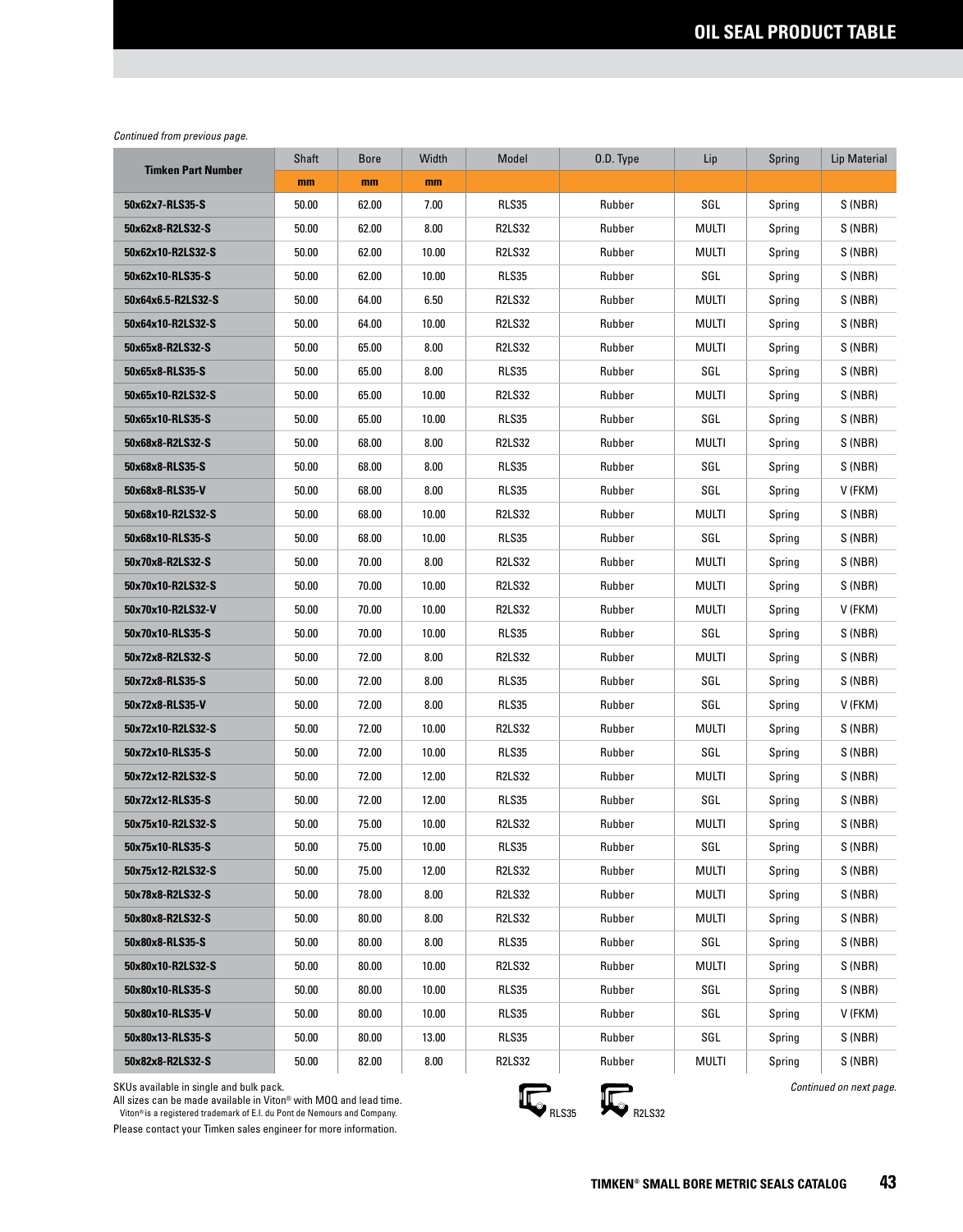# OIL SEAL PRODUCT TABLE

*Continued from previous page.*

| Timken Part Number | Shaft | Bore | Width | Model | O.D. Type | Lip | Spring | Lip Material |
|---|---|---|---|---|---|---|---|---|
| | mm | mm | mm | | | | | |
| 50x62x7-RLS35-S | 50.00 | 62.00 | 7.00 | RLS35 | Rubber | SGL | Spring | S (NBR) |
| 50x62x8-R2LS32-S | 50.00 | 62.00 | 8.00 | R2LS32 | Rubber | MULTI | Spring | S (NBR) |
| 50x62x10-R2LS32-S | 50.00 | 62.00 | 10.00 | R2LS32 | Rubber | MULTI | Spring | S (NBR) |
| 50x62x10-RLS35-S | 50.00 | 62.00 | 10.00 | RLS35 | Rubber | SGL | Spring | S (NBR) |
| 50x64x6.5-R2LS32-S | 50.00 | 64.00 | 6.50 | R2LS32 | Rubber | MULTI | Spring | S (NBR) |
| 50x64x10-R2LS32-S | 50.00 | 64.00 | 10.00 | R2LS32 | Rubber | MULTI | Spring | S (NBR) |
| 50x65x8-R2LS32-S | 50.00 | 65.00 | 8.00 | R2LS32 | Rubber | MULTI | Spring | S (NBR) |
| 50x65x8-RLS35-S | 50.00 | 65.00 | 8.00 | RLS35 | Rubber | SGL | Spring | S (NBR) |
| 50x65x10-R2LS32-S | 50.00 | 65.00 | 10.00 | R2LS32 | Rubber | MULTI | Spring | S (NBR) |
| 50x65x10-RLS35-S | 50.00 | 65.00 | 10.00 | RLS35 | Rubber | SGL | Spring | S (NBR) |
| 50x68x8-R2LS32-S | 50.00 | 68.00 | 8.00 | R2LS32 | Rubber | MULTI | Spring | S (NBR) |
| 50x68x8-RLS35-S | 50.00 | 68.00 | 8.00 | RLS35 | Rubber | SGL | Spring | S (NBR) |
| 50x68x8-RLS35-V | 50.00 | 68.00 | 8.00 | RLS35 | Rubber | SGL | Spring | V (FKM) |
| 50x68x10-R2LS32-S | 50.00 | 68.00 | 10.00 | R2LS32 | Rubber | MULTI | Spring | S (NBR) |
| 50x68x10-RLS35-S | 50.00 | 68.00 | 10.00 | RLS35 | Rubber | SGL | Spring | S (NBR) |
| 50x70x8-R2LS32-S | 50.00 | 70.00 | 8.00 | R2LS32 | Rubber | MULTI | Spring | S (NBR) |
| 50x70x10-R2LS32-S | 50.00 | 70.00 | 10.00 | R2LS32 | Rubber | MULTI | Spring | S (NBR) |
| 50x70x10-R2LS32-V | 50.00 | 70.00 | 10.00 | R2LS32 | Rubber | MULTI | Spring | V (FKM) |
| 50x70x10-RLS35-S | 50.00 | 70.00 | 10.00 | RLS35 | Rubber | SGL | Spring | S (NBR) |
| 50x72x8-R2LS32-S | 50.00 | 72.00 | 8.00 | R2LS32 | Rubber | MULTI | Spring | S (NBR) |
| 50x72x8-RLS35-S | 50.00 | 72.00 | 8.00 | RLS35 | Rubber | SGL | Spring | S (NBR) |
| 50x72x8-RLS35-V | 50.00 | 72.00 | 8.00 | RLS35 | Rubber | SGL | Spring | V (FKM) |
| 50x72x10-R2LS32-S | 50.00 | 72.00 | 10.00 | R2LS32 | Rubber | MULTI | Spring | S (NBR) |
| 50x72x10-RLS35-S | 50.00 | 72.00 | 10.00 | RLS35 | Rubber | SGL | Spring | S (NBR) |
| 50x72x12-R2LS32-S | 50.00 | 72.00 | 12.00 | R2LS32 | Rubber | MULTI | Spring | S (NBR) |
| 50x72x12-RLS35-S | 50.00 | 72.00 | 12.00 | RLS35 | Rubber | SGL | Spring | S (NBR) |
| 50x75x10-R2LS32-S | 50.00 | 75.00 | 10.00 | R2LS32 | Rubber | MULTI | Spring | S (NBR) |
| 50x75x10-RLS35-S | 50.00 | 75.00 | 10.00 | RLS35 | Rubber | SGL | Spring | S (NBR) |
| 50x75x12-R2LS32-S | 50.00 | 75.00 | 12.00 | R2LS32 | Rubber | MULTI | Spring | S (NBR) |
| 50x78x8-R2LS32-S | 50.00 | 78.00 | 8.00 | R2LS32 | Rubber | MULTI | Spring | S (NBR) |
| 50x80x8-R2LS32-S | 50.00 | 80.00 | 8.00 | R2LS32 | Rubber | MULTI | Spring | S (NBR) |
| 50x80x8-RLS35-S | 50.00 | 80.00 | 8.00 | RLS35 | Rubber | SGL | Spring | S (NBR) |
| 50x80x10-R2LS32-S | 50.00 | 80.00 | 10.00 | R2LS32 | Rubber | MULTI | Spring | S (NBR) |
| 50x80x10-RLS35-S | 50.00 | 80.00 | 10.00 | RLS35 | Rubber | SGL | Spring | S (NBR) |
| 50x80x10-RLS35-V | 50.00 | 80.00 | 10.00 | RLS35 | Rubber | SGL | Spring | V (FKM) |
| 50x80x13-RLS35-S | 50.00 | 80.00 | 13.00 | RLS35 | Rubber | SGL | Spring | S (NBR) |
| 50x82x8-R2LS32-S | 50.00 | 82.00 | 8.00 | R2LS32 | Rubber | MULTI | Spring | S (NBR) |

SKUs available in single and bulk pack.
All sizes can be made available in Viton® with MOQ and lead time.
Viton® is a registered trademark of E.I. du Pont de Nemours and Company.
Please contact your Timken sales engineer for more information.

RLS35 R2LS32

*Continued on next page.*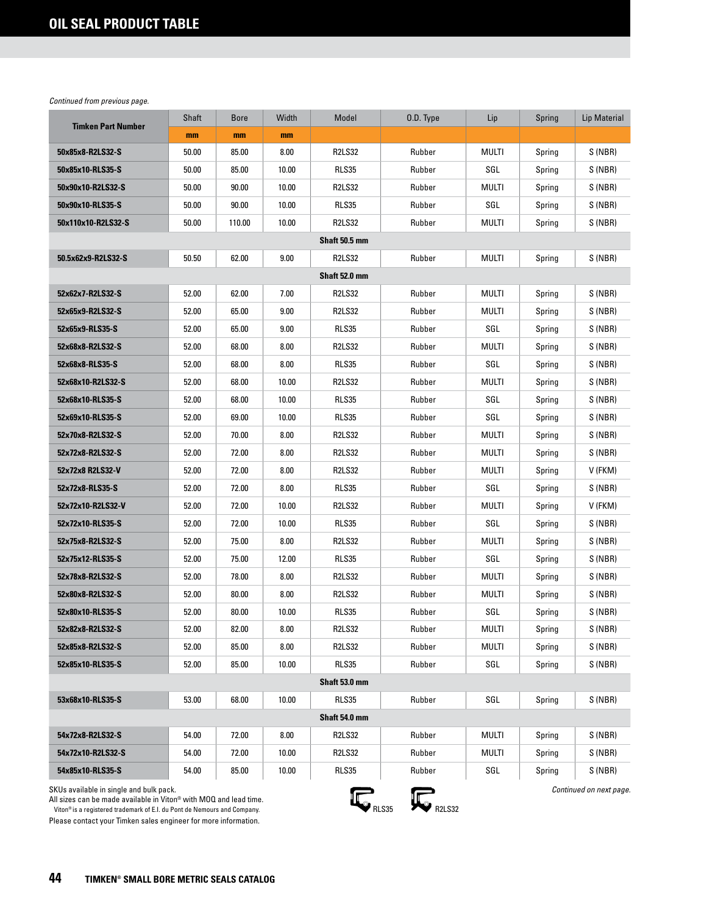# OIL SEAL PRODUCT TABLE

*Continued from previous page.*

| Timken Part Number | Shaft | Bore | Width | Model | O.D. Type | Lip | Spring | Lip Material |
|---|---|---|---|---|---|---|---|---|
| | mm | mm | mm | | | | | |
| 50x85x8-R2LS32-S | 50.00 | 85.00 | 8.00 | R2LS32 | Rubber | MULTI | Spring | S (NBR) |
| 50x85x10-RLS35-S | 50.00 | 85.00 | 10.00 | RLS35 | Rubber | SGL | Spring | S (NBR) |
| 50x90x10-R2LS32-S | 50.00 | 90.00 | 10.00 | R2LS32 | Rubber | MULTI | Spring | S (NBR) |
| 50x90x10-RLS35-S | 50.00 | 90.00 | 10.00 | RLS35 | Rubber | SGL | Spring | S (NBR) |
| 50x110x10-R2LS32-S | 50.00 | 110.00 | 10.00 | R2LS32 | Rubber | MULTI | Spring | S (NBR) |
| **Shaft 50.5 mm** | | | | | | | | |
| 50.5x62x9-R2LS32-S | 50.50 | 62.00 | 9.00 | R2LS32 | Rubber | MULTI | Spring | S (NBR) |
| **Shaft 52.0 mm** | | | | | | | | |
| 52x62x7-R2LS32-S | 52.00 | 62.00 | 7.00 | R2LS32 | Rubber | MULTI | Spring | S (NBR) |
| 52x65x9-R2LS32-S | 52.00 | 65.00 | 9.00 | R2LS32 | Rubber | MULTI | Spring | S (NBR) |
| 52x65x9-RLS35-S | 52.00 | 65.00 | 9.00 | RLS35 | Rubber | SGL | Spring | S (NBR) |
| 52x68x8-R2LS32-S | 52.00 | 68.00 | 8.00 | R2LS32 | Rubber | MULTI | Spring | S (NBR) |
| 52x68x8-RLS35-S | 52.00 | 68.00 | 8.00 | RLS35 | Rubber | SGL | Spring | S (NBR) |
| 52x68x10-R2LS32-S | 52.00 | 68.00 | 10.00 | R2LS32 | Rubber | MULTI | Spring | S (NBR) |
| 52x68x10-RLS35-S | 52.00 | 68.00 | 10.00 | RLS35 | Rubber | SGL | Spring | S (NBR) |
| 52x69x10-RLS35-S | 52.00 | 69.00 | 10.00 | RLS35 | Rubber | SGL | Spring | S (NBR) |
| 52x70x8-R2LS32-S | 52.00 | 70.00 | 8.00 | R2LS32 | Rubber | MULTI | Spring | S (NBR) |
| 52x72x8-R2LS32-S | 52.00 | 72.00 | 8.00 | R2LS32 | Rubber | MULTI | Spring | S (NBR) |
| 52x72x8 R2LS32-V | 52.00 | 72.00 | 8.00 | R2LS32 | Rubber | MULTI | Spring | V (FKM) |
| 52x72x8-RLS35-S | 52.00 | 72.00 | 8.00 | RLS35 | Rubber | SGL | Spring | S (NBR) |
| 52x72x10-R2LS32-V | 52.00 | 72.00 | 10.00 | R2LS32 | Rubber | MULTI | Spring | V (FKM) |
| 52x72x10-RLS35-S | 52.00 | 72.00 | 10.00 | RLS35 | Rubber | SGL | Spring | S (NBR) |
| 52x75x8-R2LS32-S | 52.00 | 75.00 | 8.00 | R2LS32 | Rubber | MULTI | Spring | S (NBR) |
| 52x75x12-RLS35-S | 52.00 | 75.00 | 12.00 | RLS35 | Rubber | SGL | Spring | S (NBR) |
| 52x78x8-R2LS32-S | 52.00 | 78.00 | 8.00 | R2LS32 | Rubber | MULTI | Spring | S (NBR) |
| 52x80x8-R2LS32-S | 52.00 | 80.00 | 8.00 | R2LS32 | Rubber | MULTI | Spring | S (NBR) |
| 52x80x10-RLS35-S | 52.00 | 80.00 | 10.00 | RLS35 | Rubber | SGL | Spring | S (NBR) |
| 52x82x8-R2LS32-S | 52.00 | 82.00 | 8.00 | R2LS32 | Rubber | MULTI | Spring | S (NBR) |
| 52x85x8-R2LS32-S | 52.00 | 85.00 | 8.00 | R2LS32 | Rubber | MULTI | Spring | S (NBR) |
| 52x85x10-RLS35-S | 52.00 | 85.00 | 10.00 | RLS35 | Rubber | SGL | Spring | S (NBR) |
| **Shaft 53.0 mm** | | | | | | | | |
| 53x68x10-RLS35-S | 53.00 | 68.00 | 10.00 | RLS35 | Rubber | SGL | Spring | S (NBR) |
| **Shaft 54.0 mm** | | | | | | | | |
| 54x72x8-R2LS32-S | 54.00 | 72.00 | 8.00 | R2LS32 | Rubber | MULTI | Spring | S (NBR) |
| 54x72x10-R2LS32-S | 54.00 | 72.00 | 10.00 | R2LS32 | Rubber | MULTI | Spring | S (NBR) |
| 54x85x10-RLS35-S | 54.00 | 85.00 | 10.00 | RLS35 | Rubber | SGL | Spring | S (NBR) |

SKUs available in single and bulk pack.
All sizes can be made available in Viton® with MOQ and lead time.
Viton® is a registered trademark of E.I. du Pont de Nemours and Company.
Please contact your Timken sales engineer for more information.

RLS35 R2LS32

*Continued on next page.*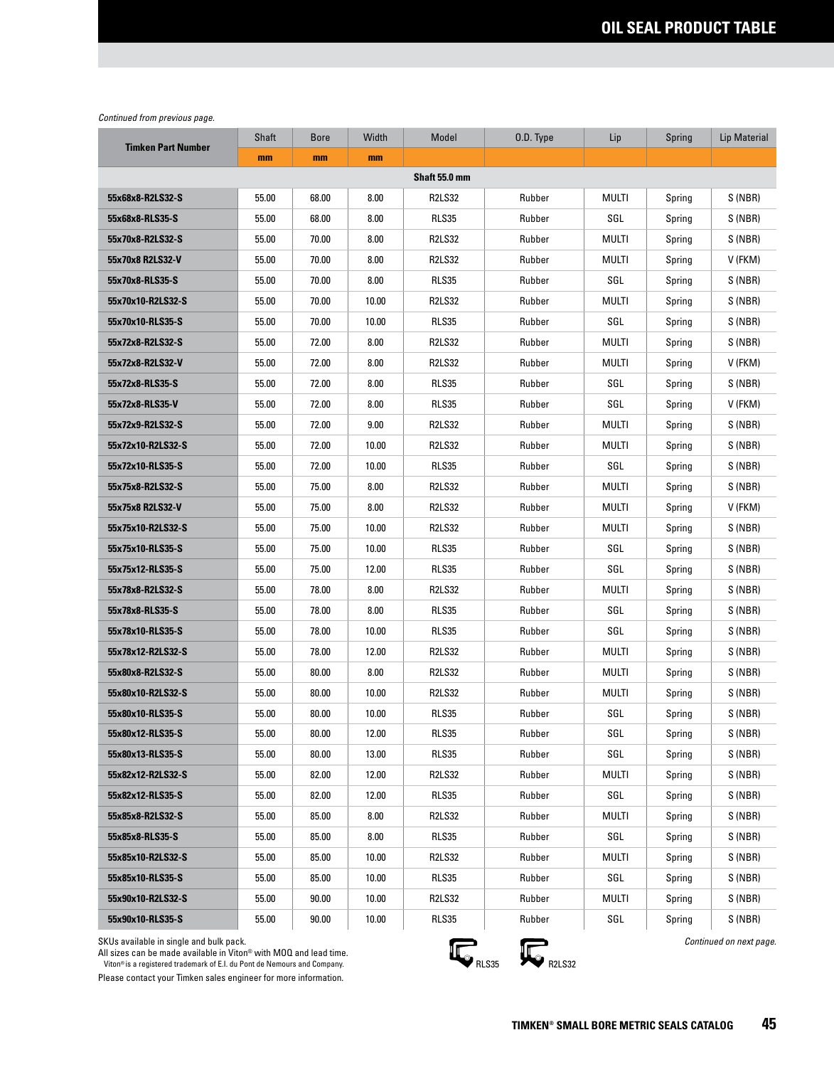# OIL SEAL PRODUCT TABLE

*Continued from previous page.*

| Timken Part Number | Shaft | Bore | Width | Model | O.D. Type | Lip | Spring | Lip Material |
|---|---|---|---|---|---|---|---|---|
| | mm | mm | mm | | | | | |
| | | | | **Shaft 55.0 mm** | | | | |
| **55x68x8-R2LS32-S** | 55.00 | 68.00 | 8.00 | R2LS32 | Rubber | MULTI | Spring | S (NBR) |
| **55x68x8-RLS35-S** | 55.00 | 68.00 | 8.00 | RLS35 | Rubber | SGL | Spring | S (NBR) |
| **55x70x8-R2LS32-S** | 55.00 | 70.00 | 8.00 | R2LS32 | Rubber | MULTI | Spring | S (NBR) |
| **55x70x8 R2LS32-V** | 55.00 | 70.00 | 8.00 | R2LS32 | Rubber | MULTI | Spring | V (FKM) |
| **55x70x8-RLS35-S** | 55.00 | 70.00 | 8.00 | RLS35 | Rubber | SGL | Spring | S (NBR) |
| **55x70x10-R2LS32-S** | 55.00 | 70.00 | 10.00 | R2LS32 | Rubber | MULTI | Spring | S (NBR) |
| **55x70x10-RLS35-S** | 55.00 | 70.00 | 10.00 | RLS35 | Rubber | SGL | Spring | S (NBR) |
| **55x72x8-R2LS32-S** | 55.00 | 72.00 | 8.00 | R2LS32 | Rubber | MULTI | Spring | S (NBR) |
| **55x72x8-R2LS32-V** | 55.00 | 72.00 | 8.00 | R2LS32 | Rubber | MULTI | Spring | V (FKM) |
| **55x72x8-RLS35-S** | 55.00 | 72.00 | 8.00 | RLS35 | Rubber | SGL | Spring | S (NBR) |
| **55x72x8-RLS35-V** | 55.00 | 72.00 | 8.00 | RLS35 | Rubber | SGL | Spring | V (FKM) |
| **55x72x9-R2LS32-S** | 55.00 | 72.00 | 9.00 | R2LS32 | Rubber | MULTI | Spring | S (NBR) |
| **55x72x10-R2LS32-S** | 55.00 | 72.00 | 10.00 | R2LS32 | Rubber | MULTI | Spring | S (NBR) |
| **55x72x10-RLS35-S** | 55.00 | 72.00 | 10.00 | RLS35 | Rubber | SGL | Spring | S (NBR) |
| **55x75x8-R2LS32-S** | 55.00 | 75.00 | 8.00 | R2LS32 | Rubber | MULTI | Spring | S (NBR) |
| **55x75x8 R2LS32-V** | 55.00 | 75.00 | 8.00 | R2LS32 | Rubber | MULTI | Spring | V (FKM) |
| **55x75x10-R2LS32-S** | 55.00 | 75.00 | 10.00 | R2LS32 | Rubber | MULTI | Spring | S (NBR) |
| **55x75x10-RLS35-S** | 55.00 | 75.00 | 10.00 | RLS35 | Rubber | SGL | Spring | S (NBR) |
| **55x75x12-RLS35-S** | 55.00 | 75.00 | 12.00 | RLS35 | Rubber | SGL | Spring | S (NBR) |
| **55x78x8-R2LS32-S** | 55.00 | 78.00 | 8.00 | R2LS32 | Rubber | MULTI | Spring | S (NBR) |
| **55x78x8-RLS35-S** | 55.00 | 78.00 | 8.00 | RLS35 | Rubber | SGL | Spring | S (NBR) |
| **55x78x10-RLS35-S** | 55.00 | 78.00 | 10.00 | RLS35 | Rubber | SGL | Spring | S (NBR) |
| **55x78x12-R2LS32-S** | 55.00 | 78.00 | 12.00 | R2LS32 | Rubber | MULTI | Spring | S (NBR) |
| **55x80x8-R2LS32-S** | 55.00 | 80.00 | 8.00 | R2LS32 | Rubber | MULTI | Spring | S (NBR) |
| **55x80x10-R2LS32-S** | 55.00 | 80.00 | 10.00 | R2LS32 | Rubber | MULTI | Spring | S (NBR) |
| **55x80x10-RLS35-S** | 55.00 | 80.00 | 10.00 | RLS35 | Rubber | SGL | Spring | S (NBR) |
| **55x80x12-RLS35-S** | 55.00 | 80.00 | 12.00 | RLS35 | Rubber | SGL | Spring | S (NBR) |
| **55x80x13-RLS35-S** | 55.00 | 80.00 | 13.00 | RLS35 | Rubber | SGL | Spring | S (NBR) |
| **55x82x12-R2LS32-S** | 55.00 | 82.00 | 12.00 | R2LS32 | Rubber | MULTI | Spring | S (NBR) |
| **55x82x12-RLS35-S** | 55.00 | 82.00 | 12.00 | RLS35 | Rubber | SGL | Spring | S (NBR) |
| **55x85x8-R2LS32-S** | 55.00 | 85.00 | 8.00 | R2LS32 | Rubber | MULTI | Spring | S (NBR) |
| **55x85x8-RLS35-S** | 55.00 | 85.00 | 8.00 | RLS35 | Rubber | SGL | Spring | S (NBR) |
| **55x85x10-R2LS32-S** | 55.00 | 85.00 | 10.00 | R2LS32 | Rubber | MULTI | Spring | S (NBR) |
| **55x85x10-RLS35-S** | 55.00 | 85.00 | 10.00 | RLS35 | Rubber | SGL | Spring | S (NBR) |
| **55x90x10-R2LS32-S** | 55.00 | 90.00 | 10.00 | R2LS32 | Rubber | MULTI | Spring | S (NBR) |
| **55x90x10-RLS35-S** | 55.00 | 90.00 | 10.00 | RLS35 | Rubber | SGL | Spring | S (NBR) |

SKUs available in single and bulk pack.
All sizes can be made available in Viton® with MOQ and lead time.
Viton® is a registered trademark of E.I. du Pont de Nemours and Company.
Please contact your Timken sales engineer for more information.

RLS35 R2LS32

*Continued on next page.*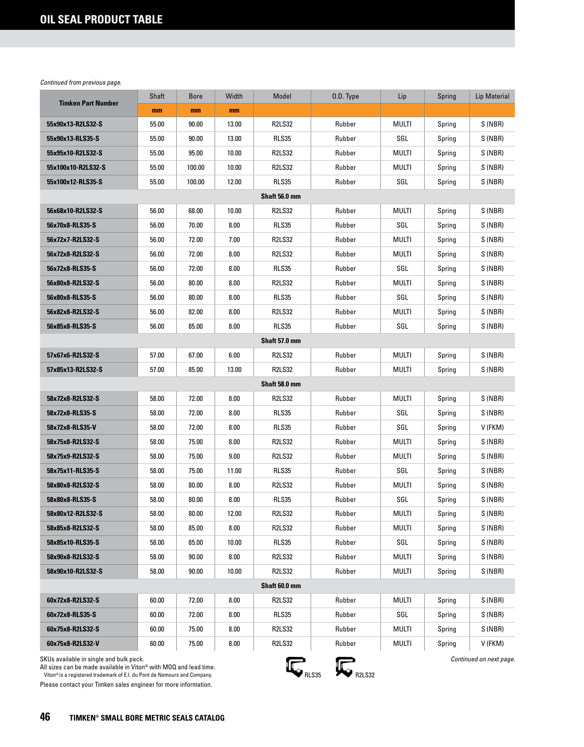# OIL SEAL PRODUCT TABLE

*Continued from previous page.*

| Timken Part Number | Shaft | Bore | Width | Model | O.D. Type | Lip | Spring | Lip Material |
|---|---|---|---|---|---|---|---|---|
| | mm | mm | mm | | | | | |
| 55x90x13-R2LS32-S | 55.00 | 90.00 | 13.00 | R2LS32 | Rubber | MULTI | Spring | S (NBR) |
| 55x90x13-RLS35-S | 55.00 | 90.00 | 13.00 | RLS35 | Rubber | SGL | Spring | S (NBR) |
| 55x95x10-R2LS32-S | 55.00 | 95.00 | 10.00 | R2LS32 | Rubber | MULTI | Spring | S (NBR) |
| 55x100x10-R2LS32-S | 55.00 | 100.00 | 10.00 | R2LS32 | Rubber | MULTI | Spring | S (NBR) |
| 55x100x12-RLS35-S | 55.00 | 100.00 | 12.00 | RLS35 | Rubber | SGL | Spring | S (NBR) |
| **Shaft 56.0 mm** | | | | | | | | |
| 56x68x10-R2LS32-S | 56.00 | 68.00 | 10.00 | R2LS32 | Rubber | MULTI | Spring | S (NBR) |
| 56x70x8-RLS35-S | 56.00 | 70.00 | 8.00 | RLS35 | Rubber | SGL | Spring | S (NBR) |
| 56x72x7-R2LS32-S | 56.00 | 72.00 | 7.00 | R2LS32 | Rubber | MULTI | Spring | S (NBR) |
| 56x72x8-R2LS32-S | 56.00 | 72.00 | 8.00 | R2LS32 | Rubber | MULTI | Spring | S (NBR) |
| 56x72x8-RLS35-S | 56.00 | 72.00 | 8.00 | RLS35 | Rubber | SGL | Spring | S (NBR) |
| 56x80x8-R2LS32-S | 56.00 | 80.00 | 8.00 | R2LS32 | Rubber | MULTI | Spring | S (NBR) |
| 56x80x8-RLS35-S | 56.00 | 80.00 | 8.00 | RLS35 | Rubber | SGL | Spring | S (NBR) |
| 56x82x8-R2LS32-S | 56.00 | 82.00 | 8.00 | R2LS32 | Rubber | MULTI | Spring | S (NBR) |
| 56x85x8-RLS35-S | 56.00 | 85.00 | 8.00 | RLS35 | Rubber | SGL | Spring | S (NBR) |
| **Shaft 57.0 mm** | | | | | | | | |
| 57x67x6-R2LS32-S | 57.00 | 67.00 | 6.00 | R2LS32 | Rubber | MULTI | Spring | S (NBR) |
| 57x85x13-R2LS32-S | 57.00 | 85.00 | 13.00 | R2LS32 | Rubber | MULTI | Spring | S (NBR) |
| **Shaft 58.0 mm** | | | | | | | | |
| 58x72x8-R2LS32-S | 58.00 | 72.00 | 8.00 | R2LS32 | Rubber | MULTI | Spring | S (NBR) |
| 58x72x8-RLS35-S | 58.00 | 72.00 | 8.00 | RLS35 | Rubber | SGL | Spring | S (NBR) |
| 58x72x8-RLS35-V | 58.00 | 72.00 | 8.00 | RLS35 | Rubber | SGL | Spring | V (FKM) |
| 58x75x8-R2LS32-S | 58.00 | 75.00 | 8.00 | R2LS32 | Rubber | MULTI | Spring | S (NBR) |
| 58x75x9-R2LS32-S | 58.00 | 75.00 | 9.00 | R2LS32 | Rubber | MULTI | Spring | S (NBR) |
| 58x75x11-RLS35-S | 58.00 | 75.00 | 11.00 | RLS35 | Rubber | SGL | Spring | S (NBR) |
| 58x80x8-R2LS32-S | 58.00 | 80.00 | 8.00 | R2LS32 | Rubber | MULTI | Spring | S (NBR) |
| 58x80x8-RLS35-S | 58.00 | 80.00 | 8.00 | RLS35 | Rubber | SGL | Spring | S (NBR) |
| 58x80x12-R2LS32-S | 58.00 | 80.00 | 12.00 | R2LS32 | Rubber | MULTI | Spring | S (NBR) |
| 58x85x8-R2LS32-S | 58.00 | 85.00 | 8.00 | R2LS32 | Rubber | MULTI | Spring | S (NBR) |
| 58x85x10-RLS35-S | 58.00 | 85.00 | 10.00 | RLS35 | Rubber | SGL | Spring | S (NBR) |
| 58x90x8-R2LS32-S | 58.00 | 90.00 | 8.00 | R2LS32 | Rubber | MULTI | Spring | S (NBR) |
| 58x90x10-R2LS32-S | 58.00 | 90.00 | 10.00 | R2LS32 | Rubber | MULTI | Spring | S (NBR) |
| **Shaft 60.0 mm** | | | | | | | | |
| 60x72x8-R2LS32-S | 60.00 | 72.00 | 8.00 | R2LS32 | Rubber | MULTI | Spring | S (NBR) |
| 60x72x8-RLS35-S | 60.00 | 72.00 | 8.00 | RLS35 | Rubber | SGL | Spring | S (NBR) |
| 60x75x8-R2LS32-S | 60.00 | 75.00 | 8.00 | R2LS32 | Rubber | MULTI | Spring | S (NBR) |
| 60x75x8-R2LS32-V | 60.00 | 75.00 | 8.00 | R2LS32 | Rubber | MULTI | Spring | V (FKM) |

SKUs available in single and bulk pack.
All sizes can be made available in Viton® with MOQ and lead time.
Viton® is a registered trademark of E.I. du Pont de Nemours and Company.
Please contact your Timken sales engineer for more information.

RLS35 R2LS32

*Continued on next page.*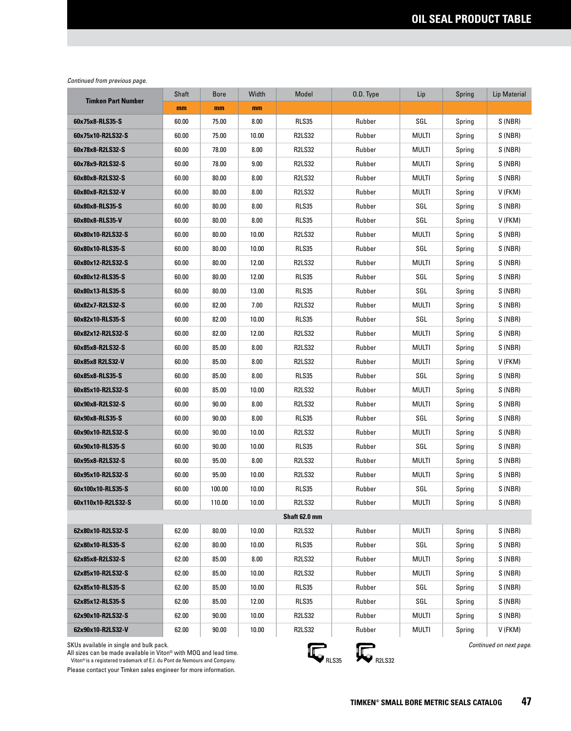# OIL SEAL PRODUCT TABLE

*Continued from previous page.*

| Timken Part Number | Shaft | Bore | Width | Model | O.D. Type | Lip | Spring | Lip Material |
|---|---|---|---|---|---|---|---|---|
| | mm | mm | mm | | | | | |
| 60x75x8-RLS35-S | 60.00 | 75.00 | 8.00 | RLS35 | Rubber | SGL | Spring | S (NBR) |
| 60x75x10-R2LS32-S | 60.00 | 75.00 | 10.00 | R2LS32 | Rubber | MULTI | Spring | S (NBR) |
| 60x78x8-R2LS32-S | 60.00 | 78.00 | 8.00 | R2LS32 | Rubber | MULTI | Spring | S (NBR) |
| 60x78x9-R2LS32-S | 60.00 | 78.00 | 9.00 | R2LS32 | Rubber | MULTI | Spring | S (NBR) |
| 60x80x8-R2LS32-S | 60.00 | 80.00 | 8.00 | R2LS32 | Rubber | MULTI | Spring | S (NBR) |
| 60x80x8-R2LS32-V | 60.00 | 80.00 | 8.00 | R2LS32 | Rubber | MULTI | Spring | V (FKM) |
| 60x80x8-RLS35-S | 60.00 | 80.00 | 8.00 | RLS35 | Rubber | SGL | Spring | S (NBR) |
| 60x80x8-RLS35-V | 60.00 | 80.00 | 8.00 | RLS35 | Rubber | SGL | Spring | V (FKM) |
| 60x80x10-R2LS32-S | 60.00 | 80.00 | 10.00 | R2LS32 | Rubber | MULTI | Spring | S (NBR) |
| 60x80x10-RLS35-S | 60.00 | 80.00 | 10.00 | RLS35 | Rubber | SGL | Spring | S (NBR) |
| 60x80x12-R2LS32-S | 60.00 | 80.00 | 12.00 | R2LS32 | Rubber | MULTI | Spring | S (NBR) |
| 60x80x12-RLS35-S | 60.00 | 80.00 | 12.00 | RLS35 | Rubber | SGL | Spring | S (NBR) |
| 60x80x13-RLS35-S | 60.00 | 80.00 | 13.00 | RLS35 | Rubber | SGL | Spring | S (NBR) |
| 60x82x7-R2LS32-S | 60.00 | 82.00 | 7.00 | R2LS32 | Rubber | MULTI | Spring | S (NBR) |
| 60x82x10-RLS35-S | 60.00 | 82.00 | 10.00 | RLS35 | Rubber | SGL | Spring | S (NBR) |
| 60x82x12-R2LS32-S | 60.00 | 82.00 | 12.00 | R2LS32 | Rubber | MULTI | Spring | S (NBR) |
| 60x85x8-R2LS32-S | 60.00 | 85.00 | 8.00 | R2LS32 | Rubber | MULTI | Spring | S (NBR) |
| 60x85x8 R2LS32-V | 60.00 | 85.00 | 8.00 | R2LS32 | Rubber | MULTI | Spring | V (FKM) |
| 60x85x8-RLS35-S | 60.00 | 85.00 | 8.00 | RLS35 | Rubber | SGL | Spring | S (NBR) |
| 60x85x10-R2LS32-S | 60.00 | 85.00 | 10.00 | R2LS32 | Rubber | MULTI | Spring | S (NBR) |
| 60x90x8-R2LS32-S | 60.00 | 90.00 | 8.00 | R2LS32 | Rubber | MULTI | Spring | S (NBR) |
| 60x90x8-RLS35-S | 60.00 | 90.00 | 8.00 | RLS35 | Rubber | SGL | Spring | S (NBR) |
| 60x90x10-R2LS32-S | 60.00 | 90.00 | 10.00 | R2LS32 | Rubber | MULTI | Spring | S (NBR) |
| 60x90x10-RLS35-S | 60.00 | 90.00 | 10.00 | RLS35 | Rubber | SGL | Spring | S (NBR) |
| 60x95x8-R2LS32-S | 60.00 | 95.00 | 8.00 | R2LS32 | Rubber | MULTI | Spring | S (NBR) |
| 60x95x10-R2LS32-S | 60.00 | 95.00 | 10.00 | R2LS32 | Rubber | MULTI | Spring | S (NBR) |
| 60x100x10-RLS35-S | 60.00 | 100.00 | 10.00 | RLS35 | Rubber | SGL | Spring | S (NBR) |
| 60x110x10-R2LS32-S | 60.00 | 110.00 | 10.00 | R2LS32 | Rubber | MULTI | Spring | S (NBR) |
| **Shaft 62.0 mm** | | | | | | | | |
| 62x80x10-R2LS32-S | 62.00 | 80.00 | 10.00 | R2LS32 | Rubber | MULTI | Spring | S (NBR) |
| 62x80x10-RLS35-S | 62.00 | 80.00 | 10.00 | RLS35 | Rubber | SGL | Spring | S (NBR) |
| 62x85x8-R2LS32-S | 62.00 | 85.00 | 8.00 | R2LS32 | Rubber | MULTI | Spring | S (NBR) |
| 62x85x10-R2LS32-S | 62.00 | 85.00 | 10.00 | R2LS32 | Rubber | MULTI | Spring | S (NBR) |
| 62x85x10-RLS35-S | 62.00 | 85.00 | 10.00 | RLS35 | Rubber | SGL | Spring | S (NBR) |
| 62x85x12-RLS35-S | 62.00 | 85.00 | 12.00 | RLS35 | Rubber | SGL | Spring | S (NBR) |
| 62x90x10-R2LS32-S | 62.00 | 90.00 | 10.00 | R2LS32 | Rubber | MULTI | Spring | S (NBR) |
| 62x90x10-R2LS32-V | 62.00 | 90.00 | 10.00 | R2LS32 | Rubber | MULTI | Spring | V (FKM) |

SKUs available in single and bulk pack.
All sizes can be made available in Viton® with MOQ and lead time.
Viton® is a registered trademark of E.I. du Pont de Nemours and Company.
Please contact your Timken sales engineer for more information.

RLS35 R2LS32

*Continued on next page.*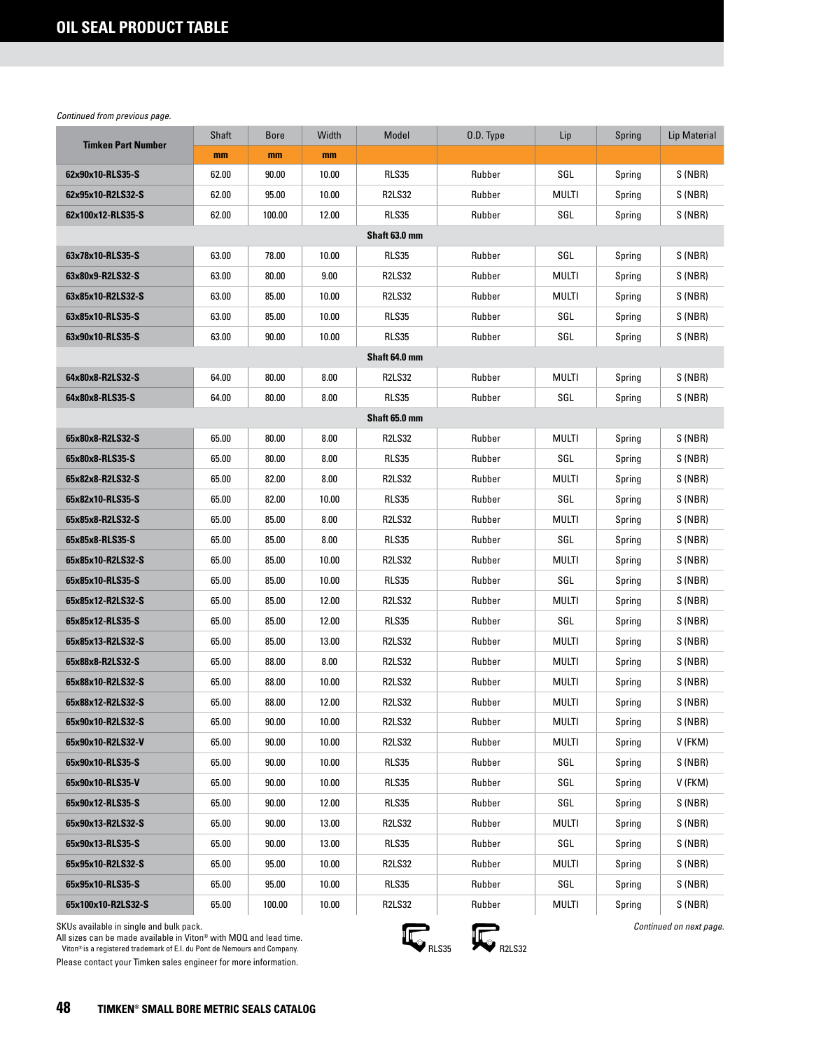# OIL SEAL PRODUCT TABLE

*Continued from previous page.*

| Timken Part Number | Shaft | Bore | Width | Model | O.D. Type | Lip | Spring | Lip Material |
|---|---|---|---|---|---|---|---|---|
| | mm | mm | mm | | | | | |
| 62x90x10-RLS35-S | 62.00 | 90.00 | 10.00 | RLS35 | Rubber | SGL | Spring | S (NBR) |
| 62x95x10-R2LS32-S | 62.00 | 95.00 | 10.00 | R2LS32 | Rubber | MULTI | Spring | S (NBR) |
| 62x100x12-RLS35-S | 62.00 | 100.00 | 12.00 | RLS35 | Rubber | SGL | Spring | S (NBR) |
| **Shaft 63.0 mm** | | | | | | | | |
| 63x78x10-RLS35-S | 63.00 | 78.00 | 10.00 | RLS35 | Rubber | SGL | Spring | S (NBR) |
| 63x80x9-R2LS32-S | 63.00 | 80.00 | 9.00 | R2LS32 | Rubber | MULTI | Spring | S (NBR) |
| 63x85x10-R2LS32-S | 63.00 | 85.00 | 10.00 | R2LS32 | Rubber | MULTI | Spring | S (NBR) |
| 63x85x10-RLS35-S | 63.00 | 85.00 | 10.00 | RLS35 | Rubber | SGL | Spring | S (NBR) |
| 63x90x10-RLS35-S | 63.00 | 90.00 | 10.00 | RLS35 | Rubber | SGL | Spring | S (NBR) |
| **Shaft 64.0 mm** | | | | | | | | |
| 64x80x8-R2LS32-S | 64.00 | 80.00 | 8.00 | R2LS32 | Rubber | MULTI | Spring | S (NBR) |
| 64x80x8-RLS35-S | 64.00 | 80.00 | 8.00 | RLS35 | Rubber | SGL | Spring | S (NBR) |
| **Shaft 65.0 mm** | | | | | | | | |
| 65x80x8-R2LS32-S | 65.00 | 80.00 | 8.00 | R2LS32 | Rubber | MULTI | Spring | S (NBR) |
| 65x80x8-RLS35-S | 65.00 | 80.00 | 8.00 | RLS35 | Rubber | SGL | Spring | S (NBR) |
| 65x82x8-R2LS32-S | 65.00 | 82.00 | 8.00 | R2LS32 | Rubber | MULTI | Spring | S (NBR) |
| 65x82x10-RLS35-S | 65.00 | 82.00 | 10.00 | RLS35 | Rubber | SGL | Spring | S (NBR) |
| 65x85x8-R2LS32-S | 65.00 | 85.00 | 8.00 | R2LS32 | Rubber | MULTI | Spring | S (NBR) |
| 65x85x8-RLS35-S | 65.00 | 85.00 | 8.00 | RLS35 | Rubber | SGL | Spring | S (NBR) |
| 65x85x10-R2LS32-S | 65.00 | 85.00 | 10.00 | R2LS32 | Rubber | MULTI | Spring | S (NBR) |
| 65x85x10-RLS35-S | 65.00 | 85.00 | 10.00 | RLS35 | Rubber | SGL | Spring | S (NBR) |
| 65x85x12-R2LS32-S | 65.00 | 85.00 | 12.00 | R2LS32 | Rubber | MULTI | Spring | S (NBR) |
| 65x85x12-RLS35-S | 65.00 | 85.00 | 12.00 | RLS35 | Rubber | SGL | Spring | S (NBR) |
| 65x85x13-R2LS32-S | 65.00 | 85.00 | 13.00 | R2LS32 | Rubber | MULTI | Spring | S (NBR) |
| 65x88x8-R2LS32-S | 65.00 | 88.00 | 8.00 | R2LS32 | Rubber | MULTI | Spring | S (NBR) |
| 65x88x10-R2LS32-S | 65.00 | 88.00 | 10.00 | R2LS32 | Rubber | MULTI | Spring | S (NBR) |
| 65x88x12-R2LS32-S | 65.00 | 88.00 | 12.00 | R2LS32 | Rubber | MULTI | Spring | S (NBR) |
| 65x90x10-R2LS32-S | 65.00 | 90.00 | 10.00 | R2LS32 | Rubber | MULTI | Spring | S (NBR) |
| 65x90x10-R2LS32-V | 65.00 | 90.00 | 10.00 | R2LS32 | Rubber | MULTI | Spring | V (FKM) |
| 65x90x10-RLS35-S | 65.00 | 90.00 | 10.00 | RLS35 | Rubber | SGL | Spring | S (NBR) |
| 65x90x10-RLS35-V | 65.00 | 90.00 | 10.00 | RLS35 | Rubber | SGL | Spring | V (FKM) |
| 65x90x12-RLS35-S | 65.00 | 90.00 | 12.00 | RLS35 | Rubber | SGL | Spring | S (NBR) |
| 65x90x13-R2LS32-S | 65.00 | 90.00 | 13.00 | R2LS32 | Rubber | MULTI | Spring | S (NBR) |
| 65x90x13-RLS35-S | 65.00 | 90.00 | 13.00 | RLS35 | Rubber | SGL | Spring | S (NBR) |
| 65x95x10-R2LS32-S | 65.00 | 95.00 | 10.00 | R2LS32 | Rubber | MULTI | Spring | S (NBR) |
| 65x95x10-RLS35-S | 65.00 | 95.00 | 10.00 | RLS35 | Rubber | SGL | Spring | S (NBR) |
| 65x100x10-R2LS32-S | 65.00 | 100.00 | 10.00 | R2LS32 | Rubber | MULTI | Spring | S (NBR) |

SKUs available in single and bulk pack.
All sizes can be made available in Viton® with MOQ and lead time.
Viton® is a registered trademark of E.I. du Pont de Nemours and Company.
Please contact your Timken sales engineer for more information.

RLS35 R2LS32

*Continued on next page.*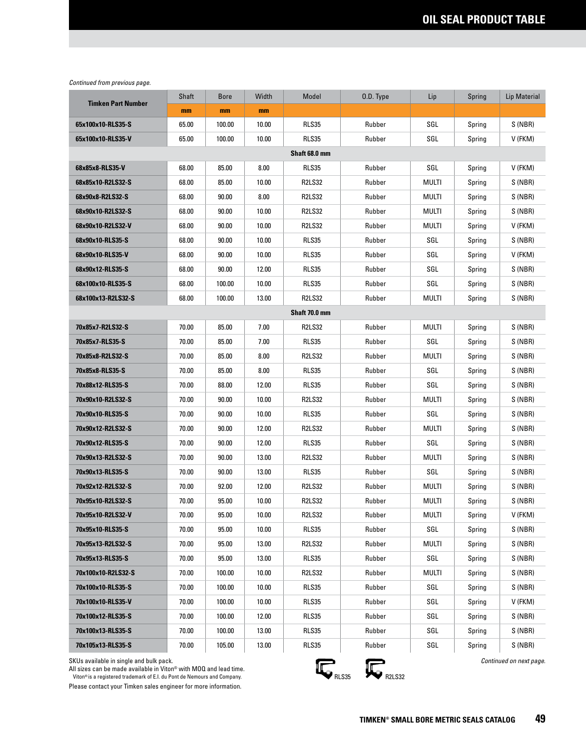# OIL SEAL PRODUCT TABLE

*Continued from previous page.*

| Timken Part Number | Shaft | Bore | Width | Model | O.D. Type | Lip | Spring | Lip Material |
|---|---|---|---|---|---|---|---|---|
| | mm | mm | mm | | | | | |
| 65x100x10-RLS35-S | 65.00 | 100.00 | 10.00 | RLS35 | Rubber | SGL | Spring | S (NBR) |
| 65x100x10-RLS35-V | 65.00 | 100.00 | 10.00 | RLS35 | Rubber | SGL | Spring | V (FKM) |
| **Shaft 68.0 mm** | | | | | | | | |
| 68x85x8-RLS35-V | 68.00 | 85.00 | 8.00 | RLS35 | Rubber | SGL | Spring | V (FKM) |
| 68x85x10-R2LS32-S | 68.00 | 85.00 | 10.00 | R2LS32 | Rubber | MULTI | Spring | S (NBR) |
| 68x90x8-R2LS32-S | 68.00 | 90.00 | 8.00 | R2LS32 | Rubber | MULTI | Spring | S (NBR) |
| 68x90x10-R2LS32-S | 68.00 | 90.00 | 10.00 | R2LS32 | Rubber | MULTI | Spring | S (NBR) |
| 68x90x10-R2LS32-V | 68.00 | 90.00 | 10.00 | R2LS32 | Rubber | MULTI | Spring | V (FKM) |
| 68x90x10-RLS35-S | 68.00 | 90.00 | 10.00 | RLS35 | Rubber | SGL | Spring | S (NBR) |
| 68x90x10-RLS35-V | 68.00 | 90.00 | 10.00 | RLS35 | Rubber | SGL | Spring | V (FKM) |
| 68x90x12-RLS35-S | 68.00 | 90.00 | 12.00 | RLS35 | Rubber | SGL | Spring | S (NBR) |
| 68x100x10-RLS35-S | 68.00 | 100.00 | 10.00 | RLS35 | Rubber | SGL | Spring | S (NBR) |
| 68x100x13-R2LS32-S | 68.00 | 100.00 | 13.00 | R2LS32 | Rubber | MULTI | Spring | S (NBR) |
| **Shaft 70.0 mm** | | | | | | | | |
| 70x85x7-R2LS32-S | 70.00 | 85.00 | 7.00 | R2LS32 | Rubber | MULTI | Spring | S (NBR) |
| 70x85x7-RLS35-S | 70.00 | 85.00 | 7.00 | RLS35 | Rubber | SGL | Spring | S (NBR) |
| 70x85x8-R2LS32-S | 70.00 | 85.00 | 8.00 | R2LS32 | Rubber | MULTI | Spring | S (NBR) |
| 70x85x8-RLS35-S | 70.00 | 85.00 | 8.00 | RLS35 | Rubber | SGL | Spring | S (NBR) |
| 70x88x12-RLS35-S | 70.00 | 88.00 | 12.00 | RLS35 | Rubber | SGL | Spring | S (NBR) |
| 70x90x10-R2LS32-S | 70.00 | 90.00 | 10.00 | R2LS32 | Rubber | MULTI | Spring | S (NBR) |
| 70x90x10-RLS35-S | 70.00 | 90.00 | 10.00 | RLS35 | Rubber | SGL | Spring | S (NBR) |
| 70x90x12-R2LS32-S | 70.00 | 90.00 | 12.00 | R2LS32 | Rubber | MULTI | Spring | S (NBR) |
| 70x90x12-RLS35-S | 70.00 | 90.00 | 12.00 | RLS35 | Rubber | SGL | Spring | S (NBR) |
| 70x90x13-R2LS32-S | 70.00 | 90.00 | 13.00 | R2LS32 | Rubber | MULTI | Spring | S (NBR) |
| 70x90x13-RLS35-S | 70.00 | 90.00 | 13.00 | RLS35 | Rubber | SGL | Spring | S (NBR) |
| 70x92x12-R2LS32-S | 70.00 | 92.00 | 12.00 | R2LS32 | Rubber | MULTI | Spring | S (NBR) |
| 70x95x10-R2LS32-S | 70.00 | 95.00 | 10.00 | R2LS32 | Rubber | MULTI | Spring | S (NBR) |
| 70x95x10-R2LS32-V | 70.00 | 95.00 | 10.00 | R2LS32 | Rubber | MULTI | Spring | V (FKM) |
| 70x95x10-RLS35-S | 70.00 | 95.00 | 10.00 | RLS35 | Rubber | SGL | Spring | S (NBR) |
| 70x95x13-R2LS32-S | 70.00 | 95.00 | 13.00 | R2LS32 | Rubber | MULTI | Spring | S (NBR) |
| 70x95x13-RLS35-S | 70.00 | 95.00 | 13.00 | RLS35 | Rubber | SGL | Spring | S (NBR) |
| 70x100x10-R2LS32-S | 70.00 | 100.00 | 10.00 | R2LS32 | Rubber | MULTI | Spring | S (NBR) |
| 70x100x10-RLS35-S | 70.00 | 100.00 | 10.00 | RLS35 | Rubber | SGL | Spring | S (NBR) |
| 70x100x10-RLS35-V | 70.00 | 100.00 | 10.00 | RLS35 | Rubber | SGL | Spring | V (FKM) |
| 70x100x12-RLS35-S | 70.00 | 100.00 | 12.00 | RLS35 | Rubber | SGL | Spring | S (NBR) |
| 70x100x13-RLS35-S | 70.00 | 100.00 | 13.00 | RLS35 | Rubber | SGL | Spring | S (NBR) |
| 70x105x13-RLS35-S | 70.00 | 105.00 | 13.00 | RLS35 | Rubber | SGL | Spring | S (NBR) |

SKUs available in single and bulk pack.
All sizes can be made available in Viton® with MOQ and lead time.
Viton® is a registered trademark of E.I. du Pont de Nemours and Company.
Please contact your Timken sales engineer for more information.

RLS35 R2LS32

*Continued on next page.*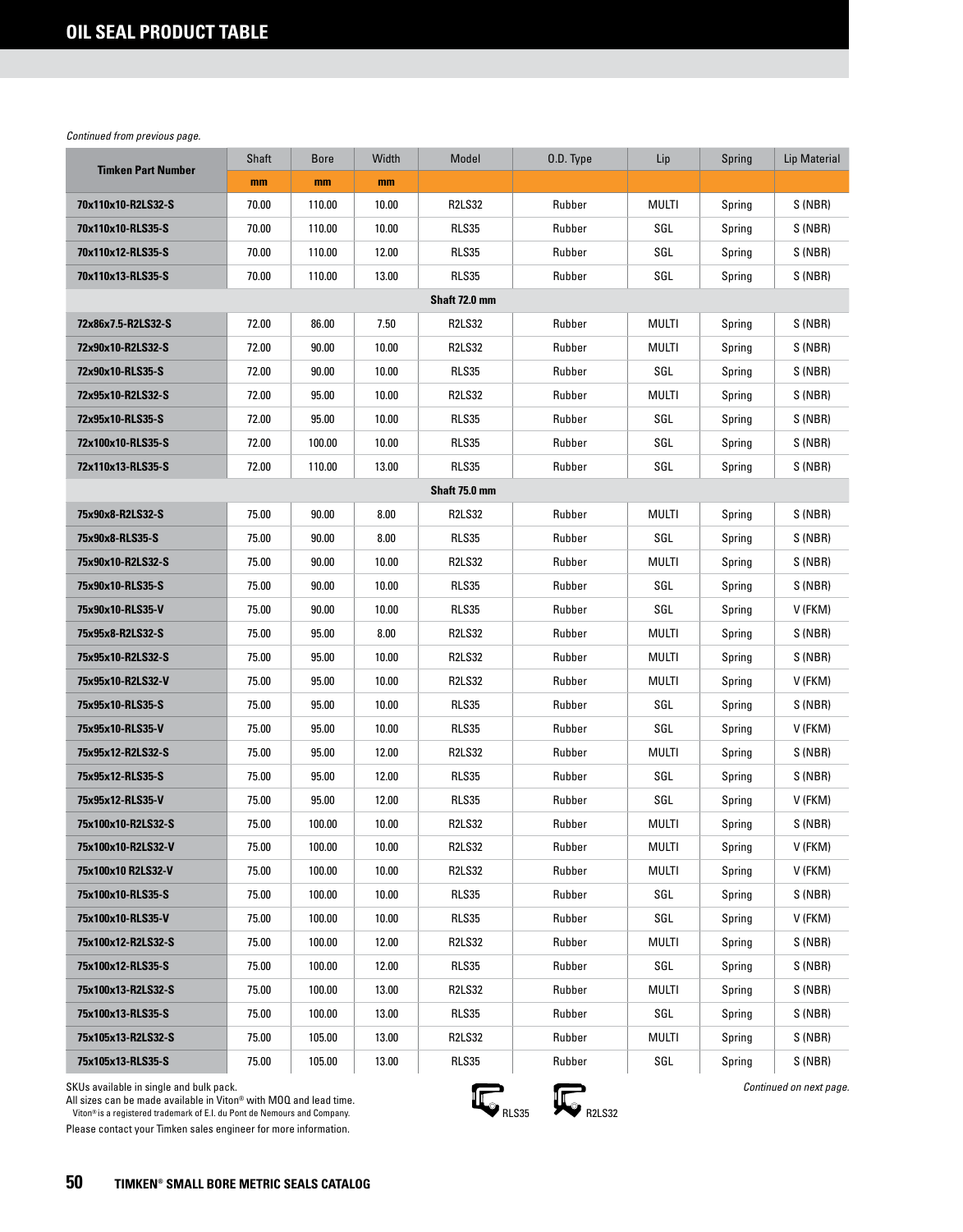# OIL SEAL PRODUCT TABLE

*Continued from previous page.*

| Timken Part Number | Shaft | Bore | Width | Model | O.D. Type | Lip | Spring | Lip Material |
|---|---|---|---|---|---|---|---|---|
| | mm | mm | mm | | | | | |
| 70x110x10-R2LS32-S | 70.00 | 110.00 | 10.00 | R2LS32 | Rubber | MULTI | Spring | S (NBR) |
| 70x110x10-RLS35-S | 70.00 | 110.00 | 10.00 | RLS35 | Rubber | SGL | Spring | S (NBR) |
| 70x110x12-RLS35-S | 70.00 | 110.00 | 12.00 | RLS35 | Rubber | SGL | Spring | S (NBR) |
| 70x110x13-RLS35-S | 70.00 | 110.00 | 13.00 | RLS35 | Rubber | SGL | Spring | S (NBR) |
| **Shaft 72.0 mm** | | | | | | | | |
| 72x86x7.5-R2LS32-S | 72.00 | 86.00 | 7.50 | R2LS32 | Rubber | MULTI | Spring | S (NBR) |
| 72x90x10-R2LS32-S | 72.00 | 90.00 | 10.00 | R2LS32 | Rubber | MULTI | Spring | S (NBR) |
| 72x90x10-RLS35-S | 72.00 | 90.00 | 10.00 | RLS35 | Rubber | SGL | Spring | S (NBR) |
| 72x95x10-R2LS32-S | 72.00 | 95.00 | 10.00 | R2LS32 | Rubber | MULTI | Spring | S (NBR) |
| 72x95x10-RLS35-S | 72.00 | 95.00 | 10.00 | RLS35 | Rubber | SGL | Spring | S (NBR) |
| 72x100x10-RLS35-S | 72.00 | 100.00 | 10.00 | RLS35 | Rubber | SGL | Spring | S (NBR) |
| 72x110x13-RLS35-S | 72.00 | 110.00 | 13.00 | RLS35 | Rubber | SGL | Spring | S (NBR) |
| **Shaft 75.0 mm** | | | | | | | | |
| 75x90x8-R2LS32-S | 75.00 | 90.00 | 8.00 | R2LS32 | Rubber | MULTI | Spring | S (NBR) |
| 75x90x8-RLS35-S | 75.00 | 90.00 | 8.00 | RLS35 | Rubber | SGL | Spring | S (NBR) |
| 75x90x10-R2LS32-S | 75.00 | 90.00 | 10.00 | R2LS32 | Rubber | MULTI | Spring | S (NBR) |
| 75x90x10-RLS35-S | 75.00 | 90.00 | 10.00 | RLS35 | Rubber | SGL | Spring | S (NBR) |
| 75x90x10-RLS35-V | 75.00 | 90.00 | 10.00 | RLS35 | Rubber | SGL | Spring | V (FKM) |
| 75x95x8-R2LS32-S | 75.00 | 95.00 | 8.00 | R2LS32 | Rubber | MULTI | Spring | S (NBR) |
| 75x95x10-R2LS32-S | 75.00 | 95.00 | 10.00 | R2LS32 | Rubber | MULTI | Spring | S (NBR) |
| 75x95x10-R2LS32-V | 75.00 | 95.00 | 10.00 | R2LS32 | Rubber | MULTI | Spring | V (FKM) |
| 75x95x10-RLS35-S | 75.00 | 95.00 | 10.00 | RLS35 | Rubber | SGL | Spring | S (NBR) |
| 75x95x10-RLS35-V | 75.00 | 95.00 | 10.00 | RLS35 | Rubber | SGL | Spring | V (FKM) |
| 75x95x12-R2LS32-S | 75.00 | 95.00 | 12.00 | R2LS32 | Rubber | MULTI | Spring | S (NBR) |
| 75x95x12-RLS35-S | 75.00 | 95.00 | 12.00 | RLS35 | Rubber | SGL | Spring | S (NBR) |
| 75x95x12-RLS35-V | 75.00 | 95.00 | 12.00 | RLS35 | Rubber | SGL | Spring | V (FKM) |
| 75x100x10-R2LS32-S | 75.00 | 100.00 | 10.00 | R2LS32 | Rubber | MULTI | Spring | S (NBR) |
| 75x100x10-R2LS32-V | 75.00 | 100.00 | 10.00 | R2LS32 | Rubber | MULTI | Spring | V (FKM) |
| 75x100x10 R2LS32-V | 75.00 | 100.00 | 10.00 | R2LS32 | Rubber | MULTI | Spring | V (FKM) |
| 75x100x10-RLS35-S | 75.00 | 100.00 | 10.00 | RLS35 | Rubber | SGL | Spring | S (NBR) |
| 75x100x10-RLS35-V | 75.00 | 100.00 | 10.00 | RLS35 | Rubber | SGL | Spring | V (FKM) |
| 75x100x12-R2LS32-S | 75.00 | 100.00 | 12.00 | R2LS32 | Rubber | MULTI | Spring | S (NBR) |
| 75x100x12-RLS35-S | 75.00 | 100.00 | 12.00 | RLS35 | Rubber | SGL | Spring | S (NBR) |
| 75x100x13-R2LS32-S | 75.00 | 100.00 | 13.00 | R2LS32 | Rubber | MULTI | Spring | S (NBR) |
| 75x100x13-RLS35-S | 75.00 | 100.00 | 13.00 | RLS35 | Rubber | SGL | Spring | S (NBR) |
| 75x105x13-R2LS32-S | 75.00 | 105.00 | 13.00 | R2LS32 | Rubber | MULTI | Spring | S (NBR) |
| 75x105x13-RLS35-S | 75.00 | 105.00 | 13.00 | RLS35 | Rubber | SGL | Spring | S (NBR) |

SKUs available in single and bulk pack.
All sizes can be made available in Viton® with MOQ and lead time.
Viton® is a registered trademark of E.I. du Pont de Nemours and Company.
Please contact your Timken sales engineer for more information.

RLS35 R2LS32

*Continued on next page.*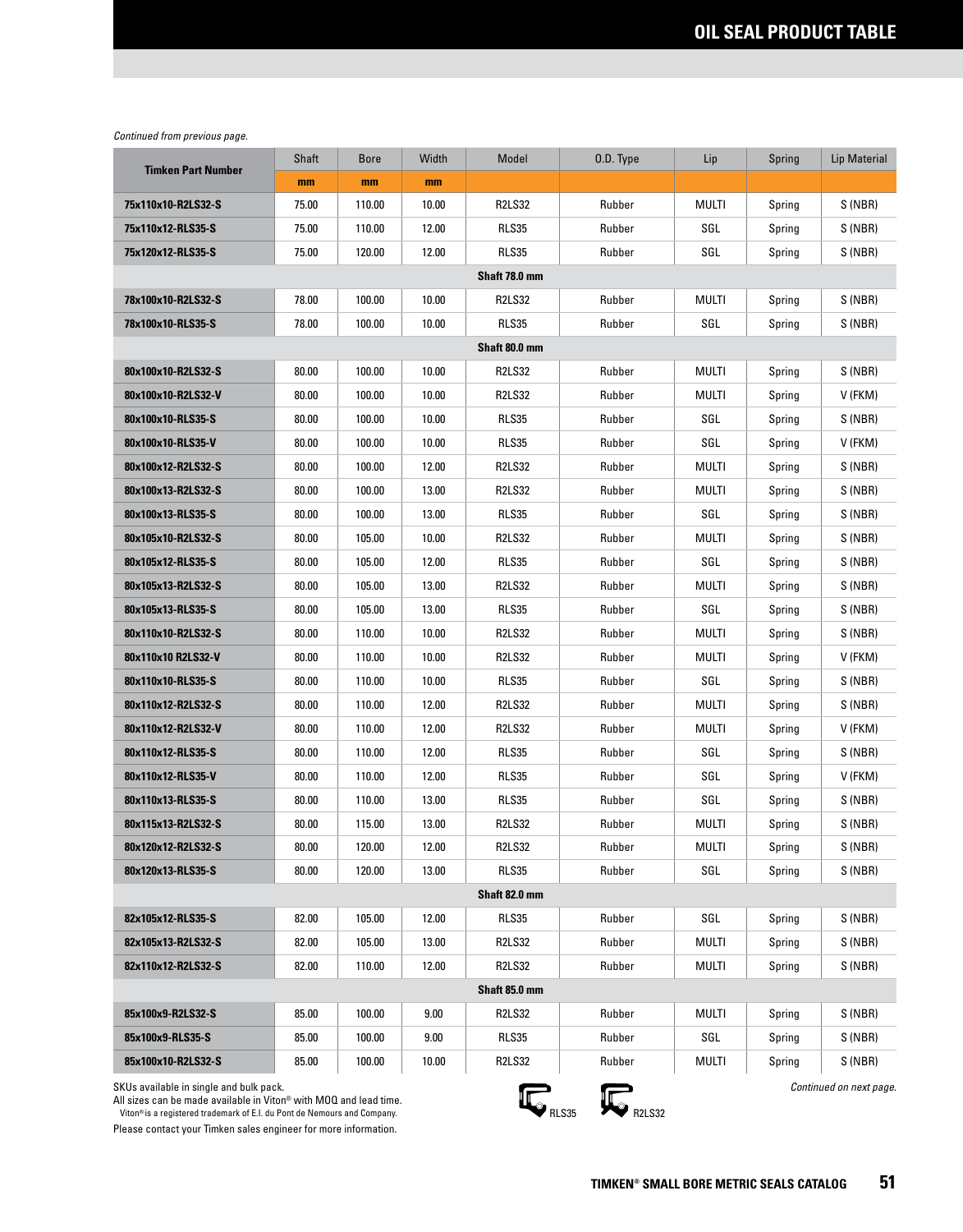# OIL SEAL PRODUCT TABLE

*Continued from previous page.*

| Timken Part Number | Shaft | Bore | Width | Model | O.D. Type | Lip | Spring | Lip Material |
|---|---|---|---|---|---|---|---|---|
| | mm | mm | mm | | | | | |
| 75x110x10-R2LS32-S | 75.00 | 110.00 | 10.00 | R2LS32 | Rubber | MULTI | Spring | S (NBR) |
| 75x110x12-RLS35-S | 75.00 | 110.00 | 12.00 | RLS35 | Rubber | SGL | Spring | S (NBR) |
| 75x120x12-RLS35-S | 75.00 | 120.00 | 12.00 | RLS35 | Rubber | SGL | Spring | S (NBR) |
| **Shaft 78.0 mm** | | | | | | | | |
| 78x100x10-R2LS32-S | 78.00 | 100.00 | 10.00 | R2LS32 | Rubber | MULTI | Spring | S (NBR) |
| 78x100x10-RLS35-S | 78.00 | 100.00 | 10.00 | RLS35 | Rubber | SGL | Spring | S (NBR) |
| **Shaft 80.0 mm** | | | | | | | | |
| 80x100x10-R2LS32-S | 80.00 | 100.00 | 10.00 | R2LS32 | Rubber | MULTI | Spring | S (NBR) |
| 80x100x10-R2LS32-V | 80.00 | 100.00 | 10.00 | R2LS32 | Rubber | MULTI | Spring | V (FKM) |
| 80x100x10-RLS35-S | 80.00 | 100.00 | 10.00 | RLS35 | Rubber | SGL | Spring | S (NBR) |
| 80x100x10-RLS35-V | 80.00 | 100.00 | 10.00 | RLS35 | Rubber | SGL | Spring | V (FKM) |
| 80x100x12-R2LS32-S | 80.00 | 100.00 | 12.00 | R2LS32 | Rubber | MULTI | Spring | S (NBR) |
| 80x100x13-R2LS32-S | 80.00 | 100.00 | 13.00 | R2LS32 | Rubber | MULTI | Spring | S (NBR) |
| 80x100x13-RLS35-S | 80.00 | 100.00 | 13.00 | RLS35 | Rubber | SGL | Spring | S (NBR) |
| 80x105x10-R2LS32-S | 80.00 | 105.00 | 10.00 | R2LS32 | Rubber | MULTI | Spring | S (NBR) |
| 80x105x12-RLS35-S | 80.00 | 105.00 | 12.00 | RLS35 | Rubber | SGL | Spring | S (NBR) |
| 80x105x13-R2LS32-S | 80.00 | 105.00 | 13.00 | R2LS32 | Rubber | MULTI | Spring | S (NBR) |
| 80x105x13-RLS35-S | 80.00 | 105.00 | 13.00 | RLS35 | Rubber | SGL | Spring | S (NBR) |
| 80x110x10-R2LS32-S | 80.00 | 110.00 | 10.00 | R2LS32 | Rubber | MULTI | Spring | S (NBR) |
| 80x110x10 R2LS32-V | 80.00 | 110.00 | 10.00 | R2LS32 | Rubber | MULTI | Spring | V (FKM) |
| 80x110x10-RLS35-S | 80.00 | 110.00 | 10.00 | RLS35 | Rubber | SGL | Spring | S (NBR) |
| 80x110x12-R2LS32-S | 80.00 | 110.00 | 12.00 | R2LS32 | Rubber | MULTI | Spring | S (NBR) |
| 80x110x12-R2LS32-V | 80.00 | 110.00 | 12.00 | R2LS32 | Rubber | MULTI | Spring | V (FKM) |
| 80x110x12-RLS35-S | 80.00 | 110.00 | 12.00 | RLS35 | Rubber | SGL | Spring | S (NBR) |
| 80x110x12-RLS35-V | 80.00 | 110.00 | 12.00 | RLS35 | Rubber | SGL | Spring | V (FKM) |
| 80x110x13-RLS35-S | 80.00 | 110.00 | 13.00 | RLS35 | Rubber | SGL | Spring | S (NBR) |
| 80x115x13-R2LS32-S | 80.00 | 115.00 | 13.00 | R2LS32 | Rubber | MULTI | Spring | S (NBR) |
| 80x120x12-R2LS32-S | 80.00 | 120.00 | 12.00 | R2LS32 | Rubber | MULTI | Spring | S (NBR) |
| 80x120x13-RLS35-S | 80.00 | 120.00 | 13.00 | RLS35 | Rubber | SGL | Spring | S (NBR) |
| **Shaft 82.0 mm** | | | | | | | | |
| 82x105x12-RLS35-S | 82.00 | 105.00 | 12.00 | RLS35 | Rubber | SGL | Spring | S (NBR) |
| 82x105x13-R2LS32-S | 82.00 | 105.00 | 13.00 | R2LS32 | Rubber | MULTI | Spring | S (NBR) |
| 82x110x12-R2LS32-S | 82.00 | 110.00 | 12.00 | R2LS32 | Rubber | MULTI | Spring | S (NBR) |
| **Shaft 85.0 mm** | | | | | | | | |
| 85x100x9-R2LS32-S | 85.00 | 100.00 | 9.00 | R2LS32 | Rubber | MULTI | Spring | S (NBR) |
| 85x100x9-RLS35-S | 85.00 | 100.00 | 9.00 | RLS35 | Rubber | SGL | Spring | S (NBR) |
| 85x100x10-R2LS32-S | 85.00 | 100.00 | 10.00 | R2LS32 | Rubber | MULTI | Spring | S (NBR) |

SKUs available in single and bulk pack.
All sizes can be made available in Viton® with MOQ and lead time.
Viton® is a registered trademark of E.I. du Pont de Nemours and Company.
Please contact your Timken sales engineer for more information.

RLS35 R2LS32

*Continued on next page.*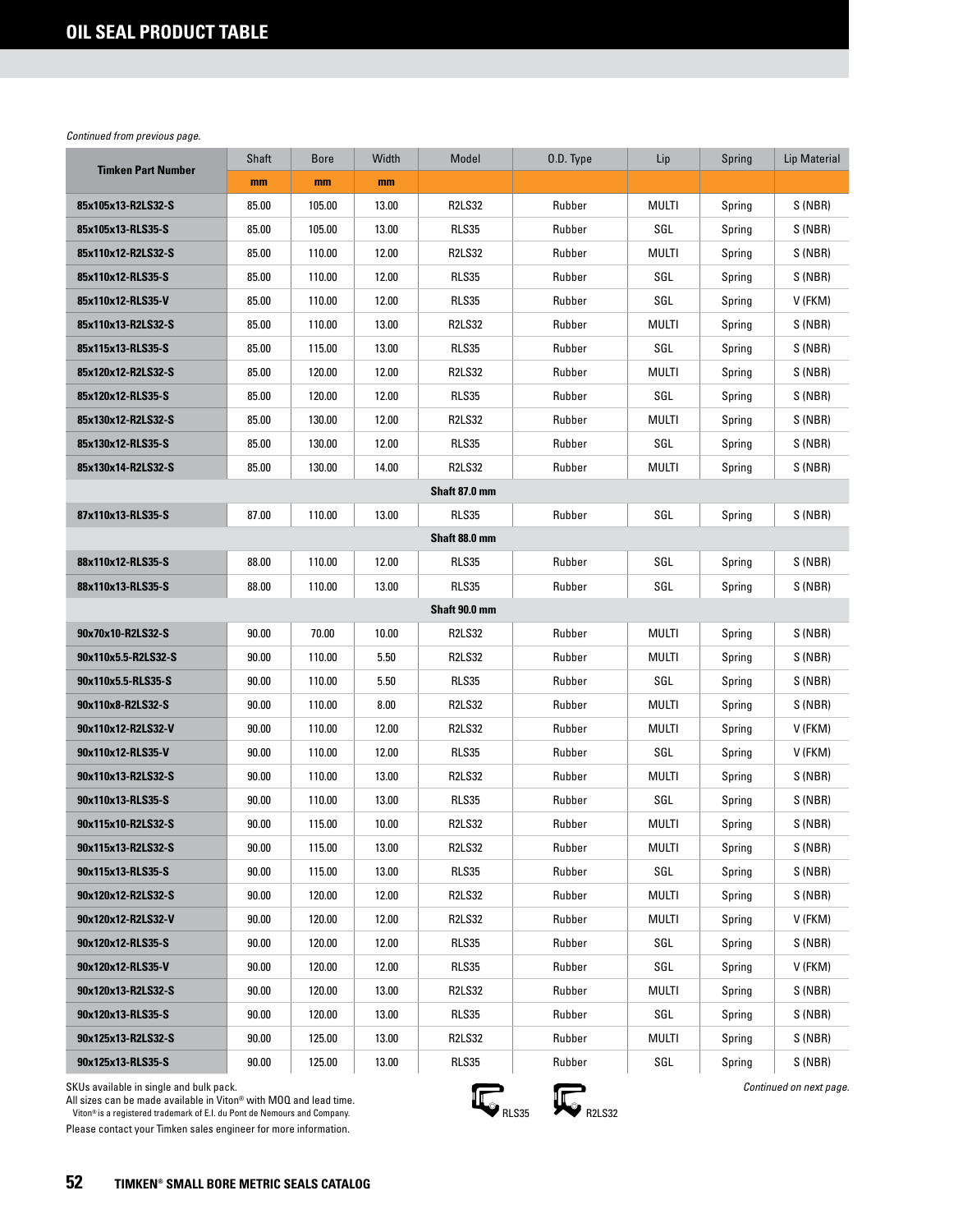## OIL SEAL PRODUCT TABLE

*Continued from previous page.*

| Timken Part Number | Shaft | Bore | Width | Model | O.D. Type | Lip | Spring | Lip Material |
|---|---|---|---|---|---|---|---|---|
| | mm | mm | mm | | | | | |
| 85x105x13-R2LS32-S | 85.00 | 105.00 | 13.00 | R2LS32 | Rubber | MULTI | Spring | S (NBR) |
| 85x105x13-RLS35-S | 85.00 | 105.00 | 13.00 | RLS35 | Rubber | SGL | Spring | S (NBR) |
| 85x110x12-R2LS32-S | 85.00 | 110.00 | 12.00 | R2LS32 | Rubber | MULTI | Spring | S (NBR) |
| 85x110x12-RLS35-S | 85.00 | 110.00 | 12.00 | RLS35 | Rubber | SGL | Spring | S (NBR) |
| 85x110x12-RLS35-V | 85.00 | 110.00 | 12.00 | RLS35 | Rubber | SGL | Spring | V (FKM) |
| 85x110x13-R2LS32-S | 85.00 | 110.00 | 13.00 | R2LS32 | Rubber | MULTI | Spring | S (NBR) |
| 85x115x13-RLS35-S | 85.00 | 115.00 | 13.00 | RLS35 | Rubber | SGL | Spring | S (NBR) |
| 85x120x12-R2LS32-S | 85.00 | 120.00 | 12.00 | R2LS32 | Rubber | MULTI | Spring | S (NBR) |
| 85x120x12-RLS35-S | 85.00 | 120.00 | 12.00 | RLS35 | Rubber | SGL | Spring | S (NBR) |
| 85x130x12-R2LS32-S | 85.00 | 130.00 | 12.00 | R2LS32 | Rubber | MULTI | Spring | S (NBR) |
| 85x130x12-RLS35-S | 85.00 | 130.00 | 12.00 | RLS35 | Rubber | SGL | Spring | S (NBR) |
| 85x130x14-R2LS32-S | 85.00 | 130.00 | 14.00 | R2LS32 | Rubber | MULTI | Spring | S (NBR) |
| **Shaft 87.0 mm** | | | | | | | | |
| 87x110x13-RLS35-S | 87.00 | 110.00 | 13.00 | RLS35 | Rubber | SGL | Spring | S (NBR) |
| **Shaft 88.0 mm** | | | | | | | | |
| 88x110x12-RLS35-S | 88.00 | 110.00 | 12.00 | RLS35 | Rubber | SGL | Spring | S (NBR) |
| 88x110x13-RLS35-S | 88.00 | 110.00 | 13.00 | RLS35 | Rubber | SGL | Spring | S (NBR) |
| **Shaft 90.0 mm** | | | | | | | | |
| 90x70x10-R2LS32-S | 90.00 | 70.00 | 10.00 | R2LS32 | Rubber | MULTI | Spring | S (NBR) |
| 90x110x5.5-R2LS32-S | 90.00 | 110.00 | 5.50 | R2LS32 | Rubber | MULTI | Spring | S (NBR) |
| 90x110x5.5-RLS35-S | 90.00 | 110.00 | 5.50 | RLS35 | Rubber | SGL | Spring | S (NBR) |
| 90x110x8-R2LS32-S | 90.00 | 110.00 | 8.00 | R2LS32 | Rubber | MULTI | Spring | S (NBR) |
| 90x110x12-R2LS32-V | 90.00 | 110.00 | 12.00 | R2LS32 | Rubber | MULTI | Spring | V (FKM) |
| 90x110x12-RLS35-V | 90.00 | 110.00 | 12.00 | RLS35 | Rubber | SGL | Spring | V (FKM) |
| 90x110x13-R2LS32-S | 90.00 | 110.00 | 13.00 | R2LS32 | Rubber | MULTI | Spring | S (NBR) |
| 90x110x13-RLS35-S | 90.00 | 110.00 | 13.00 | RLS35 | Rubber | SGL | Spring | S (NBR) |
| 90x115x10-R2LS32-S | 90.00 | 115.00 | 10.00 | R2LS32 | Rubber | MULTI | Spring | S (NBR) |
| 90x115x13-R2LS32-S | 90.00 | 115.00 | 13.00 | R2LS32 | Rubber | MULTI | Spring | S (NBR) |
| 90x115x13-RLS35-S | 90.00 | 115.00 | 13.00 | RLS35 | Rubber | SGL | Spring | S (NBR) |
| 90x120x12-R2LS32-S | 90.00 | 120.00 | 12.00 | R2LS32 | Rubber | MULTI | Spring | S (NBR) |
| 90x120x12-R2LS32-V | 90.00 | 120.00 | 12.00 | R2LS32 | Rubber | MULTI | Spring | V (FKM) |
| 90x120x12-RLS35-S | 90.00 | 120.00 | 12.00 | RLS35 | Rubber | SGL | Spring | S (NBR) |
| 90x120x12-RLS35-V | 90.00 | 120.00 | 12.00 | RLS35 | Rubber | SGL | Spring | V (FKM) |
| 90x120x13-R2LS32-S | 90.00 | 120.00 | 13.00 | R2LS32 | Rubber | MULTI | Spring | S (NBR) |
| 90x120x13-RLS35-S | 90.00 | 120.00 | 13.00 | RLS35 | Rubber | SGL | Spring | S (NBR) |
| 90x125x13-R2LS32-S | 90.00 | 125.00 | 13.00 | R2LS32 | Rubber | MULTI | Spring | S (NBR) |
| 90x125x13-RLS35-S | 90.00 | 125.00 | 13.00 | RLS35 | Rubber | SGL | Spring | S (NBR) |

SKUs available in single and bulk pack.
All sizes can be made available in Viton® with MOQ and lead time.
Viton® is a registered trademark of E.I. du Pont de Nemours and Company.
Please contact your Timken sales engineer for more information.

RLS35 R2LS32

*Continued on next page.*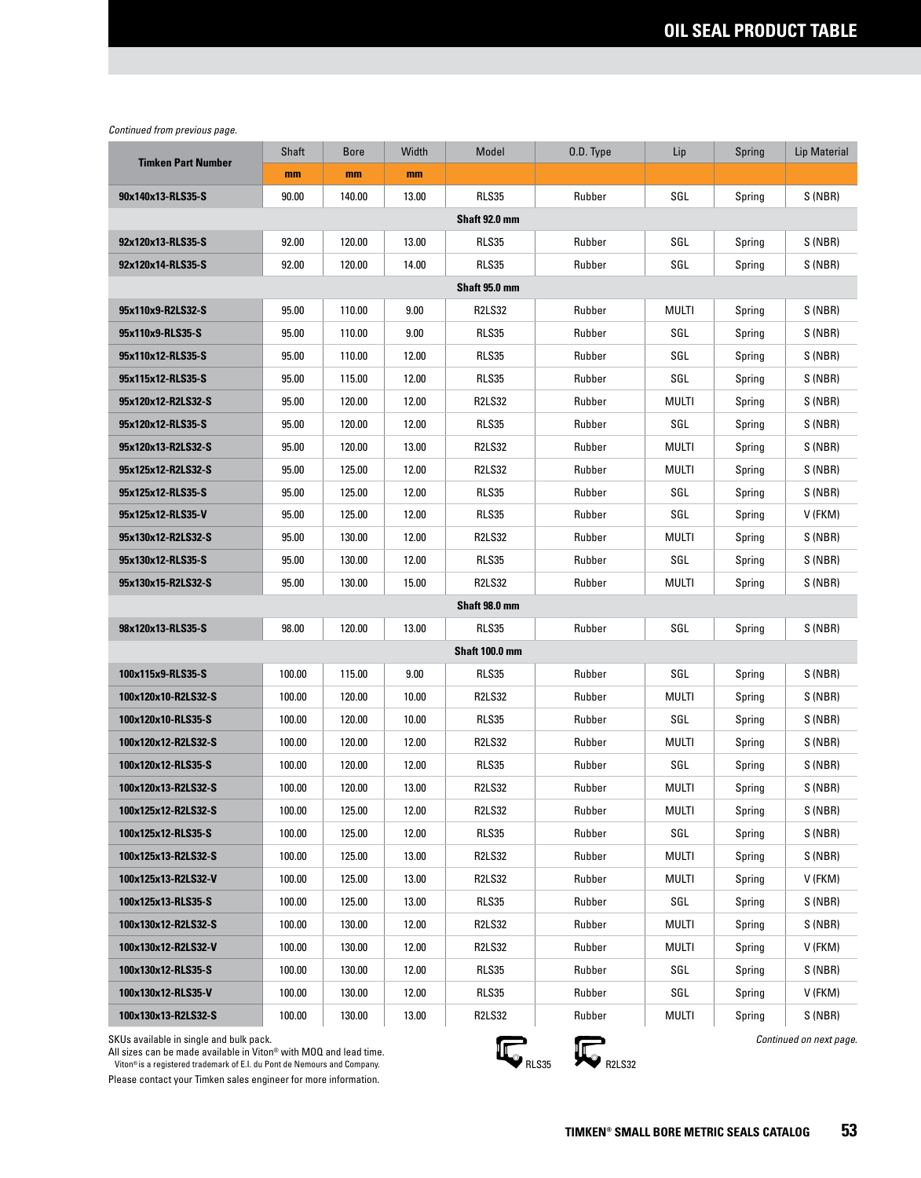## OIL SEAL PRODUCT TABLE

*Continued from previous page.*

| Timken Part Number | Shaft | Bore | Width | Model | O.D. Type | Lip | Spring | Lip Material |
|---|---|---|---|---|---|---|---|---|
| | mm | mm | mm | | | | | |
| 90x140x13-RLS35-S | 90.00 | 140.00 | 13.00 | RLS35 | Rubber | SGL | Spring | S (NBR) |
| **Shaft 92.0 mm** | | | | | | | | |
| 92x120x13-RLS35-S | 92.00 | 120.00 | 13.00 | RLS35 | Rubber | SGL | Spring | S (NBR) |
| 92x120x14-RLS35-S | 92.00 | 120.00 | 14.00 | RLS35 | Rubber | SGL | Spring | S (NBR) |
| **Shaft 95.0 mm** | | | | | | | | |
| 95x110x9-R2LS32-S | 95.00 | 110.00 | 9.00 | R2LS32 | Rubber | MULTI | Spring | S (NBR) |
| 95x110x9-RLS35-S | 95.00 | 110.00 | 9.00 | RLS35 | Rubber | SGL | Spring | S (NBR) |
| 95x110x12-RLS35-S | 95.00 | 110.00 | 12.00 | RLS35 | Rubber | SGL | Spring | S (NBR) |
| 95x115x12-RLS35-S | 95.00 | 115.00 | 12.00 | RLS35 | Rubber | SGL | Spring | S (NBR) |
| 95x120x12-R2LS32-S | 95.00 | 120.00 | 12.00 | R2LS32 | Rubber | MULTI | Spring | S (NBR) |
| 95x120x12-RLS35-S | 95.00 | 120.00 | 12.00 | RLS35 | Rubber | SGL | Spring | S (NBR) |
| 95x120x13-R2LS32-S | 95.00 | 120.00 | 13.00 | R2LS32 | Rubber | MULTI | Spring | S (NBR) |
| 95x125x12-R2LS32-S | 95.00 | 125.00 | 12.00 | R2LS32 | Rubber | MULTI | Spring | S (NBR) |
| 95x125x12-RLS35-S | 95.00 | 125.00 | 12.00 | RLS35 | Rubber | SGL | Spring | S (NBR) |
| 95x125x12-RLS35-V | 95.00 | 125.00 | 12.00 | RLS35 | Rubber | SGL | Spring | V (FKM) |
| 95x130x12-R2LS32-S | 95.00 | 130.00 | 12.00 | R2LS32 | Rubber | MULTI | Spring | S (NBR) |
| 95x130x12-RLS35-S | 95.00 | 130.00 | 12.00 | RLS35 | Rubber | SGL | Spring | S (NBR) |
| 95x130x15-R2LS32-S | 95.00 | 130.00 | 15.00 | R2LS32 | Rubber | MULTI | Spring | S (NBR) |
| **Shaft 98.0 mm** | | | | | | | | |
| 98x120x13-RLS35-S | 98.00 | 120.00 | 13.00 | RLS35 | Rubber | SGL | Spring | S (NBR) |
| **Shaft 100.0 mm** | | | | | | | | |
| 100x115x9-RLS35-S | 100.00 | 115.00 | 9.00 | RLS35 | Rubber | SGL | Spring | S (NBR) |
| 100x120x10-R2LS32-S | 100.00 | 120.00 | 10.00 | R2LS32 | Rubber | MULTI | Spring | S (NBR) |
| 100x120x10-RLS35-S | 100.00 | 120.00 | 10.00 | RLS35 | Rubber | SGL | Spring | S (NBR) |
| 100x120x12-R2LS32-S | 100.00 | 120.00 | 12.00 | R2LS32 | Rubber | MULTI | Spring | S (NBR) |
| 100x120x12-RLS35-S | 100.00 | 120.00 | 12.00 | RLS35 | Rubber | SGL | Spring | S (NBR) |
| 100x120x13-R2LS32-S | 100.00 | 120.00 | 13.00 | R2LS32 | Rubber | MULTI | Spring | S (NBR) |
| 100x125x12-R2LS32-S | 100.00 | 125.00 | 12.00 | R2LS32 | Rubber | MULTI | Spring | S (NBR) |
| 100x125x12-RLS35-S | 100.00 | 125.00 | 12.00 | RLS35 | Rubber | SGL | Spring | S (NBR) |
| 100x125x13-R2LS32-S | 100.00 | 125.00 | 13.00 | R2LS32 | Rubber | MULTI | Spring | S (NBR) |
| 100x125x13-R2LS32-V | 100.00 | 125.00 | 13.00 | R2LS32 | Rubber | MULTI | Spring | V (FKM) |
| 100x125x13-RLS35-S | 100.00 | 125.00 | 13.00 | RLS35 | Rubber | SGL | Spring | S (NBR) |
| 100x130x12-R2LS32-S | 100.00 | 130.00 | 12.00 | R2LS32 | Rubber | MULTI | Spring | S (NBR) |
| 100x130x12-R2LS32-V | 100.00 | 130.00 | 12.00 | R2LS32 | Rubber | MULTI | Spring | V (FKM) |
| 100x130x12-RLS35-S | 100.00 | 130.00 | 12.00 | RLS35 | Rubber | SGL | Spring | S (NBR) |
| 100x130x12-RLS35-V | 100.00 | 130.00 | 12.00 | RLS35 | Rubber | SGL | Spring | V (FKM) |
| 100x130x13-R2LS32-S | 100.00 | 130.00 | 13.00 | R2LS32 | Rubber | MULTI | Spring | S (NBR) |

SKUs available in single and bulk pack.
All sizes can be made available in Viton® with MOQ and lead time.
Viton® is a registered trademark of E.I. du Pont de Nemours and Company.
Please contact your Timken sales engineer for more information.

RLS35 R2LS32

*Continued on next page.*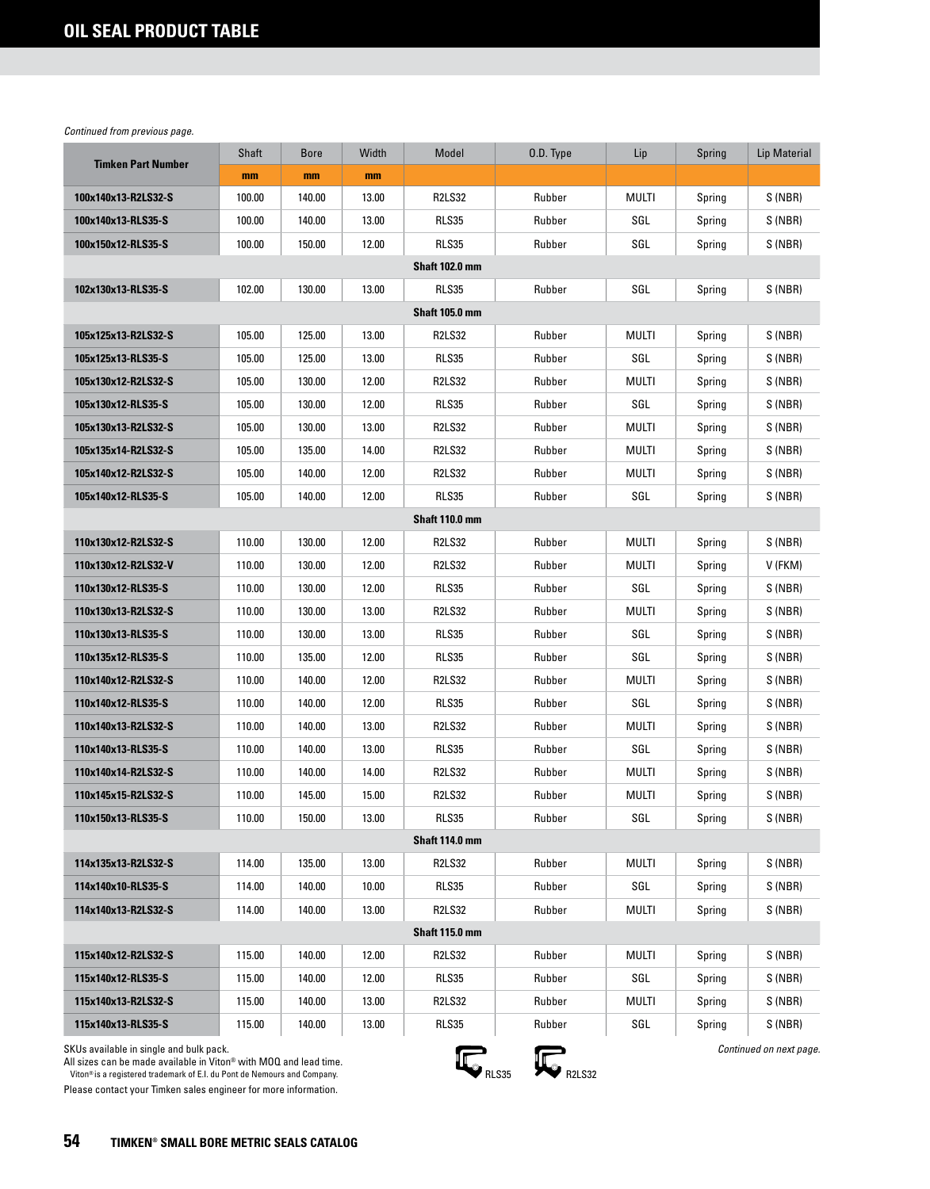# OIL SEAL PRODUCT TABLE

*Continued from previous page.*

| Timken Part Number | Shaft | Bore | Width | Model | O.D. Type | Lip | Spring | Lip Material |
|---|---|---|---|---|---|---|---|---|
| | mm | mm | mm | | | | | |
| 100x140x13-R2LS32-S | 100.00 | 140.00 | 13.00 | R2LS32 | Rubber | MULTI | Spring | S (NBR) |
| 100x140x13-RLS35-S | 100.00 | 140.00 | 13.00 | RLS35 | Rubber | SGL | Spring | S (NBR) |
| 100x150x12-RLS35-S | 100.00 | 150.00 | 12.00 | RLS35 | Rubber | SGL | Spring | S (NBR) |
| **Shaft 102.0 mm** | | | | | | | | |
| 102x130x13-RLS35-S | 102.00 | 130.00 | 13.00 | RLS35 | Rubber | SGL | Spring | S (NBR) |
| **Shaft 105.0 mm** | | | | | | | | |
| 105x125x13-R2LS32-S | 105.00 | 125.00 | 13.00 | R2LS32 | Rubber | MULTI | Spring | S (NBR) |
| 105x125x13-RLS35-S | 105.00 | 125.00 | 13.00 | RLS35 | Rubber | SGL | Spring | S (NBR) |
| 105x130x12-R2LS32-S | 105.00 | 130.00 | 12.00 | R2LS32 | Rubber | MULTI | Spring | S (NBR) |
| 105x130x12-RLS35-S | 105.00 | 130.00 | 12.00 | RLS35 | Rubber | SGL | Spring | S (NBR) |
| 105x130x13-R2LS32-S | 105.00 | 130.00 | 13.00 | R2LS32 | Rubber | MULTI | Spring | S (NBR) |
| 105x135x14-R2LS32-S | 105.00 | 135.00 | 14.00 | R2LS32 | Rubber | MULTI | Spring | S (NBR) |
| 105x140x12-R2LS32-S | 105.00 | 140.00 | 12.00 | R2LS32 | Rubber | MULTI | Spring | S (NBR) |
| 105x140x12-RLS35-S | 105.00 | 140.00 | 12.00 | RLS35 | Rubber | SGL | Spring | S (NBR) |
| **Shaft 110.0 mm** | | | | | | | | |
| 110x130x12-R2LS32-S | 110.00 | 130.00 | 12.00 | R2LS32 | Rubber | MULTI | Spring | S (NBR) |
| 110x130x12-R2LS32-V | 110.00 | 130.00 | 12.00 | R2LS32 | Rubber | MULTI | Spring | V (FKM) |
| 110x130x12-RLS35-S | 110.00 | 130.00 | 12.00 | RLS35 | Rubber | SGL | Spring | S (NBR) |
| 110x130x13-R2LS32-S | 110.00 | 130.00 | 13.00 | R2LS32 | Rubber | MULTI | Spring | S (NBR) |
| 110x130x13-RLS35-S | 110.00 | 130.00 | 13.00 | RLS35 | Rubber | SGL | Spring | S (NBR) |
| 110x135x12-RLS35-S | 110.00 | 135.00 | 12.00 | RLS35 | Rubber | SGL | Spring | S (NBR) |
| 110x140x12-R2LS32-S | 110.00 | 140.00 | 12.00 | R2LS32 | Rubber | MULTI | Spring | S (NBR) |
| 110x140x12-RLS35-S | 110.00 | 140.00 | 12.00 | RLS35 | Rubber | SGL | Spring | S (NBR) |
| 110x140x13-R2LS32-S | 110.00 | 140.00 | 13.00 | R2LS32 | Rubber | MULTI | Spring | S (NBR) |
| 110x140x13-RLS35-S | 110.00 | 140.00 | 13.00 | RLS35 | Rubber | SGL | Spring | S (NBR) |
| 110x140x14-R2LS32-S | 110.00 | 140.00 | 14.00 | R2LS32 | Rubber | MULTI | Spring | S (NBR) |
| 110x145x15-R2LS32-S | 110.00 | 145.00 | 15.00 | R2LS32 | Rubber | MULTI | Spring | S (NBR) |
| 110x150x13-RLS35-S | 110.00 | 150.00 | 13.00 | RLS35 | Rubber | SGL | Spring | S (NBR) |
| **Shaft 114.0 mm** | | | | | | | | |
| 114x135x13-R2LS32-S | 114.00 | 135.00 | 13.00 | R2LS32 | Rubber | MULTI | Spring | S (NBR) |
| 114x140x10-RLS35-S | 114.00 | 140.00 | 10.00 | RLS35 | Rubber | SGL | Spring | S (NBR) |
| 114x140x13-R2LS32-S | 114.00 | 140.00 | 13.00 | R2LS32 | Rubber | MULTI | Spring | S (NBR) |
| **Shaft 115.0 mm** | | | | | | | | |
| 115x140x12-R2LS32-S | 115.00 | 140.00 | 12.00 | R2LS32 | Rubber | MULTI | Spring | S (NBR) |
| 115x140x12-RLS35-S | 115.00 | 140.00 | 12.00 | RLS35 | Rubber | SGL | Spring | S (NBR) |
| 115x140x13-R2LS32-S | 115.00 | 140.00 | 13.00 | R2LS32 | Rubber | MULTI | Spring | S (NBR) |
| 115x140x13-RLS35-S | 115.00 | 140.00 | 13.00 | RLS35 | Rubber | SGL | Spring | S (NBR) |

SKUs available in single and bulk pack.
All sizes can be made available in Viton® with MOQ and lead time.
Viton® is a registered trademark of E.I. du Pont de Nemours and Company.
Please contact your Timken sales engineer for more information.

RLS35 R2LS32

*Continued on next page.*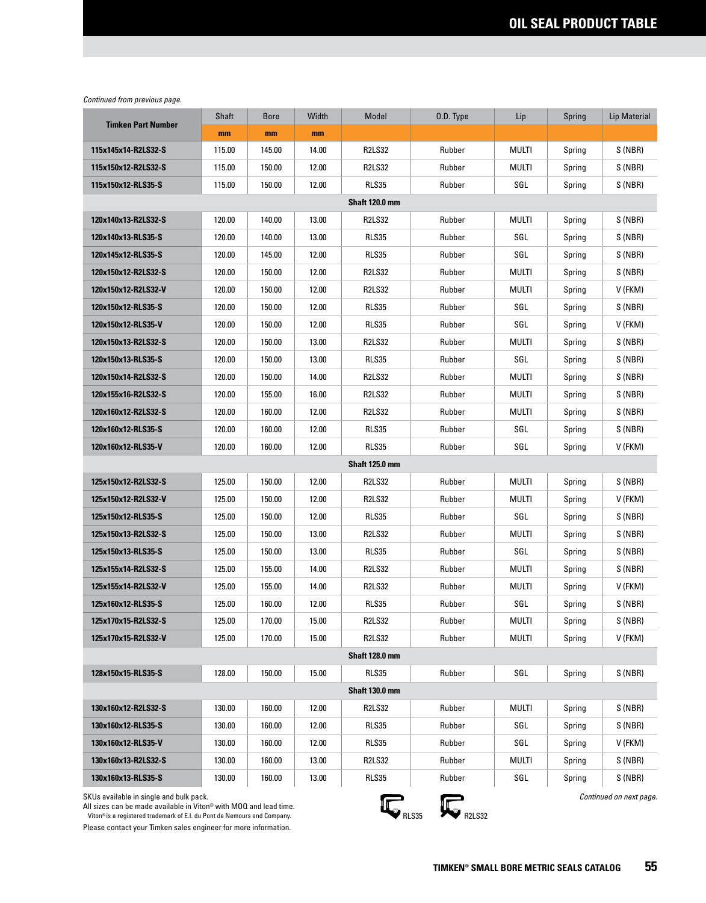## OIL SEAL PRODUCT TABLE

*Continued from previous page.*

| Timken Part Number | Shaft | Bore | Width | Model | O.D. Type | Lip | Spring | Lip Material |
|---|---|---|---|---|---|---|---|---|
| | mm | mm | mm | | | | | |
| 115x145x14-R2LS32-S | 115.00 | 145.00 | 14.00 | R2LS32 | Rubber | MULTI | Spring | S (NBR) |
| 115x150x12-R2LS32-S | 115.00 | 150.00 | 12.00 | R2LS32 | Rubber | MULTI | Spring | S (NBR) |
| 115x150x12-RLS35-S | 115.00 | 150.00 | 12.00 | RLS35 | Rubber | SGL | Spring | S (NBR) |
| **Shaft 120.0 mm** | | | | | | | | |
| 120x140x13-R2LS32-S | 120.00 | 140.00 | 13.00 | R2LS32 | Rubber | MULTI | Spring | S (NBR) |
| 120x140x13-RLS35-S | 120.00 | 140.00 | 13.00 | RLS35 | Rubber | SGL | Spring | S (NBR) |
| 120x145x12-RLS35-S | 120.00 | 145.00 | 12.00 | RLS35 | Rubber | SGL | Spring | S (NBR) |
| 120x150x12-R2LS32-S | 120.00 | 150.00 | 12.00 | R2LS32 | Rubber | MULTI | Spring | S (NBR) |
| 120x150x12-R2LS32-V | 120.00 | 150.00 | 12.00 | R2LS32 | Rubber | MULTI | Spring | V (FKM) |
| 120x150x12-RLS35-S | 120.00 | 150.00 | 12.00 | RLS35 | Rubber | SGL | Spring | S (NBR) |
| 120x150x12-RLS35-V | 120.00 | 150.00 | 12.00 | RLS35 | Rubber | SGL | Spring | V (FKM) |
| 120x150x13-R2LS32-S | 120.00 | 150.00 | 13.00 | R2LS32 | Rubber | MULTI | Spring | S (NBR) |
| 120x150x13-RLS35-S | 120.00 | 150.00 | 13.00 | RLS35 | Rubber | SGL | Spring | S (NBR) |
| 120x150x14-R2LS32-S | 120.00 | 150.00 | 14.00 | R2LS32 | Rubber | MULTI | Spring | S (NBR) |
| 120x155x16-R2LS32-S | 120.00 | 155.00 | 16.00 | R2LS32 | Rubber | MULTI | Spring | S (NBR) |
| 120x160x12-R2LS32-S | 120.00 | 160.00 | 12.00 | R2LS32 | Rubber | MULTI | Spring | S (NBR) |
| 120x160x12-RLS35-S | 120.00 | 160.00 | 12.00 | RLS35 | Rubber | SGL | Spring | S (NBR) |
| 120x160x12-RLS35-V | 120.00 | 160.00 | 12.00 | RLS35 | Rubber | SGL | Spring | V (FKM) |
| **Shaft 125.0 mm** | | | | | | | | |
| 125x150x12-R2LS32-S | 125.00 | 150.00 | 12.00 | R2LS32 | Rubber | MULTI | Spring | S (NBR) |
| 125x150x12-R2LS32-V | 125.00 | 150.00 | 12.00 | R2LS32 | Rubber | MULTI | Spring | V (FKM) |
| 125x150x12-RLS35-S | 125.00 | 150.00 | 12.00 | RLS35 | Rubber | SGL | Spring | S (NBR) |
| 125x150x13-R2LS32-S | 125.00 | 150.00 | 13.00 | R2LS32 | Rubber | MULTI | Spring | S (NBR) |
| 125x150x13-RLS35-S | 125.00 | 150.00 | 13.00 | RLS35 | Rubber | SGL | Spring | S (NBR) |
| 125x155x14-R2LS32-S | 125.00 | 155.00 | 14.00 | R2LS32 | Rubber | MULTI | Spring | S (NBR) |
| 125x155x14-R2LS32-V | 125.00 | 155.00 | 14.00 | R2LS32 | Rubber | MULTI | Spring | V (FKM) |
| 125x160x12-RLS35-S | 125.00 | 160.00 | 12.00 | RLS35 | Rubber | SGL | Spring | S (NBR) |
| 125x170x15-R2LS32-S | 125.00 | 170.00 | 15.00 | R2LS32 | Rubber | MULTI | Spring | S (NBR) |
| 125x170x15-R2LS32-V | 125.00 | 170.00 | 15.00 | R2LS32 | Rubber | MULTI | Spring | V (FKM) |
| **Shaft 128.0 mm** | | | | | | | | |
| 128x150x15-RLS35-S | 128.00 | 150.00 | 15.00 | RLS35 | Rubber | SGL | Spring | S (NBR) |
| **Shaft 130.0 mm** | | | | | | | | |
| 130x160x12-R2LS32-S | 130.00 | 160.00 | 12.00 | R2LS32 | Rubber | MULTI | Spring | S (NBR) |
| 130x160x12-RLS35-S | 130.00 | 160.00 | 12.00 | RLS35 | Rubber | SGL | Spring | S (NBR) |
| 130x160x12-RLS35-V | 130.00 | 160.00 | 12.00 | RLS35 | Rubber | SGL | Spring | V (FKM) |
| 130x160x13-R2LS32-S | 130.00 | 160.00 | 13.00 | R2LS32 | Rubber | MULTI | Spring | S (NBR) |
| 130x160x13-RLS35-S | 130.00 | 160.00 | 13.00 | RLS35 | Rubber | SGL | Spring | S (NBR) |

SKUs available in single and bulk pack.
All sizes can be made available in Viton® with MOQ and lead time.
Viton® is a registered trademark of E.I. du Pont de Nemours and Company.
Please contact your Timken sales engineer for more information.

RLS35 R2LS32

*Continued on next page.*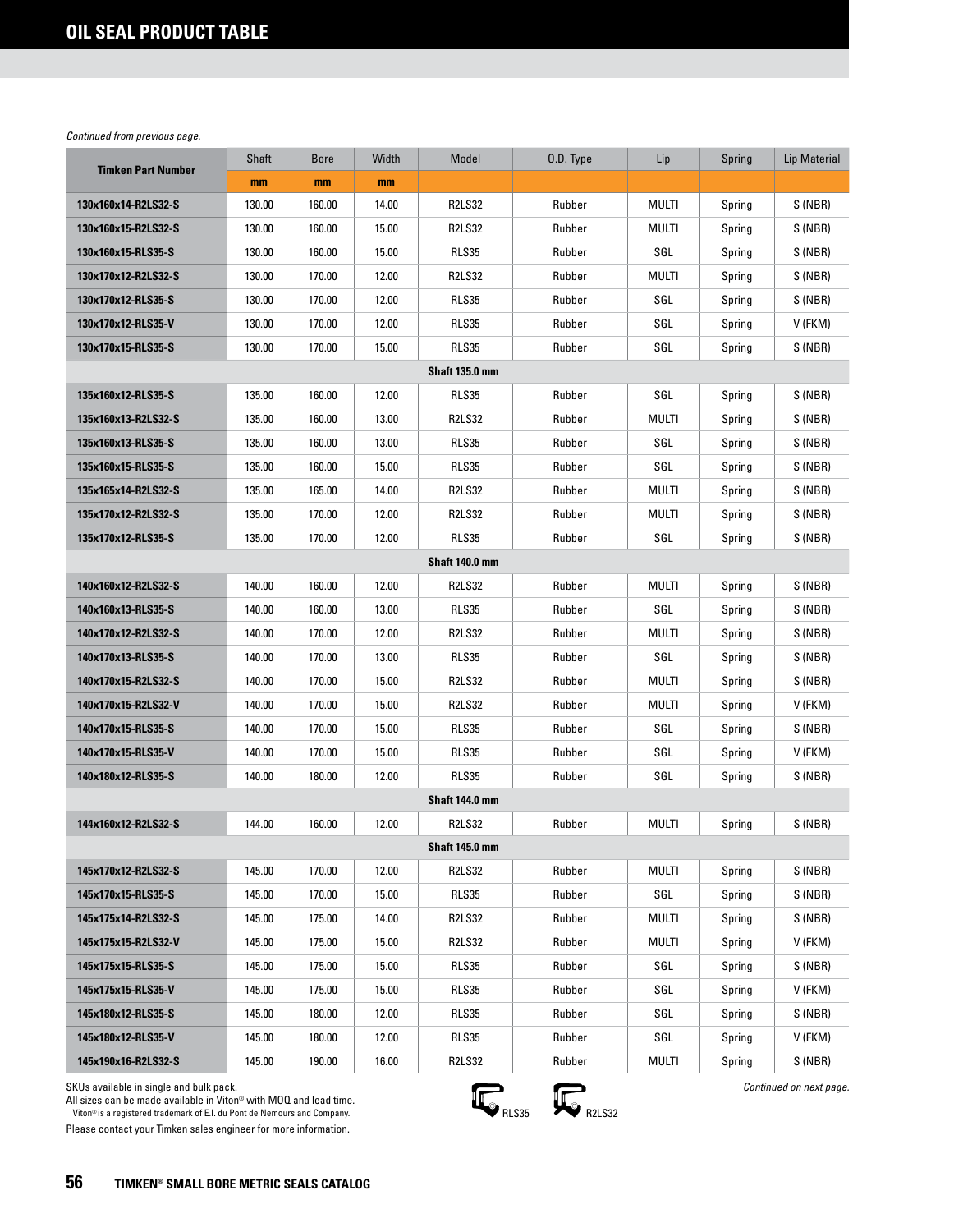# OIL SEAL PRODUCT TABLE

*Continued from previous page.*

| Timken Part Number | Shaft | Bore | Width | Model | O.D. Type | Lip | Spring | Lip Material |
|---|---|---|---|---|---|---|---|---|
| | mm | mm | mm | | | | | |
| 130x160x14-R2LS32-S | 130.00 | 160.00 | 14.00 | R2LS32 | Rubber | MULTI | Spring | S (NBR) |
| 130x160x15-R2LS32-S | 130.00 | 160.00 | 15.00 | R2LS32 | Rubber | MULTI | Spring | S (NBR) |
| 130x160x15-RLS35-S | 130.00 | 160.00 | 15.00 | RLS35 | Rubber | SGL | Spring | S (NBR) |
| 130x170x12-R2LS32-S | 130.00 | 170.00 | 12.00 | R2LS32 | Rubber | MULTI | Spring | S (NBR) |
| 130x170x12-RLS35-S | 130.00 | 170.00 | 12.00 | RLS35 | Rubber | SGL | Spring | S (NBR) |
| 130x170x12-RLS35-V | 130.00 | 170.00 | 12.00 | RLS35 | Rubber | SGL | Spring | V (FKM) |
| 130x170x15-RLS35-S | 130.00 | 170.00 | 15.00 | RLS35 | Rubber | SGL | Spring | S (NBR) |
| **Shaft 135.0 mm** | | | | | | | | |
| 135x160x12-RLS35-S | 135.00 | 160.00 | 12.00 | RLS35 | Rubber | SGL | Spring | S (NBR) |
| 135x160x13-R2LS32-S | 135.00 | 160.00 | 13.00 | R2LS32 | Rubber | MULTI | Spring | S (NBR) |
| 135x160x13-RLS35-S | 135.00 | 160.00 | 13.00 | RLS35 | Rubber | SGL | Spring | S (NBR) |
| 135x160x15-RLS35-S | 135.00 | 160.00 | 15.00 | RLS35 | Rubber | SGL | Spring | S (NBR) |
| 135x165x14-R2LS32-S | 135.00 | 165.00 | 14.00 | R2LS32 | Rubber | MULTI | Spring | S (NBR) |
| 135x170x12-R2LS32-S | 135.00 | 170.00 | 12.00 | R2LS32 | Rubber | MULTI | Spring | S (NBR) |
| 135x170x12-RLS35-S | 135.00 | 170.00 | 12.00 | RLS35 | Rubber | SGL | Spring | S (NBR) |
| **Shaft 140.0 mm** | | | | | | | | |
| 140x160x12-R2LS32-S | 140.00 | 160.00 | 12.00 | R2LS32 | Rubber | MULTI | Spring | S (NBR) |
| 140x160x13-RLS35-S | 140.00 | 160.00 | 13.00 | RLS35 | Rubber | SGL | Spring | S (NBR) |
| 140x170x12-R2LS32-S | 140.00 | 170.00 | 12.00 | R2LS32 | Rubber | MULTI | Spring | S (NBR) |
| 140x170x13-RLS35-S | 140.00 | 170.00 | 13.00 | RLS35 | Rubber | SGL | Spring | S (NBR) |
| 140x170x15-R2LS32-S | 140.00 | 170.00 | 15.00 | R2LS32 | Rubber | MULTI | Spring | S (NBR) |
| 140x170x15-R2LS32-V | 140.00 | 170.00 | 15.00 | R2LS32 | Rubber | MULTI | Spring | V (FKM) |
| 140x170x15-RLS35-S | 140.00 | 170.00 | 15.00 | RLS35 | Rubber | SGL | Spring | S (NBR) |
| 140x170x15-RLS35-V | 140.00 | 170.00 | 15.00 | RLS35 | Rubber | SGL | Spring | V (FKM) |
| 140x180x12-RLS35-S | 140.00 | 180.00 | 12.00 | RLS35 | Rubber | SGL | Spring | S (NBR) |
| **Shaft 144.0 mm** | | | | | | | | |
| 144x160x12-R2LS32-S | 144.00 | 160.00 | 12.00 | R2LS32 | Rubber | MULTI | Spring | S (NBR) |
| **Shaft 145.0 mm** | | | | | | | | |
| 145x170x12-R2LS32-S | 145.00 | 170.00 | 12.00 | R2LS32 | Rubber | MULTI | Spring | S (NBR) |
| 145x170x15-RLS35-S | 145.00 | 170.00 | 15.00 | RLS35 | Rubber | SGL | Spring | S (NBR) |
| 145x175x14-R2LS32-S | 145.00 | 175.00 | 14.00 | R2LS32 | Rubber | MULTI | Spring | S (NBR) |
| 145x175x15-R2LS32-V | 145.00 | 175.00 | 15.00 | R2LS32 | Rubber | MULTI | Spring | V (FKM) |
| 145x175x15-RLS35-S | 145.00 | 175.00 | 15.00 | RLS35 | Rubber | SGL | Spring | S (NBR) |
| 145x175x15-RLS35-V | 145.00 | 175.00 | 15.00 | RLS35 | Rubber | SGL | Spring | V (FKM) |
| 145x180x12-RLS35-S | 145.00 | 180.00 | 12.00 | RLS35 | Rubber | SGL | Spring | S (NBR) |
| 145x180x12-RLS35-V | 145.00 | 180.00 | 12.00 | RLS35 | Rubber | SGL | Spring | V (FKM) |
| 145x190x16-R2LS32-S | 145.00 | 190.00 | 16.00 | R2LS32 | Rubber | MULTI | Spring | S (NBR) |

SKUs available in single and bulk pack.
All sizes can be made available in Viton® with MOQ and lead time.
Viton® is a registered trademark of E.I. du Pont de Nemours and Company.
Please contact your Timken sales engineer for more information.

RLS35 R2LS32

*Continued on next page.*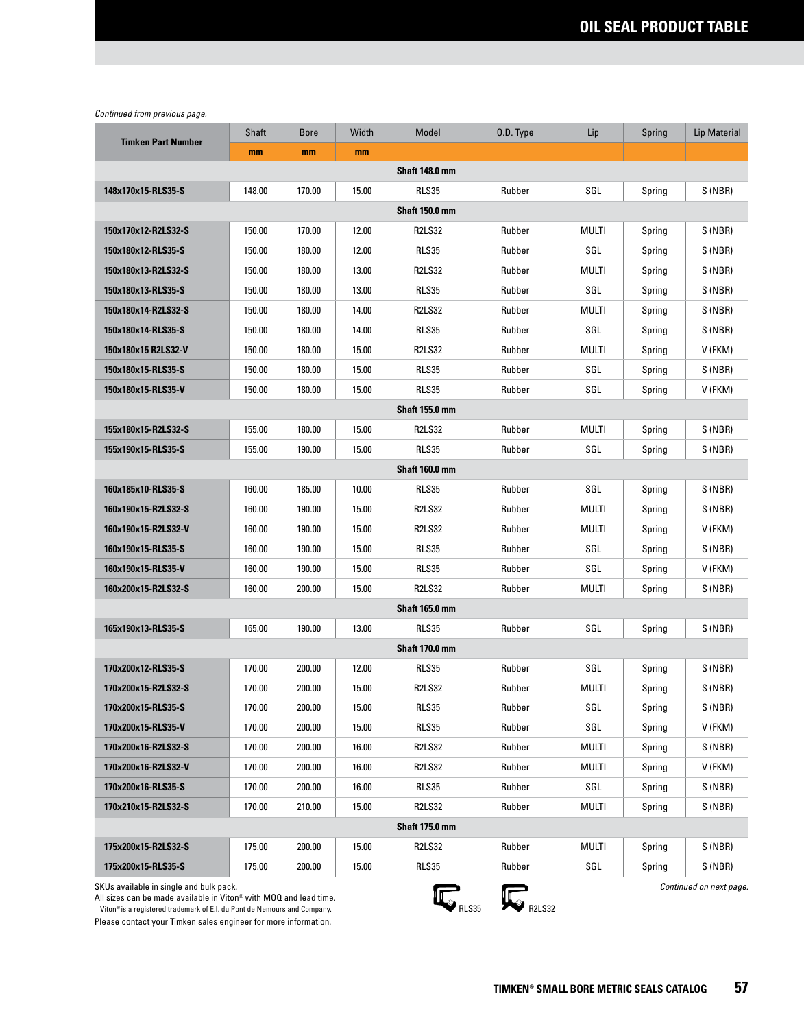## OIL SEAL PRODUCT TABLE

*Continued from previous page.*

| Timken Part Number | Shaft | Bore | Width | Model | O.D. Type | Lip | Spring | Lip Material |
|---|---|---|---|---|---|---|---|---|
| | mm | mm | mm | | | | | |
| | | | | **Shaft 148.0 mm** | | | | |
| **148x170x15-RLS35-S** | 148.00 | 170.00 | 15.00 | RLS35 | Rubber | SGL | Spring | S (NBR) |
| | | | | **Shaft 150.0 mm** | | | | |
| **150x170x12-R2LS32-S** | 150.00 | 170.00 | 12.00 | R2LS32 | Rubber | MULTI | Spring | S (NBR) |
| **150x180x12-RLS35-S** | 150.00 | 180.00 | 12.00 | RLS35 | Rubber | SGL | Spring | S (NBR) |
| **150x180x13-R2LS32-S** | 150.00 | 180.00 | 13.00 | R2LS32 | Rubber | MULTI | Spring | S (NBR) |
| **150x180x13-RLS35-S** | 150.00 | 180.00 | 13.00 | RLS35 | Rubber | SGL | Spring | S (NBR) |
| **150x180x14-R2LS32-S** | 150.00 | 180.00 | 14.00 | R2LS32 | Rubber | MULTI | Spring | S (NBR) |
| **150x180x14-RLS35-S** | 150.00 | 180.00 | 14.00 | RLS35 | Rubber | SGL | Spring | S (NBR) |
| **150x180x15 R2LS32-V** | 150.00 | 180.00 | 15.00 | R2LS32 | Rubber | MULTI | Spring | V (FKM) |
| **150x180x15-RLS35-S** | 150.00 | 180.00 | 15.00 | RLS35 | Rubber | SGL | Spring | S (NBR) |
| **150x180x15-RLS35-V** | 150.00 | 180.00 | 15.00 | RLS35 | Rubber | SGL | Spring | V (FKM) |
| | | | | **Shaft 155.0 mm** | | | | |
| **155x180x15-R2LS32-S** | 155.00 | 180.00 | 15.00 | R2LS32 | Rubber | MULTI | Spring | S (NBR) |
| **155x190x15-RLS35-S** | 155.00 | 190.00 | 15.00 | RLS35 | Rubber | SGL | Spring | S (NBR) |
| | | | | **Shaft 160.0 mm** | | | | |
| **160x185x10-RLS35-S** | 160.00 | 185.00 | 10.00 | RLS35 | Rubber | SGL | Spring | S (NBR) |
| **160x190x15-R2LS32-S** | 160.00 | 190.00 | 15.00 | R2LS32 | Rubber | MULTI | Spring | S (NBR) |
| **160x190x15-R2LS32-V** | 160.00 | 190.00 | 15.00 | R2LS32 | Rubber | MULTI | Spring | V (FKM) |
| **160x190x15-RLS35-S** | 160.00 | 190.00 | 15.00 | RLS35 | Rubber | SGL | Spring | S (NBR) |
| **160x190x15-RLS35-V** | 160.00 | 190.00 | 15.00 | RLS35 | Rubber | SGL | Spring | V (FKM) |
| **160x200x15-R2LS32-S** | 160.00 | 200.00 | 15.00 | R2LS32 | Rubber | MULTI | Spring | S (NBR) |
| | | | | **Shaft 165.0 mm** | | | | |
| **165x190x13-RLS35-S** | 165.00 | 190.00 | 13.00 | RLS35 | Rubber | SGL | Spring | S (NBR) |
| | | | | **Shaft 170.0 mm** | | | | |
| **170x200x12-RLS35-S** | 170.00 | 200.00 | 12.00 | RLS35 | Rubber | SGL | Spring | S (NBR) |
| **170x200x15-R2LS32-S** | 170.00 | 200.00 | 15.00 | R2LS32 | Rubber | MULTI | Spring | S (NBR) |
| **170x200x15-RLS35-S** | 170.00 | 200.00 | 15.00 | RLS35 | Rubber | SGL | Spring | S (NBR) |
| **170x200x15-RLS35-V** | 170.00 | 200.00 | 15.00 | RLS35 | Rubber | SGL | Spring | V (FKM) |
| **170x200x16-R2LS32-S** | 170.00 | 200.00 | 16.00 | R2LS32 | Rubber | MULTI | Spring | S (NBR) |
| **170x200x16-R2LS32-V** | 170.00 | 200.00 | 16.00 | R2LS32 | Rubber | MULTI | Spring | V (FKM) |
| **170x200x16-RLS35-S** | 170.00 | 200.00 | 16.00 | RLS35 | Rubber | SGL | Spring | S (NBR) |
| **170x210x15-R2LS32-S** | 170.00 | 210.00 | 15.00 | R2LS32 | Rubber | MULTI | Spring | S (NBR) |
| | | | | **Shaft 175.0 mm** | | | | |
| **175x200x15-R2LS32-S** | 175.00 | 200.00 | 15.00 | R2LS32 | Rubber | MULTI | Spring | S (NBR) |
| **175x200x15-RLS35-S** | 175.00 | 200.00 | 15.00 | RLS35 | Rubber | SGL | Spring | S (NBR) |

SKUs available in single and bulk pack.
All sizes can be made available in Viton® with MOQ and lead time.
Viton® is a registered trademark of E.I. du Pont de Nemours and Company.
Please contact your Timken sales engineer for more information.

RLS35 R2LS32

*Continued on next page.*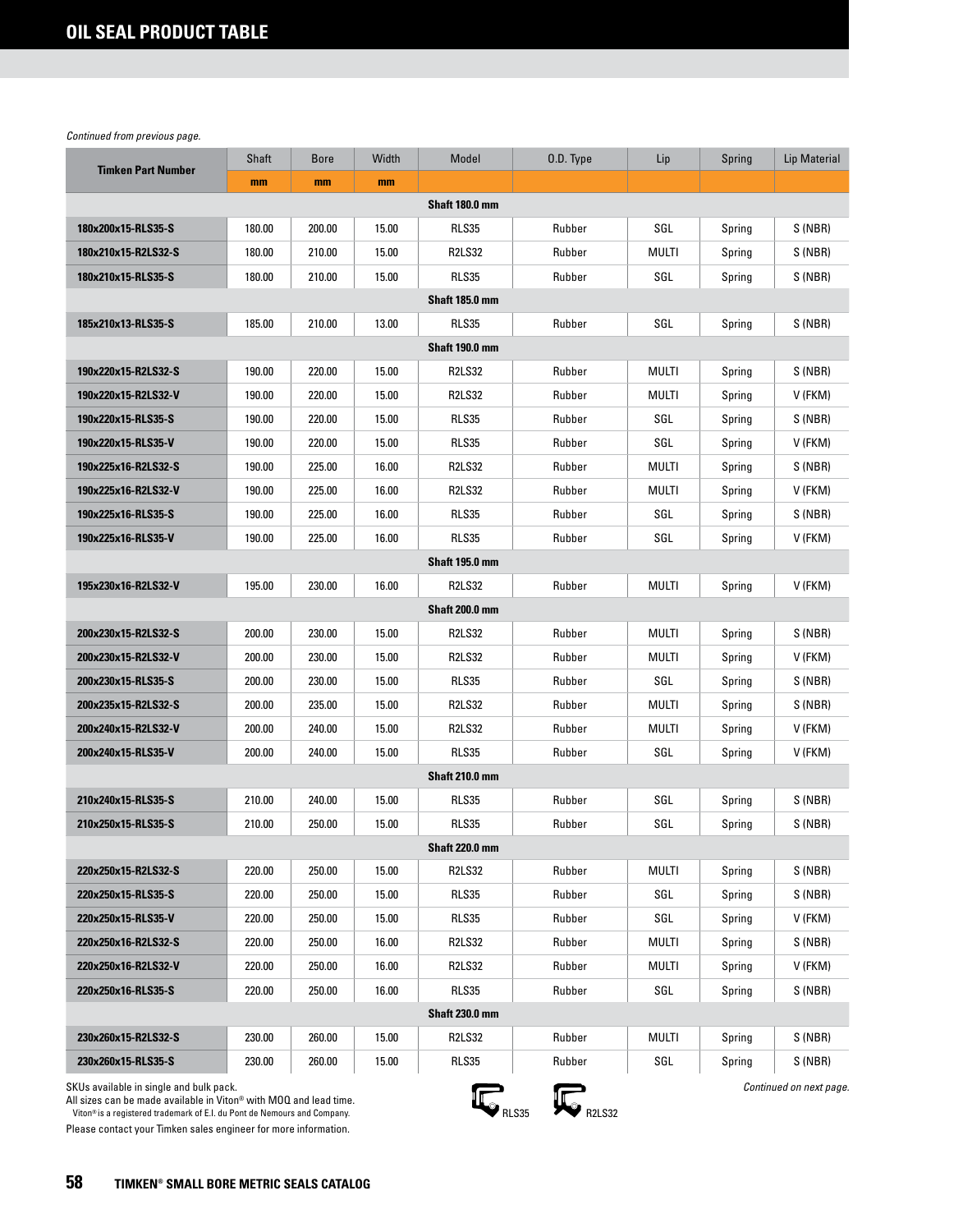# OIL SEAL PRODUCT TABLE

*Continued from previous page.*

| Timken Part Number | Shaft | Bore | Width | Model | O.D. Type | Lip | Spring | Lip Material |
|---|---|---|---|---|---|---|---|---|
| | mm | mm | mm | | | | | |
| **Shaft 180.0 mm** | | | | | | | | |
| **180x200x15-RLS35-S** | 180.00 | 200.00 | 15.00 | RLS35 | Rubber | SGL | Spring | S (NBR) |
| **180x210x15-R2LS32-S** | 180.00 | 210.00 | 15.00 | R2LS32 | Rubber | MULTI | Spring | S (NBR) |
| **180x210x15-RLS35-S** | 180.00 | 210.00 | 15.00 | RLS35 | Rubber | SGL | Spring | S (NBR) |
| **Shaft 185.0 mm** | | | | | | | | |
| **185x210x13-RLS35-S** | 185.00 | 210.00 | 13.00 | RLS35 | Rubber | SGL | Spring | S (NBR) |
| **Shaft 190.0 mm** | | | | | | | | |
| **190x220x15-R2LS32-S** | 190.00 | 220.00 | 15.00 | R2LS32 | Rubber | MULTI | Spring | S (NBR) |
| **190x220x15-R2LS32-V** | 190.00 | 220.00 | 15.00 | R2LS32 | Rubber | MULTI | Spring | V (FKM) |
| **190x220x15-RLS35-S** | 190.00 | 220.00 | 15.00 | RLS35 | Rubber | SGL | Spring | S (NBR) |
| **190x220x15-RLS35-V** | 190.00 | 220.00 | 15.00 | RLS35 | Rubber | SGL | Spring | V (FKM) |
| **190x225x16-R2LS32-S** | 190.00 | 225.00 | 16.00 | R2LS32 | Rubber | MULTI | Spring | S (NBR) |
| **190x225x16-R2LS32-V** | 190.00 | 225.00 | 16.00 | R2LS32 | Rubber | MULTI | Spring | V (FKM) |
| **190x225x16-RLS35-S** | 190.00 | 225.00 | 16.00 | RLS35 | Rubber | SGL | Spring | S (NBR) |
| **190x225x16-RLS35-V** | 190.00 | 225.00 | 16.00 | RLS35 | Rubber | SGL | Spring | V (FKM) |
| **Shaft 195.0 mm** | | | | | | | | |
| **195x230x16-R2LS32-V** | 195.00 | 230.00 | 16.00 | R2LS32 | Rubber | MULTI | Spring | V (FKM) |
| **Shaft 200.0 mm** | | | | | | | | |
| **200x230x15-R2LS32-S** | 200.00 | 230.00 | 15.00 | R2LS32 | Rubber | MULTI | Spring | S (NBR) |
| **200x230x15-R2LS32-V** | 200.00 | 230.00 | 15.00 | R2LS32 | Rubber | MULTI | Spring | V (FKM) |
| **200x230x15-RLS35-S** | 200.00 | 230.00 | 15.00 | RLS35 | Rubber | SGL | Spring | S (NBR) |
| **200x235x15-R2LS32-S** | 200.00 | 235.00 | 15.00 | R2LS32 | Rubber | MULTI | Spring | S (NBR) |
| **200x240x15-R2LS32-V** | 200.00 | 240.00 | 15.00 | R2LS32 | Rubber | MULTI | Spring | V (FKM) |
| **200x240x15-RLS35-V** | 200.00 | 240.00 | 15.00 | RLS35 | Rubber | SGL | Spring | V (FKM) |
| **Shaft 210.0 mm** | | | | | | | | |
| **210x240x15-RLS35-S** | 210.00 | 240.00 | 15.00 | RLS35 | Rubber | SGL | Spring | S (NBR) |
| **210x250x15-RLS35-S** | 210.00 | 250.00 | 15.00 | RLS35 | Rubber | SGL | Spring | S (NBR) |
| **Shaft 220.0 mm** | | | | | | | | |
| **220x250x15-R2LS32-S** | 220.00 | 250.00 | 15.00 | R2LS32 | Rubber | MULTI | Spring | S (NBR) |
| **220x250x15-RLS35-S** | 220.00 | 250.00 | 15.00 | RLS35 | Rubber | SGL | Spring | S (NBR) |
| **220x250x15-RLS35-V** | 220.00 | 250.00 | 15.00 | RLS35 | Rubber | SGL | Spring | V (FKM) |
| **220x250x16-R2LS32-S** | 220.00 | 250.00 | 16.00 | R2LS32 | Rubber | MULTI | Spring | S (NBR) |
| **220x250x16-R2LS32-V** | 220.00 | 250.00 | 16.00 | R2LS32 | Rubber | MULTI | Spring | V (FKM) |
| **220x250x16-RLS35-S** | 220.00 | 250.00 | 16.00 | RLS35 | Rubber | SGL | Spring | S (NBR) |
| **Shaft 230.0 mm** | | | | | | | | |
| **230x260x15-R2LS32-S** | 230.00 | 260.00 | 15.00 | R2LS32 | Rubber | MULTI | Spring | S (NBR) |
| **230x260x15-RLS35-S** | 230.00 | 260.00 | 15.00 | RLS35 | Rubber | SGL | Spring | S (NBR) |

SKUs available in single and bulk pack.
All sizes can be made available in Viton® with MOQ and lead time.
Viton® is a registered trademark of E.I. du Pont de Nemours and Company.
Please contact your Timken sales engineer for more information.

RLS35 R2LS32

*Continued on next page.*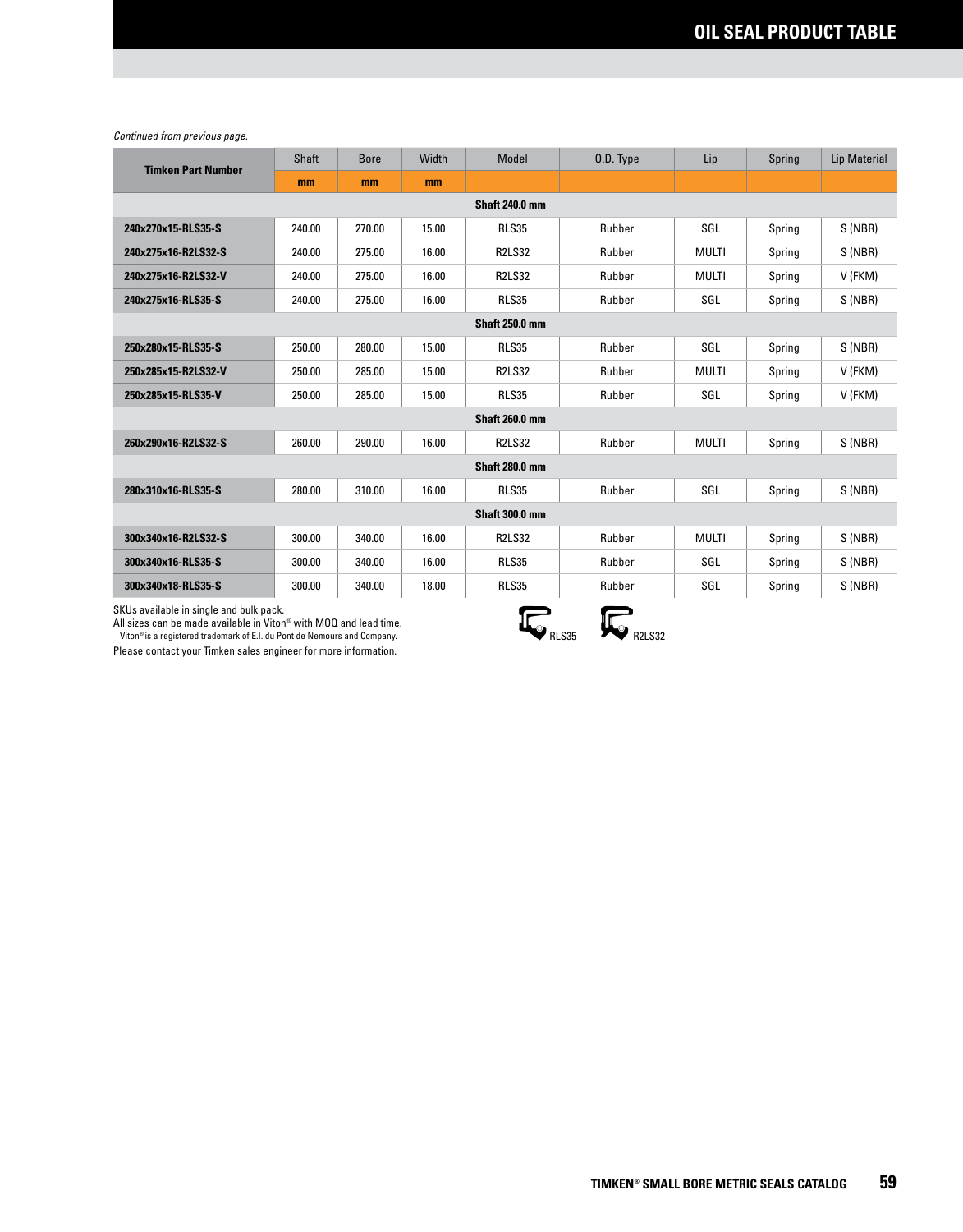*Continued from previous page.*

| Timken Part Number | Shaft | Bore | Width | Model | O.D. Type | Lip | Spring | Lip Material |
|---|---|---|---|---|---|---|---|---|
| | mm | mm | mm | | | | | |
| | | | | **Shaft 240.0 mm** | | | | |
| **240x270x15-RLS35-S** | 240.00 | 270.00 | 15.00 | RLS35 | Rubber | SGL | Spring | S (NBR) |
| **240x275x16-R2LS32-S** | 240.00 | 275.00 | 16.00 | R2LS32 | Rubber | MULTI | Spring | S (NBR) |
| **240x275x16-R2LS32-V** | 240.00 | 275.00 | 16.00 | R2LS32 | Rubber | MULTI | Spring | V (FKM) |
| **240x275x16-RLS35-S** | 240.00 | 275.00 | 16.00 | RLS35 | Rubber | SGL | Spring | S (NBR) |
| | | | | **Shaft 250.0 mm** | | | | |
| **250x280x15-RLS35-S** | 250.00 | 280.00 | 15.00 | RLS35 | Rubber | SGL | Spring | S (NBR) |
| **250x285x15-R2LS32-V** | 250.00 | 285.00 | 15.00 | R2LS32 | Rubber | MULTI | Spring | V (FKM) |
| **250x285x15-RLS35-V** | 250.00 | 285.00 | 15.00 | RLS35 | Rubber | SGL | Spring | V (FKM) |
| | | | | **Shaft 260.0 mm** | | | | |
| **260x290x16-R2LS32-S** | 260.00 | 290.00 | 16.00 | R2LS32 | Rubber | MULTI | Spring | S (NBR) |
| | | | | **Shaft 280.0 mm** | | | | |
| **280x310x16-RLS35-S** | 280.00 | 310.00 | 16.00 | RLS35 | Rubber | SGL | Spring | S (NBR) |
| | | | | **Shaft 300.0 mm** | | | | |
| **300x340x16-R2LS32-S** | 300.00 | 340.00 | 16.00 | R2LS32 | Rubber | MULTI | Spring | S (NBR) |
| **300x340x16-RLS35-S** | 300.00 | 340.00 | 16.00 | RLS35 | Rubber | SGL | Spring | S (NBR) |
| **300x340x18-RLS35-S** | 300.00 | 340.00 | 18.00 | RLS35 | Rubber | SGL | Spring | S (NBR) |

SKUs available in single and bulk pack.
All sizes can be made available in Viton® with MOQ and lead time.
Viton® is a registered trademark of E.I. du Pont de Nemours and Company.
Please contact your Timken sales engineer for more information.

RLS35 R2LS32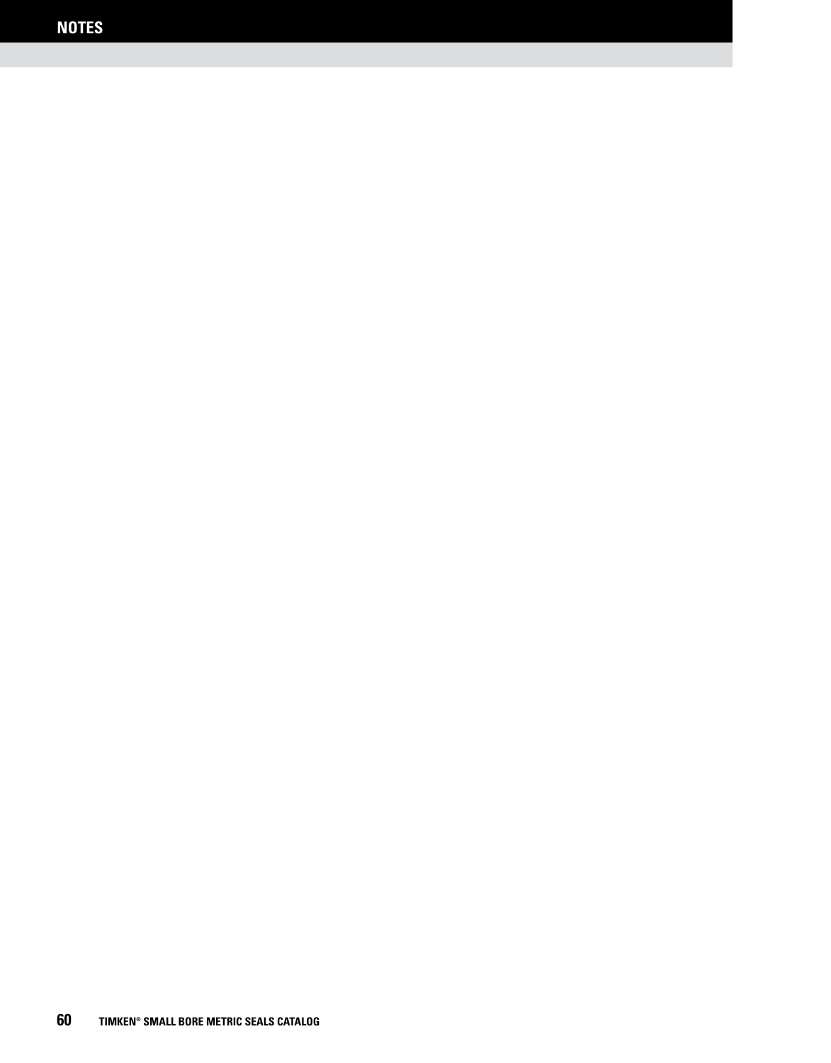# NOTES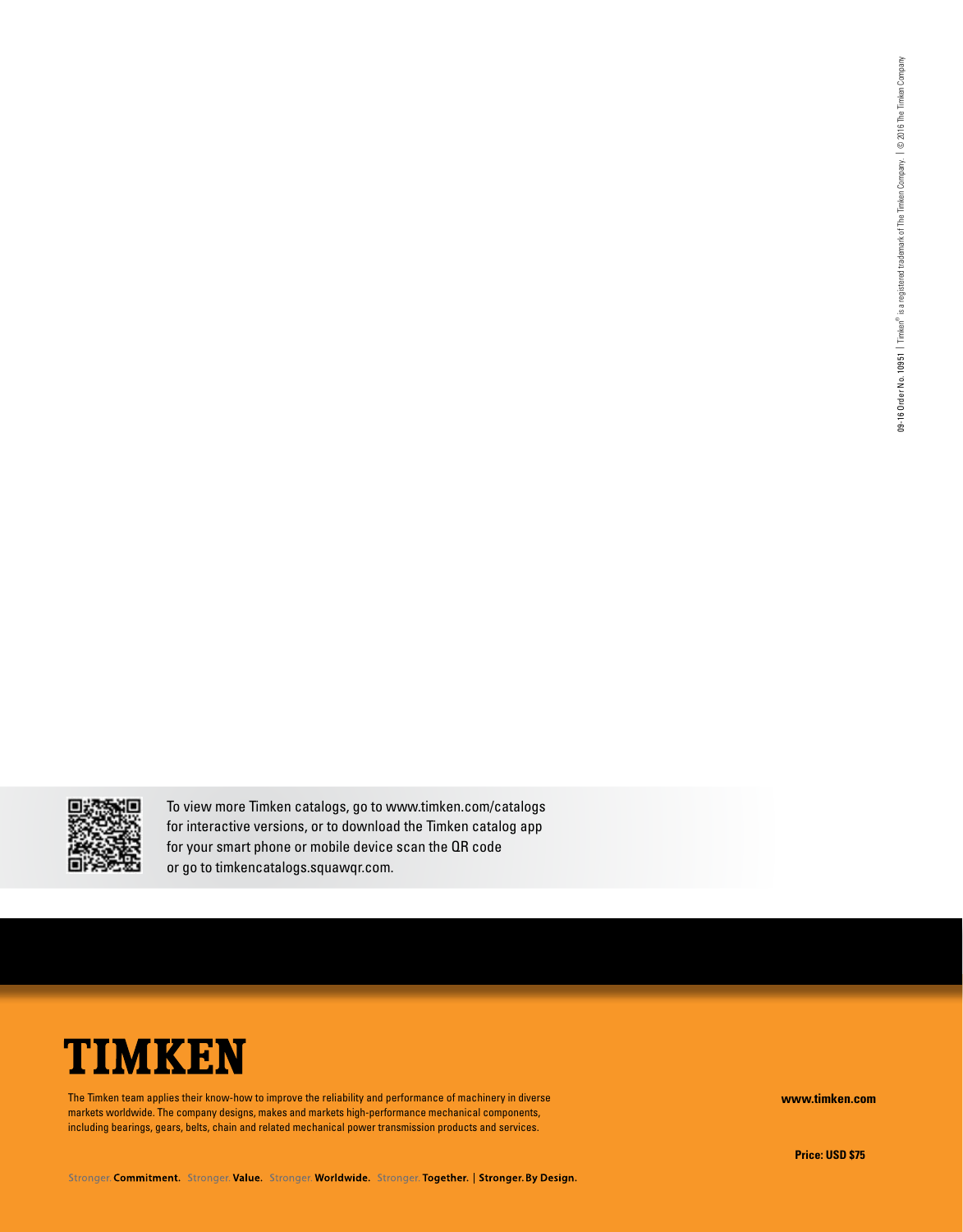09-16 Order No. 10951 | Timken® is a registered trademark of The Timken Company. | © 2016 The Timken Company

To view more Timken catalogs, go to www.timken.com/catalogs for interactive versions, or to download the Timken catalog app for your smart phone or mobile device scan the QR code or go to timkencatalogs.squawqr.com.

# TIMKEN

The Timken team applies their know-how to improve the reliability and performance of machinery in diverse markets worldwide. The company designs, makes and markets high-performance mechanical components, including bearings, gears, belts, chain and related mechanical power transmission products and services.

**www.timken.com**

**Price: USD $75**

Stronger. **Commitment.** Stronger. **Value.** Stronger. **Worldwide.** Stronger. **Together.** | **Stronger. By Design.**